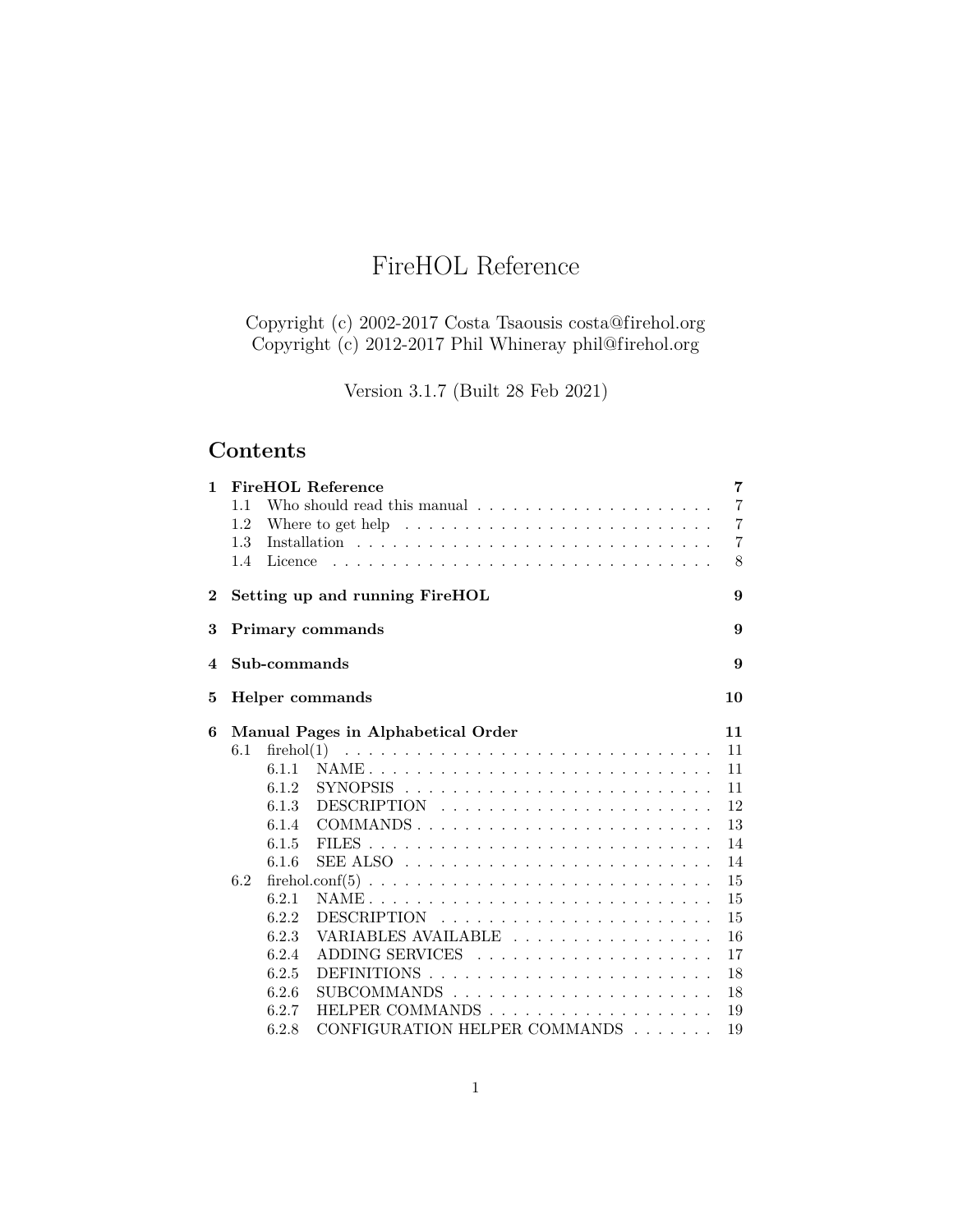# FireHOL Reference

Copyright (c) 2002-2017 Costa Tsaousis costa@firehol.org
Copyright (c) 2012-2017 Phil Whineray phil@firehol.org

Version 3.1.7 (Built 28 Feb 2021)

## Contents

- **1 FireHOL Reference** — 7
  - 1.1 Who should read this manual — 7
  - 1.2 Where to get help — 7
  - 1.3 Installation — 7
  - 1.4 Licence — 8
- **2 Setting up and running FireHOL** — 9
- **3 Primary commands** — 9
- **4 Sub-commands** — 9
- **5 Helper commands** — 10
- **6 Manual Pages in Alphabetical Order** — 11
  - 6.1 firehol(1) — 11
    - 6.1.1 NAME — 11
    - 6.1.2 SYNOPSIS — 11
    - 6.1.3 DESCRIPTION — 12
    - 6.1.4 COMMANDS — 13
    - 6.1.5 FILES — 14
    - 6.1.6 SEE ALSO — 14
  - 6.2 firehol.conf(5) — 15
    - 6.2.1 NAME — 15
    - 6.2.2 DESCRIPTION — 15
    - 6.2.3 VARIABLES AVAILABLE — 16
    - 6.2.4 ADDING SERVICES — 17
    - 6.2.5 DEFINITIONS — 18
    - 6.2.6 SUBCOMMANDS — 18
    - 6.2.7 HELPER COMMANDS — 19
    - 6.2.8 CONFIGURATION HELPER COMMANDS — 19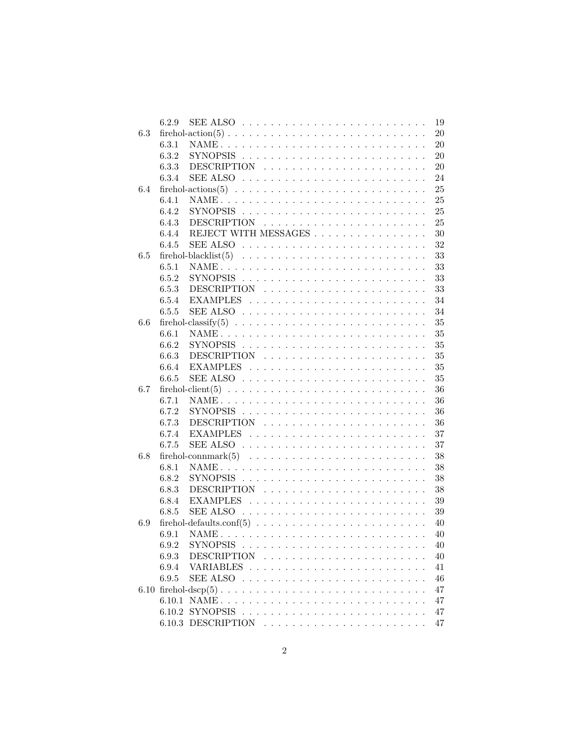- 6.2.9 SEE ALSO . . . . . . . . . . . . . . . . . . . . . . . . . 19
- 6.3 firehol-action(5) . . . . . . . . . . . . . . . . . . . . . . . . . . . 20
  - 6.3.1 NAME . . . . . . . . . . . . . . . . . . . . . . . . . . . 20
  - 6.3.2 SYNOPSIS . . . . . . . . . . . . . . . . . . . . . . . . . 20
  - 6.3.3 DESCRIPTION . . . . . . . . . . . . . . . . . . . . . . . 20
  - 6.3.4 SEE ALSO . . . . . . . . . . . . . . . . . . . . . . . . . 24
- 6.4 firehol-actions(5) . . . . . . . . . . . . . . . . . . . . . . . . . . 25
  - 6.4.1 NAME . . . . . . . . . . . . . . . . . . . . . . . . . . . 25
  - 6.4.2 SYNOPSIS . . . . . . . . . . . . . . . . . . . . . . . . . 25
  - 6.4.3 DESCRIPTION . . . . . . . . . . . . . . . . . . . . . . . 25
  - 6.4.4 REJECT WITH MESSAGES . . . . . . . . . . . . . . . . . 30
  - 6.4.5 SEE ALSO . . . . . . . . . . . . . . . . . . . . . . . . . 32
- 6.5 firehol-blacklist(5) . . . . . . . . . . . . . . . . . . . . . . . . . 33
  - 6.5.1 NAME . . . . . . . . . . . . . . . . . . . . . . . . . . . 33
  - 6.5.2 SYNOPSIS . . . . . . . . . . . . . . . . . . . . . . . . . 33
  - 6.5.3 DESCRIPTION . . . . . . . . . . . . . . . . . . . . . . . 33
  - 6.5.4 EXAMPLES . . . . . . . . . . . . . . . . . . . . . . . . 34
  - 6.5.5 SEE ALSO . . . . . . . . . . . . . . . . . . . . . . . . . 34
- 6.6 firehol-classify(5) . . . . . . . . . . . . . . . . . . . . . . . . . . 35
  - 6.6.1 NAME . . . . . . . . . . . . . . . . . . . . . . . . . . . 35
  - 6.6.2 SYNOPSIS . . . . . . . . . . . . . . . . . . . . . . . . . 35
  - 6.6.3 DESCRIPTION . . . . . . . . . . . . . . . . . . . . . . . 35
  - 6.6.4 EXAMPLES . . . . . . . . . . . . . . . . . . . . . . . . 35
  - 6.6.5 SEE ALSO . . . . . . . . . . . . . . . . . . . . . . . . . 35
- 6.7 firehol-client(5) . . . . . . . . . . . . . . . . . . . . . . . . . . . 36
  - 6.7.1 NAME . . . . . . . . . . . . . . . . . . . . . . . . . . . 36
  - 6.7.2 SYNOPSIS . . . . . . . . . . . . . . . . . . . . . . . . . 36
  - 6.7.3 DESCRIPTION . . . . . . . . . . . . . . . . . . . . . . . 36
  - 6.7.4 EXAMPLES . . . . . . . . . . . . . . . . . . . . . . . . 37
  - 6.7.5 SEE ALSO . . . . . . . . . . . . . . . . . . . . . . . . . 37
- 6.8 firehol-connmark(5) . . . . . . . . . . . . . . . . . . . . . . . . . 38
  - 6.8.1 NAME . . . . . . . . . . . . . . . . . . . . . . . . . . . 38
  - 6.8.2 SYNOPSIS . . . . . . . . . . . . . . . . . . . . . . . . . 38
  - 6.8.3 DESCRIPTION . . . . . . . . . . . . . . . . . . . . . . . 38
  - 6.8.4 EXAMPLES . . . . . . . . . . . . . . . . . . . . . . . . 39
  - 6.8.5 SEE ALSO . . . . . . . . . . . . . . . . . . . . . . . . . 39
- 6.9 firehol-defaults.conf(5) . . . . . . . . . . . . . . . . . . . . . . . 40
  - 6.9.1 NAME . . . . . . . . . . . . . . . . . . . . . . . . . . . 40
  - 6.9.2 SYNOPSIS . . . . . . . . . . . . . . . . . . . . . . . . . 40
  - 6.9.3 DESCRIPTION . . . . . . . . . . . . . . . . . . . . . . . 40
  - 6.9.4 VARIABLES . . . . . . . . . . . . . . . . . . . . . . . . 41
  - 6.9.5 SEE ALSO . . . . . . . . . . . . . . . . . . . . . . . . . 46
- 6.10 firehol-dscp(5) . . . . . . . . . . . . . . . . . . . . . . . . . . . 47
  - 6.10.1 NAME . . . . . . . . . . . . . . . . . . . . . . . . . . . 47
  - 6.10.2 SYNOPSIS . . . . . . . . . . . . . . . . . . . . . . . . . 47
  - 6.10.3 DESCRIPTION . . . . . . . . . . . . . . . . . . . . . . . 47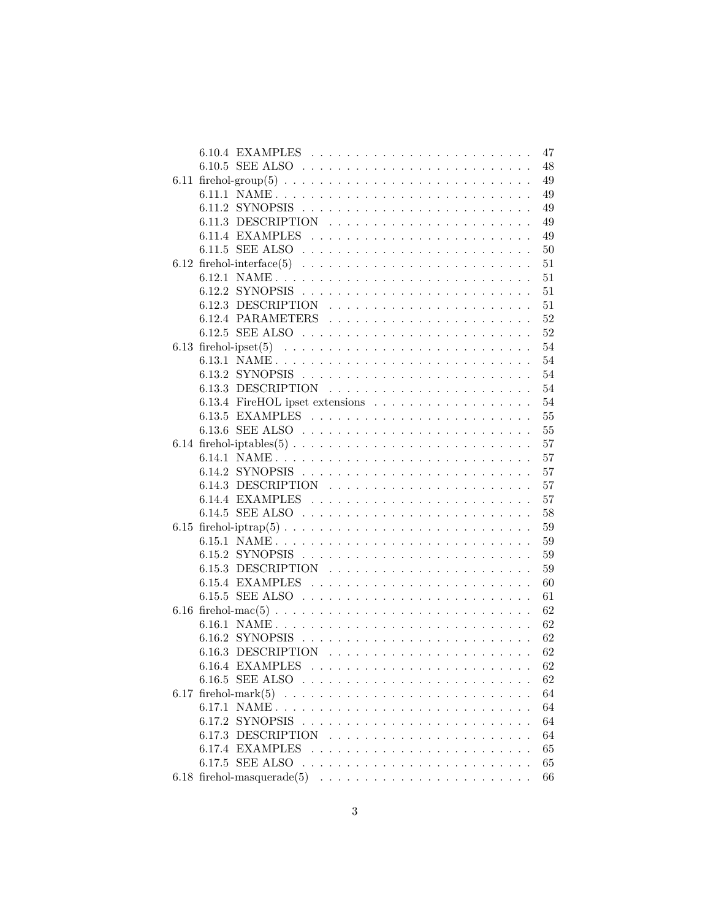- 6.10.4 EXAMPLES . . . . . . . . . . . . . . . . . . . . . . . . 47
- 6.10.5 SEE ALSO . . . . . . . . . . . . . . . . . . . . . . . . 48
- 6.11 firehol-group(5) . . . . . . . . . . . . . . . . . . . . . . . . 49
  - 6.11.1 NAME . . . . . . . . . . . . . . . . . . . . . . . . . . 49
  - 6.11.2 SYNOPSIS . . . . . . . . . . . . . . . . . . . . . . . . 49
  - 6.11.3 DESCRIPTION . . . . . . . . . . . . . . . . . . . . . . 49
  - 6.11.4 EXAMPLES . . . . . . . . . . . . . . . . . . . . . . . . 49
  - 6.11.5 SEE ALSO . . . . . . . . . . . . . . . . . . . . . . . . 50
- 6.12 firehol-interface(5) . . . . . . . . . . . . . . . . . . . . . . 51
  - 6.12.1 NAME . . . . . . . . . . . . . . . . . . . . . . . . . . 51
  - 6.12.2 SYNOPSIS . . . . . . . . . . . . . . . . . . . . . . . . 51
  - 6.12.3 DESCRIPTION . . . . . . . . . . . . . . . . . . . . . . 51
  - 6.12.4 PARAMETERS . . . . . . . . . . . . . . . . . . . . . . 52
  - 6.12.5 SEE ALSO . . . . . . . . . . . . . . . . . . . . . . . . 52
- 6.13 firehol-ipset(5) . . . . . . . . . . . . . . . . . . . . . . . . 54
  - 6.13.1 NAME . . . . . . . . . . . . . . . . . . . . . . . . . . 54
  - 6.13.2 SYNOPSIS . . . . . . . . . . . . . . . . . . . . . . . . 54
  - 6.13.3 DESCRIPTION . . . . . . . . . . . . . . . . . . . . . . 54
  - 6.13.4 FireHOL ipset extensions . . . . . . . . . . . . . . . . . 54
  - 6.13.5 EXAMPLES . . . . . . . . . . . . . . . . . . . . . . . . 55
  - 6.13.6 SEE ALSO . . . . . . . . . . . . . . . . . . . . . . . . 55
- 6.14 firehol-iptables(5) . . . . . . . . . . . . . . . . . . . . . . . 57
  - 6.14.1 NAME . . . . . . . . . . . . . . . . . . . . . . . . . . 57
  - 6.14.2 SYNOPSIS . . . . . . . . . . . . . . . . . . . . . . . . 57
  - 6.14.3 DESCRIPTION . . . . . . . . . . . . . . . . . . . . . . 57
  - 6.14.4 EXAMPLES . . . . . . . . . . . . . . . . . . . . . . . . 57
  - 6.14.5 SEE ALSO . . . . . . . . . . . . . . . . . . . . . . . . 58
- 6.15 firehol-iptrap(5) . . . . . . . . . . . . . . . . . . . . . . . . 59
  - 6.15.1 NAME . . . . . . . . . . . . . . . . . . . . . . . . . . 59
  - 6.15.2 SYNOPSIS . . . . . . . . . . . . . . . . . . . . . . . . 59
  - 6.15.3 DESCRIPTION . . . . . . . . . . . . . . . . . . . . . . 59
  - 6.15.4 EXAMPLES . . . . . . . . . . . . . . . . . . . . . . . . 60
  - 6.15.5 SEE ALSO . . . . . . . . . . . . . . . . . . . . . . . . 61
- 6.16 firehol-mac(5) . . . . . . . . . . . . . . . . . . . . . . . . . 62
  - 6.16.1 NAME . . . . . . . . . . . . . . . . . . . . . . . . . . 62
  - 6.16.2 SYNOPSIS . . . . . . . . . . . . . . . . . . . . . . . . 62
  - 6.16.3 DESCRIPTION . . . . . . . . . . . . . . . . . . . . . . 62
  - 6.16.4 EXAMPLES . . . . . . . . . . . . . . . . . . . . . . . . 62
  - 6.16.5 SEE ALSO . . . . . . . . . . . . . . . . . . . . . . . . 62
- 6.17 firehol-mark(5) . . . . . . . . . . . . . . . . . . . . . . . . 64
  - 6.17.1 NAME . . . . . . . . . . . . . . . . . . . . . . . . . . 64
  - 6.17.2 SYNOPSIS . . . . . . . . . . . . . . . . . . . . . . . . 64
  - 6.17.3 DESCRIPTION . . . . . . . . . . . . . . . . . . . . . . 64
  - 6.17.4 EXAMPLES . . . . . . . . . . . . . . . . . . . . . . . . 65
  - 6.17.5 SEE ALSO . . . . . . . . . . . . . . . . . . . . . . . . 65
- 6.18 firehol-masquerade(5) . . . . . . . . . . . . . . . . . . . . . 66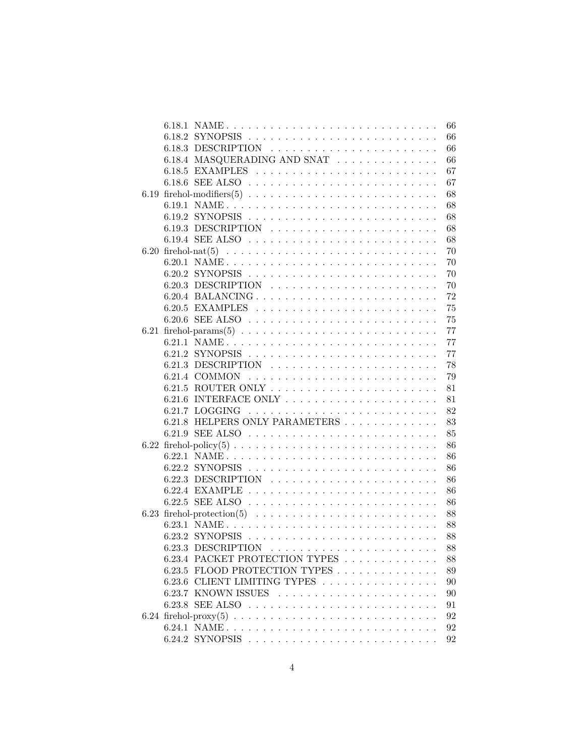- 6.18.1 NAME . . . 66
- 6.18.2 SYNOPSIS . . . 66
- 6.18.3 DESCRIPTION . . . 66
- 6.18.4 MASQUERADING AND SNAT . . . 66
- 6.18.5 EXAMPLES . . . 67
- 6.18.6 SEE ALSO . . . 67

6.19 firehol-modifiers(5) . . . 68

- 6.19.1 NAME . . . 68
- 6.19.2 SYNOPSIS . . . 68
- 6.19.3 DESCRIPTION . . . 68
- 6.19.4 SEE ALSO . . . 68

6.20 firehol-nat(5) . . . 70

- 6.20.1 NAME . . . 70
- 6.20.2 SYNOPSIS . . . 70
- 6.20.3 DESCRIPTION . . . 70
- 6.20.4 BALANCING . . . 72
- 6.20.5 EXAMPLES . . . 75
- 6.20.6 SEE ALSO . . . 75

6.21 firehol-params(5) . . . 77

- 6.21.1 NAME . . . 77
- 6.21.2 SYNOPSIS . . . 77
- 6.21.3 DESCRIPTION . . . 78
- 6.21.4 COMMON . . . 79
- 6.21.5 ROUTER ONLY . . . 81
- 6.21.6 INTERFACE ONLY . . . 81
- 6.21.7 LOGGING . . . 82
- 6.21.8 HELPERS ONLY PARAMETERS . . . 83
- 6.21.9 SEE ALSO . . . 85

6.22 firehol-policy(5) . . . 86

- 6.22.1 NAME . . . 86
- 6.22.2 SYNOPSIS . . . 86
- 6.22.3 DESCRIPTION . . . 86
- 6.22.4 EXAMPLE . . . 86
- 6.22.5 SEE ALSO . . . 86

6.23 firehol-protection(5) . . . 88

- 6.23.1 NAME . . . 88
- 6.23.2 SYNOPSIS . . . 88
- 6.23.3 DESCRIPTION . . . 88
- 6.23.4 PACKET PROTECTION TYPES . . . 88
- 6.23.5 FLOOD PROTECTION TYPES . . . 89
- 6.23.6 CLIENT LIMITING TYPES . . . 90
- 6.23.7 KNOWN ISSUES . . . 90
- 6.23.8 SEE ALSO . . . 91

6.24 firehol-proxy(5) . . . 92

- 6.24.1 NAME . . . 92
- 6.24.2 SYNOPSIS . . . 92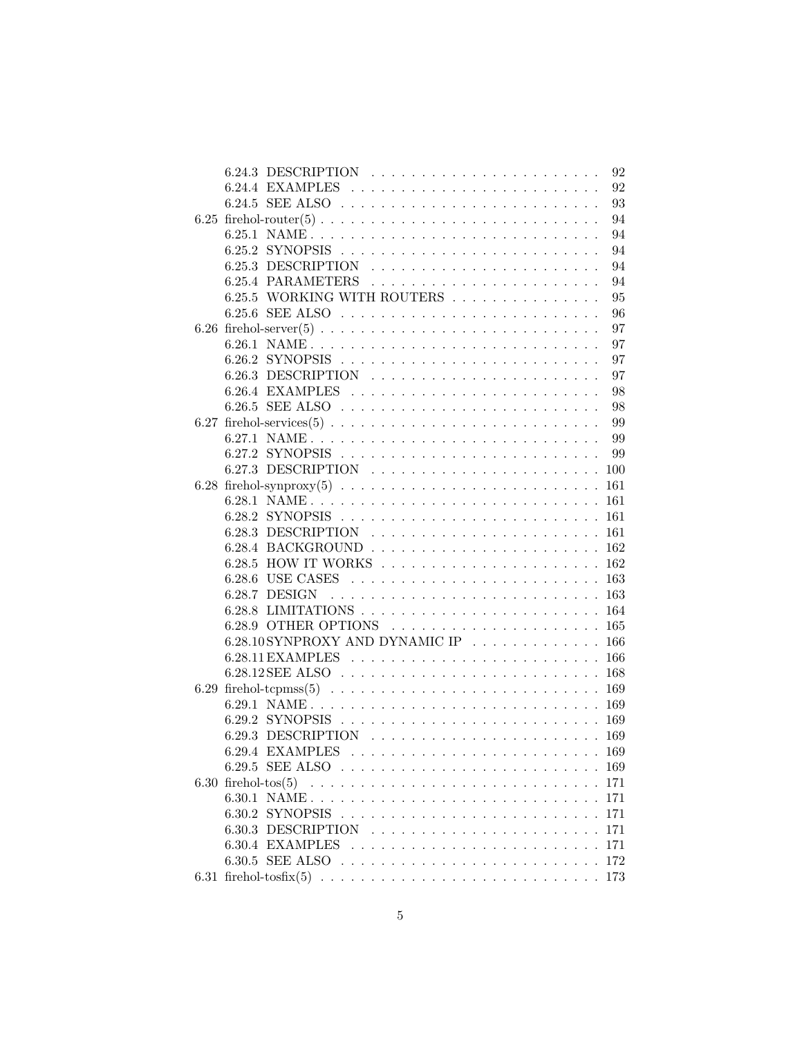- 6.24.3 DESCRIPTION . . . . . . . . . . . . . . . . . . . . . . 92
- 6.24.4 EXAMPLES . . . . . . . . . . . . . . . . . . . . . . . . 92
- 6.24.5 SEE ALSO . . . . . . . . . . . . . . . . . . . . . . . . 93

6.25 firehol-router(5) . . . . . . . . . . . . . . . . . . . . . . . . . . . 94
- 6.25.1 NAME . . . . . . . . . . . . . . . . . . . . . . . . . . . 94
- 6.25.2 SYNOPSIS . . . . . . . . . . . . . . . . . . . . . . . . 94
- 6.25.3 DESCRIPTION . . . . . . . . . . . . . . . . . . . . . . 94
- 6.25.4 PARAMETERS . . . . . . . . . . . . . . . . . . . . . . 94
- 6.25.5 WORKING WITH ROUTERS . . . . . . . . . . . . . . . 95
- 6.25.6 SEE ALSO . . . . . . . . . . . . . . . . . . . . . . . . 96

6.26 firehol-server(5) . . . . . . . . . . . . . . . . . . . . . . . . . . . 97
- 6.26.1 NAME . . . . . . . . . . . . . . . . . . . . . . . . . . . 97
- 6.26.2 SYNOPSIS . . . . . . . . . . . . . . . . . . . . . . . . 97
- 6.26.3 DESCRIPTION . . . . . . . . . . . . . . . . . . . . . . 97
- 6.26.4 EXAMPLES . . . . . . . . . . . . . . . . . . . . . . . . 98
- 6.26.5 SEE ALSO . . . . . . . . . . . . . . . . . . . . . . . . 98

6.27 firehol-services(5) . . . . . . . . . . . . . . . . . . . . . . . . . . 99
- 6.27.1 NAME . . . . . . . . . . . . . . . . . . . . . . . . . . . 99
- 6.27.2 SYNOPSIS . . . . . . . . . . . . . . . . . . . . . . . . 99
- 6.27.3 DESCRIPTION . . . . . . . . . . . . . . . . . . . . . . 100

6.28 firehol-synproxy(5) . . . . . . . . . . . . . . . . . . . . . . . . . 161
- 6.28.1 NAME . . . . . . . . . . . . . . . . . . . . . . . . . . . 161
- 6.28.2 SYNOPSIS . . . . . . . . . . . . . . . . . . . . . . . . 161
- 6.28.3 DESCRIPTION . . . . . . . . . . . . . . . . . . . . . . 161
- 6.28.4 BACKGROUND . . . . . . . . . . . . . . . . . . . . . . 162
- 6.28.5 HOW IT WORKS . . . . . . . . . . . . . . . . . . . . . 162
- 6.28.6 USE CASES . . . . . . . . . . . . . . . . . . . . . . . 163
- 6.28.7 DESIGN . . . . . . . . . . . . . . . . . . . . . . . . . 163
- 6.28.8 LIMITATIONS . . . . . . . . . . . . . . . . . . . . . . . 164
- 6.28.9 OTHER OPTIONS . . . . . . . . . . . . . . . . . . . . 165
- 6.28.10 SYNPROXY AND DYNAMIC IP . . . . . . . . . . . . . 166
- 6.28.11 EXAMPLES . . . . . . . . . . . . . . . . . . . . . . . . 166
- 6.28.12 SEE ALSO . . . . . . . . . . . . . . . . . . . . . . . . 168

6.29 firehol-tcpmss(5) . . . . . . . . . . . . . . . . . . . . . . . . . . 169
- 6.29.1 NAME . . . . . . . . . . . . . . . . . . . . . . . . . . . 169
- 6.29.2 SYNOPSIS . . . . . . . . . . . . . . . . . . . . . . . . 169
- 6.29.3 DESCRIPTION . . . . . . . . . . . . . . . . . . . . . . 169
- 6.29.4 EXAMPLES . . . . . . . . . . . . . . . . . . . . . . . . 169
- 6.29.5 SEE ALSO . . . . . . . . . . . . . . . . . . . . . . . . 169

6.30 firehol-tos(5) . . . . . . . . . . . . . . . . . . . . . . . . . . . . 171
- 6.30.1 NAME . . . . . . . . . . . . . . . . . . . . . . . . . . . 171
- 6.30.2 SYNOPSIS . . . . . . . . . . . . . . . . . . . . . . . . 171
- 6.30.3 DESCRIPTION . . . . . . . . . . . . . . . . . . . . . . 171
- 6.30.4 EXAMPLES . . . . . . . . . . . . . . . . . . . . . . . . 171
- 6.30.5 SEE ALSO . . . . . . . . . . . . . . . . . . . . . . . . 172

6.31 firehol-tosfix(5) . . . . . . . . . . . . . . . . . . . . . . . . . . . 173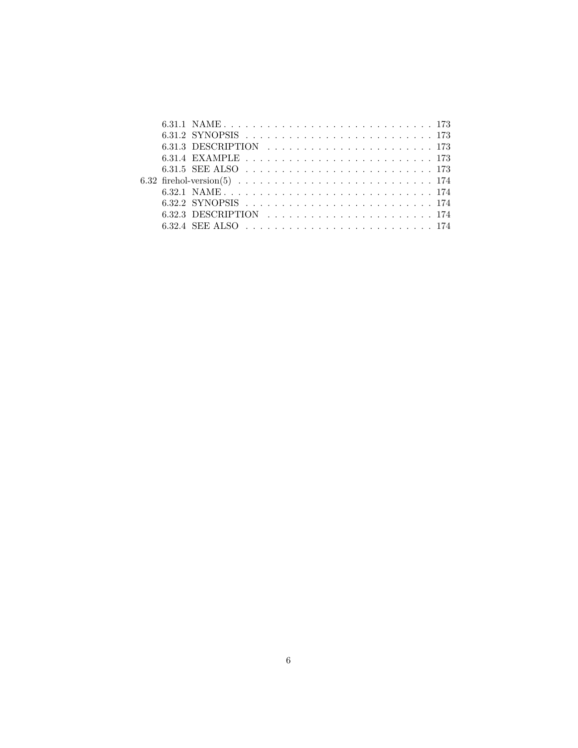- 6.31.1 NAME . . . . . . . . . . . . . . . . . . . . . . . . . . . . . 173
- 6.31.2 SYNOPSIS . . . . . . . . . . . . . . . . . . . . . . . . . . 173
- 6.31.3 DESCRIPTION . . . . . . . . . . . . . . . . . . . . . . . 173
- 6.31.4 EXAMPLE . . . . . . . . . . . . . . . . . . . . . . . . . . 173
- 6.31.5 SEE ALSO . . . . . . . . . . . . . . . . . . . . . . . . . . 173

6.32 firehol-version(5) . . . . . . . . . . . . . . . . . . . . . . . . . . . 174

- 6.32.1 NAME . . . . . . . . . . . . . . . . . . . . . . . . . . . . . 174
- 6.32.2 SYNOPSIS . . . . . . . . . . . . . . . . . . . . . . . . . . 174
- 6.32.3 DESCRIPTION . . . . . . . . . . . . . . . . . . . . . . . 174
- 6.32.4 SEE ALSO . . . . . . . . . . . . . . . . . . . . . . . . . . 174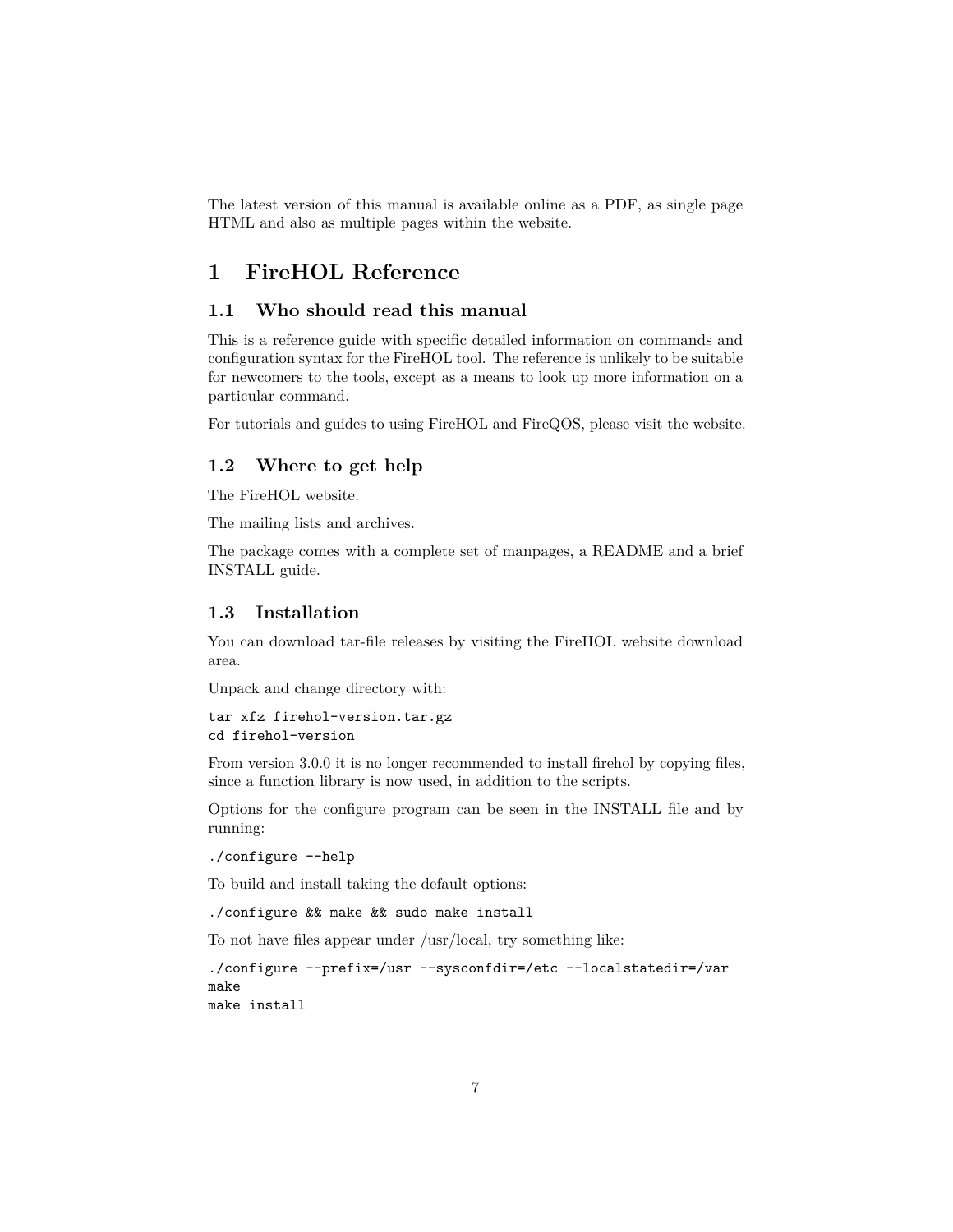The latest version of this manual is available online as a PDF, as single page HTML and also as multiple pages within the website.

# 1 FireHOL Reference

## 1.1 Who should read this manual

This is a reference guide with specific detailed information on commands and configuration syntax for the FireHOL tool. The reference is unlikely to be suitable for newcomers to the tools, except as a means to look up more information on a particular command.

For tutorials and guides to using FireHOL and FireQOS, please visit the website.

## 1.2 Where to get help

The FireHOL website.

The mailing lists and archives.

The package comes with a complete set of manpages, a README and a brief INSTALL guide.

## 1.3 Installation

You can download tar-file releases by visiting the FireHOL website download area.

Unpack and change directory with:

```
tar xfz firehol-version.tar.gz
cd firehol-version
```

From version 3.0.0 it is no longer recommended to install firehol by copying files, since a function library is now used, in addition to the scripts.

Options for the configure program can be seen in the INSTALL file and by running:

```
./configure --help
```

To build and install taking the default options:

```
./configure && make && sudo make install
```

To not have files appear under /usr/local, try something like:

```
./configure --prefix=/usr --sysconfdir=/etc --localstatedir=/var
make
make install
```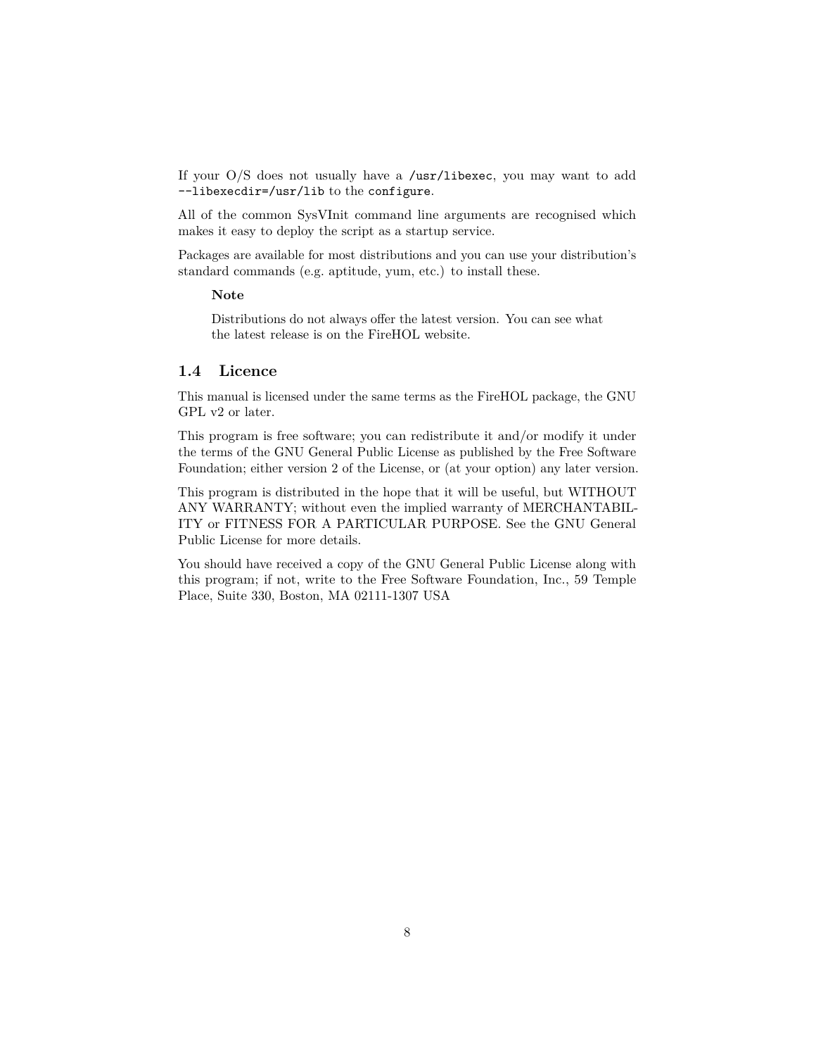If your O/S does not usually have a `/usr/libexec`, you may want to add `--libexecdir=/usr/lib` to the `configure`.

All of the common SysVInit command line arguments are recognised which makes it easy to deploy the script as a startup service.

Packages are available for most distributions and you can use your distribution's standard commands (e.g. aptitude, yum, etc.) to install these.

> **Note**
>
> Distributions do not always offer the latest version. You can see what the latest release is on the FireHOL website.

## 1.4 Licence

This manual is licensed under the same terms as the FireHOL package, the GNU GPL v2 or later.

This program is free software; you can redistribute it and/or modify it under the terms of the GNU General Public License as published by the Free Software Foundation; either version 2 of the License, or (at your option) any later version.

This program is distributed in the hope that it will be useful, but WITHOUT ANY WARRANTY; without even the implied warranty of MERCHANTABILITY or FITNESS FOR A PARTICULAR PURPOSE. See the GNU General Public License for more details.

You should have received a copy of the GNU General Public License along with this program; if not, write to the Free Software Foundation, Inc., 59 Temple Place, Suite 330, Boston, MA 02111-1307 USA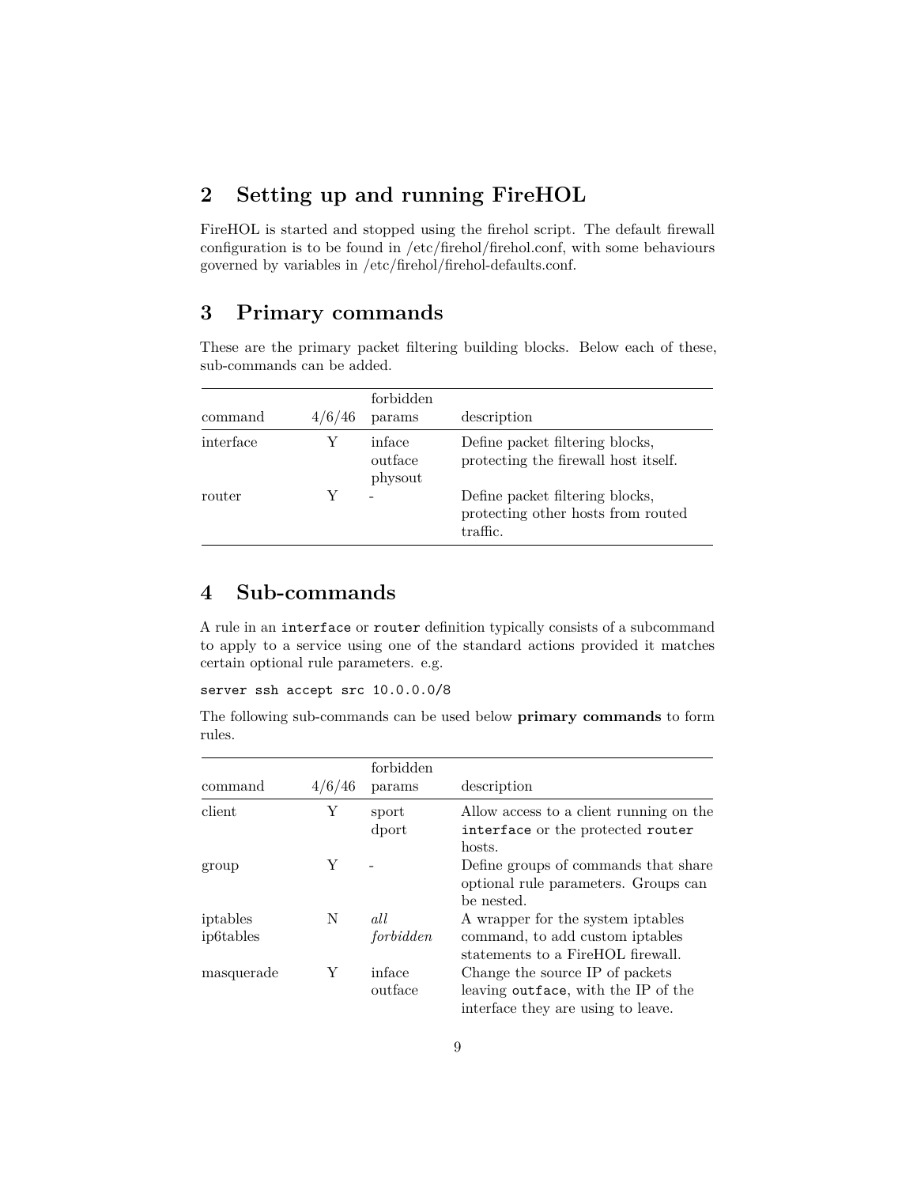## 2 Setting up and running FireHOL

FireHOL is started and stopped using the firehol script. The default firewall configuration is to be found in /etc/firehol/firehol.conf, with some behaviours governed by variables in /etc/firehol/firehol-defaults.conf.

## 3 Primary commands

These are the primary packet filtering building blocks. Below each of these, sub-commands can be added.

| command | 4/6/46 | forbidden params | description |
|---|---|---|---|
| interface | Y | inface outface physout | Define packet filtering blocks, protecting the firewall host itself. |
| router | Y | - | Define packet filtering blocks, protecting other hosts from routed traffic. |

## 4 Sub-commands

A rule in an `interface` or `router` definition typically consists of a subcommand to apply to a service using one of the standard actions provided it matches certain optional rule parameters. e.g.

```
server ssh accept src 10.0.0.0/8
```

The following sub-commands can be used below **primary commands** to form rules.

| command | 4/6/46 | forbidden params | description |
|---|---|---|---|
| client | Y | sport dport | Allow access to a client running on the `interface` or the protected `router` hosts. |
| group | Y | - | Define groups of commands that share optional rule parameters. Groups can be nested. |
| iptables ip6tables | N | *all forbidden* | A wrapper for the system iptables command, to add custom iptables statements to a FireHOL firewall. |
| masquerade | Y | inface outface | Change the source IP of packets leaving `outface`, with the IP of the interface they are using to leave. |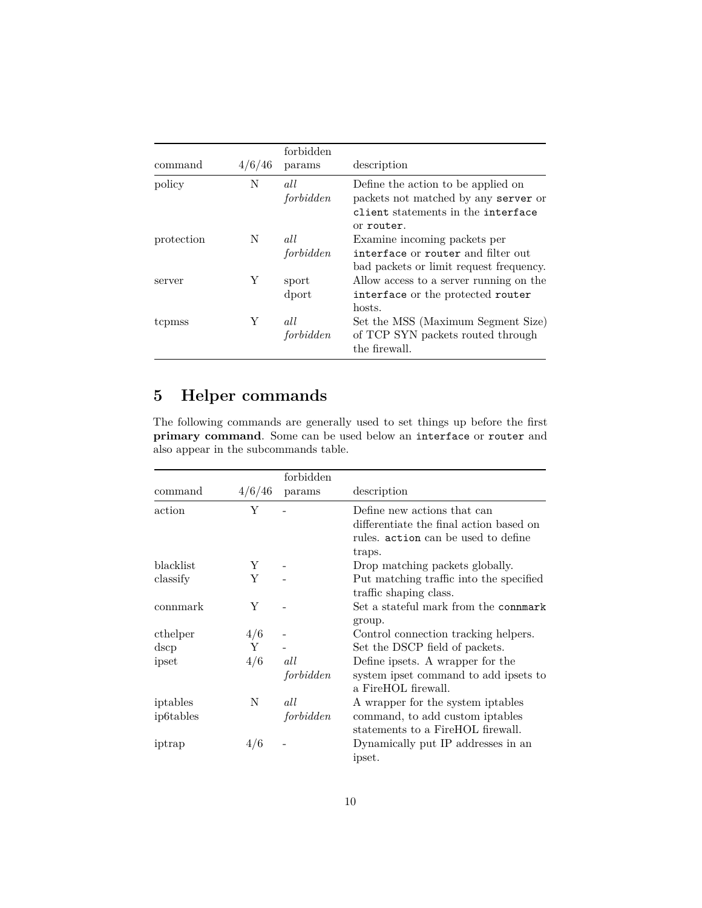| command | 4/6/46 | forbidden params | description |
| --- | --- | --- | --- |
| policy | N | *all forbidden* | Define the action to be applied on packets not matched by any `server` or `client` statements in the `interface` or `router`. |
| protection | N | *all forbidden* | Examine incoming packets per `interface` or `router` and filter out bad packets or limit request frequency. |
| server | Y | sport dport | Allow access to a server running on the `interface` or the protected `router` hosts. |
| tcpmss | Y | *all forbidden* | Set the MSS (Maximum Segment Size) of TCP SYN packets routed through the firewall. |

# 5 Helper commands

The following commands are generally used to set things up before the first **primary command**. Some can be used below an `interface` or `router` and also appear in the subcommands table.

| command | 4/6/46 | forbidden params | description |
| --- | --- | --- | --- |
| action | Y | - | Define new actions that can differentiate the final action based on rules. `action` can be used to define traps. |
| blacklist | Y | - | Drop matching packets globally. |
| classify | Y | - | Put matching traffic into the specified traffic shaping class. |
| connmark | Y | - | Set a stateful mark from the `connmark` group. |
| cthelper | 4/6 | - | Control connection tracking helpers. |
| dscp | Y | - | Set the DSCP field of packets. |
| ipset | 4/6 | *all forbidden* | Define ipsets. A wrapper for the system ipset command to add ipsets to a FireHOL firewall. |
| iptables ip6tables | N | *all forbidden* | A wrapper for the system iptables command, to add custom iptables statements to a FireHOL firewall. |
| iptrap | 4/6 | - | Dynamically put IP addresses in an ipset. |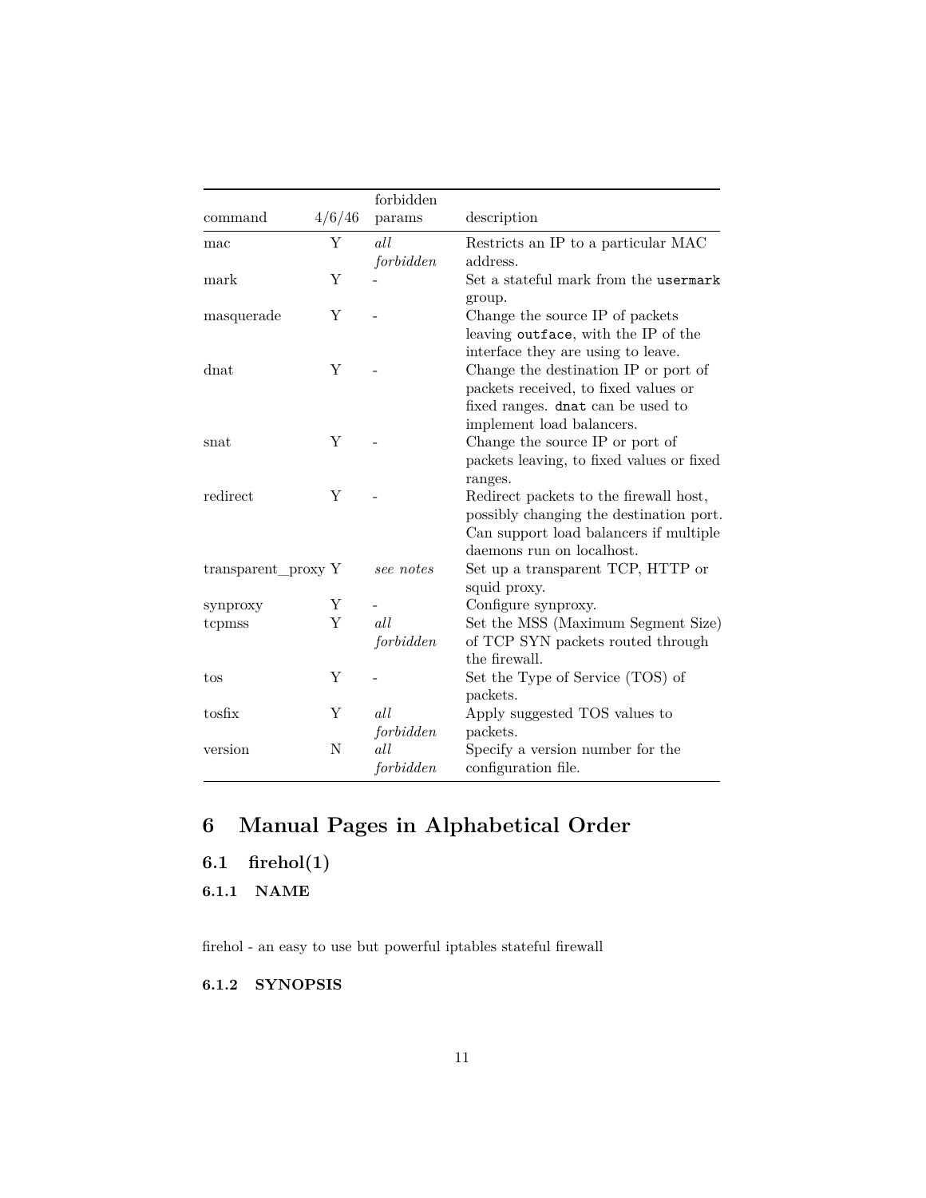| command | 4/6/46 | forbidden params | description |
|---|---|---|---|
| mac | Y | *all forbidden* | Restricts an IP to a particular MAC address. |
| mark | Y | - | Set a stateful mark from the `usermark` group. |
| masquerade | Y | - | Change the source IP of packets leaving `outface`, with the IP of the interface they are using to leave. |
| dnat | Y | - | Change the destination IP or port of packets received, to fixed values or fixed ranges. `dnat` can be used to implement load balancers. |
| snat | Y | - | Change the source IP or port of packets leaving, to fixed values or fixed ranges. |
| redirect | Y | - | Redirect packets to the firewall host, possibly changing the destination port. Can support load balancers if multiple daemons run on localhost. |
| transparent_proxy | Y | *see notes* | Set up a transparent TCP, HTTP or squid proxy. |
| synproxy | Y | - | Configure synproxy. |
| tcpmss | Y | *all forbidden* | Set the MSS (Maximum Segment Size) of TCP SYN packets routed through the firewall. |
| tos | Y | - | Set the Type of Service (TOS) of packets. |
| tosfix | Y | *all forbidden* | Apply suggested TOS values to packets. |
| version | N | *all forbidden* | Specify a version number for the configuration file. |

# 6 Manual Pages in Alphabetical Order

## 6.1 firehol(1)

### 6.1.1 NAME

firehol - an easy to use but powerful iptables stateful firewall

### 6.1.2 SYNOPSIS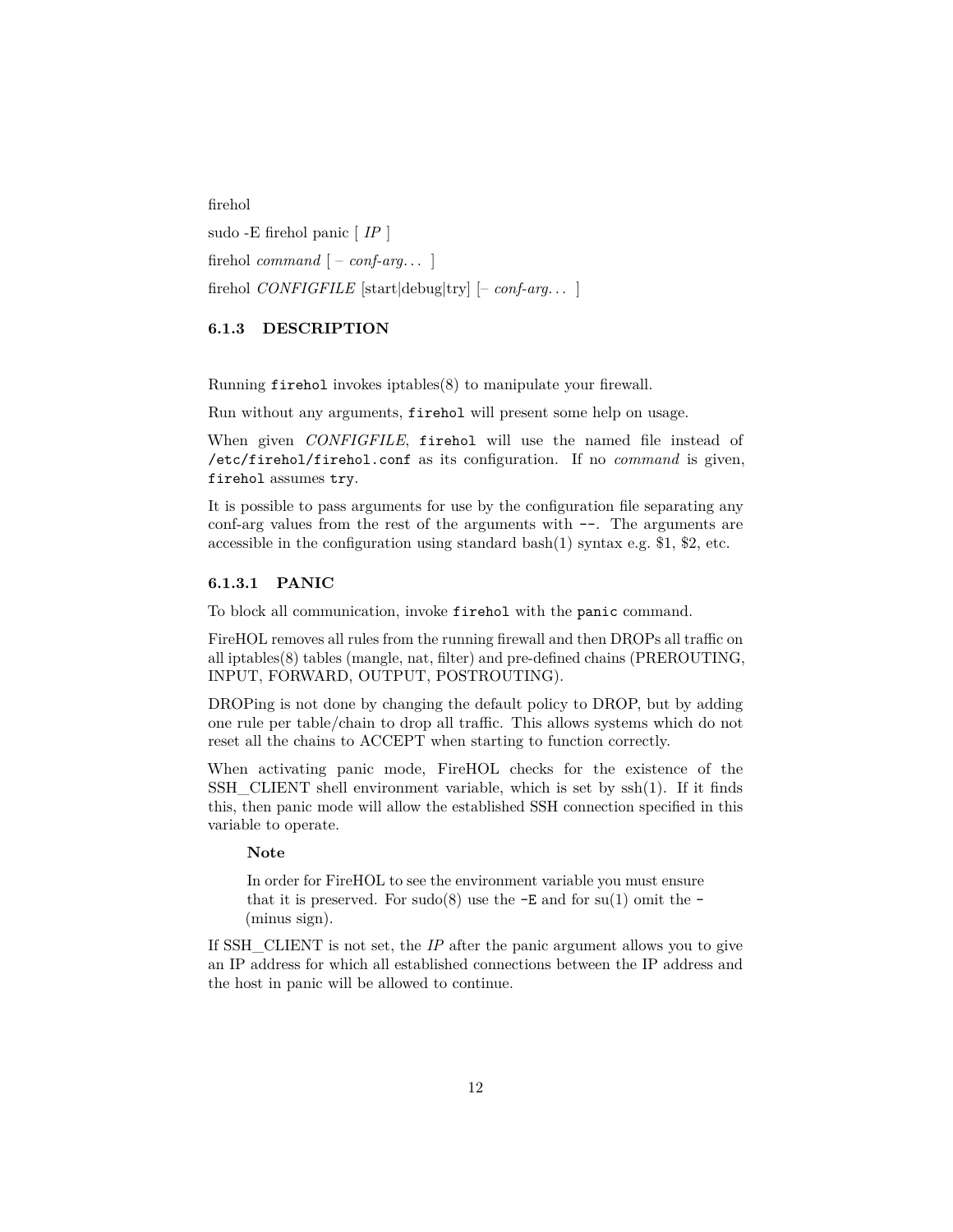firehol

sudo -E firehol panic [ *IP* ]

firehol *command* [ – *conf-arg*. . . ]

firehol *CONFIGFILE* [start|debug|try] [– *conf-arg*. . . ]

### 6.1.3 DESCRIPTION

Running `firehol` invokes iptables(8) to manipulate your firewall.

Run without any arguments, `firehol` will present some help on usage.

When given *CONFIGFILE*, `firehol` will use the named file instead of `/etc/firehol/firehol.conf` as its configuration. If no *command* is given, `firehol` assumes `try`.

It is possible to pass arguments for use by the configuration file separating any conf-arg values from the rest of the arguments with `--`. The arguments are accessible in the configuration using standard bash(1) syntax e.g. $1, $2, etc.

#### 6.1.3.1 PANIC

To block all communication, invoke `firehol` with the `panic` command.

FireHOL removes all rules from the running firewall and then DROPs all traffic on all iptables(8) tables (mangle, nat, filter) and pre-defined chains (PREROUTING, INPUT, FORWARD, OUTPUT, POSTROUTING).

DROPing is not done by changing the default policy to DROP, but by adding one rule per table/chain to drop all traffic. This allows systems which do not reset all the chains to ACCEPT when starting to function correctly.

When activating panic mode, FireHOL checks for the existence of the SSH_CLIENT shell environment variable, which is set by ssh(1). If it finds this, then panic mode will allow the established SSH connection specified in this variable to operate.

> **Note**
>
> In order for FireHOL to see the environment variable you must ensure that it is preserved. For sudo(8) use the `-E` and for su(1) omit the `-` (minus sign).

If SSH_CLIENT is not set, the *IP* after the panic argument allows you to give an IP address for which all established connections between the IP address and the host in panic will be allowed to continue.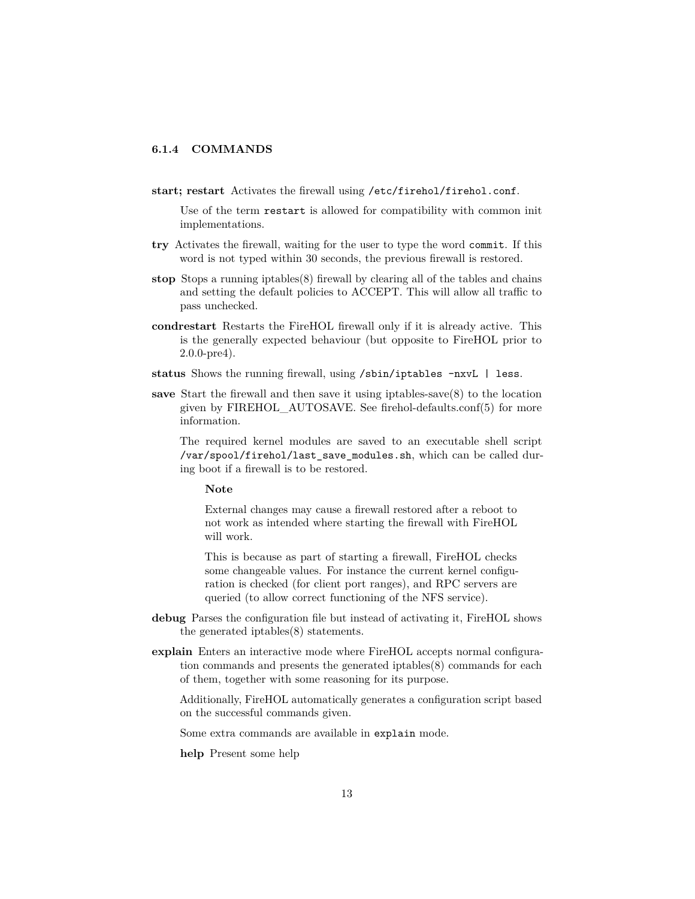#### 6.1.4 COMMANDS

**start; restart** Activates the firewall using `/etc/firehol/firehol.conf`.

Use of the term `restart` is allowed for compatibility with common init implementations.

**try** Activates the firewall, waiting for the user to type the word `commit`. If this word is not typed within 30 seconds, the previous firewall is restored.

**stop** Stops a running iptables(8) firewall by clearing all of the tables and chains and setting the default policies to ACCEPT. This will allow all traffic to pass unchecked.

**condrestart** Restarts the FireHOL firewall only if it is already active. This is the generally expected behaviour (but opposite to FireHOL prior to 2.0.0-pre4).

**status** Shows the running firewall, using `/sbin/iptables -nxvL | less`.

**save** Start the firewall and then save it using iptables-save(8) to the location given by FIREHOL_AUTOSAVE. See firehol-defaults.conf(5) for more information.

The required kernel modules are saved to an executable shell script `/var/spool/firehol/last_save_modules.sh`, which can be called during boot if a firewall is to be restored.

> **Note**
>
> External changes may cause a firewall restored after a reboot to not work as intended where starting the firewall with FireHOL will work.
>
> This is because as part of starting a firewall, FireHOL checks some changeable values. For instance the current kernel configuration is checked (for client port ranges), and RPC servers are queried (to allow correct functioning of the NFS service).

**debug** Parses the configuration file but instead of activating it, FireHOL shows the generated iptables(8) statements.

**explain** Enters an interactive mode where FireHOL accepts normal configuration commands and presents the generated iptables(8) commands for each of them, together with some reasoning for its purpose.

Additionally, FireHOL automatically generates a configuration script based on the successful commands given.

Some extra commands are available in `explain` mode.

**help** Present some help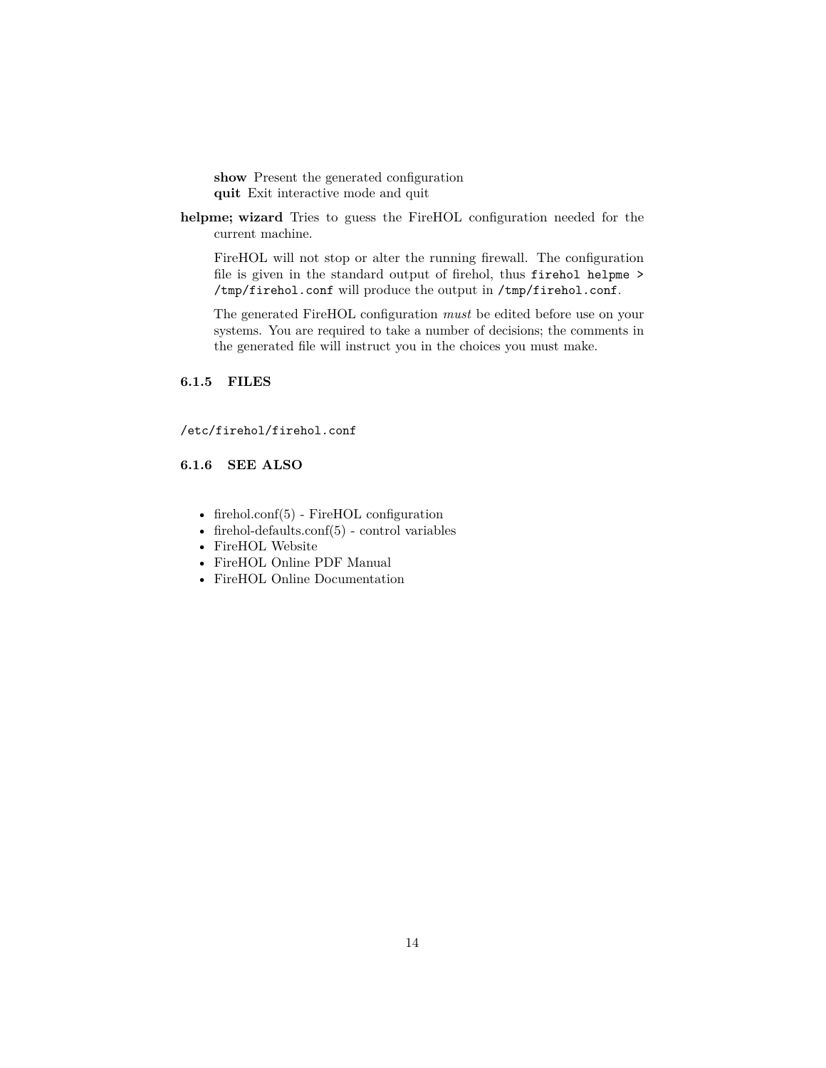**show** Present the generated configuration
**quit** Exit interactive mode and quit

**helpme; wizard** Tries to guess the FireHOL configuration needed for the current machine.

FireHOL will not stop or alter the running firewall. The configuration file is given in the standard output of firehol, thus `firehol helpme > /tmp/firehol.conf` will produce the output in `/tmp/firehol.conf`.

The generated FireHOL configuration *must* be edited before use on your systems. You are required to take a number of decisions; the comments in the generated file will instruct you in the choices you must make.

### 6.1.5 FILES

`/etc/firehol/firehol.conf`

### 6.1.6 SEE ALSO

- firehol.conf(5) - FireHOL configuration
- firehol-defaults.conf(5) - control variables
- FireHOL Website
- FireHOL Online PDF Manual
- FireHOL Online Documentation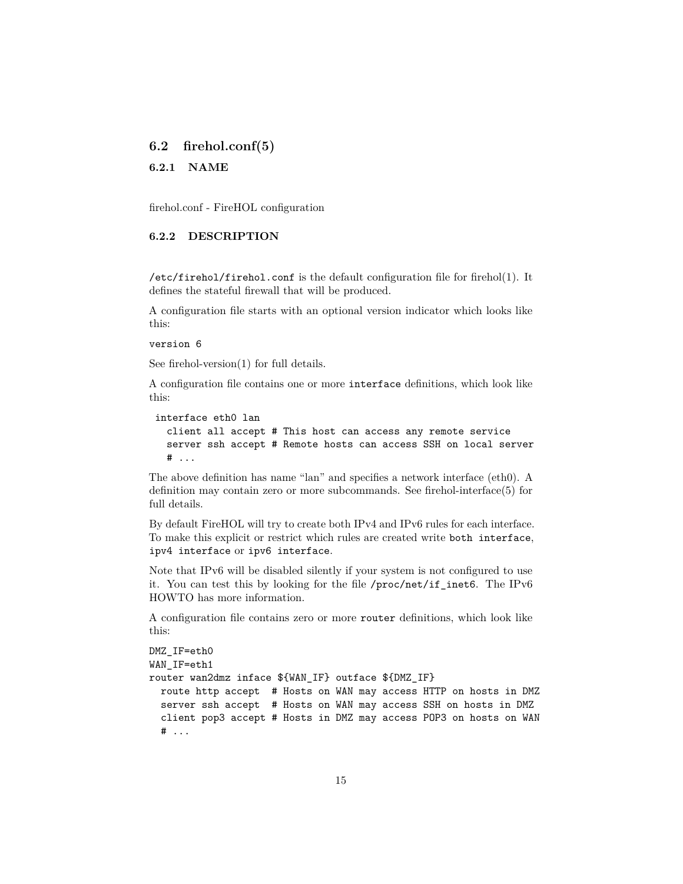## 6.2 firehol.conf(5)

### 6.2.1 NAME

firehol.conf - FireHOL configuration

### 6.2.2 DESCRIPTION

`/etc/firehol/firehol.conf` is the default configuration file for firehol(1). It defines the stateful firewall that will be produced.

A configuration file starts with an optional version indicator which looks like this:

```
version 6
```

See firehol-version(1) for full details.

A configuration file contains one or more `interface` definitions, which look like this:

```
 interface eth0 lan
   client all accept # This host can access any remote service
   server ssh accept # Remote hosts can access SSH on local server
   # ...
```

The above definition has name "lan" and specifies a network interface (eth0). A definition may contain zero or more subcommands. See firehol-interface(5) for full details.

By default FireHOL will try to create both IPv4 and IPv6 rules for each interface. To make this explicit or restrict which rules are created write `both interface`, `ipv4 interface` or `ipv6 interface`.

Note that IPv6 will be disabled silently if your system is not configured to use it. You can test this by looking for the file `/proc/net/if_inet6`. The IPv6 HOWTO has more information.

A configuration file contains zero or more `router` definitions, which look like this:

```
DMZ_IF=eth0
WAN_IF=eth1
router wan2dmz inface ${WAN_IF} outface ${DMZ_IF}
  route http accept  # Hosts on WAN may access HTTP on hosts in DMZ
  server ssh accept  # Hosts on WAN may access SSH on hosts in DMZ
  client pop3 accept # Hosts in DMZ may access POP3 on hosts on WAN
  # ...
```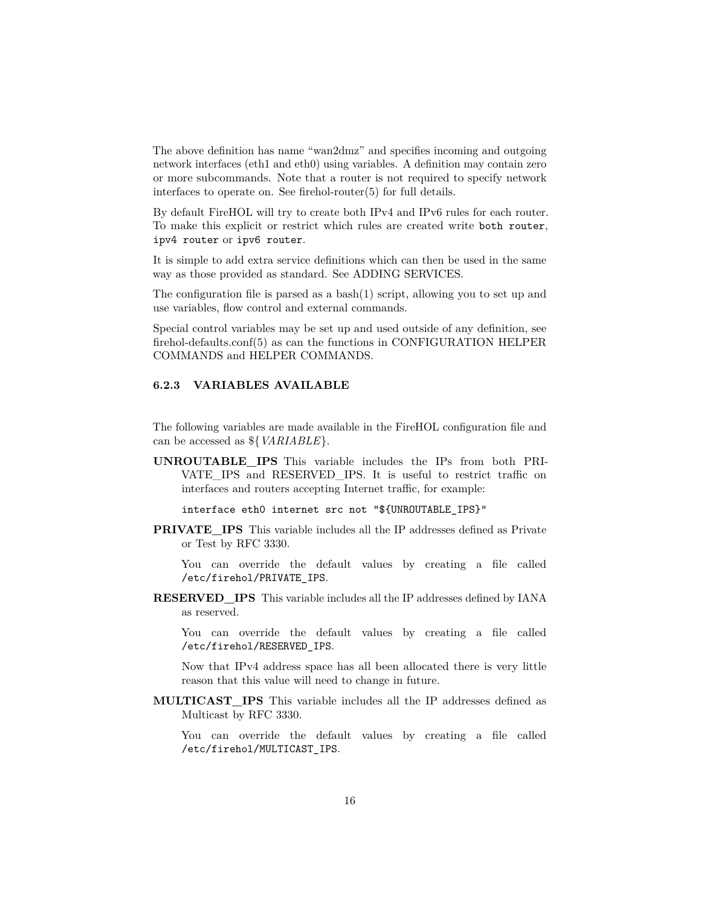The above definition has name "wan2dmz" and specifies incoming and outgoing network interfaces (eth1 and eth0) using variables. A definition may contain zero or more subcommands. Note that a router is not required to specify network interfaces to operate on. See firehol-router(5) for full details.

By default FireHOL will try to create both IPv4 and IPv6 rules for each router. To make this explicit or restrict which rules are created write `both router`, `ipv4 router` or `ipv6 router`.

It is simple to add extra service definitions which can then be used in the same way as those provided as standard. See ADDING SERVICES.

The configuration file is parsed as a bash(1) script, allowing you to set up and use variables, flow control and external commands.

Special control variables may be set up and used outside of any definition, see firehol-defaults.conf(5) as can the functions in CONFIGURATION HELPER COMMANDS and HELPER COMMANDS.

### 6.2.3 VARIABLES AVAILABLE

The following variables are made available in the FireHOL configuration file and can be accessed as ${*VARIABLE*}.

**UNROUTABLE_IPS** This variable includes the IPs from both PRIVATE_IPS and RESERVED_IPS. It is useful to restrict traffic on interfaces and routers accepting Internet traffic, for example:

```
interface eth0 internet src not "${UNROUTABLE_IPS}"
```

**PRIVATE_IPS** This variable includes all the IP addresses defined as Private or Test by RFC 3330.

You can override the default values by creating a file called `/etc/firehol/PRIVATE_IPS`.

**RESERVED_IPS** This variable includes all the IP addresses defined by IANA as reserved.

You can override the default values by creating a file called `/etc/firehol/RESERVED_IPS`.

Now that IPv4 address space has all been allocated there is very little reason that this value will need to change in future.

**MULTICAST_IPS** This variable includes all the IP addresses defined as Multicast by RFC 3330.

You can override the default values by creating a file called `/etc/firehol/MULTICAST_IPS`.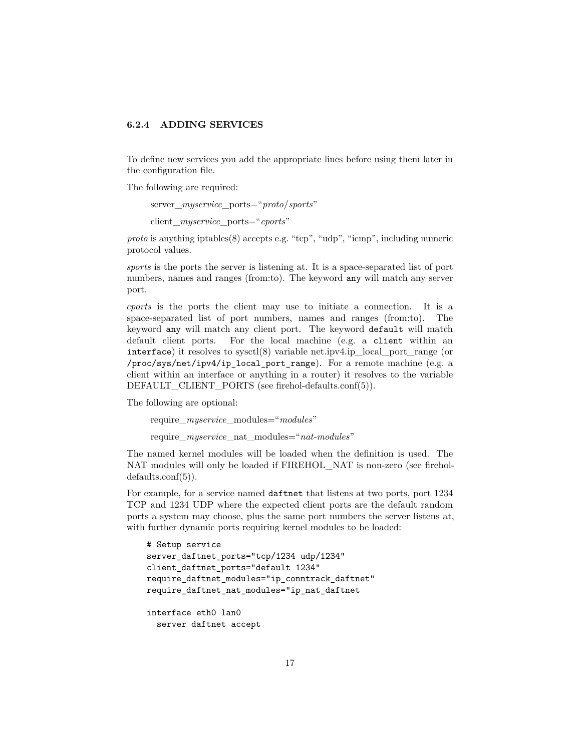### 6.2.4 ADDING SERVICES

To define new services you add the appropriate lines before using them later in the configuration file.

The following are required:

> server_*myservice*_ports="*proto*/*sports*"
>
> client_*myservice*_ports="*cports*"

*proto* is anything iptables(8) accepts e.g. "tcp", "udp", "icmp", including numeric protocol values.

*sports* is the ports the server is listening at. It is a space-separated list of port numbers, names and ranges (from:to). The keyword `any` will match any server port.

*cports* is the ports the client may use to initiate a connection. It is a space-separated list of port numbers, names and ranges (from:to). The keyword `any` will match any client port. The keyword `default` will match default client ports. For the local machine (e.g. a `client` within an `interface`) it resolves to sysctl(8) variable net.ipv4.ip_local_port_range (or `/proc/sys/net/ipv4/ip_local_port_range`). For a remote machine (e.g. a client within an interface or anything in a router) it resolves to the variable DEFAULT_CLIENT_PORTS (see firehol-defaults.conf(5)).

The following are optional:

> require_*myservice*_modules="*modules*"
>
> require_*myservice*_nat_modules="*nat-modules*"

The named kernel modules will be loaded when the definition is used. The NAT modules will only be loaded if FIREHOL_NAT is non-zero (see firehol-defaults.conf(5)).

For example, for a service named `daftnet` that listens at two ports, port 1234 TCP and 1234 UDP where the expected client ports are the default random ports a system may choose, plus the same port numbers the server listens at, with further dynamic ports requiring kernel modules to be loaded:

```
# Setup service
server_daftnet_ports="tcp/1234 udp/1234"
client_daftnet_ports="default 1234"
require_daftnet_modules="ip_conntrack_daftnet"
require_daftnet_nat_modules="ip_nat_daftnet

interface eth0 lan0
  server daftnet accept
```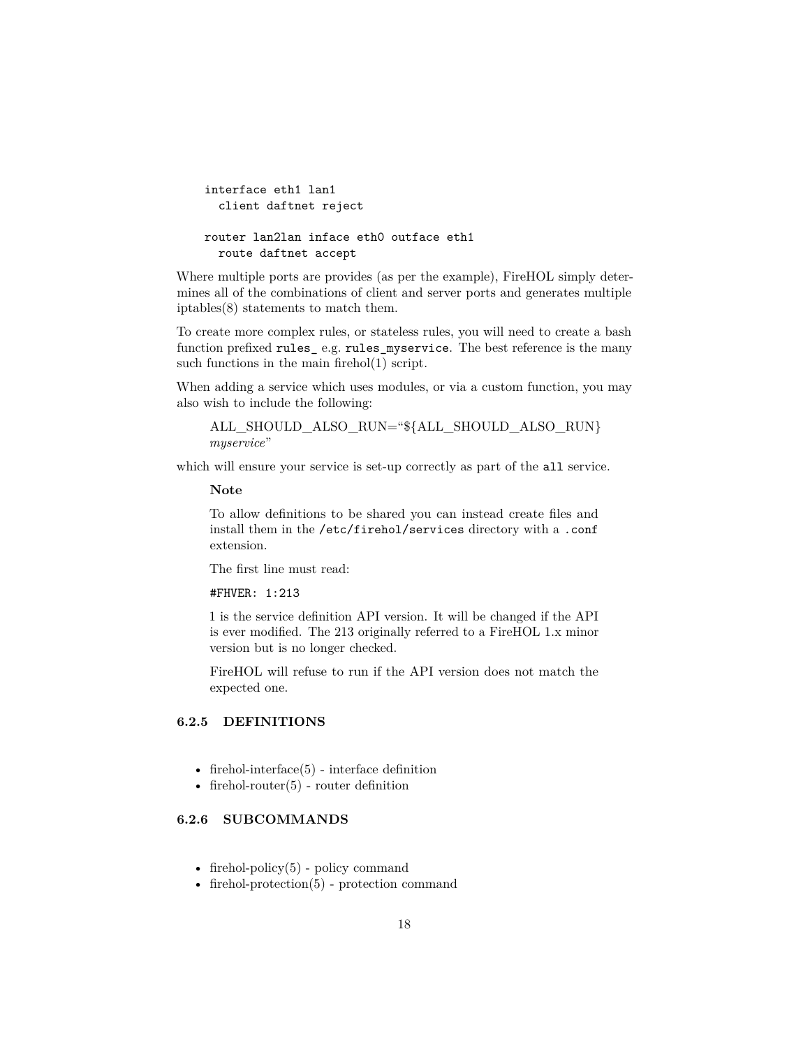```
interface eth1 lan1
  client daftnet reject

router lan2lan inface eth0 outface eth1
  route daftnet accept
```

Where multiple ports are provides (as per the example), FireHOL simply determines all of the combinations of client and server ports and generates multiple iptables(8) statements to match them.

To create more complex rules, or stateless rules, you will need to create a bash function prefixed `rules_` e.g. `rules_myservice`. The best reference is the many such functions in the main firehol(1) script.

When adding a service which uses modules, or via a custom function, you may also wish to include the following:

> ALL_SHOULD_ALSO_RUN="${ALL_SHOULD_ALSO_RUN} *myservice*"

which will ensure your service is set-up correctly as part of the `all` service.

> **Note**
>
> To allow definitions to be shared you can instead create files and install them in the `/etc/firehol/services` directory with a `.conf` extension.
>
> The first line must read:
>
> `#FHVER: 1:213`
>
> 1 is the service definition API version. It will be changed if the API is ever modified. The 213 originally referred to a FireHOL 1.x minor version but is no longer checked.
>
> FireHOL will refuse to run if the API version does not match the expected one.

### 6.2.5 DEFINITIONS

- firehol-interface(5) - interface definition
- firehol-router(5) - router definition

### 6.2.6 SUBCOMMANDS

- firehol-policy(5) - policy command
- firehol-protection(5) - protection command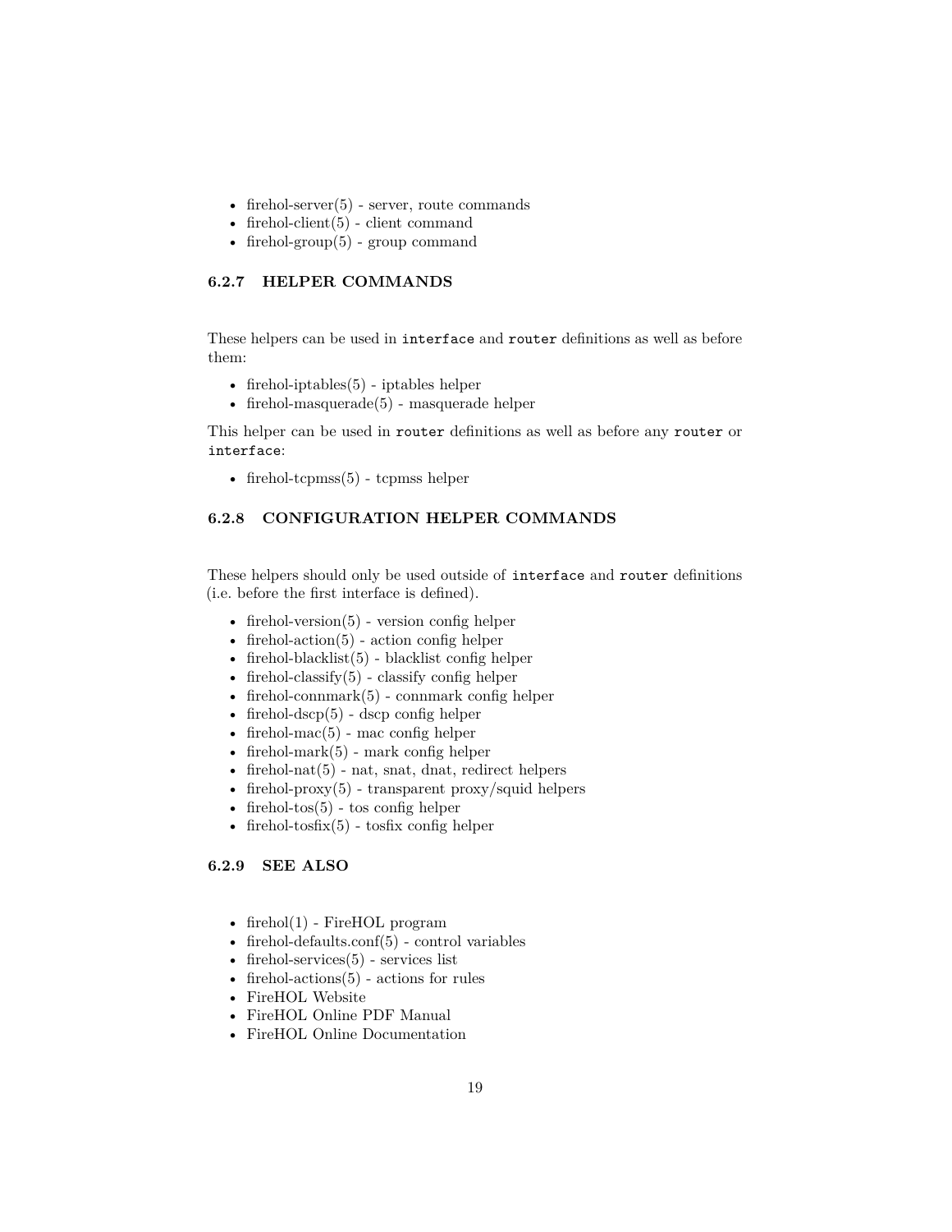- firehol-server(5) - server, route commands
- firehol-client(5) - client command
- firehol-group(5) - group command

### 6.2.7 HELPER COMMANDS

These helpers can be used in `interface` and `router` definitions as well as before them:

- firehol-iptables(5) - iptables helper
- firehol-masquerade(5) - masquerade helper

This helper can be used in `router` definitions as well as before any `router` or `interface`:

- firehol-tcpmss(5) - tcpmss helper

### 6.2.8 CONFIGURATION HELPER COMMANDS

These helpers should only be used outside of `interface` and `router` definitions (i.e. before the first interface is defined).

- firehol-version(5) - version config helper
- firehol-action(5) - action config helper
- firehol-blacklist(5) - blacklist config helper
- firehol-classify(5) - classify config helper
- firehol-connmark(5) - connmark config helper
- firehol-dscp(5) - dscp config helper
- firehol-mac(5) - mac config helper
- firehol-mark(5) - mark config helper
- firehol-nat(5) - nat, snat, dnat, redirect helpers
- firehol-proxy(5) - transparent proxy/squid helpers
- firehol-tos(5) - tos config helper
- firehol-tosfix(5) - tosfix config helper

### 6.2.9 SEE ALSO

- firehol(1) - FireHOL program
- firehol-defaults.conf(5) - control variables
- firehol-services(5) - services list
- firehol-actions(5) - actions for rules
- FireHOL Website
- FireHOL Online PDF Manual
- FireHOL Online Documentation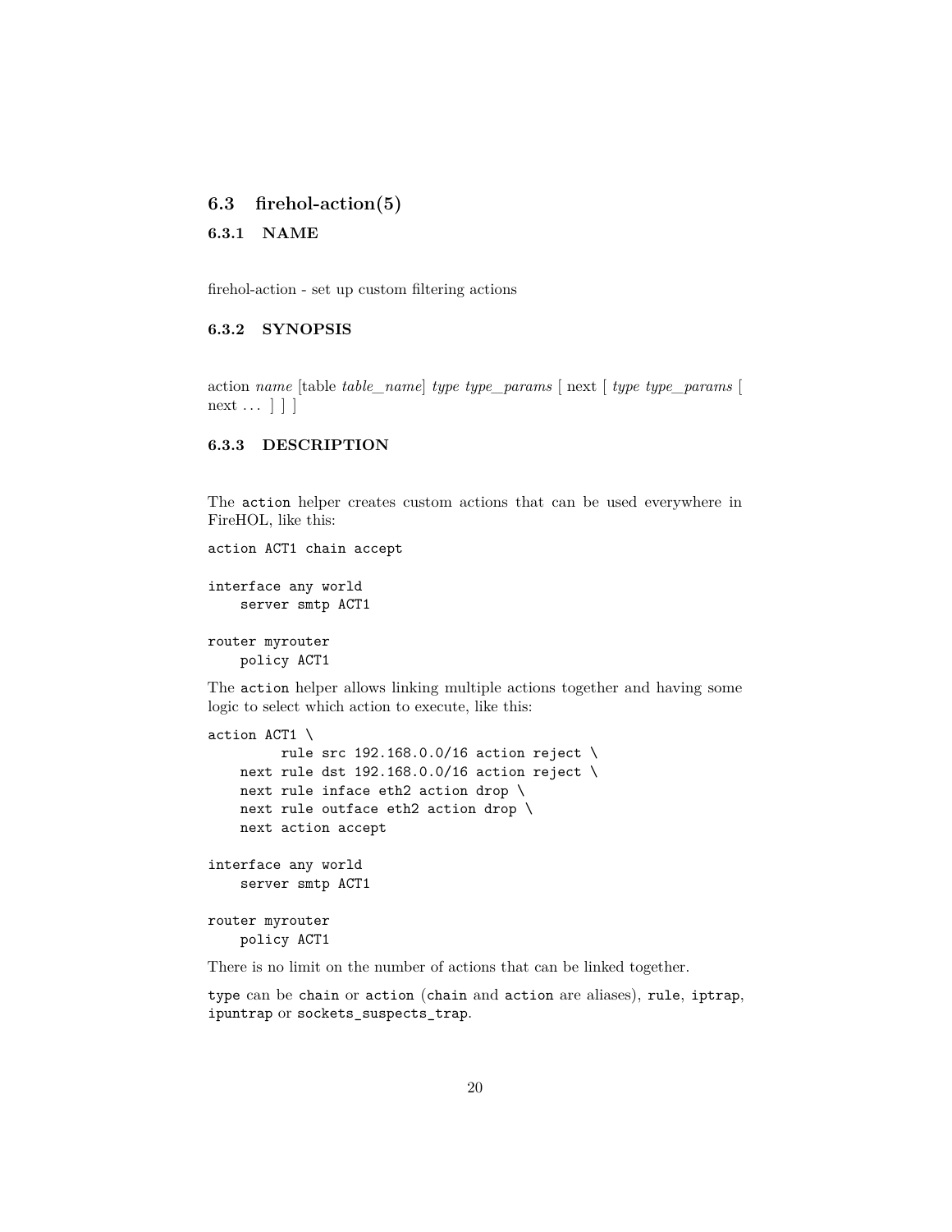## 6.3 firehol-action(5)

### 6.3.1 NAME

firehol-action - set up custom filtering actions

### 6.3.2 SYNOPSIS

action *name* [table *table_name*] *type type_params* [ next [ *type type_params* [ next … ] ] ]

### 6.3.3 DESCRIPTION

The `action` helper creates custom actions that can be used everywhere in FireHOL, like this:

```
action ACT1 chain accept

interface any world
    server smtp ACT1

router myrouter
    policy ACT1
```

The `action` helper allows linking multiple actions together and having some logic to select which action to execute, like this:

```
action ACT1 \
        rule src 192.168.0.0/16 action reject \
    next rule dst 192.168.0.0/16 action reject \
    next rule inface eth2 action drop \
    next rule outface eth2 action drop \
    next action accept

interface any world
    server smtp ACT1

router myrouter
    policy ACT1
```

There is no limit on the number of actions that can be linked together.

`type` can be `chain` or `action` (`chain` and `action` are aliases), `rule`, `iptrap`, `ipuntrap` or `sockets_suspects_trap`.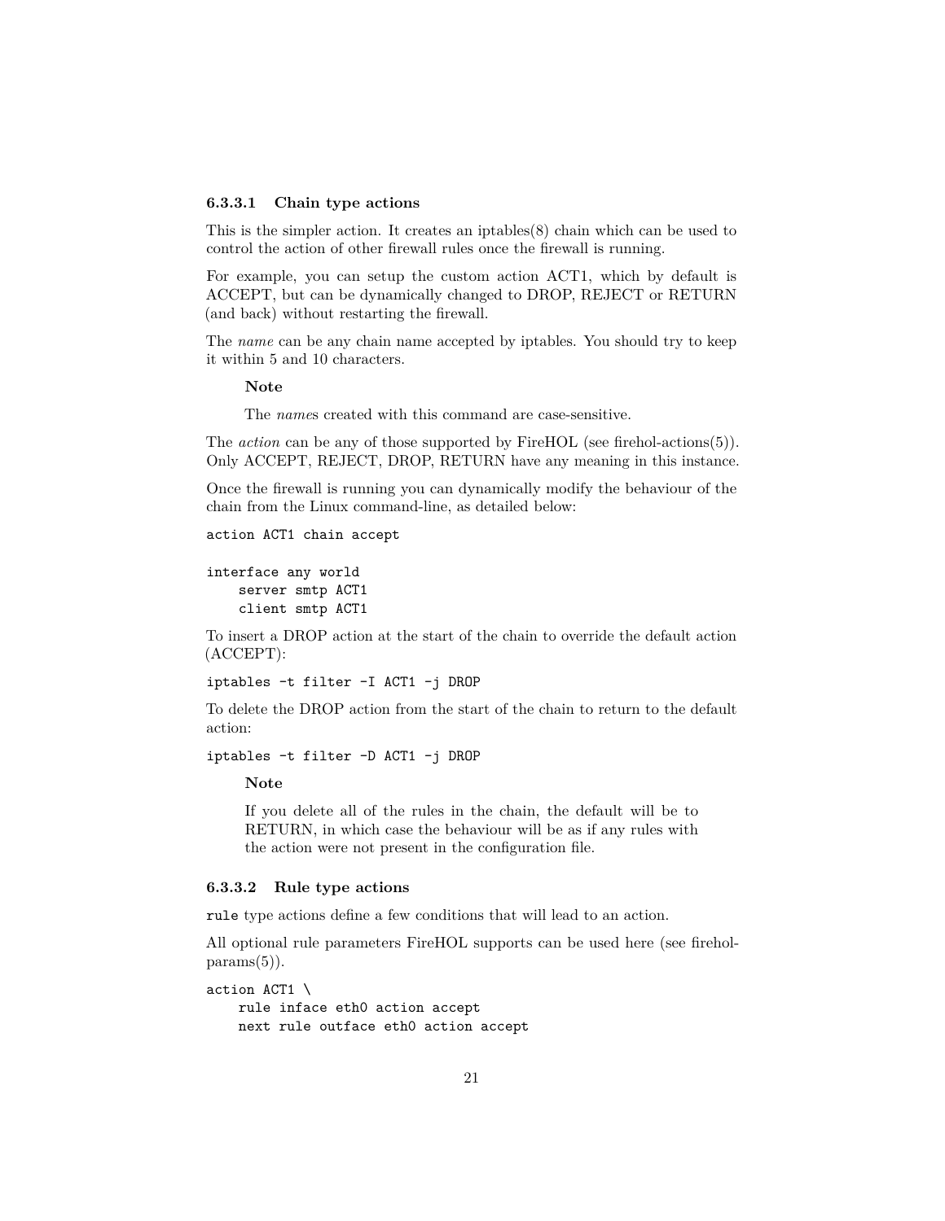#### 6.3.3.1 Chain type actions

This is the simpler action. It creates an iptables(8) chain which can be used to control the action of other firewall rules once the firewall is running.

For example, you can setup the custom action ACT1, which by default is ACCEPT, but can be dynamically changed to DROP, REJECT or RETURN (and back) without restarting the firewall.

The *name* can be any chain name accepted by iptables. You should try to keep it within 5 and 10 characters.

> **Note**
>
> The *name*s created with this command are case-sensitive.

The *action* can be any of those supported by FireHOL (see firehol-actions(5)). Only ACCEPT, REJECT, DROP, RETURN have any meaning in this instance.

Once the firewall is running you can dynamically modify the behaviour of the chain from the Linux command-line, as detailed below:

```
action ACT1 chain accept

interface any world
    server smtp ACT1
    client smtp ACT1
```

To insert a DROP action at the start of the chain to override the default action (ACCEPT):

```
iptables -t filter -I ACT1 -j DROP
```

To delete the DROP action from the start of the chain to return to the default action:

```
iptables -t filter -D ACT1 -j DROP
```

> **Note**
>
> If you delete all of the rules in the chain, the default will be to RETURN, in which case the behaviour will be as if any rules with the action were not present in the configuration file.

#### 6.3.3.2 Rule type actions

`rule` type actions define a few conditions that will lead to an action.

All optional rule parameters FireHOL supports can be used here (see firehol-params(5)).

```
action ACT1 \
    rule inface eth0 action accept
    next rule outface eth0 action accept
```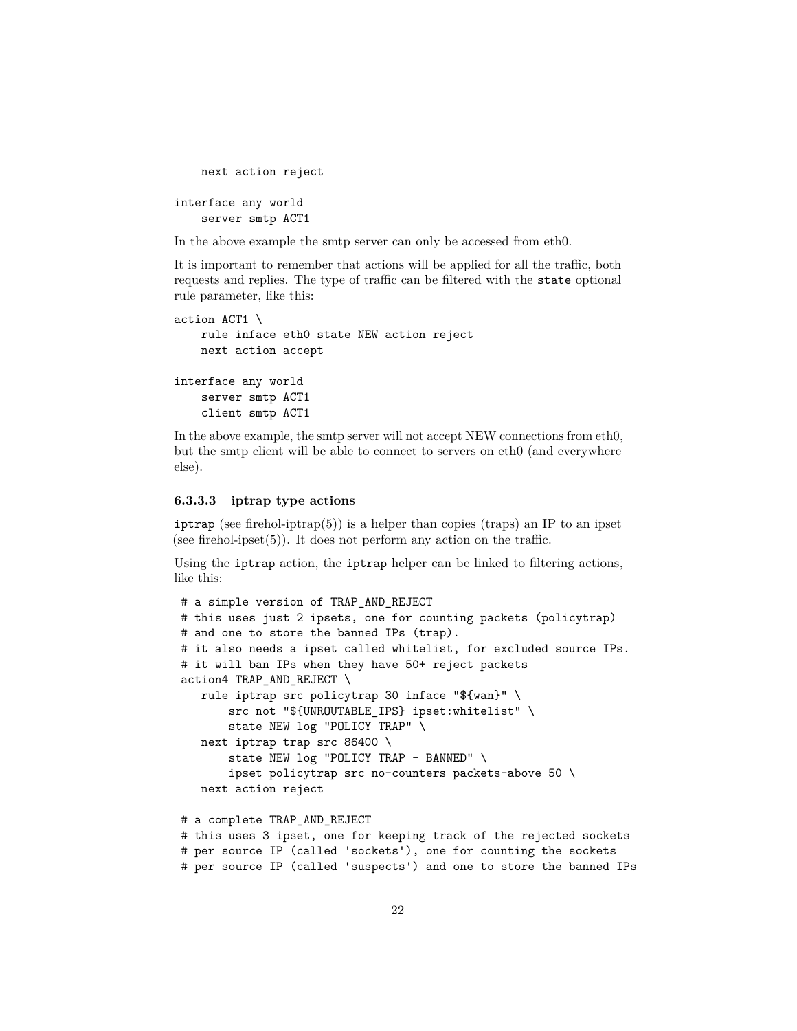```
    next action reject

interface any world
    server smtp ACT1
```

In the above example the smtp server can only be accessed from eth0.

It is important to remember that actions will be applied for all the traffic, both requests and replies. The type of traffic can be filtered with the `state` optional rule parameter, like this:

```
action ACT1 \
    rule inface eth0 state NEW action reject
    next action accept

interface any world
    server smtp ACT1
    client smtp ACT1
```

In the above example, the smtp server will not accept NEW connections from eth0, but the smtp client will be able to connect to servers on eth0 (and everywhere else).

#### 6.3.3.3 iptrap type actions

`iptrap` (see firehol-iptrap(5)) is a helper than copies (traps) an IP to an ipset (see firehol-ipset(5)). It does not perform any action on the traffic.

Using the `iptrap` action, the `iptrap` helper can be linked to filtering actions, like this:

```
# a simple version of TRAP_AND_REJECT
# this uses just 2 ipsets, one for counting packets (policytrap)
# and one to store the banned IPs (trap).
# it also needs a ipset called whitelist, for excluded source IPs.
# it will ban IPs when they have 50+ reject packets
action4 TRAP_AND_REJECT \
   rule iptrap src policytrap 30 inface "${wan}" \
       src not "${UNROUTABLE_IPS} ipset:whitelist" \
       state NEW log "POLICY TRAP" \
   next iptrap trap src 86400 \
       state NEW log "POLICY TRAP - BANNED" \
       ipset policytrap src no-counters packets-above 50 \
   next action reject

# a complete TRAP_AND_REJECT
# this uses 3 ipset, one for keeping track of the rejected sockets
# per source IP (called 'sockets'), one for counting the sockets
# per source IP (called 'suspects') and one to store the banned IPs
```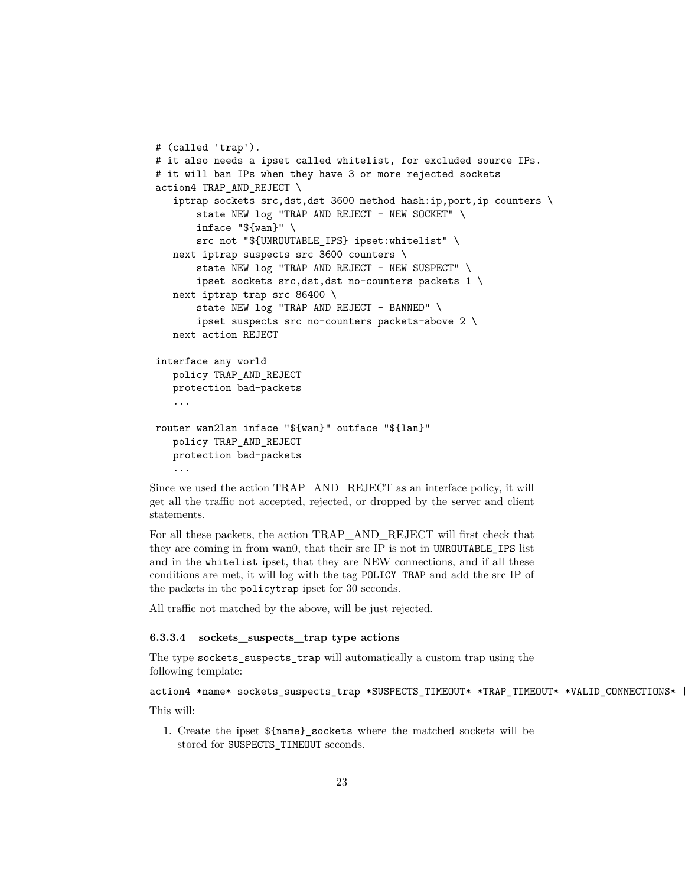```
# (called 'trap').
# it also needs a ipset called whitelist, for excluded source IPs.
# it will ban IPs when they have 3 or more rejected sockets
action4 TRAP_AND_REJECT \
   iptrap sockets src,dst,dst 3600 method hash:ip,port,ip counters \
       state NEW log "TRAP AND REJECT - NEW SOCKET" \
       inface "${wan}" \
       src not "${UNROUTABLE_IPS} ipset:whitelist" \
   next iptrap suspects src 3600 counters \
       state NEW log "TRAP AND REJECT - NEW SUSPECT" \
       ipset sockets src,dst,dst no-counters packets 1 \
   next iptrap trap src 86400 \
       state NEW log "TRAP AND REJECT - BANNED" \
       ipset suspects src no-counters packets-above 2 \
   next action REJECT

interface any world
   policy TRAP_AND_REJECT
   protection bad-packets
   ...

router wan2lan inface "${wan}" outface "${lan}"
   policy TRAP_AND_REJECT
   protection bad-packets
   ...
```

Since we used the action TRAP_AND_REJECT as an interface policy, it will get all the traffic not accepted, rejected, or dropped by the server and client statements.

For all these packets, the action TRAP_AND_REJECT will first check that they are coming in from wan0, that their src IP is not in `UNROUTABLE_IPS` list and in the `whitelist` ipset, that they are NEW connections, and if all these conditions are met, it will log with the tag `POLICY TRAP` and add the src IP of the packets in the `policytrap` ipset for 30 seconds.

All traffic not matched by the above, will be just rejected.

#### 6.3.3.4 sockets_suspects_trap type actions

The type `sockets_suspects_trap` will automatically a custom trap using the following template:

```
action4 *name* sockets_suspects_trap *SUSPECTS_TIMEOUT* *TRAP_TIMEOUT* *VALID_CONNECTIONS*
```

This will:

1. Create the ipset `${name}_sockets` where the matched sockets will be stored for `SUSPECTS_TIMEOUT` seconds.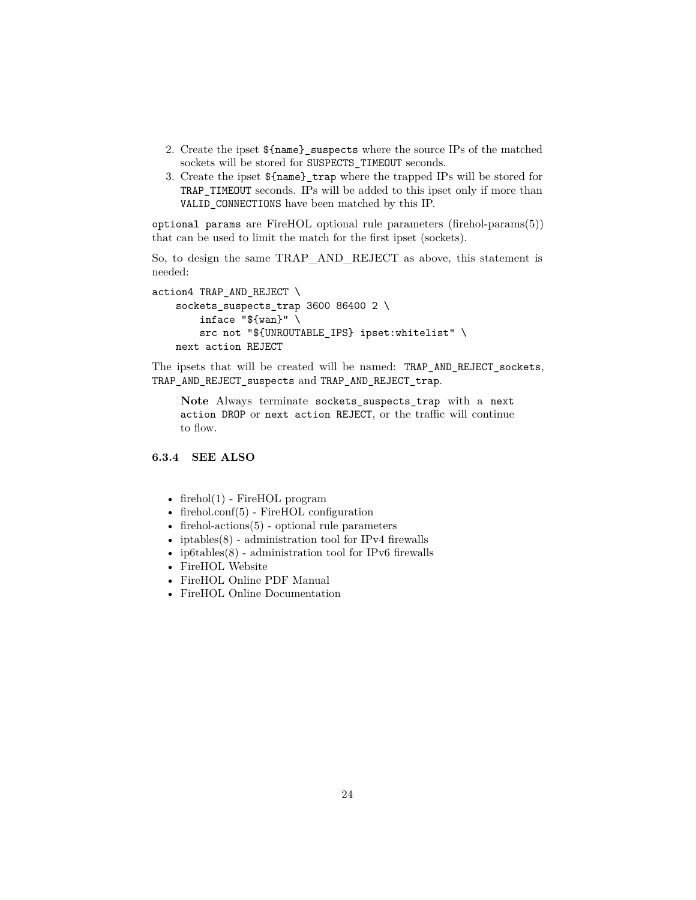2. Create the ipset `${name}_suspects` where the source IPs of the matched sockets will be stored for `SUSPECTS_TIMEOUT` seconds.
3. Create the ipset `${name}_trap` where the trapped IPs will be stored for `TRAP_TIMEOUT` seconds. IPs will be added to this ipset only if more than `VALID_CONNECTIONS` have been matched by this IP.

`optional params` are FireHOL optional rule parameters (firehol-params(5)) that can be used to limit the match for the first ipset (sockets).

So, to design the same TRAP_AND_REJECT as above, this statement is needed:

```
action4 TRAP_AND_REJECT \
    sockets_suspects_trap 3600 86400 2 \
        inface "${wan}" \
        src not "${UNROUTABLE_IPS} ipset:whitelist" \
    next action REJECT
```

The ipsets that will be created will be named: `TRAP_AND_REJECT_sockets`, `TRAP_AND_REJECT_suspects` and `TRAP_AND_REJECT_trap`.

> **Note** Always terminate `sockets_suspects_trap` with a `next action DROP` or `next action REJECT`, or the traffic will continue to flow.

### 6.3.4 SEE ALSO

- firehol(1) - FireHOL program
- firehol.conf(5) - FireHOL configuration
- firehol-actions(5) - optional rule parameters
- iptables(8) - administration tool for IPv4 firewalls
- ip6tables(8) - administration tool for IPv6 firewalls
- FireHOL Website
- FireHOL Online PDF Manual
- FireHOL Online Documentation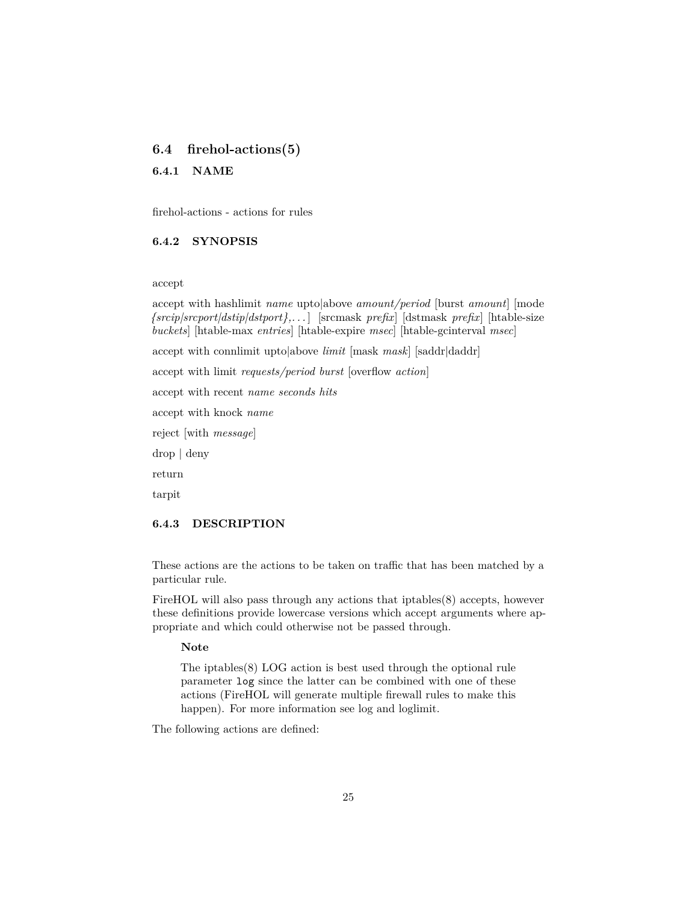## 6.4 firehol-actions(5)

### 6.4.1 NAME

firehol-actions - actions for rules

### 6.4.2 SYNOPSIS

accept

accept with hashlimit *name* upto|above *amount/period* [burst *amount*] [mode *{srcip|srcport|dstip|dstport},...*] [srcmask *prefix*] [dstmask *prefix*] [htable-size *buckets*] [htable-max *entries*] [htable-expire *msec*] [htable-gcinterval *msec*]

accept with connlimit upto|above *limit* [mask *mask*] [saddr|daddr]

accept with limit *requests/period burst* [overflow *action*]

accept with recent *name seconds hits*

accept with knock *name*

reject [with *message*]

drop | deny

return

tarpit

### 6.4.3 DESCRIPTION

These actions are the actions to be taken on traffic that has been matched by a particular rule.

FireHOL will also pass through any actions that iptables(8) accepts, however these definitions provide lowercase versions which accept arguments where appropriate and which could otherwise not be passed through.

> **Note**
>
> The iptables(8) LOG action is best used through the optional rule parameter `log` since the latter can be combined with one of these actions (FireHOL will generate multiple firewall rules to make this happen). For more information see log and loglimit.

The following actions are defined: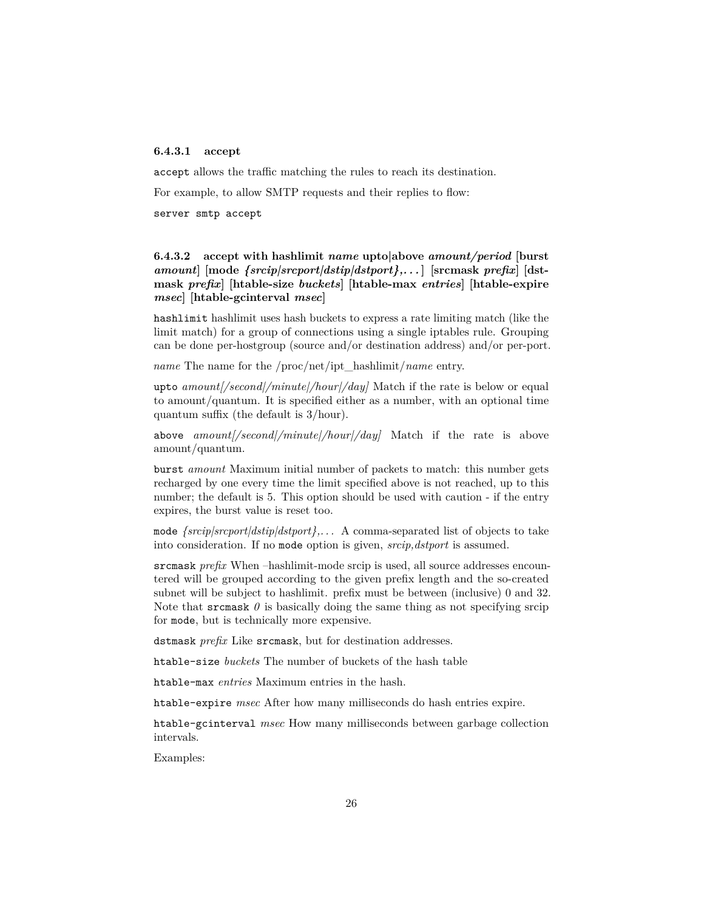#### 6.4.3.1 accept

`accept` allows the traffic matching the rules to reach its destination.

For example, to allow SMTP requests and their replies to flow:

```
server smtp accept
```

#### 6.4.3.2 accept with hashlimit *name* upto|above *amount/period* [burst *amount*] [mode *{srcip|srcport|dstip|dstport},...*] [srcmask *prefix*] [dstmask *prefix*] [htable-size *buckets*] [htable-max *entries*] [htable-expire *msec*] [htable-gcinterval *msec*]

`hashlimit` hashlimit uses hash buckets to express a rate limiting match (like the limit match) for a group of connections using a single iptables rule. Grouping can be done per-hostgroup (source and/or destination address) and/or per-port.

*name* The name for the /proc/net/ipt_hashlimit/*name* entry.

`upto` *amount[/second|/minute|/hour|/day]* Match if the rate is below or equal to amount/quantum. It is specified either as a number, with an optional time quantum suffix (the default is 3/hour).

`above` *amount[/second|/minute|/hour|/day]* Match if the rate is above amount/quantum.

`burst` *amount* Maximum initial number of packets to match: this number gets recharged by one every time the limit specified above is not reached, up to this number; the default is 5. This option should be used with caution - if the entry expires, the burst value is reset too.

`mode` *{srcip|srcport|dstip|dstport},...* A comma-separated list of objects to take into consideration. If no `mode` option is given, *srcip,dstport* is assumed.

`srcmask` *prefix* When –hashlimit-mode srcip is used, all source addresses encountered will be grouped according to the given prefix length and the so-created subnet will be subject to hashlimit. prefix must be between (inclusive) 0 and 32. Note that `srcmask` *0* is basically doing the same thing as not specifying srcip for `mode`, but is technically more expensive.

`dstmask` *prefix* Like `srcmask`, but for destination addresses.

`htable-size` *buckets* The number of buckets of the hash table

`htable-max` *entries* Maximum entries in the hash.

`htable-expire` *msec* After how many milliseconds do hash entries expire.

`htable-gcinterval` *msec* How many milliseconds between garbage collection intervals.

Examples: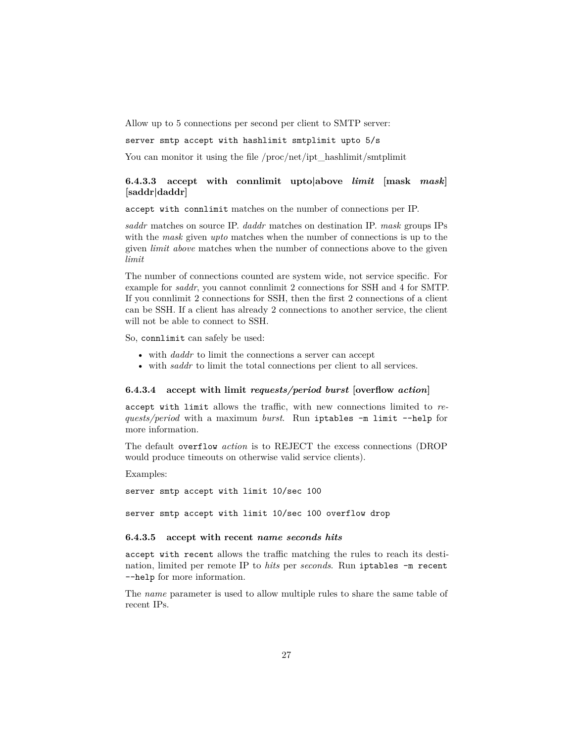Allow up to 5 connections per second per client to SMTP server:

```
server smtp accept with hashlimit smtplimit upto 5/s
```

You can monitor it using the file /proc/net/ipt_hashlimit/smtplimit

#### 6.4.3.3 accept with connlimit upto|above *limit* [mask *mask*] [saddr|daddr]

`accept with connlimit` matches on the number of connections per IP.

*saddr* matches on source IP. *daddr* matches on destination IP. *mask* groups IPs with the *mask* given *upto* matches when the number of connections is up to the given *limit* *above* matches when the number of connections above to the given *limit*

The number of connections counted are system wide, not service specific. For example for *saddr*, you cannot connlimit 2 connections for SSH and 4 for SMTP. If you connlimit 2 connections for SSH, then the first 2 connections of a client can be SSH. If a client has already 2 connections to another service, the client will not be able to connect to SSH.

So, `connlimit` can safely be used:

- with *daddr* to limit the connections a server can accept
- with *saddr* to limit the total connections per client to all services.

#### 6.4.3.4 accept with limit *requests/period burst* [overflow *action*]

`accept with limit` allows the traffic, with new connections limited to *requests/period* with a maximum *burst*. Run `iptables -m limit --help` for more information.

The default `overflow` *action* is to REJECT the excess connections (DROP would produce timeouts on otherwise valid service clients).

Examples:

```
server smtp accept with limit 10/sec 100

server smtp accept with limit 10/sec 100 overflow drop
```

#### 6.4.3.5 accept with recent *name seconds hits*

`accept with recent` allows the traffic matching the rules to reach its destination, limited per remote IP to *hits* per *seconds*. Run `iptables -m recent --help` for more information.

The *name* parameter is used to allow multiple rules to share the same table of recent IPs.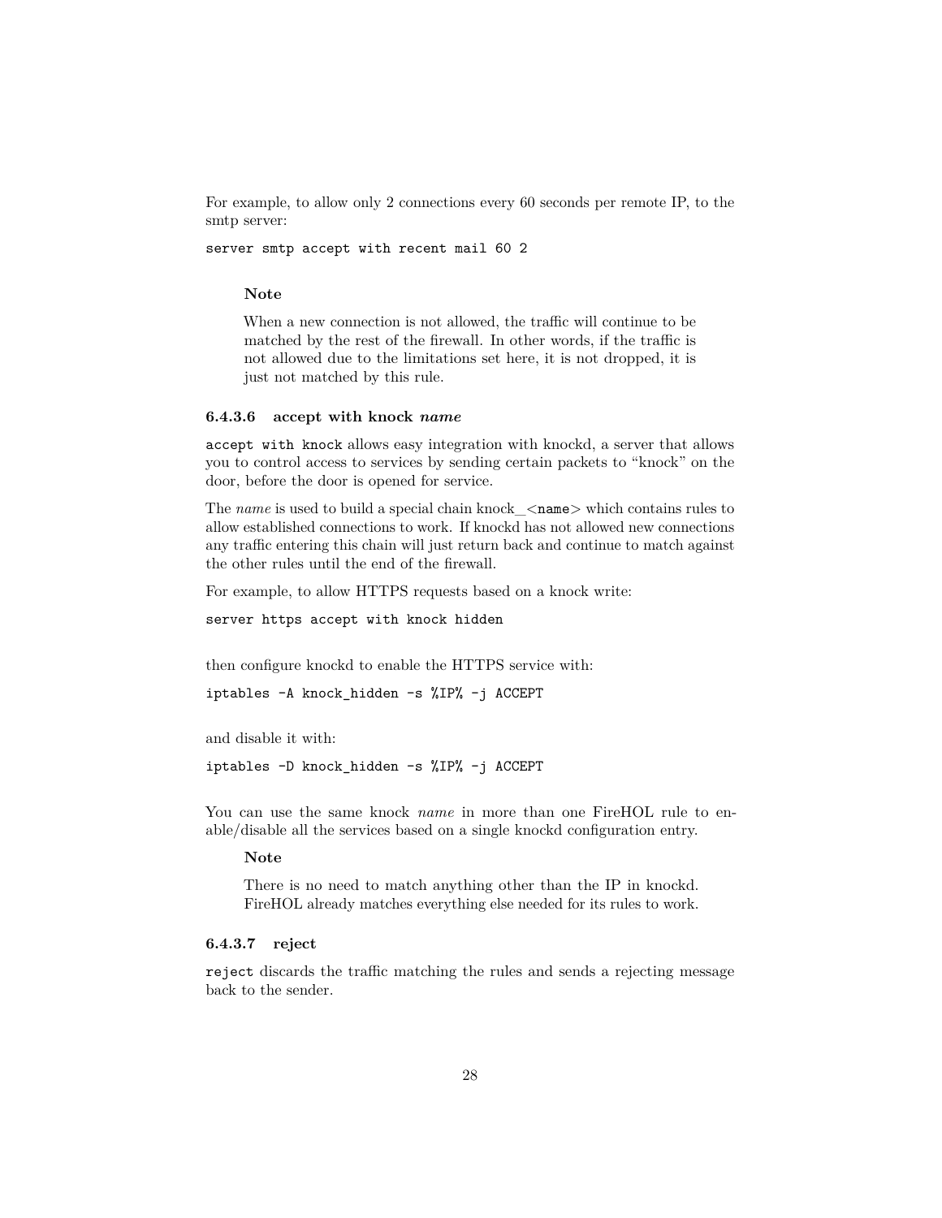For example, to allow only 2 connections every 60 seconds per remote IP, to the smtp server:

```
server smtp accept with recent mail 60 2
```

> **Note**
>
> When a new connection is not allowed, the traffic will continue to be matched by the rest of the firewall. In other words, if the traffic is not allowed due to the limitations set here, it is not dropped, it is just not matched by this rule.

#### 6.4.3.6 accept with knock *name*

`accept with knock` allows easy integration with knockd, a server that allows you to control access to services by sending certain packets to "knock" on the door, before the door is opened for service.

The *name* is used to build a special chain knock_<`name`> which contains rules to allow established connections to work. If knockd has not allowed new connections any traffic entering this chain will just return back and continue to match against the other rules until the end of the firewall.

For example, to allow HTTPS requests based on a knock write:

```
server https accept with knock hidden
```

then configure knockd to enable the HTTPS service with:

```
iptables -A knock_hidden -s %IP% -j ACCEPT
```

and disable it with:

```
iptables -D knock_hidden -s %IP% -j ACCEPT
```

You can use the same knock *name* in more than one FireHOL rule to enable/disable all the services based on a single knockd configuration entry.

> **Note**
>
> There is no need to match anything other than the IP in knockd. FireHOL already matches everything else needed for its rules to work.

#### 6.4.3.7 reject

`reject` discards the traffic matching the rules and sends a rejecting message back to the sender.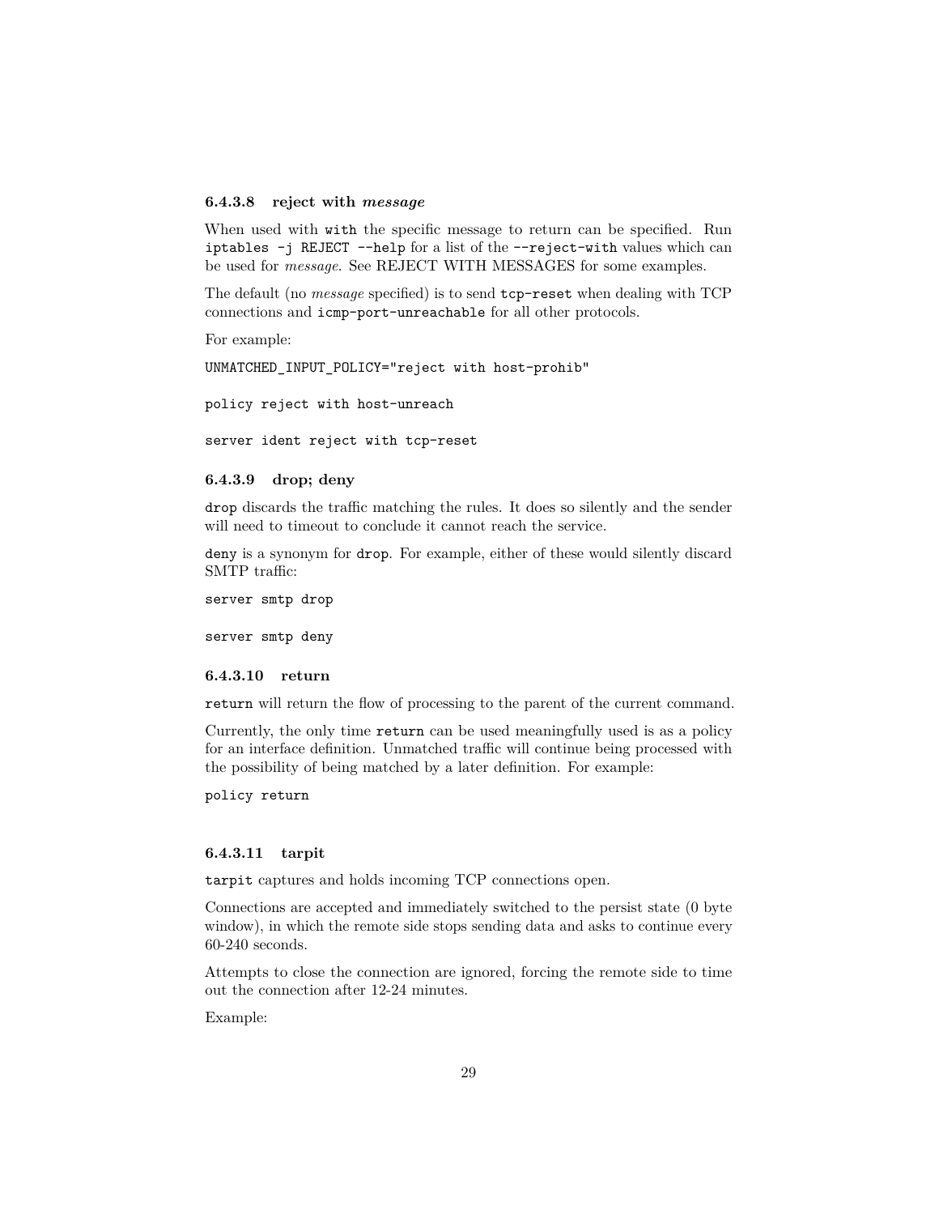#### 6.4.3.8 reject with *message*

When used with `with` the specific message to return can be specified. Run `iptables -j REJECT --help` for a list of the `--reject-with` values which can be used for *message*. See REJECT WITH MESSAGES for some examples.

The default (no *message* specified) is to send `tcp-reset` when dealing with TCP connections and `icmp-port-unreachable` for all other protocols.

For example:

```
UNMATCHED_INPUT_POLICY="reject with host-prohib"
```

```
policy reject with host-unreach
```

```
server ident reject with tcp-reset
```

#### 6.4.3.9 drop; deny

`drop` discards the traffic matching the rules. It does so silently and the sender will need to timeout to conclude it cannot reach the service.

`deny` is a synonym for `drop`. For example, either of these would silently discard SMTP traffic:

```
server smtp drop
```

```
server smtp deny
```

#### 6.4.3.10 return

`return` will return the flow of processing to the parent of the current command.

Currently, the only time `return` can be used meaningfully used is as a policy for an interface definition. Unmatched traffic will continue being processed with the possibility of being matched by a later definition. For example:

```
policy return
```

#### 6.4.3.11 tarpit

`tarpit` captures and holds incoming TCP connections open.

Connections are accepted and immediately switched to the persist state (0 byte window), in which the remote side stops sending data and asks to continue every 60-240 seconds.

Attempts to close the connection are ignored, forcing the remote side to time out the connection after 12-24 minutes.

Example: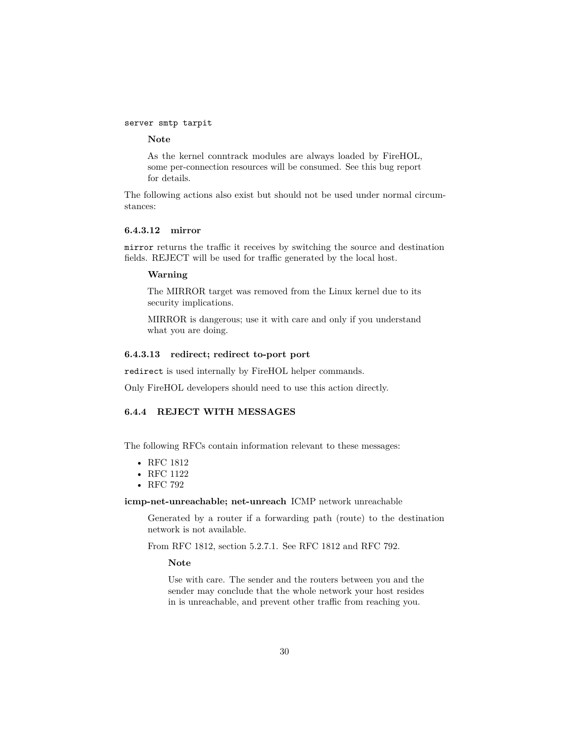```
server smtp tarpit
```

> **Note**
>
> As the kernel conntrack modules are always loaded by FireHOL, some per-connection resources will be consumed. See this bug report for details.

The following actions also exist but should not be used under normal circumstances:

#### 6.4.3.12 mirror

`mirror` returns the traffic it receives by switching the source and destination fields. REJECT will be used for traffic generated by the local host.

> **Warning**
>
> The MIRROR target was removed from the Linux kernel due to its security implications.
>
> MIRROR is dangerous; use it with care and only if you understand what you are doing.

#### 6.4.3.13 redirect; redirect to-port port

`redirect` is used internally by FireHOL helper commands.

Only FireHOL developers should need to use this action directly.

### 6.4.4 REJECT WITH MESSAGES

The following RFCs contain information relevant to these messages:

- RFC 1812
- RFC 1122
- RFC 792

**icmp-net-unreachable; net-unreach** ICMP network unreachable

Generated by a router if a forwarding path (route) to the destination network is not available.

From RFC 1812, section 5.2.7.1. See RFC 1812 and RFC 792.

> **Note**
>
> Use with care. The sender and the routers between you and the sender may conclude that the whole network your host resides in is unreachable, and prevent other traffic from reaching you.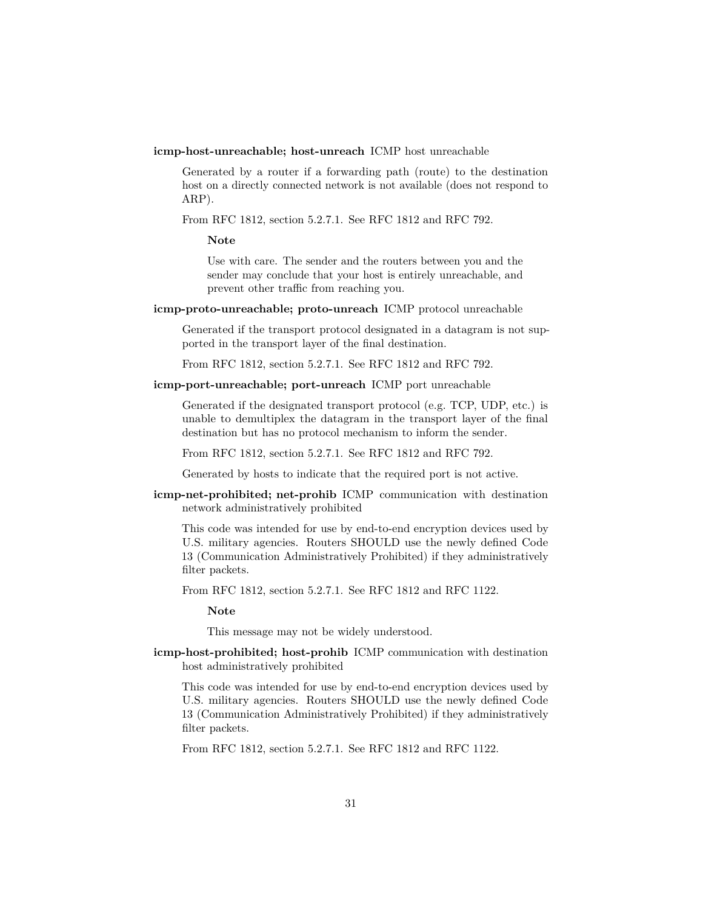**icmp-host-unreachable; host-unreach** ICMP host unreachable

Generated by a router if a forwarding path (route) to the destination host on a directly connected network is not available (does not respond to ARP).

From RFC 1812, section 5.2.7.1. See RFC 1812 and RFC 792.

> **Note**
>
> Use with care. The sender and the routers between you and the sender may conclude that your host is entirely unreachable, and prevent other traffic from reaching you.

**icmp-proto-unreachable; proto-unreach** ICMP protocol unreachable

Generated if the transport protocol designated in a datagram is not supported in the transport layer of the final destination.

From RFC 1812, section 5.2.7.1. See RFC 1812 and RFC 792.

**icmp-port-unreachable; port-unreach** ICMP port unreachable

Generated if the designated transport protocol (e.g. TCP, UDP, etc.) is unable to demultiplex the datagram in the transport layer of the final destination but has no protocol mechanism to inform the sender.

From RFC 1812, section 5.2.7.1. See RFC 1812 and RFC 792.

Generated by hosts to indicate that the required port is not active.

**icmp-net-prohibited; net-prohib** ICMP communication with destination network administratively prohibited

This code was intended for use by end-to-end encryption devices used by U.S. military agencies. Routers SHOULD use the newly defined Code 13 (Communication Administratively Prohibited) if they administratively filter packets.

From RFC 1812, section 5.2.7.1. See RFC 1812 and RFC 1122.

> **Note**
>
> This message may not be widely understood.

**icmp-host-prohibited; host-prohib** ICMP communication with destination host administratively prohibited

This code was intended for use by end-to-end encryption devices used by U.S. military agencies. Routers SHOULD use the newly defined Code 13 (Communication Administratively Prohibited) if they administratively filter packets.

From RFC 1812, section 5.2.7.1. See RFC 1812 and RFC 1122.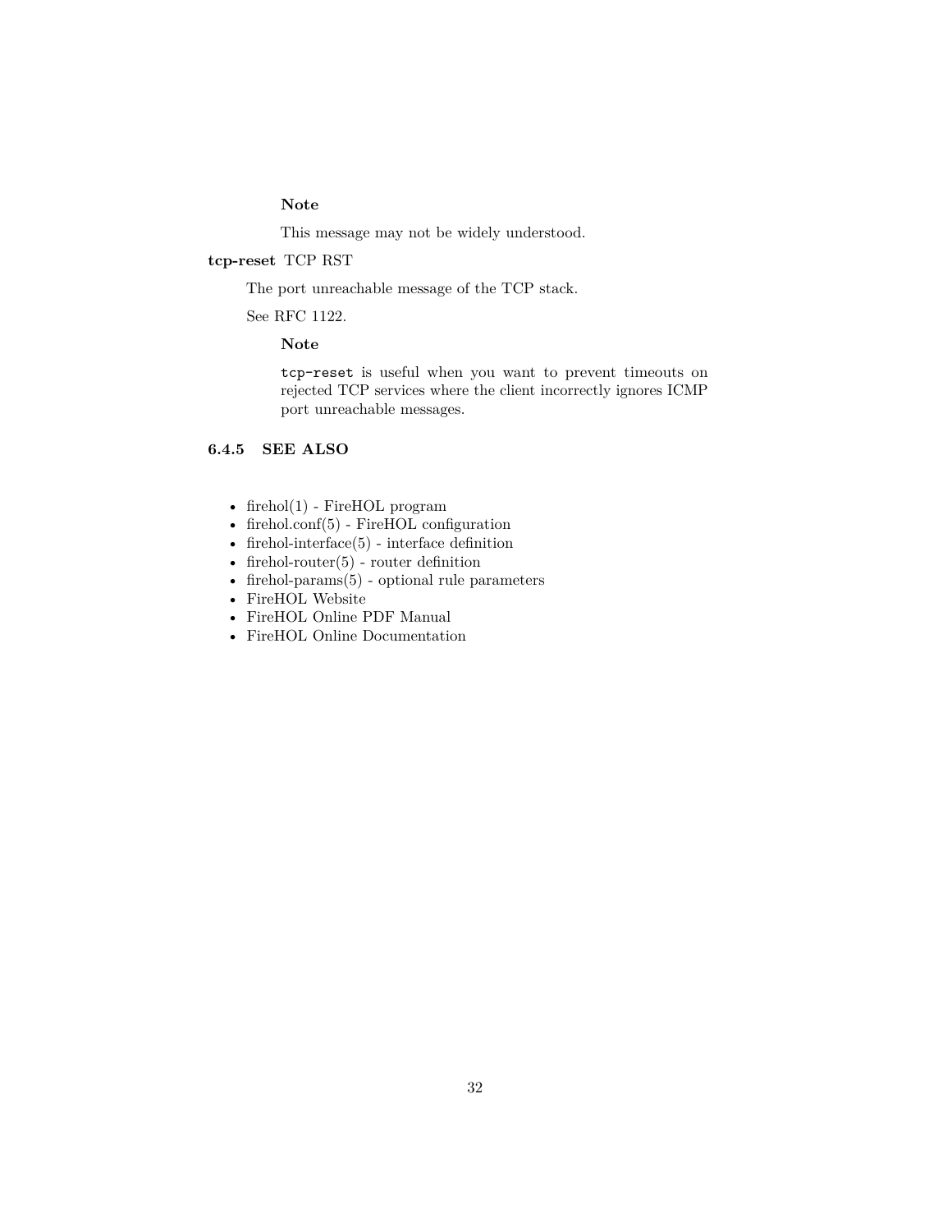**Note**

This message may not be widely understood.

**tcp-reset** TCP RST

The port unreachable message of the TCP stack.

See RFC 1122.

**Note**

`tcp-reset` is useful when you want to prevent timeouts on rejected TCP services where the client incorrectly ignores ICMP port unreachable messages.

### 6.4.5 SEE ALSO

- firehol(1) - FireHOL program
- firehol.conf(5) - FireHOL configuration
- firehol-interface(5) - interface definition
- firehol-router(5) - router definition
- firehol-params(5) - optional rule parameters
- FireHOL Website
- FireHOL Online PDF Manual
- FireHOL Online Documentation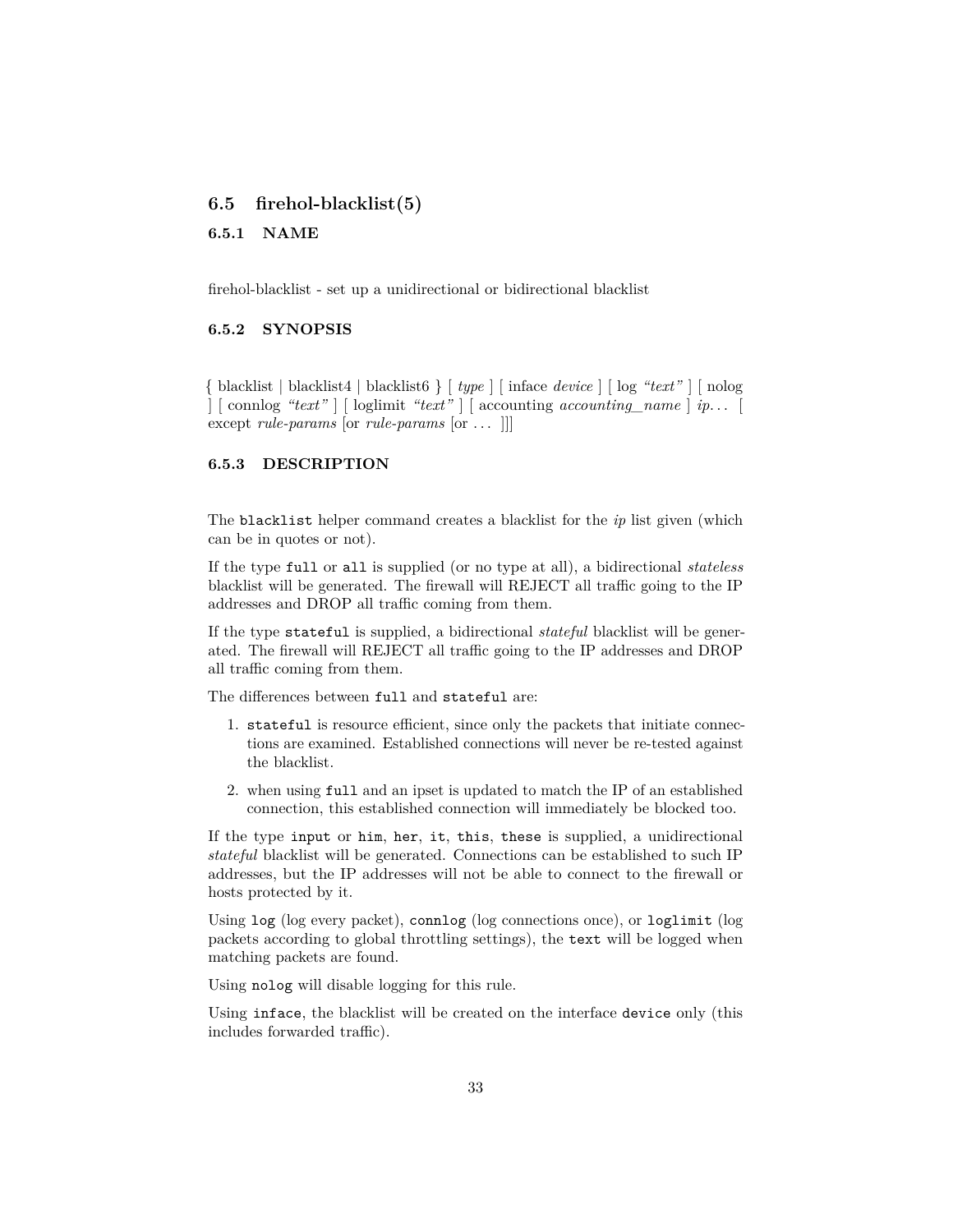## 6.5 firehol-blacklist(5)

### 6.5.1 NAME

firehol-blacklist - set up a unidirectional or bidirectional blacklist

### 6.5.2 SYNOPSIS

{ blacklist | blacklist4 | blacklist6 } [ *type* ] [ inface *device* ] [ log *"text"* ] [ nolog ] [ connlog *"text"* ] [ loglimit *"text"* ] [ accounting *accounting_name* ] *ip*… [ except *rule-params* [or *rule-params* [or … ]]]

### 6.5.3 DESCRIPTION

The `blacklist` helper command creates a blacklist for the *ip* list given (which can be in quotes or not).

If the type `full` or `all` is supplied (or no type at all), a bidirectional *stateless* blacklist will be generated. The firewall will REJECT all traffic going to the IP addresses and DROP all traffic coming from them.

If the type `stateful` is supplied, a bidirectional *stateful* blacklist will be generated. The firewall will REJECT all traffic going to the IP addresses and DROP all traffic coming from them.

The differences between `full` and `stateful` are:

1. `stateful` is resource efficient, since only the packets that initiate connections are examined. Established connections will never be re-tested against the blacklist.
2. when using `full` and an ipset is updated to match the IP of an established connection, this established connection will immediately be blocked too.

If the type `input` or `him`, `her`, `it`, `this`, `these` is supplied, a unidirectional *stateful* blacklist will be generated. Connections can be established to such IP addresses, but the IP addresses will not be able to connect to the firewall or hosts protected by it.

Using `log` (log every packet), `connlog` (log connections once), or `loglimit` (log packets according to global throttling settings), the `text` will be logged when matching packets are found.

Using `nolog` will disable logging for this rule.

Using `inface`, the blacklist will be created on the interface `device` only (this includes forwarded traffic).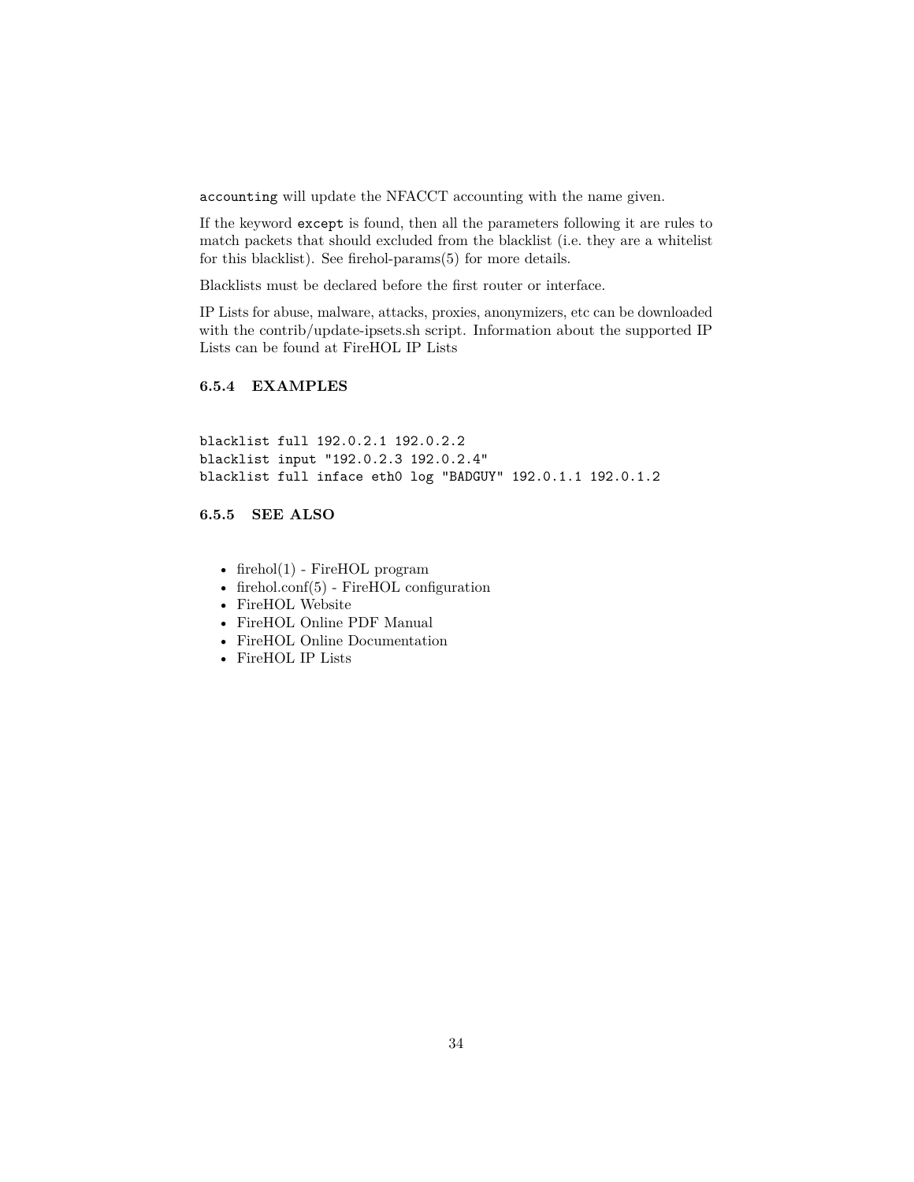`accounting` will update the NFACCT accounting with the name given.

If the keyword `except` is found, then all the parameters following it are rules to match packets that should excluded from the blacklist (i.e. they are a whitelist for this blacklist). See firehol-params(5) for more details.

Blacklists must be declared before the first router or interface.

IP Lists for abuse, malware, attacks, proxies, anonymizers, etc can be downloaded with the contrib/update-ipsets.sh script. Information about the supported IP Lists can be found at FireHOL IP Lists

### 6.5.4 EXAMPLES

```
blacklist full 192.0.2.1 192.0.2.2
blacklist input "192.0.2.3 192.0.2.4"
blacklist full inface eth0 log "BADGUY" 192.0.1.1 192.0.1.2
```

### 6.5.5 SEE ALSO

- firehol(1) - FireHOL program
- firehol.conf(5) - FireHOL configuration
- FireHOL Website
- FireHOL Online PDF Manual
- FireHOL Online Documentation
- FireHOL IP Lists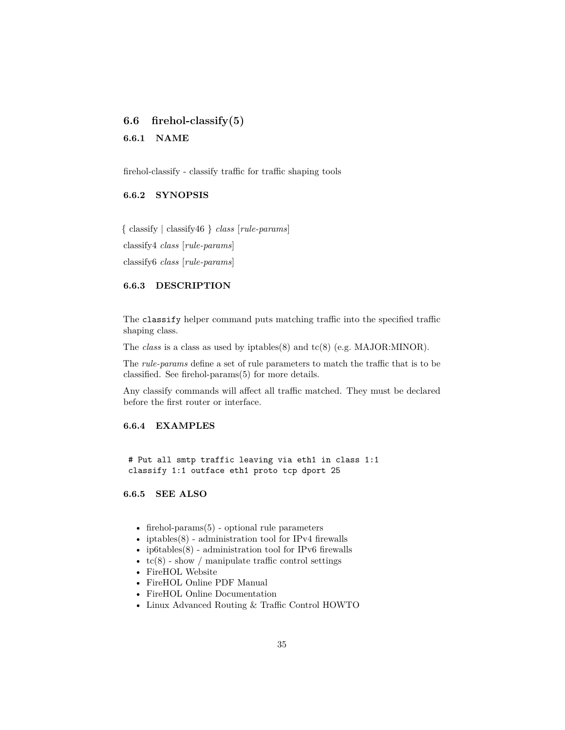## 6.6 firehol-classify(5)

### 6.6.1 NAME

firehol-classify - classify traffic for traffic shaping tools

### 6.6.2 SYNOPSIS

{ classify | classify46 } *class* [*rule-params*]

classify4 *class* [*rule-params*]

classify6 *class* [*rule-params*]

### 6.6.3 DESCRIPTION

The `classify` helper command puts matching traffic into the specified traffic shaping class.

The *class* is a class as used by iptables(8) and tc(8) (e.g. MAJOR:MINOR).

The *rule-params* define a set of rule parameters to match the traffic that is to be classified. See firehol-params(5) for more details.

Any classify commands will affect all traffic matched. They must be declared before the first router or interface.

### 6.6.4 EXAMPLES

```
# Put all smtp traffic leaving via eth1 in class 1:1
classify 1:1 outface eth1 proto tcp dport 25
```

### 6.6.5 SEE ALSO

- firehol-params(5) - optional rule parameters
- iptables(8) - administration tool for IPv4 firewalls
- ip6tables(8) - administration tool for IPv6 firewalls
- tc(8) - show / manipulate traffic control settings
- FireHOL Website
- FireHOL Online PDF Manual
- FireHOL Online Documentation
- Linux Advanced Routing & Traffic Control HOWTO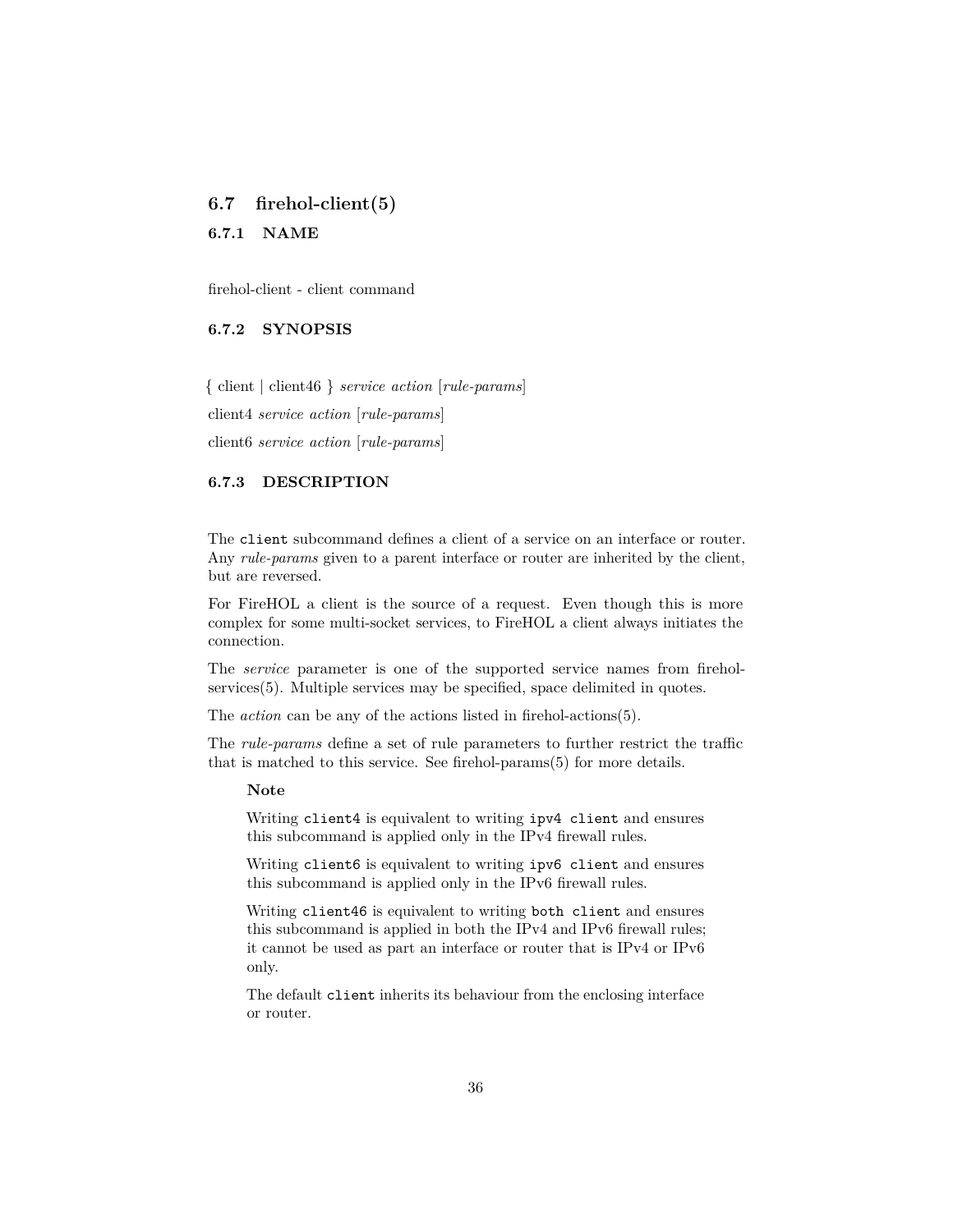## 6.7 firehol-client(5)

### 6.7.1 NAME

firehol-client - client command

### 6.7.2 SYNOPSIS

{ client | client46 } *service* *action* [*rule-params*]

client4 *service* *action* [*rule-params*]

client6 *service* *action* [*rule-params*]

### 6.7.3 DESCRIPTION

The `client` subcommand defines a client of a service on an interface or router. Any *rule-params* given to a parent interface or router are inherited by the client, but are reversed.

For FireHOL a client is the source of a request. Even though this is more complex for some multi-socket services, to FireHOL a client always initiates the connection.

The *service* parameter is one of the supported service names from firehol-services(5). Multiple services may be specified, space delimited in quotes.

The *action* can be any of the actions listed in firehol-actions(5).

The *rule-params* define a set of rule parameters to further restrict the traffic that is matched to this service. See firehol-params(5) for more details.

> **Note**
>
> Writing `client4` is equivalent to writing `ipv4 client` and ensures this subcommand is applied only in the IPv4 firewall rules.
>
> Writing `client6` is equivalent to writing `ipv6 client` and ensures this subcommand is applied only in the IPv6 firewall rules.
>
> Writing `client46` is equivalent to writing `both client` and ensures this subcommand is applied in both the IPv4 and IPv6 firewall rules; it cannot be used as part an interface or router that is IPv4 or IPv6 only.
>
> The default `client` inherits its behaviour from the enclosing interface or router.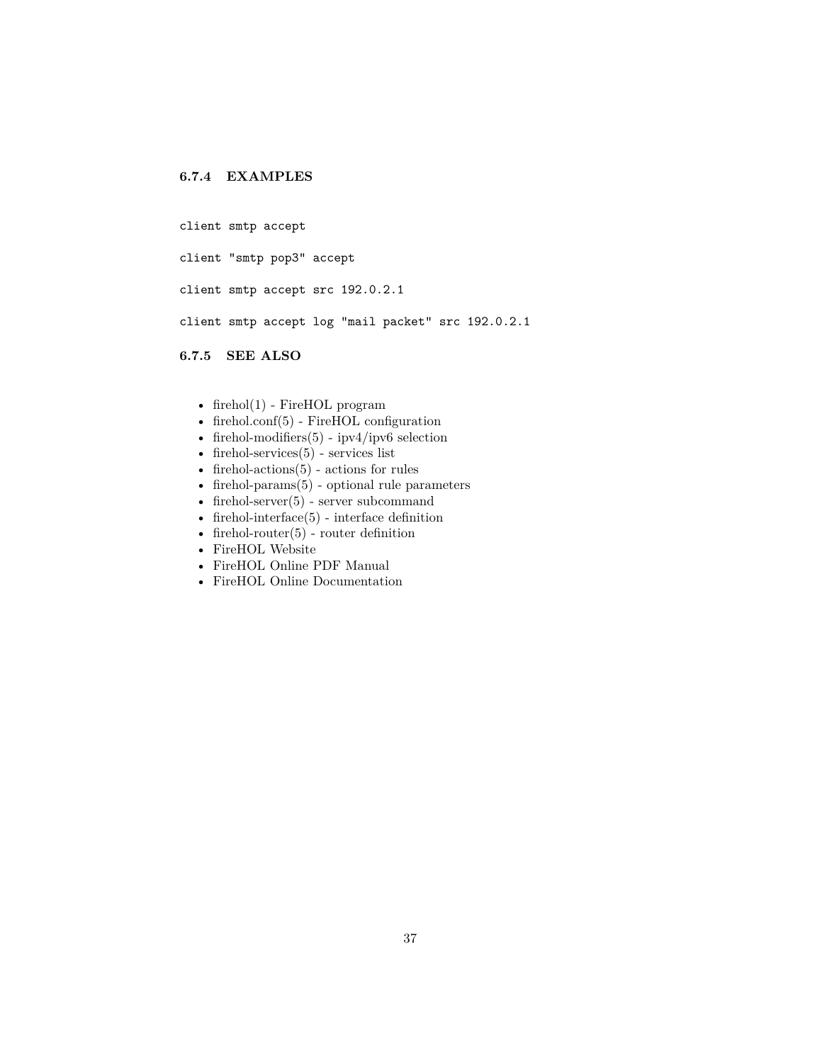### 6.7.4 EXAMPLES

```
client smtp accept

client "smtp pop3" accept

client smtp accept src 192.0.2.1

client smtp accept log "mail packet" src 192.0.2.1
```

### 6.7.5 SEE ALSO

- firehol(1) - FireHOL program
- firehol.conf(5) - FireHOL configuration
- firehol-modifiers(5) - ipv4/ipv6 selection
- firehol-services(5) - services list
- firehol-actions(5) - actions for rules
- firehol-params(5) - optional rule parameters
- firehol-server(5) - server subcommand
- firehol-interface(5) - interface definition
- firehol-router(5) - router definition
- FireHOL Website
- FireHOL Online PDF Manual
- FireHOL Online Documentation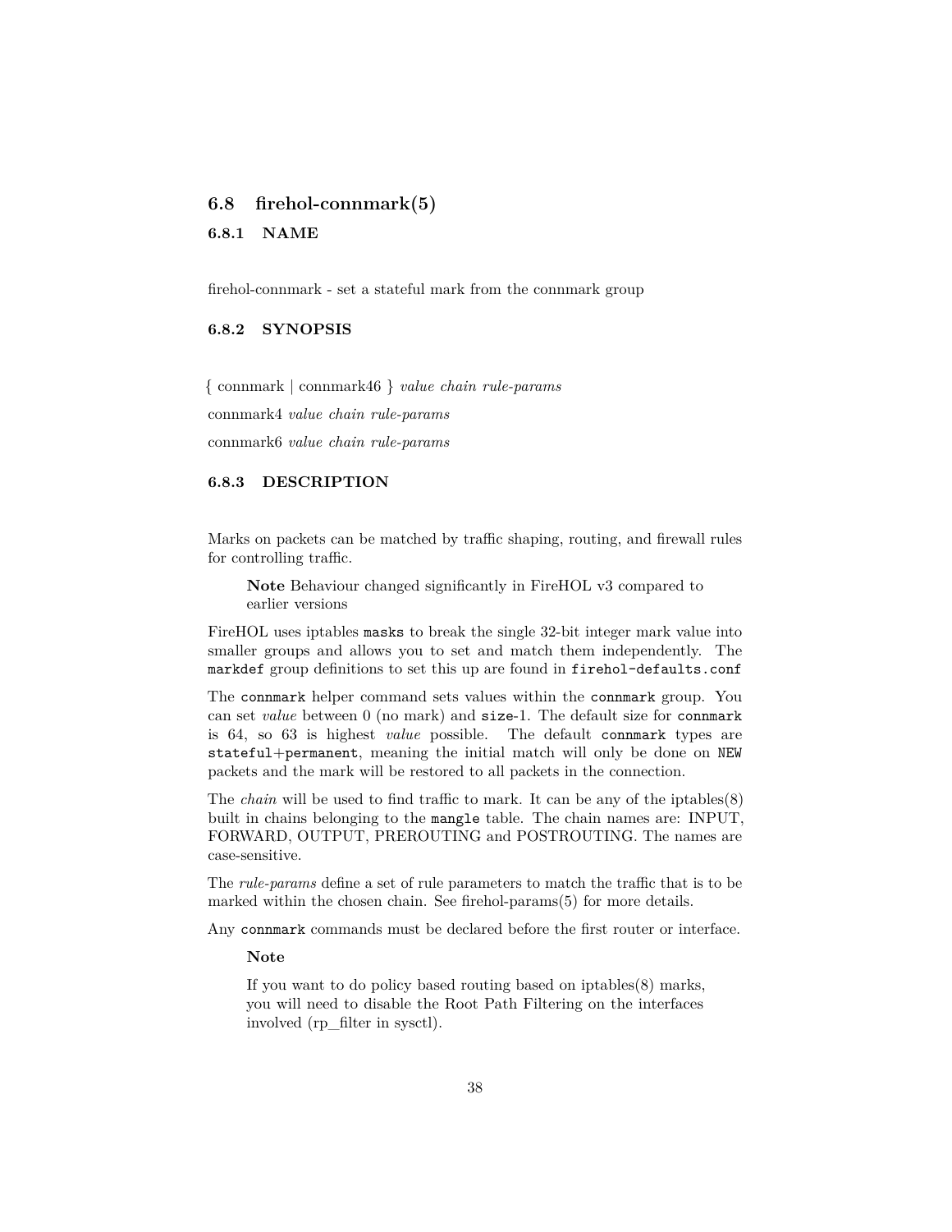## 6.8 firehol-connmark(5)

### 6.8.1 NAME

firehol-connmark - set a stateful mark from the connmark group

### 6.8.2 SYNOPSIS

{ connmark | connmark46 } *value chain rule-params*

connmark4 *value chain rule-params*

connmark6 *value chain rule-params*

### 6.8.3 DESCRIPTION

Marks on packets can be matched by traffic shaping, routing, and firewall rules for controlling traffic.

> **Note** Behaviour changed significantly in FireHOL v3 compared to earlier versions

FireHOL uses iptables `masks` to break the single 32-bit integer mark value into smaller groups and allows you to set and match them independently. The `markdef` group definitions to set this up are found in `firehol-defaults.conf`

The `connmark` helper command sets values within the `connmark` group. You can set *value* between 0 (no mark) and `size`-1. The default size for `connmark` is 64, so 63 is highest *value* possible. The default `connmark` types are `stateful`+`permanent`, meaning the initial match will only be done on `NEW` packets and the mark will be restored to all packets in the connection.

The *chain* will be used to find traffic to mark. It can be any of the iptables(8) built in chains belonging to the `mangle` table. The chain names are: INPUT, FORWARD, OUTPUT, PREROUTING and POSTROUTING. The names are case-sensitive.

The *rule-params* define a set of rule parameters to match the traffic that is to be marked within the chosen chain. See firehol-params(5) for more details.

Any `connmark` commands must be declared before the first router or interface.

> **Note**
>
> If you want to do policy based routing based on iptables(8) marks, you will need to disable the Root Path Filtering on the interfaces involved (rp_filter in sysctl).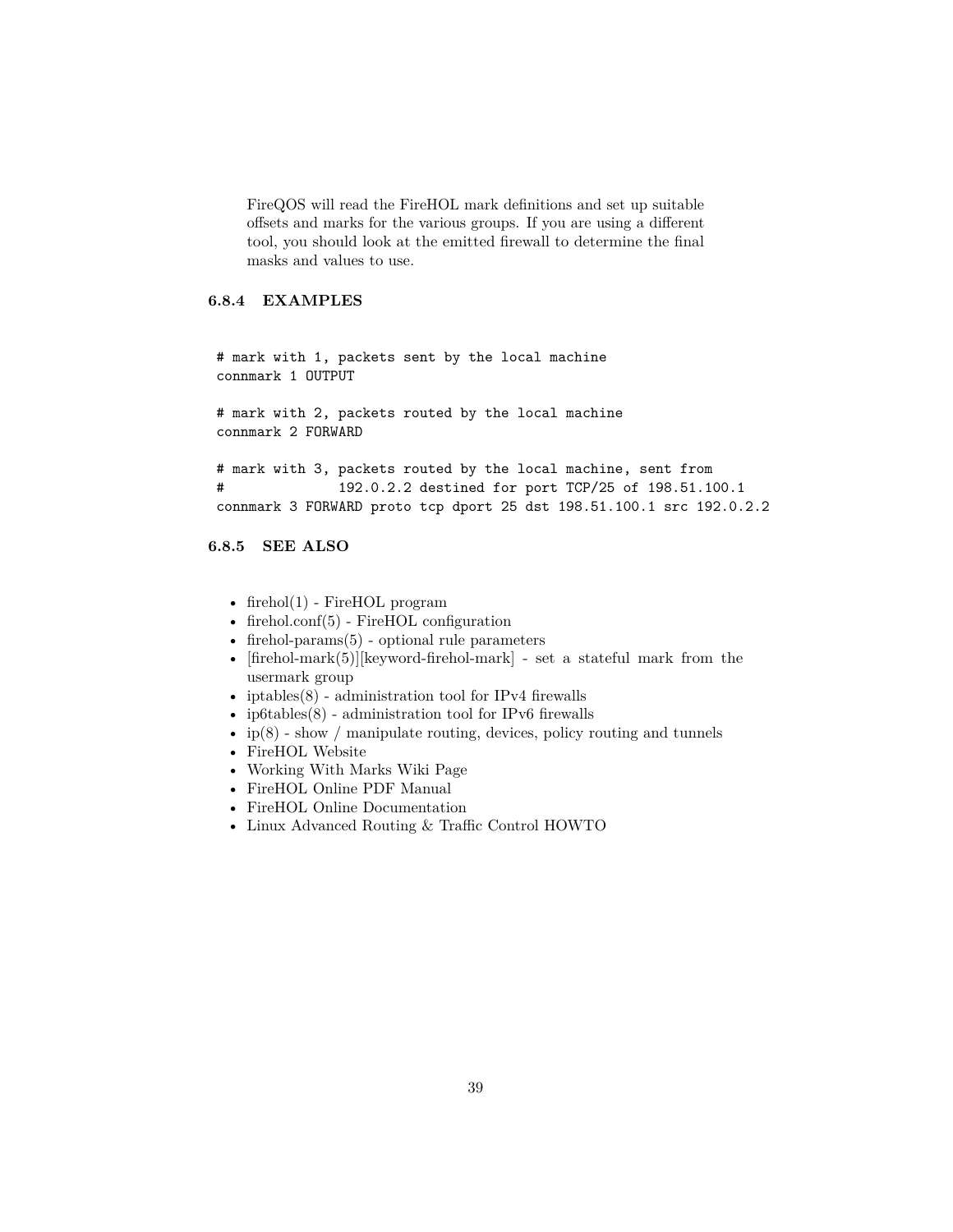FireQOS will read the FireHOL mark definitions and set up suitable offsets and marks for the various groups. If you are using a different tool, you should look at the emitted firewall to determine the final masks and values to use.

### 6.8.4 EXAMPLES

```
# mark with 1, packets sent by the local machine
connmark 1 OUTPUT

# mark with 2, packets routed by the local machine
connmark 2 FORWARD

# mark with 3, packets routed by the local machine, sent from
#              192.0.2.2 destined for port TCP/25 of 198.51.100.1
connmark 3 FORWARD proto tcp dport 25 dst 198.51.100.1 src 192.0.2.2
```

### 6.8.5 SEE ALSO

- firehol(1) - FireHOL program
- firehol.conf(5) - FireHOL configuration
- firehol-params(5) - optional rule parameters
- [firehol-mark(5)][keyword-firehol-mark] - set a stateful mark from the usermark group
- iptables(8) - administration tool for IPv4 firewalls
- ip6tables(8) - administration tool for IPv6 firewalls
- ip(8) - show / manipulate routing, devices, policy routing and tunnels
- FireHOL Website
- Working With Marks Wiki Page
- FireHOL Online PDF Manual
- FireHOL Online Documentation
- Linux Advanced Routing & Traffic Control HOWTO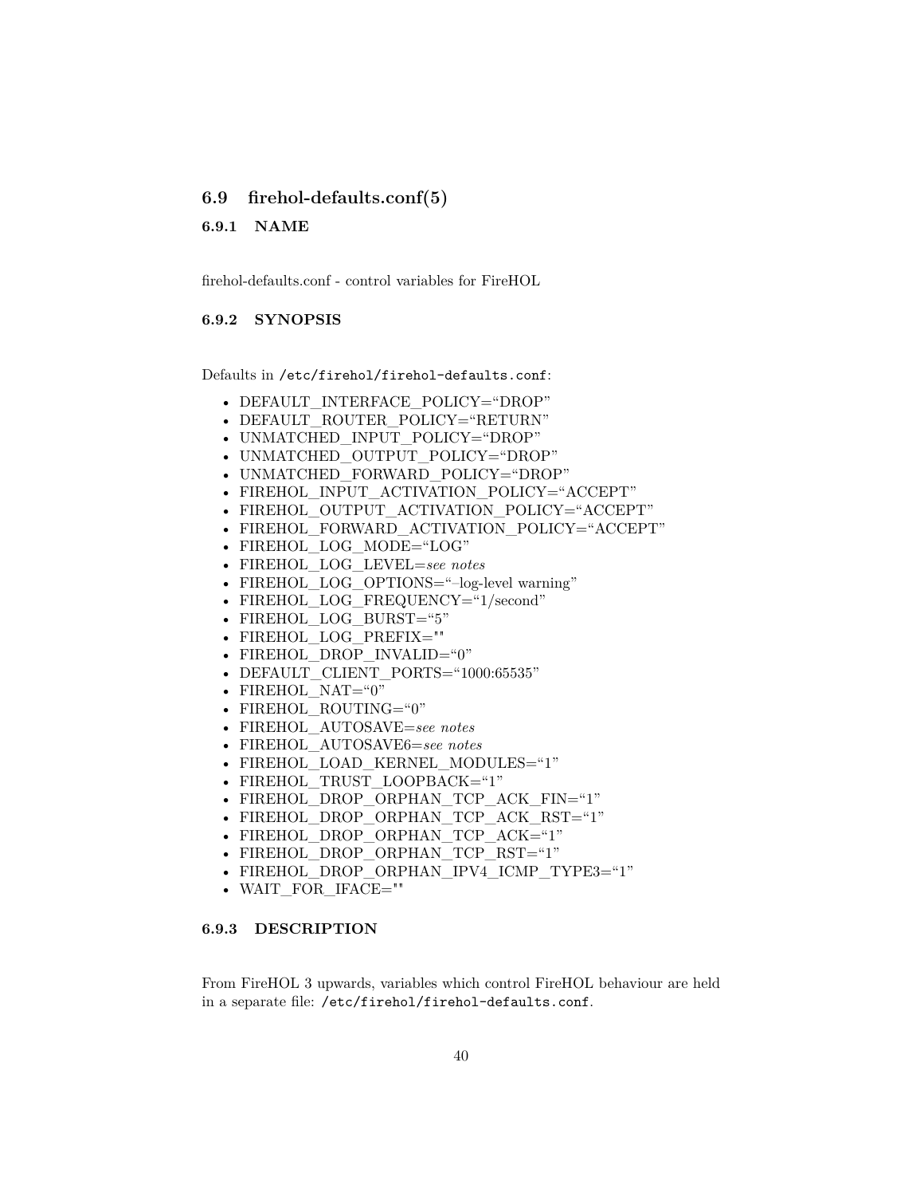## 6.9 firehol-defaults.conf(5)

### 6.9.1 NAME

firehol-defaults.conf - control variables for FireHOL

### 6.9.2 SYNOPSIS

Defaults in `/etc/firehol/firehol-defaults.conf`:

- DEFAULT_INTERFACE_POLICY="DROP"
- DEFAULT_ROUTER_POLICY="RETURN"
- UNMATCHED_INPUT_POLICY="DROP"
- UNMATCHED_OUTPUT_POLICY="DROP"
- UNMATCHED_FORWARD_POLICY="DROP"
- FIREHOL_INPUT_ACTIVATION_POLICY="ACCEPT"
- FIREHOL_OUTPUT_ACTIVATION_POLICY="ACCEPT"
- FIREHOL_FORWARD_ACTIVATION_POLICY="ACCEPT"
- FIREHOL_LOG_MODE="LOG"
- FIREHOL_LOG_LEVEL=*see notes*
- FIREHOL_LOG_OPTIONS="–log-level warning"
- FIREHOL_LOG_FREQUENCY="1/second"
- FIREHOL_LOG_BURST="5"
- FIREHOL_LOG_PREFIX=""
- FIREHOL_DROP_INVALID="0"
- DEFAULT_CLIENT_PORTS="1000:65535"
- FIREHOL_NAT="0"
- FIREHOL_ROUTING="0"
- FIREHOL_AUTOSAVE=*see notes*
- FIREHOL_AUTOSAVE6=*see notes*
- FIREHOL_LOAD_KERNEL_MODULES="1"
- FIREHOL_TRUST_LOOPBACK="1"
- FIREHOL_DROP_ORPHAN_TCP_ACK_FIN="1"
- FIREHOL_DROP_ORPHAN_TCP_ACK_RST="1"
- FIREHOL_DROP_ORPHAN_TCP_ACK="1"
- FIREHOL_DROP_ORPHAN_TCP_RST="1"
- FIREHOL_DROP_ORPHAN_IPV4_ICMP_TYPE3="1"
- WAIT_FOR_IFACE=""

### 6.9.3 DESCRIPTION

From FireHOL 3 upwards, variables which control FireHOL behaviour are held in a separate file: `/etc/firehol/firehol-defaults.conf`.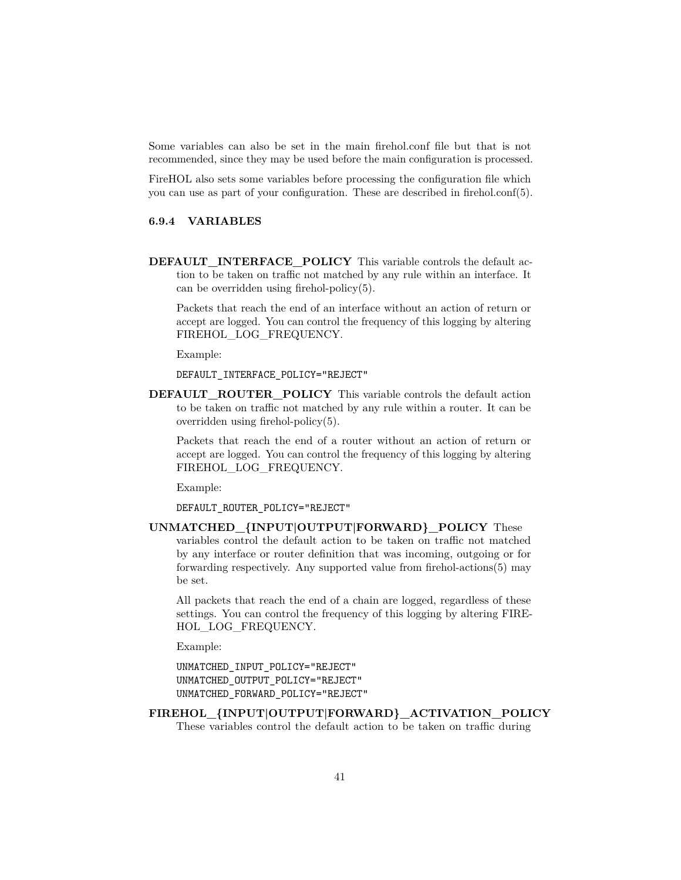Some variables can also be set in the main firehol.conf file but that is not recommended, since they may be used before the main configuration is processed.

FireHOL also sets some variables before processing the configuration file which you can use as part of your configuration. These are described in firehol.conf(5).

### 6.9.4 VARIABLES

**DEFAULT_INTERFACE_POLICY** This variable controls the default action to be taken on traffic not matched by any rule within an interface. It can be overridden using firehol-policy(5).

Packets that reach the end of an interface without an action of return or accept are logged. You can control the frequency of this logging by altering FIREHOL_LOG_FREQUENCY.

Example:

```
DEFAULT_INTERFACE_POLICY="REJECT"
```

**DEFAULT_ROUTER_POLICY** This variable controls the default action to be taken on traffic not matched by any rule within a router. It can be overridden using firehol-policy(5).

Packets that reach the end of a router without an action of return or accept are logged. You can control the frequency of this logging by altering FIREHOL_LOG_FREQUENCY.

Example:

```
DEFAULT_ROUTER_POLICY="REJECT"
```

**UNMATCHED_{INPUT|OUTPUT|FORWARD}_POLICY** These variables control the default action to be taken on traffic not matched by any interface or router definition that was incoming, outgoing or for forwarding respectively. Any supported value from firehol-actions(5) may be set.

All packets that reach the end of a chain are logged, regardless of these settings. You can control the frequency of this logging by altering FIREHOL_LOG_FREQUENCY.

Example:

```
UNMATCHED_INPUT_POLICY="REJECT"
UNMATCHED_OUTPUT_POLICY="REJECT"
UNMATCHED_FORWARD_POLICY="REJECT"
```

**FIREHOL_{INPUT|OUTPUT|FORWARD}_ACTIVATION_POLICY** These variables control the default action to be taken on traffic during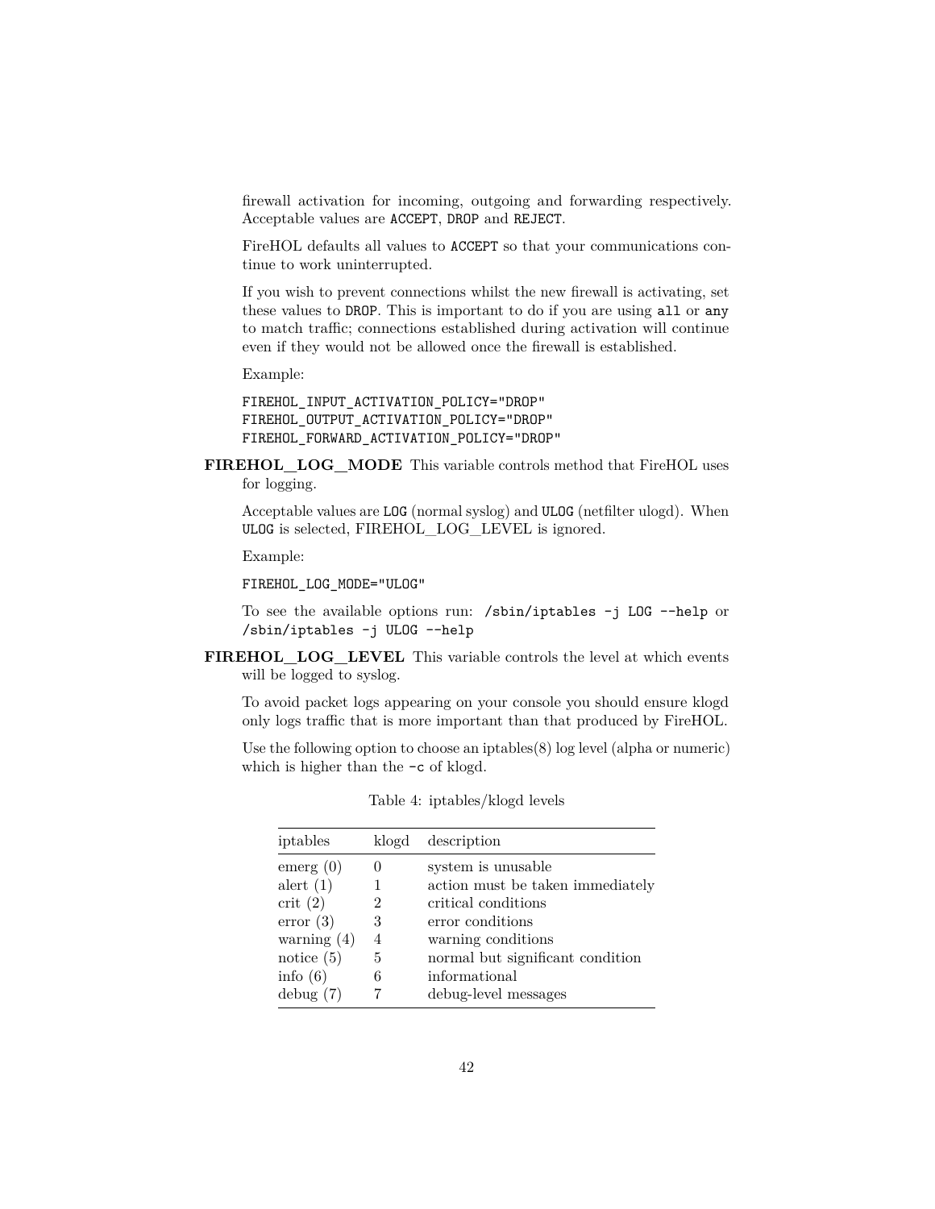firewall activation for incoming, outgoing and forwarding respectively. Acceptable values are `ACCEPT`, `DROP` and `REJECT`.

FireHOL defaults all values to `ACCEPT` so that your communications continue to work uninterrupted.

If you wish to prevent connections whilst the new firewall is activating, set these values to `DROP`. This is important to do if you are using `all` or `any` to match traffic; connections established during activation will continue even if they would not be allowed once the firewall is established.

Example:

```
FIREHOL_INPUT_ACTIVATION_POLICY="DROP"
FIREHOL_OUTPUT_ACTIVATION_POLICY="DROP"
FIREHOL_FORWARD_ACTIVATION_POLICY="DROP"
```

**FIREHOL_LOG_MODE** This variable controls method that FireHOL uses for logging.

Acceptable values are `LOG` (normal syslog) and `ULOG` (netfilter ulogd). When `ULOG` is selected, FIREHOL_LOG_LEVEL is ignored.

Example:

```
FIREHOL_LOG_MODE="ULOG"
```

To see the available options run: `/sbin/iptables -j LOG --help` or `/sbin/iptables -j ULOG --help`

**FIREHOL_LOG_LEVEL** This variable controls the level at which events will be logged to syslog.

To avoid packet logs appearing on your console you should ensure klogd only logs traffic that is more important than that produced by FireHOL.

Use the following option to choose an iptables(8) log level (alpha or numeric) which is higher than the `-c` of klogd.

Table 4: iptables/klogd levels

| iptables | klogd | description |
|---|---|---|
| emerg (0) | 0 | system is unusable |
| alert (1) | 1 | action must be taken immediately |
| crit (2) | 2 | critical conditions |
| error (3) | 3 | error conditions |
| warning (4) | 4 | warning conditions |
| notice (5) | 5 | normal but significant condition |
| info (6) | 6 | informational |
| debug (7) | 7 | debug-level messages |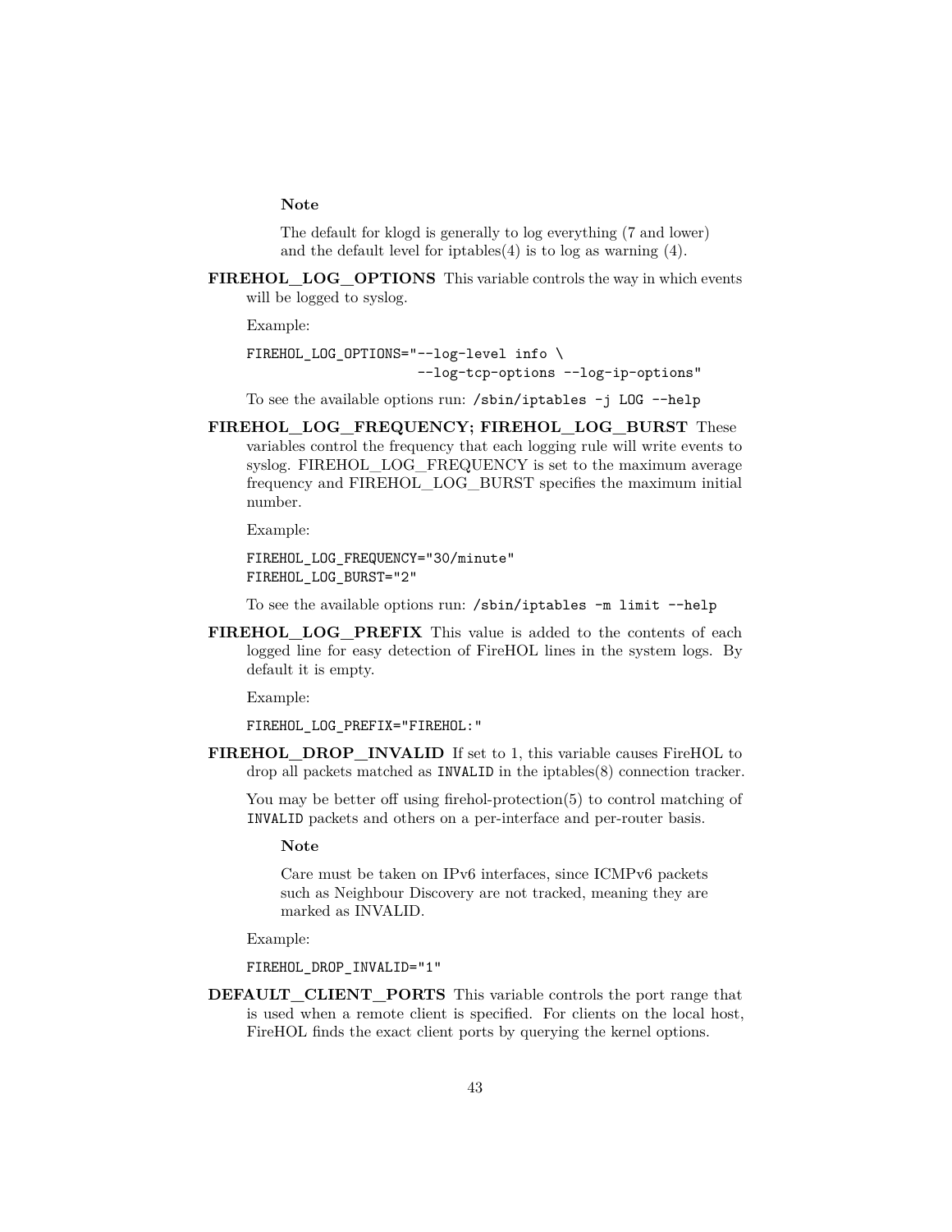**Note**

The default for klogd is generally to log everything (7 and lower) and the default level for iptables(4) is to log as warning (4).

**FIREHOL_LOG_OPTIONS** This variable controls the way in which events will be logged to syslog.

Example:

```
FIREHOL_LOG_OPTIONS="--log-level info \
                     --log-tcp-options --log-ip-options"
```

To see the available options run: `/sbin/iptables -j LOG --help`

**FIREHOL_LOG_FREQUENCY; FIREHOL_LOG_BURST** These variables control the frequency that each logging rule will write events to syslog. FIREHOL_LOG_FREQUENCY is set to the maximum average frequency and FIREHOL_LOG_BURST specifies the maximum initial number.

Example:

```
FIREHOL_LOG_FREQUENCY="30/minute"
FIREHOL_LOG_BURST="2"
```

To see the available options run: `/sbin/iptables -m limit --help`

**FIREHOL_LOG_PREFIX** This value is added to the contents of each logged line for easy detection of FireHOL lines in the system logs. By default it is empty.

Example:

```
FIREHOL_LOG_PREFIX="FIREHOL:"
```

**FIREHOL_DROP_INVALID** If set to 1, this variable causes FireHOL to drop all packets matched as `INVALID` in the iptables(8) connection tracker.

You may be better off using firehol-protection(5) to control matching of `INVALID` packets and others on a per-interface and per-router basis.

**Note**

Care must be taken on IPv6 interfaces, since ICMPv6 packets such as Neighbour Discovery are not tracked, meaning they are marked as INVALID.

Example:

```
FIREHOL_DROP_INVALID="1"
```

**DEFAULT_CLIENT_PORTS** This variable controls the port range that is used when a remote client is specified. For clients on the local host, FireHOL finds the exact client ports by querying the kernel options.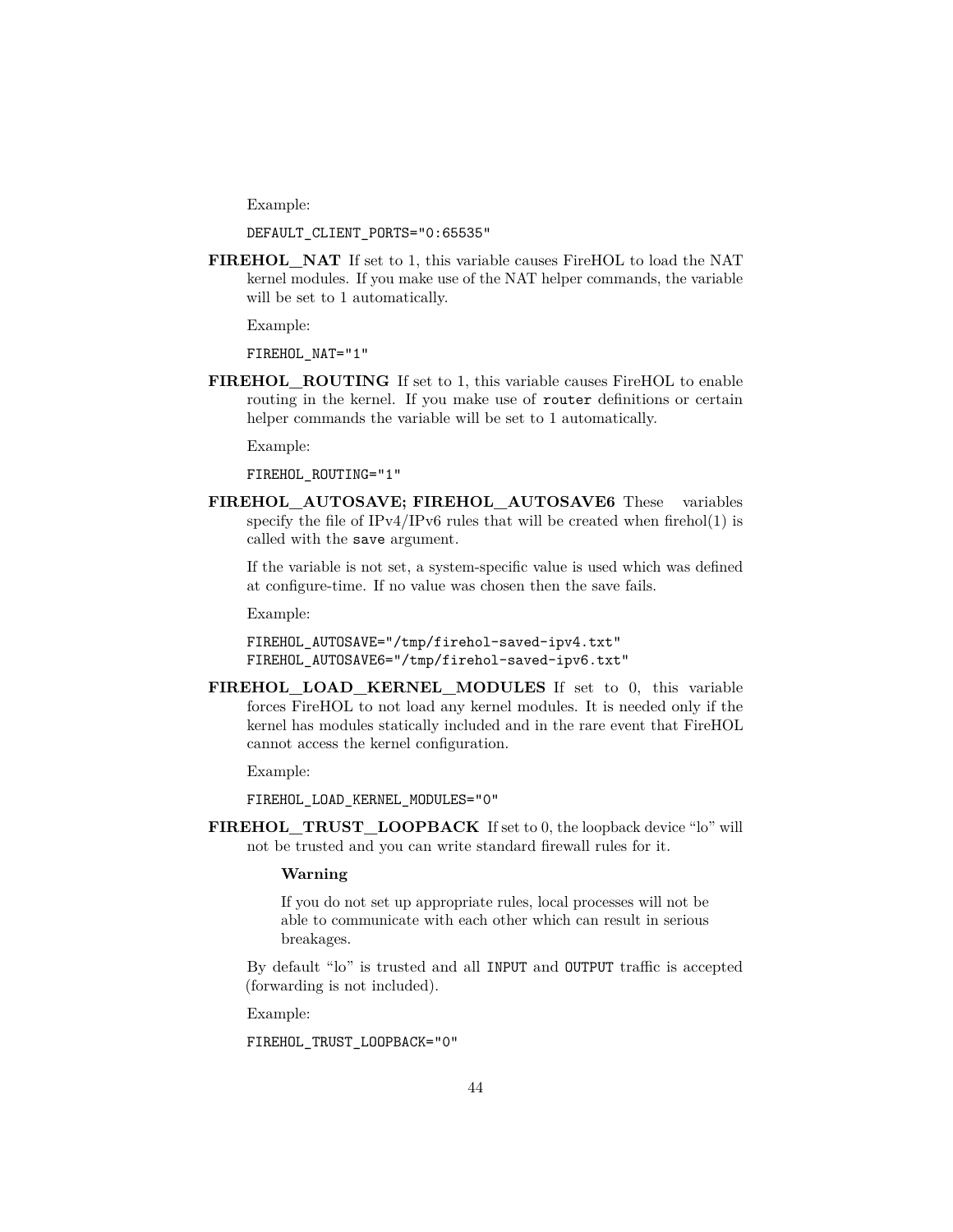Example:

```
DEFAULT_CLIENT_PORTS="0:65535"
```

**FIREHOL_NAT** If set to 1, this variable causes FireHOL to load the NAT kernel modules. If you make use of the NAT helper commands, the variable will be set to 1 automatically.

Example:

```
FIREHOL_NAT="1"
```

**FIREHOL_ROUTING** If set to 1, this variable causes FireHOL to enable routing in the kernel. If you make use of `router` definitions or certain helper commands the variable will be set to 1 automatically.

Example:

```
FIREHOL_ROUTING="1"
```

**FIREHOL_AUTOSAVE; FIREHOL_AUTOSAVE6** These variables specify the file of IPv4/IPv6 rules that will be created when firehol(1) is called with the `save` argument.

If the variable is not set, a system-specific value is used which was defined at configure-time. If no value was chosen then the save fails.

Example:

```
FIREHOL_AUTOSAVE="/tmp/firehol-saved-ipv4.txt"
FIREHOL_AUTOSAVE6="/tmp/firehol-saved-ipv6.txt"
```

**FIREHOL_LOAD_KERNEL_MODULES** If set to 0, this variable forces FireHOL to not load any kernel modules. It is needed only if the kernel has modules statically included and in the rare event that FireHOL cannot access the kernel configuration.

Example:

```
FIREHOL_LOAD_KERNEL_MODULES="0"
```

**FIREHOL_TRUST_LOOPBACK** If set to 0, the loopback device "lo" will not be trusted and you can write standard firewall rules for it.

> **Warning**
>
> If you do not set up appropriate rules, local processes will not be able to communicate with each other which can result in serious breakages.

By default "lo" is trusted and all `INPUT` and `OUTPUT` traffic is accepted (forwarding is not included).

Example:

```
FIREHOL_TRUST_LOOPBACK="0"
```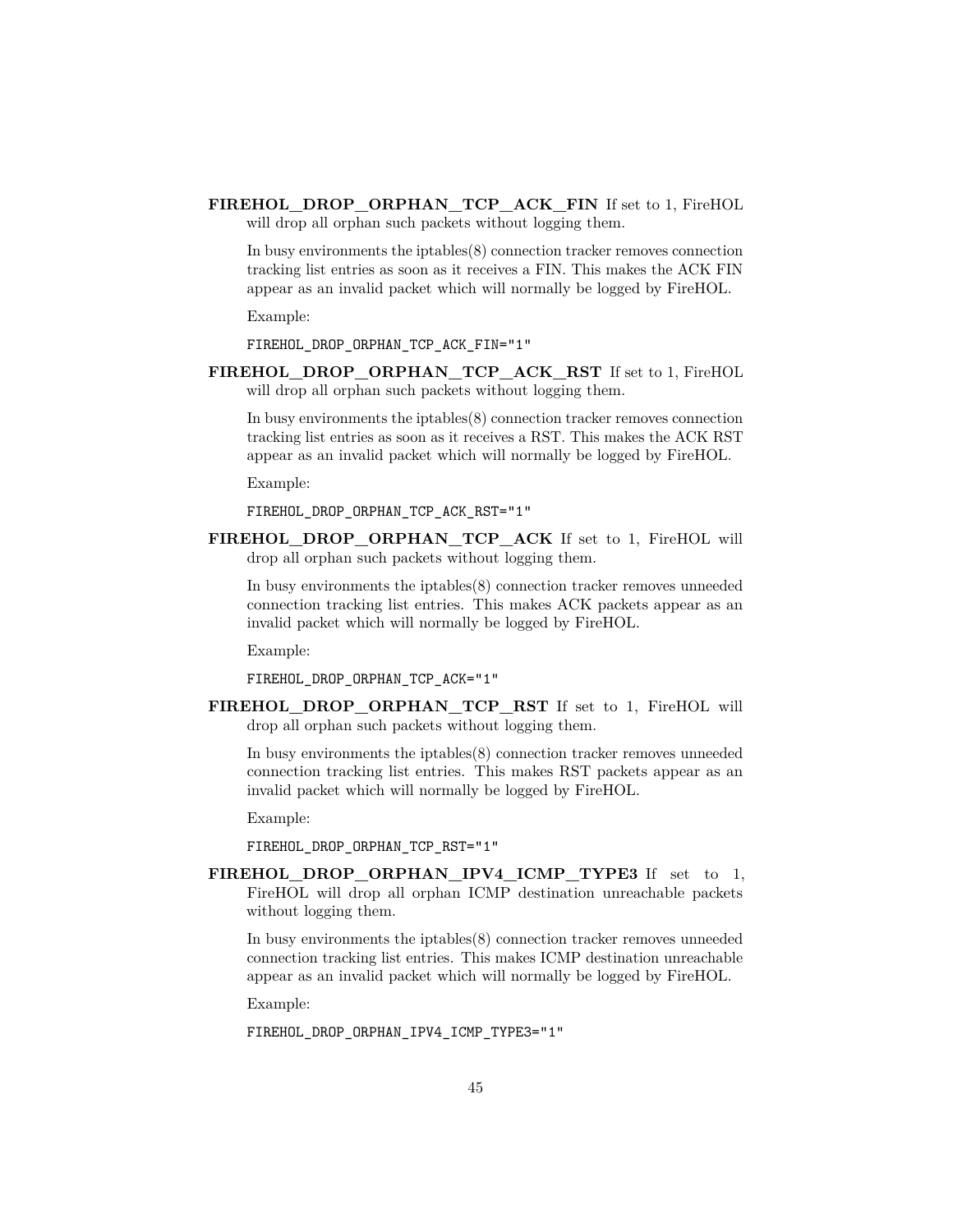**FIREHOL_DROP_ORPHAN_TCP_ACK_FIN** If set to 1, FireHOL will drop all orphan such packets without logging them.

In busy environments the iptables(8) connection tracker removes connection tracking list entries as soon as it receives a FIN. This makes the ACK FIN appear as an invalid packet which will normally be logged by FireHOL.

Example:

```
FIREHOL_DROP_ORPHAN_TCP_ACK_FIN="1"
```

**FIREHOL_DROP_ORPHAN_TCP_ACK_RST** If set to 1, FireHOL will drop all orphan such packets without logging them.

In busy environments the iptables(8) connection tracker removes connection tracking list entries as soon as it receives a RST. This makes the ACK RST appear as an invalid packet which will normally be logged by FireHOL.

Example:

```
FIREHOL_DROP_ORPHAN_TCP_ACK_RST="1"
```

**FIREHOL_DROP_ORPHAN_TCP_ACK** If set to 1, FireHOL will drop all orphan such packets without logging them.

In busy environments the iptables(8) connection tracker removes unneeded connection tracking list entries. This makes ACK packets appear as an invalid packet which will normally be logged by FireHOL.

Example:

```
FIREHOL_DROP_ORPHAN_TCP_ACK="1"
```

**FIREHOL_DROP_ORPHAN_TCP_RST** If set to 1, FireHOL will drop all orphan such packets without logging them.

In busy environments the iptables(8) connection tracker removes unneeded connection tracking list entries. This makes RST packets appear as an invalid packet which will normally be logged by FireHOL.

Example:

```
FIREHOL_DROP_ORPHAN_TCP_RST="1"
```

**FIREHOL_DROP_ORPHAN_IPV4_ICMP_TYPE3** If set to 1, FireHOL will drop all orphan ICMP destination unreachable packets without logging them.

In busy environments the iptables(8) connection tracker removes unneeded connection tracking list entries. This makes ICMP destination unreachable appear as an invalid packet which will normally be logged by FireHOL.

Example:

```
FIREHOL_DROP_ORPHAN_IPV4_ICMP_TYPE3="1"
```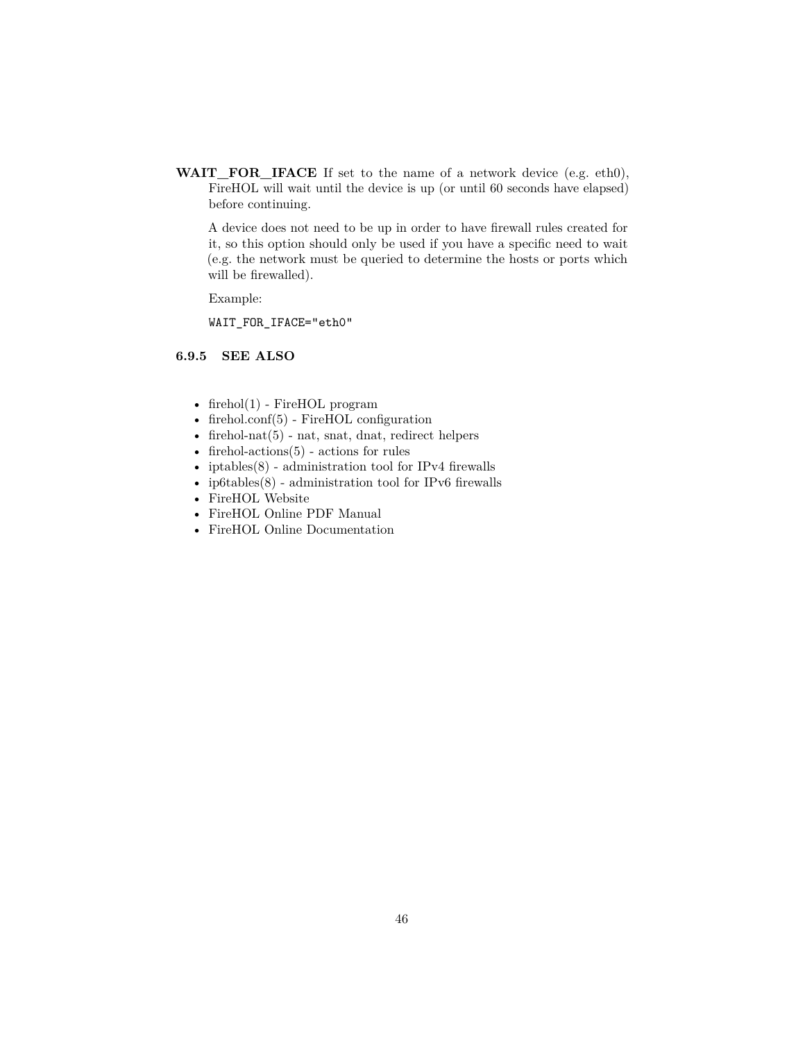**WAIT_FOR_IFACE** If set to the name of a network device (e.g. eth0), FireHOL will wait until the device is up (or until 60 seconds have elapsed) before continuing.

A device does not need to be up in order to have firewall rules created for it, so this option should only be used if you have a specific need to wait (e.g. the network must be queried to determine the hosts or ports which will be firewalled).

Example:

```
WAIT_FOR_IFACE="eth0"
```

#### 6.9.5 SEE ALSO

- firehol(1) - FireHOL program
- firehol.conf(5) - FireHOL configuration
- firehol-nat(5) - nat, snat, dnat, redirect helpers
- firehol-actions(5) - actions for rules
- iptables(8) - administration tool for IPv4 firewalls
- ip6tables(8) - administration tool for IPv6 firewalls
- FireHOL Website
- FireHOL Online PDF Manual
- FireHOL Online Documentation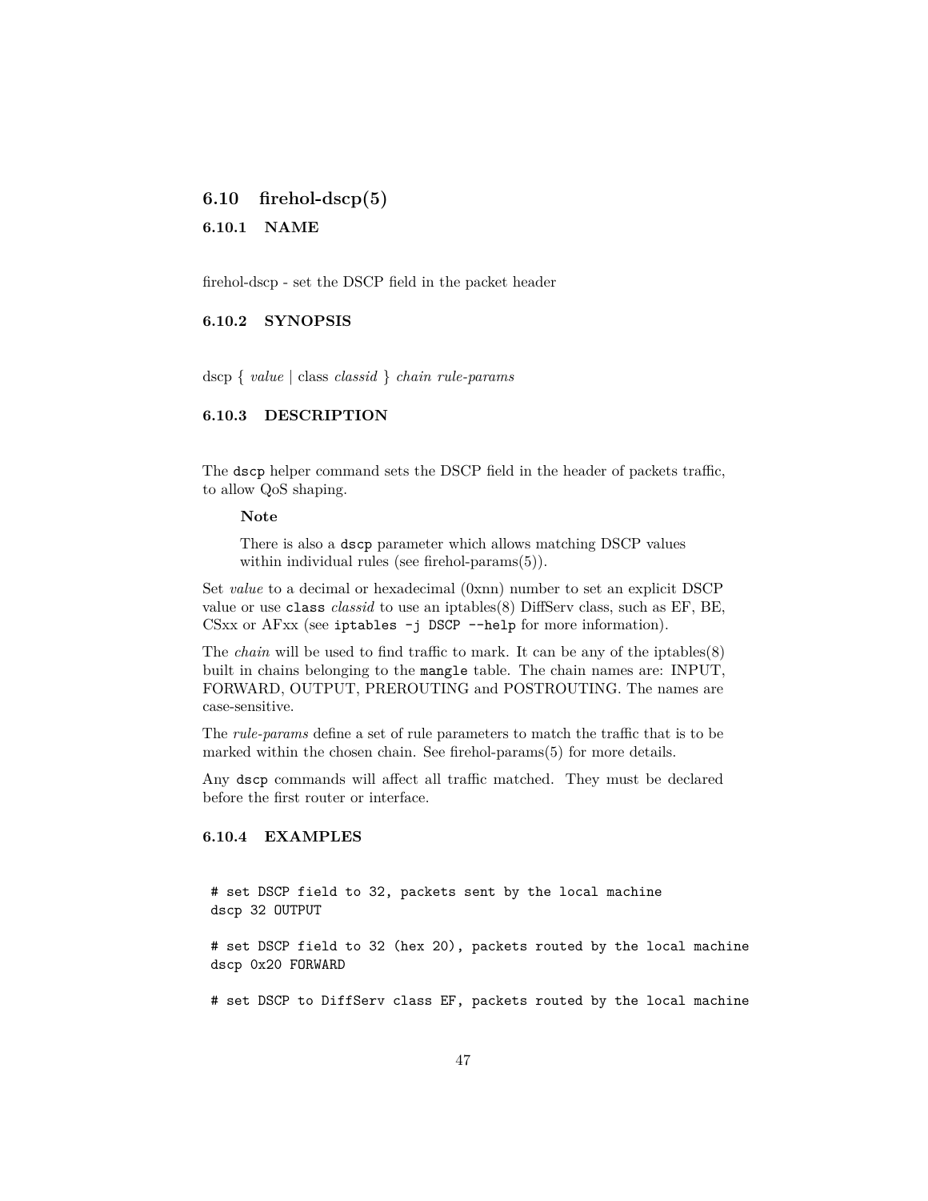## 6.10 firehol-dscp(5)

### 6.10.1 NAME

firehol-dscp - set the DSCP field in the packet header

### 6.10.2 SYNOPSIS

dscp { *value* | class *classid* } *chain rule-params*

### 6.10.3 DESCRIPTION

The `dscp` helper command sets the DSCP field in the header of packets traffic, to allow QoS shaping.

> **Note**
>
> There is also a `dscp` parameter which allows matching DSCP values within individual rules (see firehol-params(5)).

Set *value* to a decimal or hexadecimal (0xnn) number to set an explicit DSCP value or use `class` *classid* to use an iptables(8) DiffServ class, such as EF, BE, CSxx or AFxx (see `iptables -j DSCP --help` for more information).

The *chain* will be used to find traffic to mark. It can be any of the iptables(8) built in chains belonging to the `mangle` table. The chain names are: INPUT, FORWARD, OUTPUT, PREROUTING and POSTROUTING. The names are case-sensitive.

The *rule-params* define a set of rule parameters to match the traffic that is to be marked within the chosen chain. See firehol-params(5) for more details.

Any `dscp` commands will affect all traffic matched. They must be declared before the first router or interface.

### 6.10.4 EXAMPLES

```
# set DSCP field to 32, packets sent by the local machine
dscp 32 OUTPUT

# set DSCP field to 32 (hex 20), packets routed by the local machine
dscp 0x20 FORWARD

# set DSCP to DiffServ class EF, packets routed by the local machine
```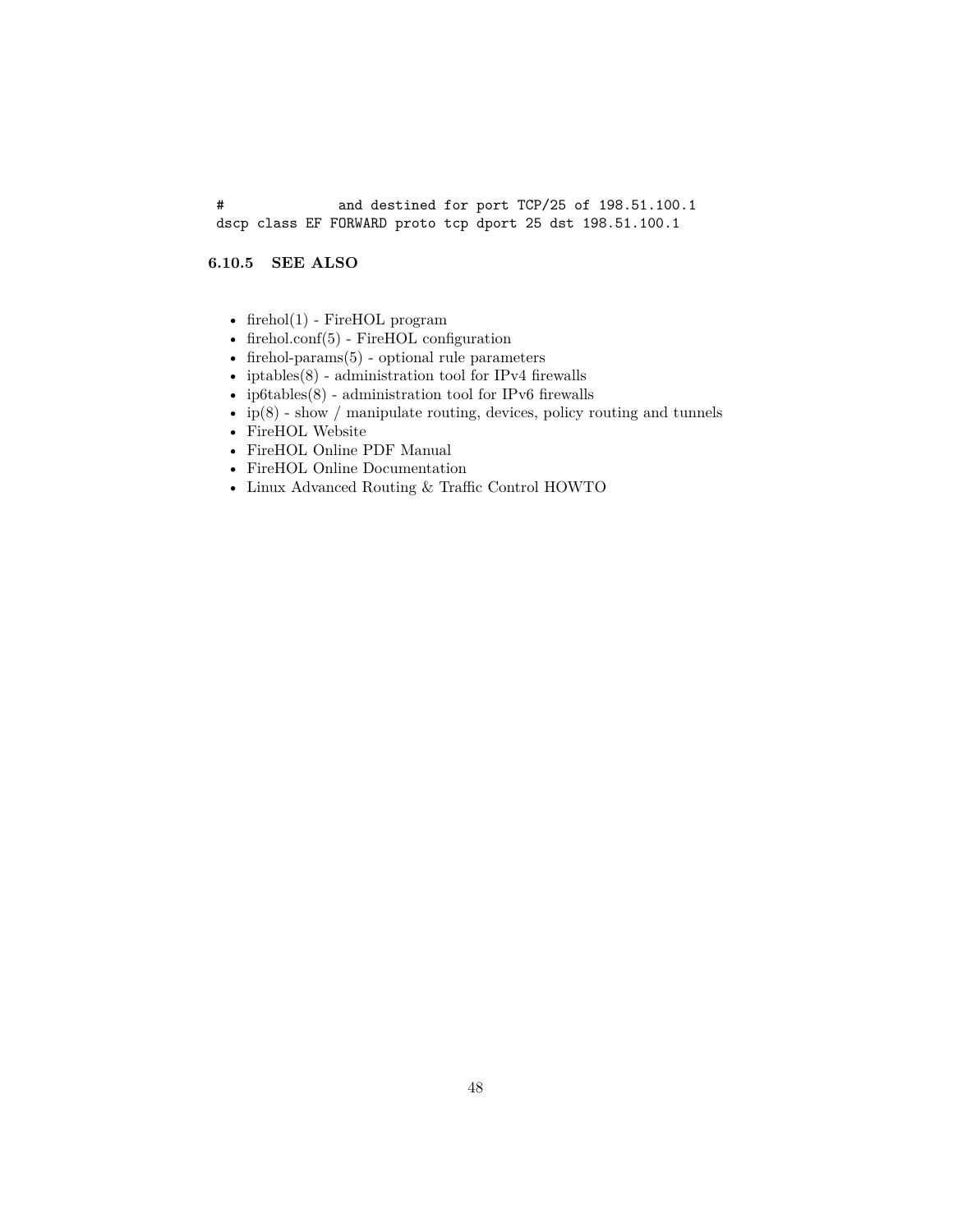```
#              and destined for port TCP/25 of 198.51.100.1
dscp class EF FORWARD proto tcp dport 25 dst 198.51.100.1
```

### 6.10.5 SEE ALSO

- firehol(1) - FireHOL program
- firehol.conf(5) - FireHOL configuration
- firehol-params(5) - optional rule parameters
- iptables(8) - administration tool for IPv4 firewalls
- ip6tables(8) - administration tool for IPv6 firewalls
- ip(8) - show / manipulate routing, devices, policy routing and tunnels
- FireHOL Website
- FireHOL Online PDF Manual
- FireHOL Online Documentation
- Linux Advanced Routing & Traffic Control HOWTO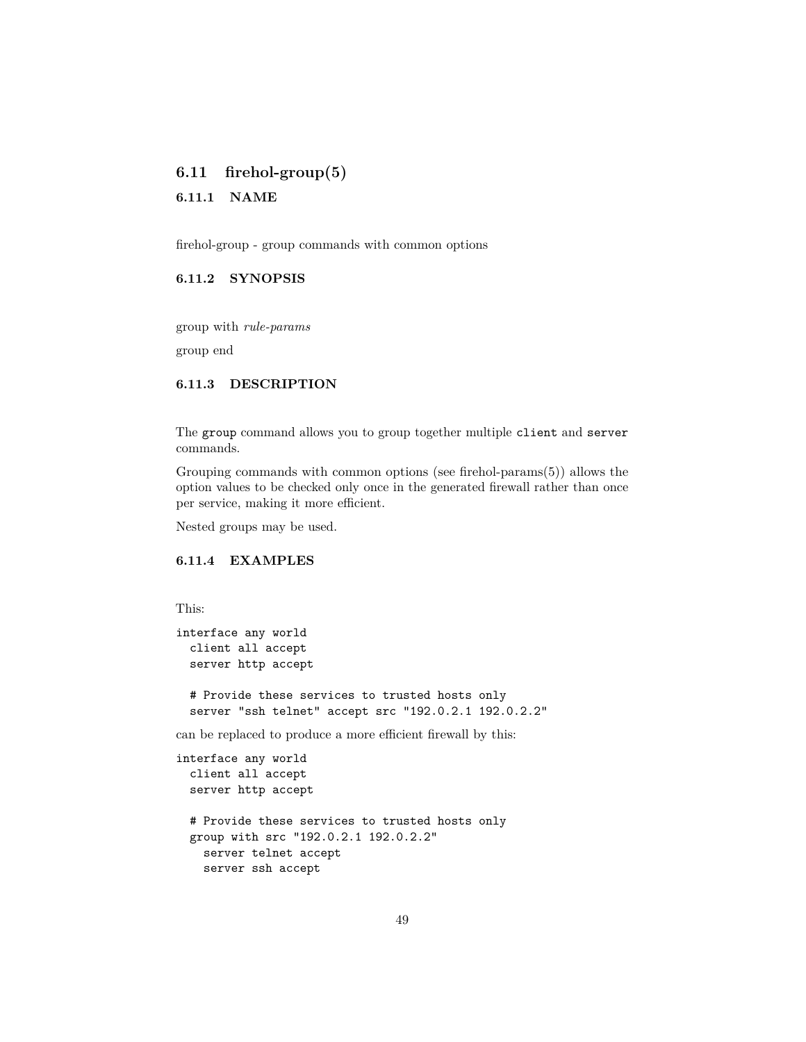## 6.11 firehol-group(5)

### 6.11.1 NAME

firehol-group - group commands with common options

### 6.11.2 SYNOPSIS

group with *rule-params*

group end

### 6.11.3 DESCRIPTION

The `group` command allows you to group together multiple `client` and `server` commands.

Grouping commands with common options (see firehol-params(5)) allows the option values to be checked only once in the generated firewall rather than once per service, making it more efficient.

Nested groups may be used.

### 6.11.4 EXAMPLES

This:

```
interface any world
  client all accept
  server http accept

  # Provide these services to trusted hosts only
  server "ssh telnet" accept src "192.0.2.1 192.0.2.2"
```

can be replaced to produce a more efficient firewall by this:

```
interface any world
  client all accept
  server http accept

  # Provide these services to trusted hosts only
  group with src "192.0.2.1 192.0.2.2"
    server telnet accept
    server ssh accept
```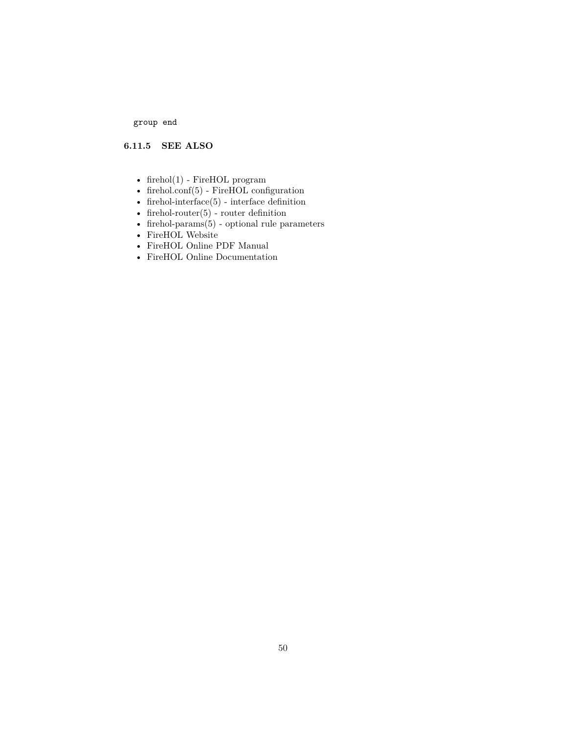```
group end
```

### 6.11.5 SEE ALSO

- firehol(1) - FireHOL program
- firehol.conf(5) - FireHOL configuration
- firehol-interface(5) - interface definition
- firehol-router(5) - router definition
- firehol-params(5) - optional rule parameters
- FireHOL Website
- FireHOL Online PDF Manual
- FireHOL Online Documentation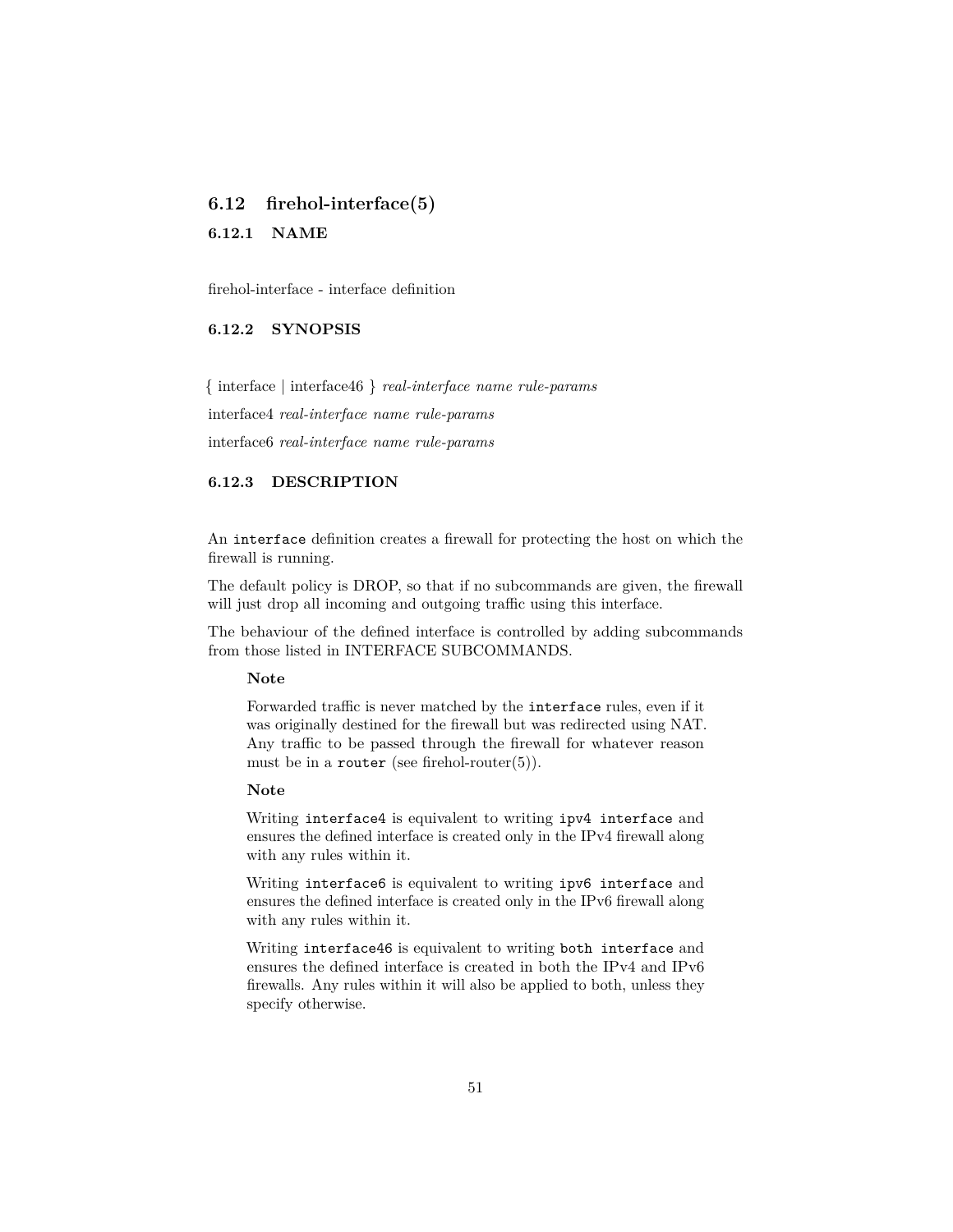## 6.12 firehol-interface(5)

### 6.12.1 NAME

firehol-interface - interface definition

### 6.12.2 SYNOPSIS

{ interface | interface46 } *real-interface name rule-params*

interface4 *real-interface name rule-params*

interface6 *real-interface name rule-params*

### 6.12.3 DESCRIPTION

An `interface` definition creates a firewall for protecting the host on which the firewall is running.

The default policy is DROP, so that if no subcommands are given, the firewall will just drop all incoming and outgoing traffic using this interface.

The behaviour of the defined interface is controlled by adding subcommands from those listed in INTERFACE SUBCOMMANDS.

> **Note**
>
> Forwarded traffic is never matched by the `interface` rules, even if it was originally destined for the firewall but was redirected using NAT. Any traffic to be passed through the firewall for whatever reason must be in a `router` (see firehol-router(5)).

> **Note**
>
> Writing `interface4` is equivalent to writing `ipv4 interface` and ensures the defined interface is created only in the IPv4 firewall along with any rules within it.
>
> Writing `interface6` is equivalent to writing `ipv6 interface` and ensures the defined interface is created only in the IPv6 firewall along with any rules within it.
>
> Writing `interface46` is equivalent to writing `both interface` and ensures the defined interface is created in both the IPv4 and IPv6 firewalls. Any rules within it will also be applied to both, unless they specify otherwise.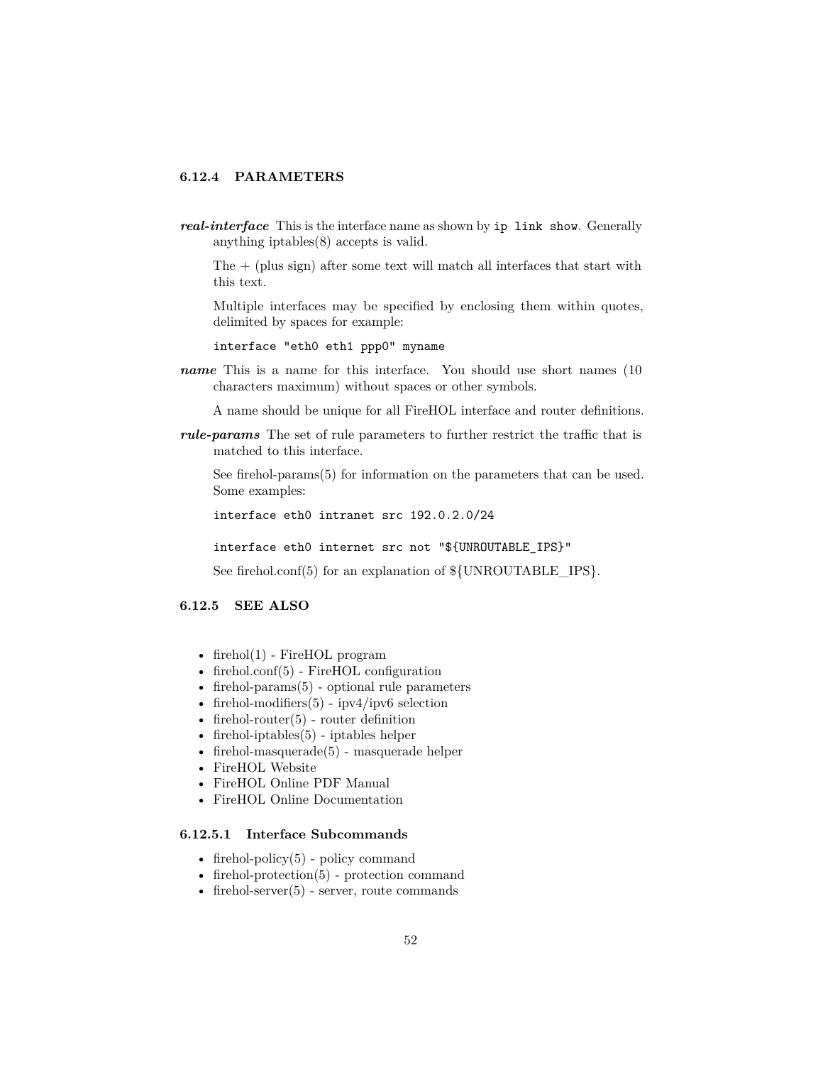### 6.12.4 PARAMETERS

***real-interface*** This is the interface name as shown by `ip link show`. Generally anything iptables(8) accepts is valid.

The + (plus sign) after some text will match all interfaces that start with this text.

Multiple interfaces may be specified by enclosing them within quotes, delimited by spaces for example:

```
interface "eth0 eth1 ppp0" myname
```

***name*** This is a name for this interface. You should use short names (10 characters maximum) without spaces or other symbols.

A name should be unique for all FireHOL interface and router definitions.

***rule-params*** The set of rule parameters to further restrict the traffic that is matched to this interface.

See firehol-params(5) for information on the parameters that can be used. Some examples:

```
interface eth0 intranet src 192.0.2.0/24
```

```
interface eth0 internet src not "${UNROUTABLE_IPS}"
```

See firehol.conf(5) for an explanation of ${UNROUTABLE_IPS}.

### 6.12.5 SEE ALSO

- firehol(1) - FireHOL program
- firehol.conf(5) - FireHOL configuration
- firehol-params(5) - optional rule parameters
- firehol-modifiers(5) - ipv4/ipv6 selection
- firehol-router(5) - router definition
- firehol-iptables(5) - iptables helper
- firehol-masquerade(5) - masquerade helper
- FireHOL Website
- FireHOL Online PDF Manual
- FireHOL Online Documentation

#### 6.12.5.1 Interface Subcommands

- firehol-policy(5) - policy command
- firehol-protection(5) - protection command
- firehol-server(5) - server, route commands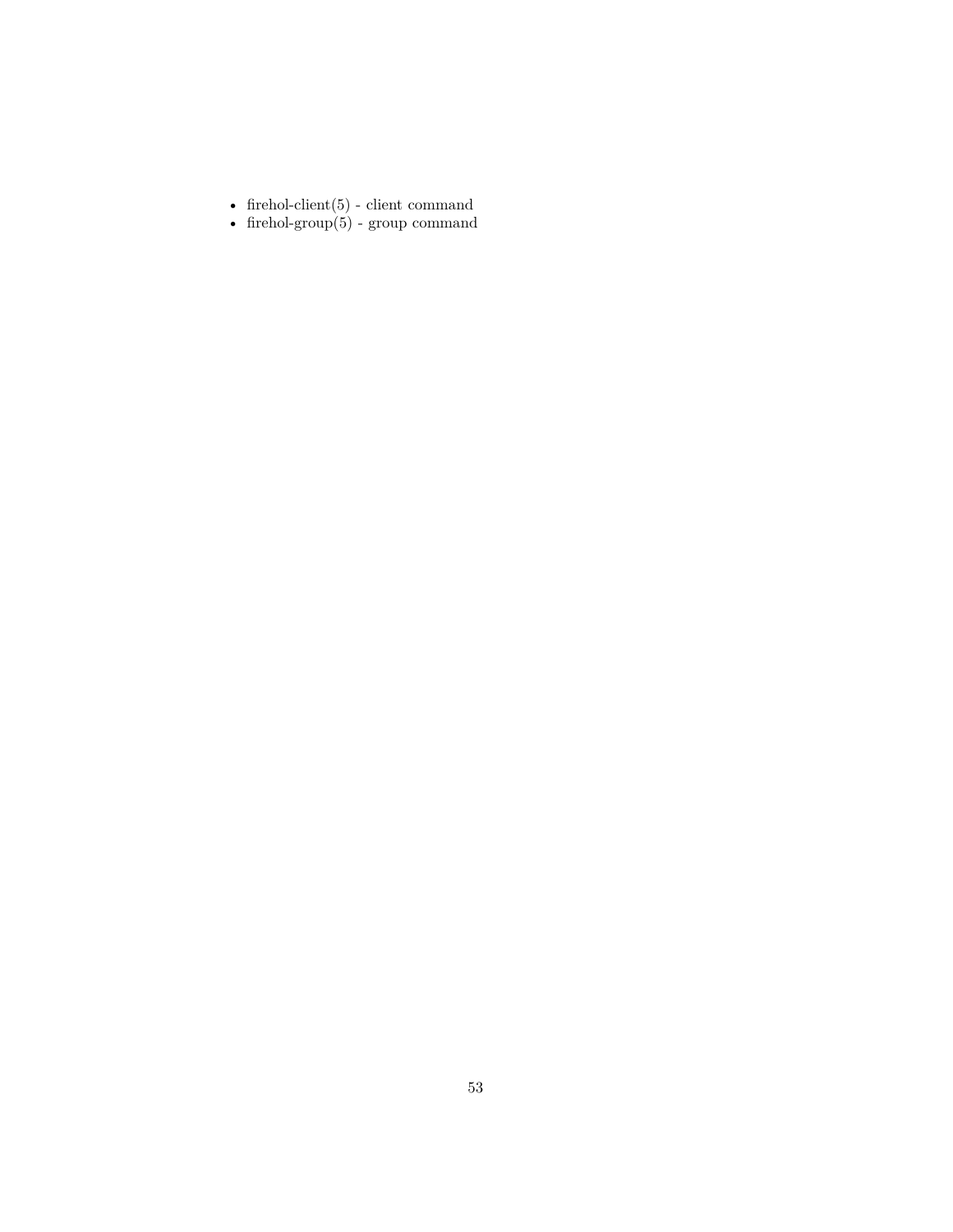- firehol-client(5) - client command
- firehol-group(5) - group command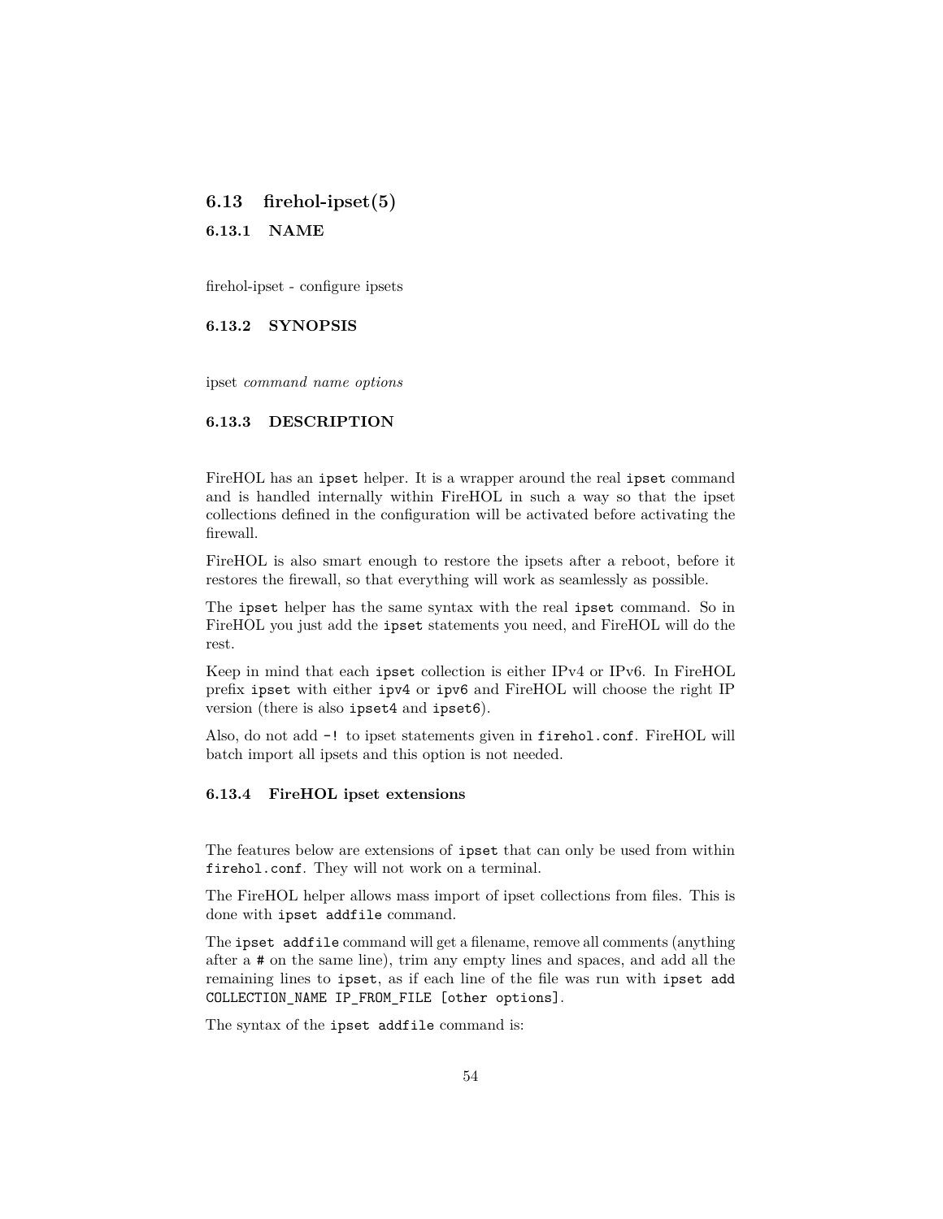## 6.13 firehol-ipset(5)

### 6.13.1 NAME

firehol-ipset - configure ipsets

### 6.13.2 SYNOPSIS

ipset *command name options*

### 6.13.3 DESCRIPTION

FireHOL has an `ipset` helper. It is a wrapper around the real `ipset` command and is handled internally within FireHOL in such a way so that the ipset collections defined in the configuration will be activated before activating the firewall.

FireHOL is also smart enough to restore the ipsets after a reboot, before it restores the firewall, so that everything will work as seamlessly as possible.

The `ipset` helper has the same syntax with the real `ipset` command. So in FireHOL you just add the `ipset` statements you need, and FireHOL will do the rest.

Keep in mind that each `ipset` collection is either IPv4 or IPv6. In FireHOL prefix `ipset` with either `ipv4` or `ipv6` and FireHOL will choose the right IP version (there is also `ipset4` and `ipset6`).

Also, do not add `-!` to ipset statements given in `firehol.conf`. FireHOL will batch import all ipsets and this option is not needed.

### 6.13.4 FireHOL ipset extensions

The features below are extensions of `ipset` that can only be used from within `firehol.conf`. They will not work on a terminal.

The FireHOL helper allows mass import of ipset collections from files. This is done with `ipset addfile` command.

The `ipset addfile` command will get a filename, remove all comments (anything after a `#` on the same line), trim any empty lines and spaces, and add all the remaining lines to `ipset`, as if each line of the file was run with `ipset add COLLECTION_NAME IP_FROM_FILE [other options]`.

The syntax of the `ipset addfile` command is: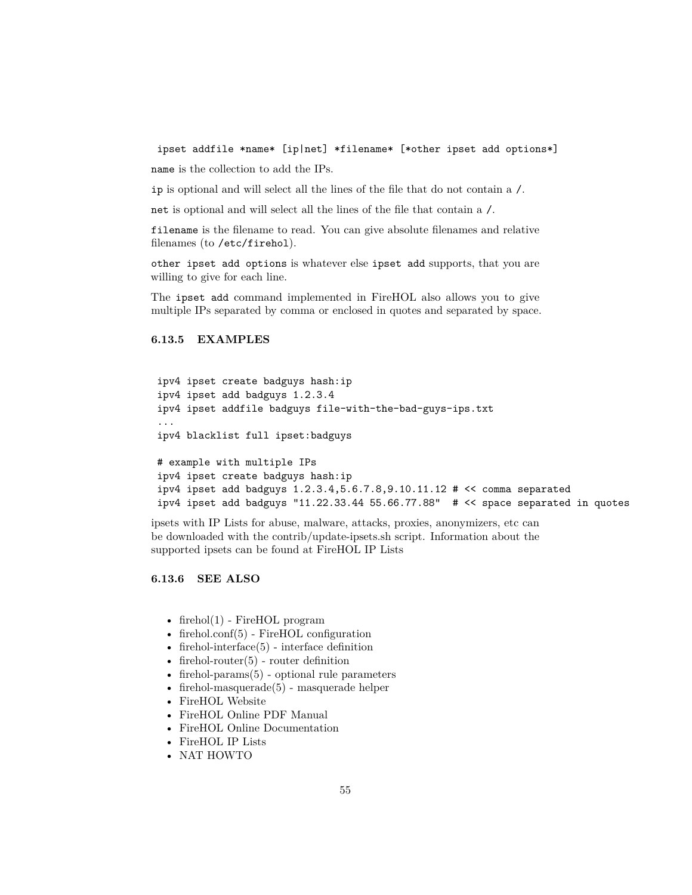```
ipset addfile *name* [ip|net] *filename* [*other ipset add options*]
```

`name` is the collection to add the IPs.

`ip` is optional and will select all the lines of the file that do not contain a `/`.

`net` is optional and will select all the lines of the file that contain a `/`.

`filename` is the filename to read. You can give absolute filenames and relative filenames (to `/etc/firehol`).

`other ipset add options` is whatever else `ipset add` supports, that you are willing to give for each line.

The `ipset add` command implemented in FireHOL also allows you to give multiple IPs separated by comma or enclosed in quotes and separated by space.

### 6.13.5 EXAMPLES

```
ipv4 ipset create badguys hash:ip
ipv4 ipset add badguys 1.2.3.4
ipv4 ipset addfile badguys file-with-the-bad-guys-ips.txt
...
ipv4 blacklist full ipset:badguys

# example with multiple IPs
ipv4 ipset create badguys hash:ip
ipv4 ipset add badguys 1.2.3.4,5.6.7.8,9.10.11.12 # << comma separated
ipv4 ipset add badguys "11.22.33.44 55.66.77.88"  # << space separated in quotes
```

ipsets with IP Lists for abuse, malware, attacks, proxies, anonymizers, etc can be downloaded with the contrib/update-ipsets.sh script. Information about the supported ipsets can be found at FireHOL IP Lists

### 6.13.6 SEE ALSO

- firehol(1) - FireHOL program
- firehol.conf(5) - FireHOL configuration
- firehol-interface(5) - interface definition
- firehol-router(5) - router definition
- firehol-params(5) - optional rule parameters
- firehol-masquerade(5) - masquerade helper
- FireHOL Website
- FireHOL Online PDF Manual
- FireHOL Online Documentation
- FireHOL IP Lists
- NAT HOWTO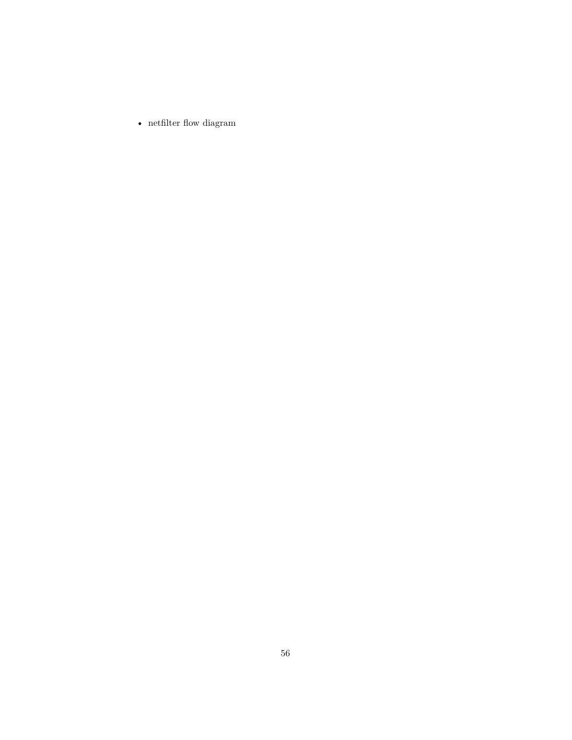- netfilter flow diagram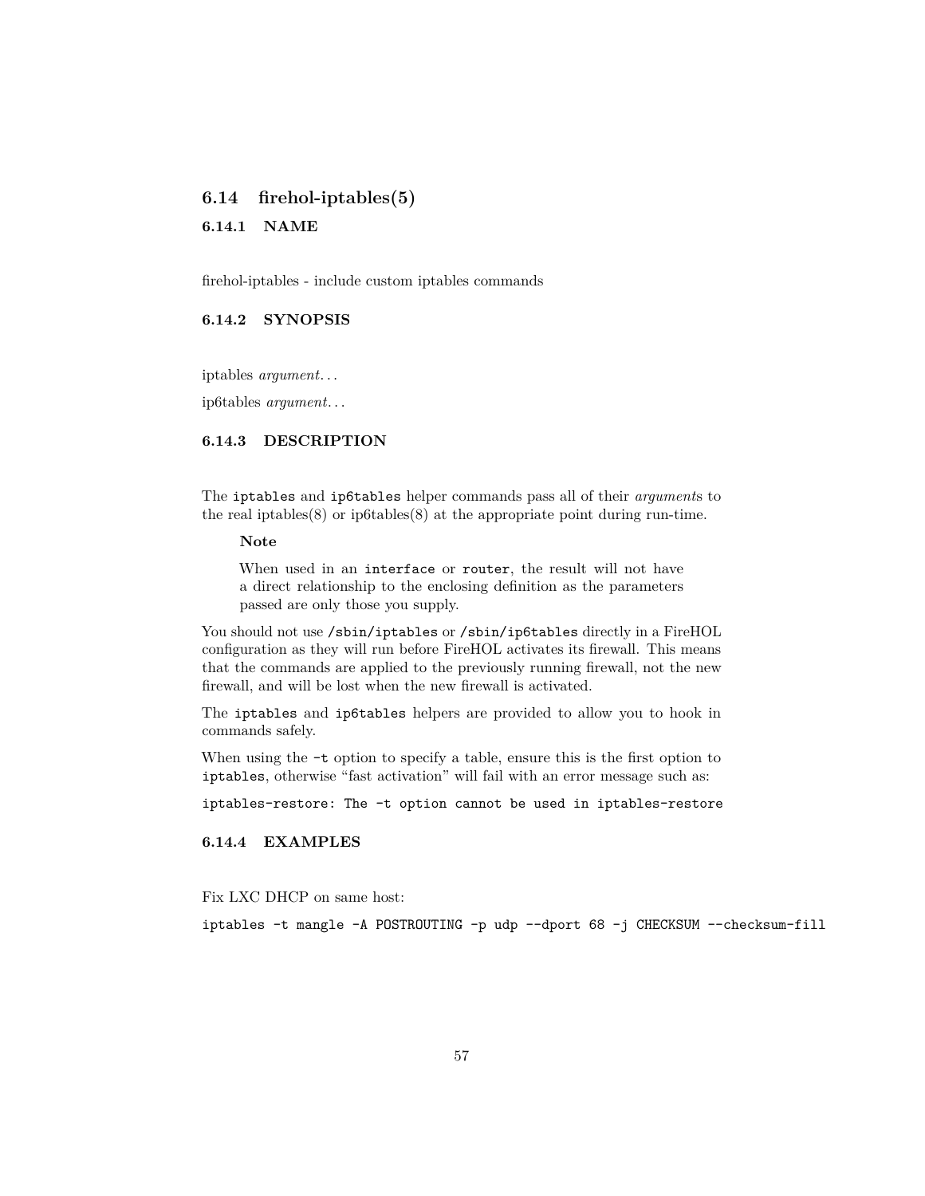## 6.14 firehol-iptables(5)

### 6.14.1 NAME

firehol-iptables - include custom iptables commands

### 6.14.2 SYNOPSIS

iptables *argument…*

ip6tables *argument…*

### 6.14.3 DESCRIPTION

The `iptables` and `ip6tables` helper commands pass all of their *argument*s to the real iptables(8) or ip6tables(8) at the appropriate point during run-time.

> **Note**
>
> When used in an `interface` or `router`, the result will not have a direct relationship to the enclosing definition as the parameters passed are only those you supply.

You should not use `/sbin/iptables` or `/sbin/ip6tables` directly in a FireHOL configuration as they will run before FireHOL activates its firewall. This means that the commands are applied to the previously running firewall, not the new firewall, and will be lost when the new firewall is activated.

The `iptables` and `ip6tables` helpers are provided to allow you to hook in commands safely.

When using the `-t` option to specify a table, ensure this is the first option to `iptables`, otherwise "fast activation" will fail with an error message such as:

```
iptables-restore: The -t option cannot be used in iptables-restore
```

### 6.14.4 EXAMPLES

Fix LXC DHCP on same host:

```
iptables -t mangle -A POSTROUTING -p udp --dport 68 -j CHECKSUM --checksum-fill
```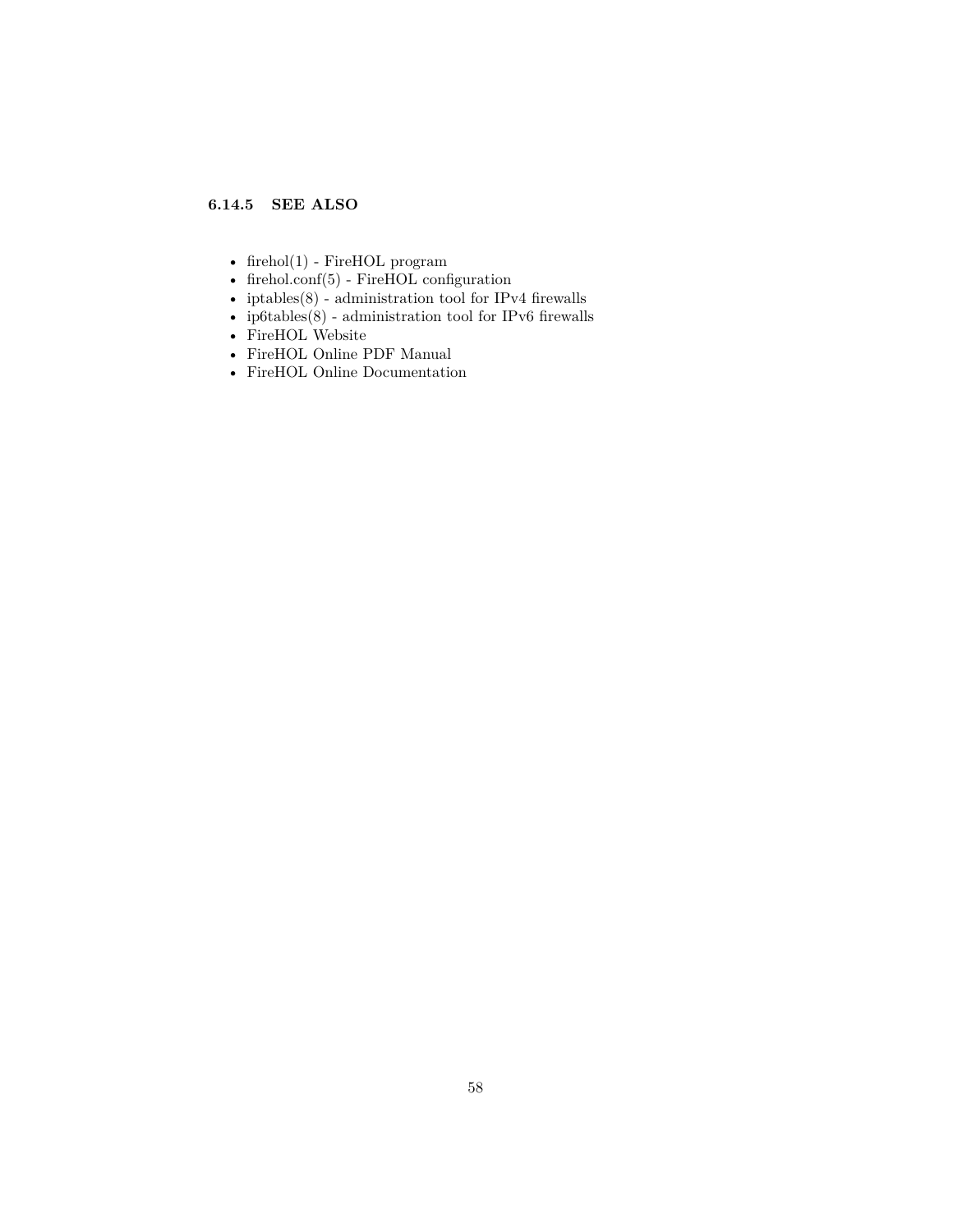### 6.14.5 SEE ALSO

- firehol(1) - FireHOL program
- firehol.conf(5) - FireHOL configuration
- iptables(8) - administration tool for IPv4 firewalls
- ip6tables(8) - administration tool for IPv6 firewalls
- FireHOL Website
- FireHOL Online PDF Manual
- FireHOL Online Documentation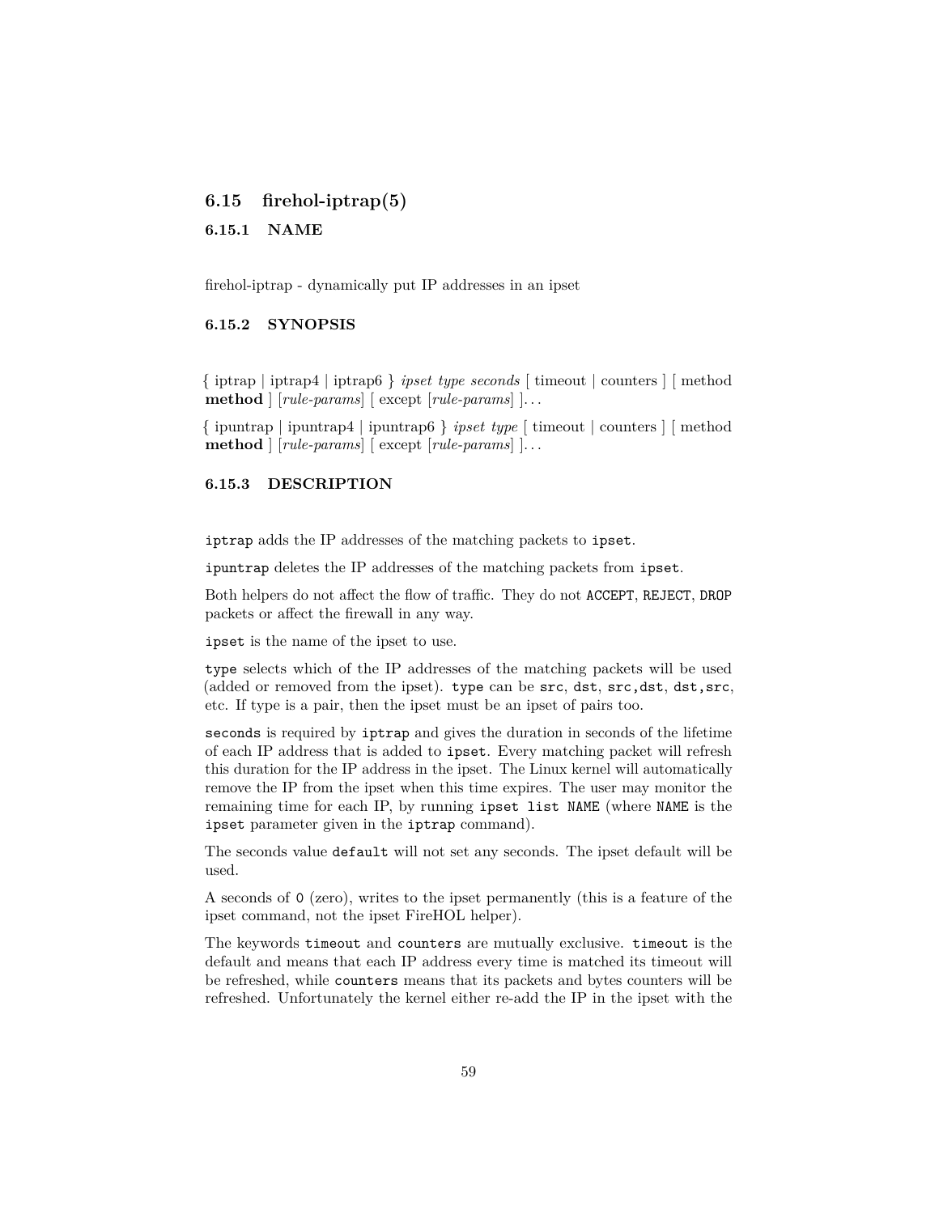## 6.15 firehol-iptrap(5)

### 6.15.1 NAME

firehol-iptrap - dynamically put IP addresses in an ipset

### 6.15.2 SYNOPSIS

{ iptrap | iptrap4 | iptrap6 } *ipset type seconds* [ timeout | counters ] [ method **method** ] [*rule-params*] [ except [*rule-params*] ]…

{ ipuntrap | ipuntrap4 | ipuntrap6 } *ipset type* [ timeout | counters ] [ method **method** ] [*rule-params*] [ except [*rule-params*] ]…

### 6.15.3 DESCRIPTION

`iptrap` adds the IP addresses of the matching packets to `ipset`.

`ipuntrap` deletes the IP addresses of the matching packets from `ipset`.

Both helpers do not affect the flow of traffic. They do not `ACCEPT`, `REJECT`, `DROP` packets or affect the firewall in any way.

`ipset` is the name of the ipset to use.

`type` selects which of the IP addresses of the matching packets will be used (added or removed from the ipset). `type` can be `src`, `dst`, `src,dst`, `dst,src`, etc. If type is a pair, then the ipset must be an ipset of pairs too.

`seconds` is required by `iptrap` and gives the duration in seconds of the lifetime of each IP address that is added to `ipset`. Every matching packet will refresh this duration for the IP address in the ipset. The Linux kernel will automatically remove the IP from the ipset when this time expires. The user may monitor the remaining time for each IP, by running `ipset list NAME` (where `NAME` is the `ipset` parameter given in the `iptrap` command).

The seconds value `default` will not set any seconds. The ipset default will be used.

A seconds of `0` (zero), writes to the ipset permanently (this is a feature of the ipset command, not the ipset FireHOL helper).

The keywords `timeout` and `counters` are mutually exclusive. `timeout` is the default and means that each IP address every time is matched its timeout will be refreshed, while `counters` means that its packets and bytes counters will be refreshed. Unfortunately the kernel either re-add the IP in the ipset with the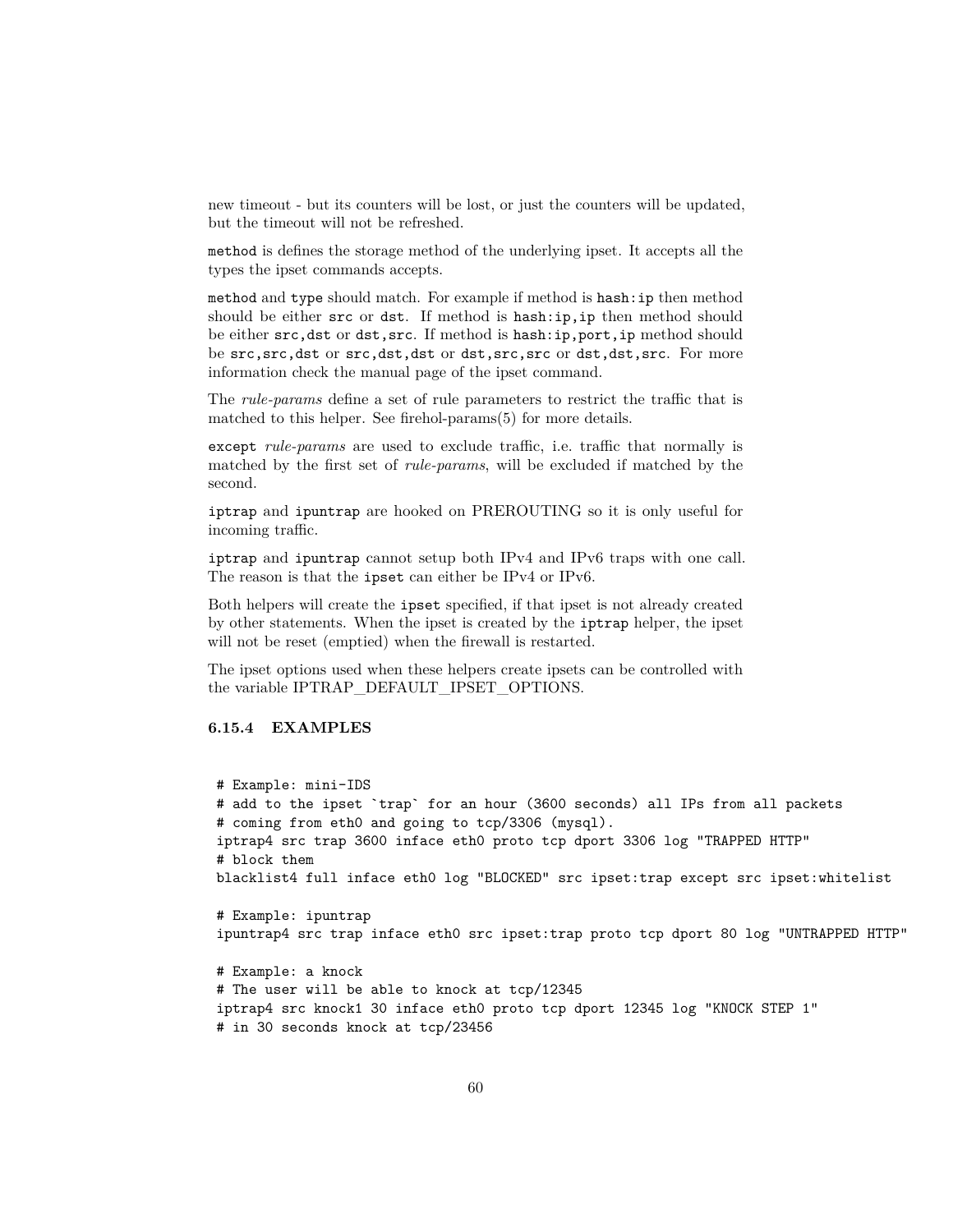new timeout - but its counters will be lost, or just the counters will be updated, but the timeout will not be refreshed.

`method` is defines the storage method of the underlying ipset. It accepts all the types the ipset commands accepts.

`method` and `type` should match. For example if method is `hash:ip` then method should be either `src` or `dst`. If method is `hash:ip,ip` then method should be either `src,dst` or `dst,src`. If method is `hash:ip,port,ip` method should be `src,src,dst` or `src,dst,dst` or `dst,src,src` or `dst,dst,src`. For more information check the manual page of the ipset command.

The *rule-params* define a set of rule parameters to restrict the traffic that is matched to this helper. See firehol-params(5) for more details.

`except` *rule-params* are used to exclude traffic, i.e. traffic that normally is matched by the first set of *rule-params*, will be excluded if matched by the second.

`iptrap` and `ipuntrap` are hooked on PREROUTING so it is only useful for incoming traffic.

`iptrap` and `ipuntrap` cannot setup both IPv4 and IPv6 traps with one call. The reason is that the `ipset` can either be IPv4 or IPv6.

Both helpers will create the `ipset` specified, if that ipset is not already created by other statements. When the ipset is created by the `iptrap` helper, the ipset will not be reset (emptied) when the firewall is restarted.

The ipset options used when these helpers create ipsets can be controlled with the variable IPTRAP_DEFAULT_IPSET_OPTIONS.

### 6.15.4 EXAMPLES

```
# Example: mini-IDS
# add to the ipset `trap` for an hour (3600 seconds) all IPs from all packets
# coming from eth0 and going to tcp/3306 (mysql).
iptrap4 src trap 3600 inface eth0 proto tcp dport 3306 log "TRAPPED HTTP"
# block them
blacklist4 full inface eth0 log "BLOCKED" src ipset:trap except src ipset:whitelist

# Example: ipuntrap
ipuntrap4 src trap inface eth0 src ipset:trap proto tcp dport 80 log "UNTRAPPED HTTP"

# Example: a knock
# The user will be able to knock at tcp/12345
iptrap4 src knock1 30 inface eth0 proto tcp dport 12345 log "KNOCK STEP 1"
# in 30 seconds knock at tcp/23456
```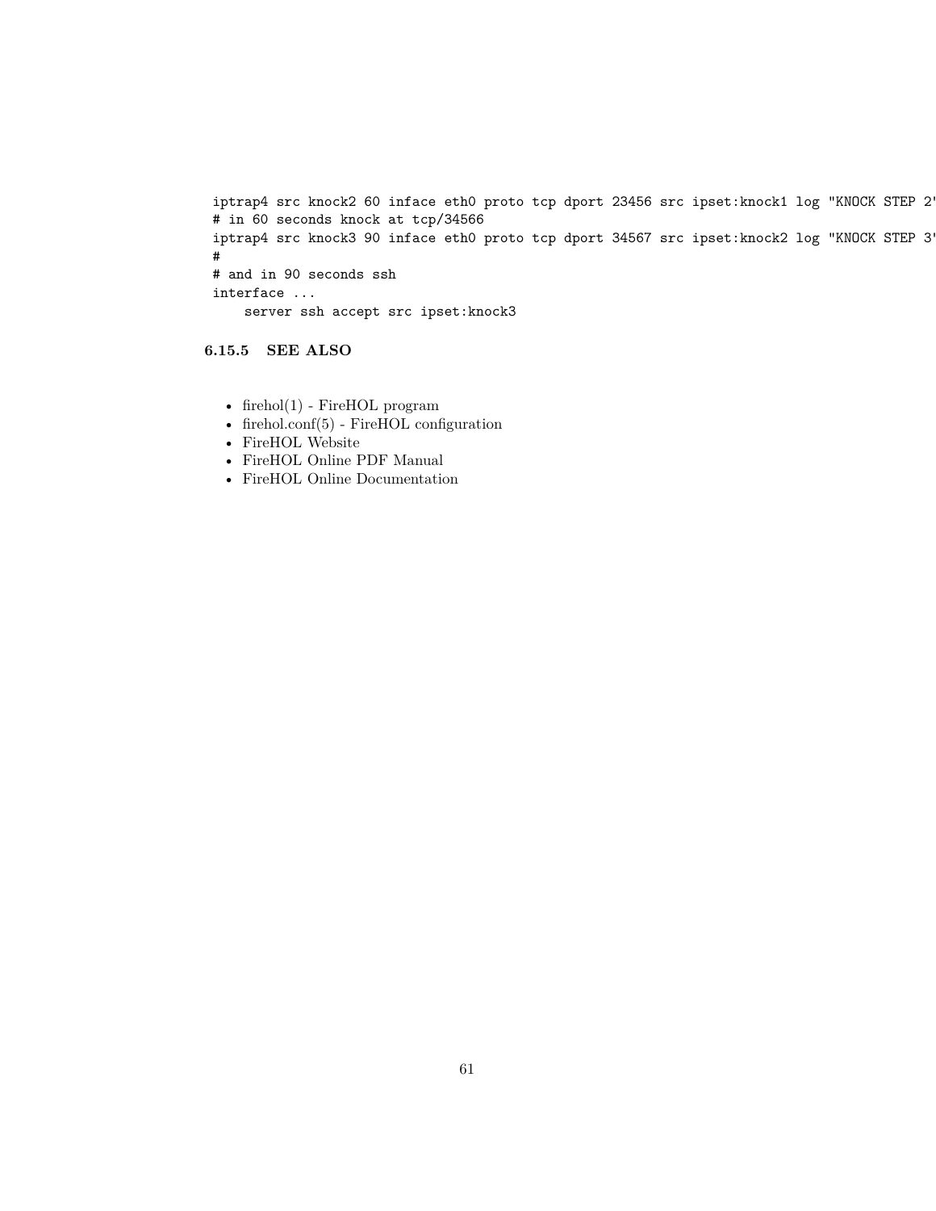```
iptrap4 src knock2 60 inface eth0 proto tcp dport 23456 src ipset:knock1 log "KNOCK STEP 2'
# in 60 seconds knock at tcp/34566
iptrap4 src knock3 90 inface eth0 proto tcp dport 34567 src ipset:knock2 log "KNOCK STEP 3'
#
# and in 90 seconds ssh
interface ...
    server ssh accept src ipset:knock3
```

### 6.15.5 SEE ALSO

- firehol(1) - FireHOL program
- firehol.conf(5) - FireHOL configuration
- FireHOL Website
- FireHOL Online PDF Manual
- FireHOL Online Documentation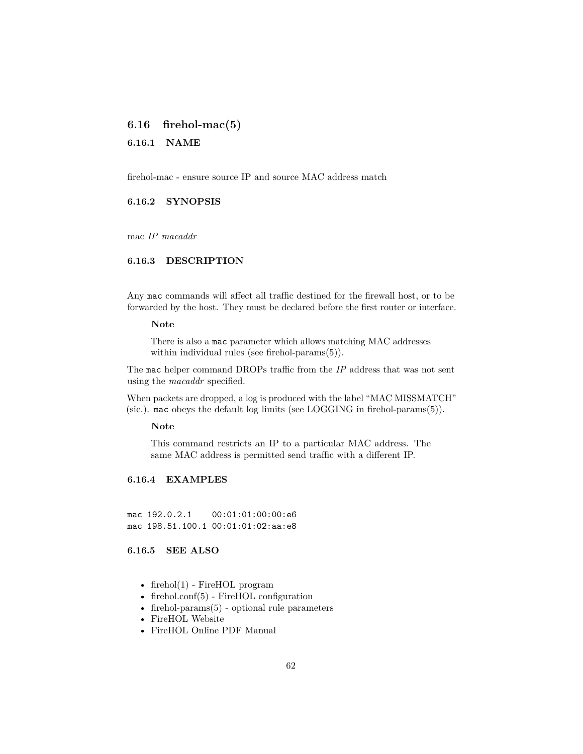## 6.16 firehol-mac(5)

### 6.16.1 NAME

firehol-mac - ensure source IP and source MAC address match

### 6.16.2 SYNOPSIS

mac *IP* *macaddr*

### 6.16.3 DESCRIPTION

Any `mac` commands will affect all traffic destined for the firewall host, or to be forwarded by the host. They must be declared before the first router or interface.

> **Note**
>
> There is also a `mac` parameter which allows matching MAC addresses within individual rules (see firehol-params(5)).

The `mac` helper command DROPs traffic from the *IP* address that was not sent using the *macaddr* specified.

When packets are dropped, a log is produced with the label "MAC MISSMATCH" (sic.). `mac` obeys the default log limits (see LOGGING in firehol-params(5)).

> **Note**
>
> This command restricts an IP to a particular MAC address. The same MAC address is permitted send traffic with a different IP.

### 6.16.4 EXAMPLES

```
mac 192.0.2.1    00:01:01:00:00:e6
mac 198.51.100.1 00:01:01:02:aa:e8
```

### 6.16.5 SEE ALSO

- firehol(1) - FireHOL program
- firehol.conf(5) - FireHOL configuration
- firehol-params(5) - optional rule parameters
- FireHOL Website
- FireHOL Online PDF Manual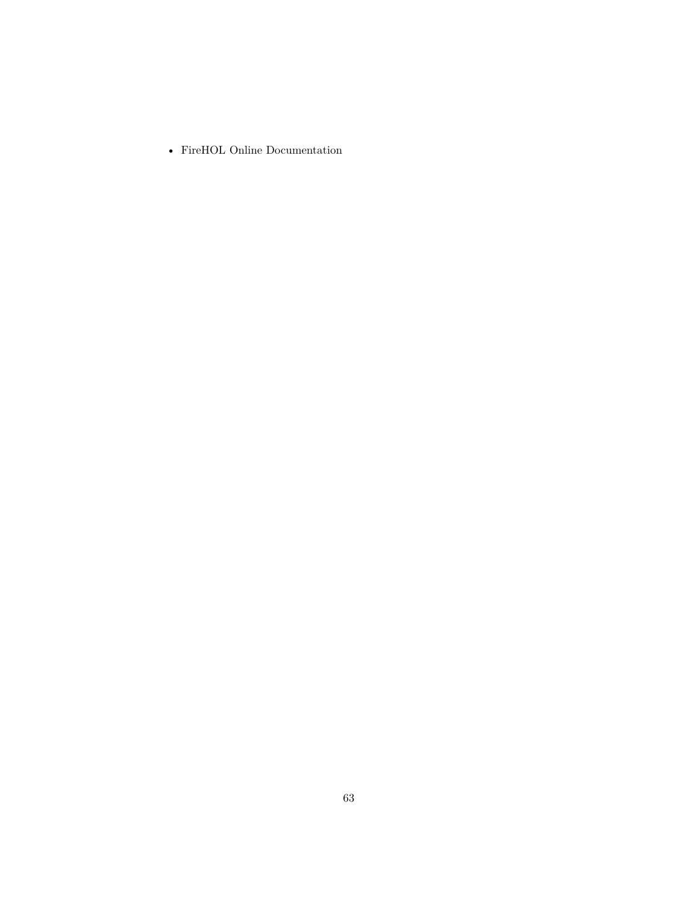- FireHOL Online Documentation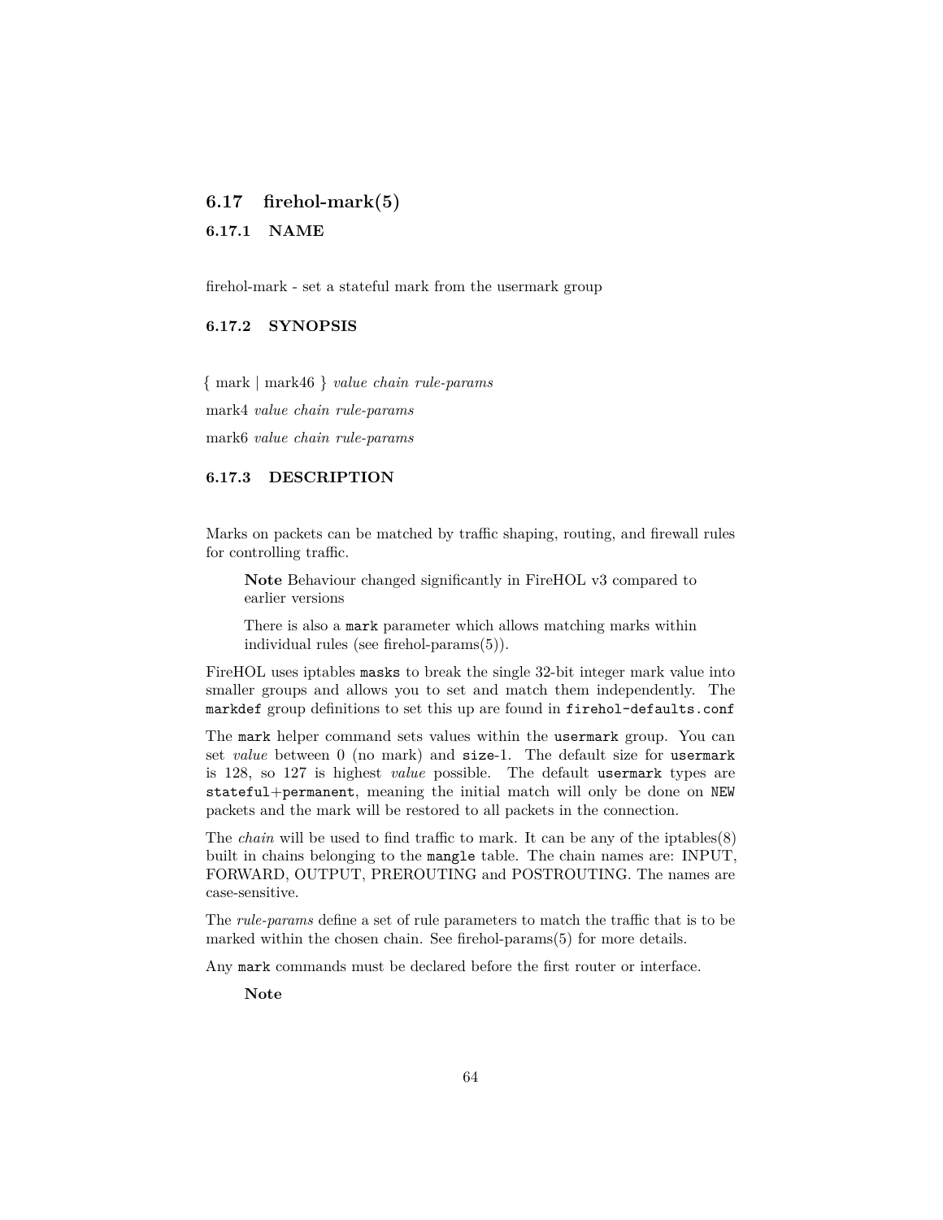## 6.17 firehol-mark(5)

### 6.17.1 NAME

firehol-mark - set a stateful mark from the usermark group

### 6.17.2 SYNOPSIS

{ mark | mark46 } *value chain rule-params*

mark4 *value chain rule-params*

mark6 *value chain rule-params*

### 6.17.3 DESCRIPTION

Marks on packets can be matched by traffic shaping, routing, and firewall rules for controlling traffic.

> **Note** Behaviour changed significantly in FireHOL v3 compared to earlier versions
>
> There is also a `mark` parameter which allows matching marks within individual rules (see firehol-params(5)).

FireHOL uses iptables `masks` to break the single 32-bit integer mark value into smaller groups and allows you to set and match them independently. The `markdef` group definitions to set this up are found in `firehol-defaults.conf`

The `mark` helper command sets values within the `usermark` group. You can set *value* between 0 (no mark) and `size`-1. The default size for `usermark` is 128, so 127 is highest *value* possible. The default `usermark` types are `stateful`+`permanent`, meaning the initial match will only be done on `NEW` packets and the mark will be restored to all packets in the connection.

The *chain* will be used to find traffic to mark. It can be any of the iptables(8) built in chains belonging to the `mangle` table. The chain names are: INPUT, FORWARD, OUTPUT, PREROUTING and POSTROUTING. The names are case-sensitive.

The *rule-params* define a set of rule parameters to match the traffic that is to be marked within the chosen chain. See firehol-params(5) for more details.

Any `mark` commands must be declared before the first router or interface.

> **Note**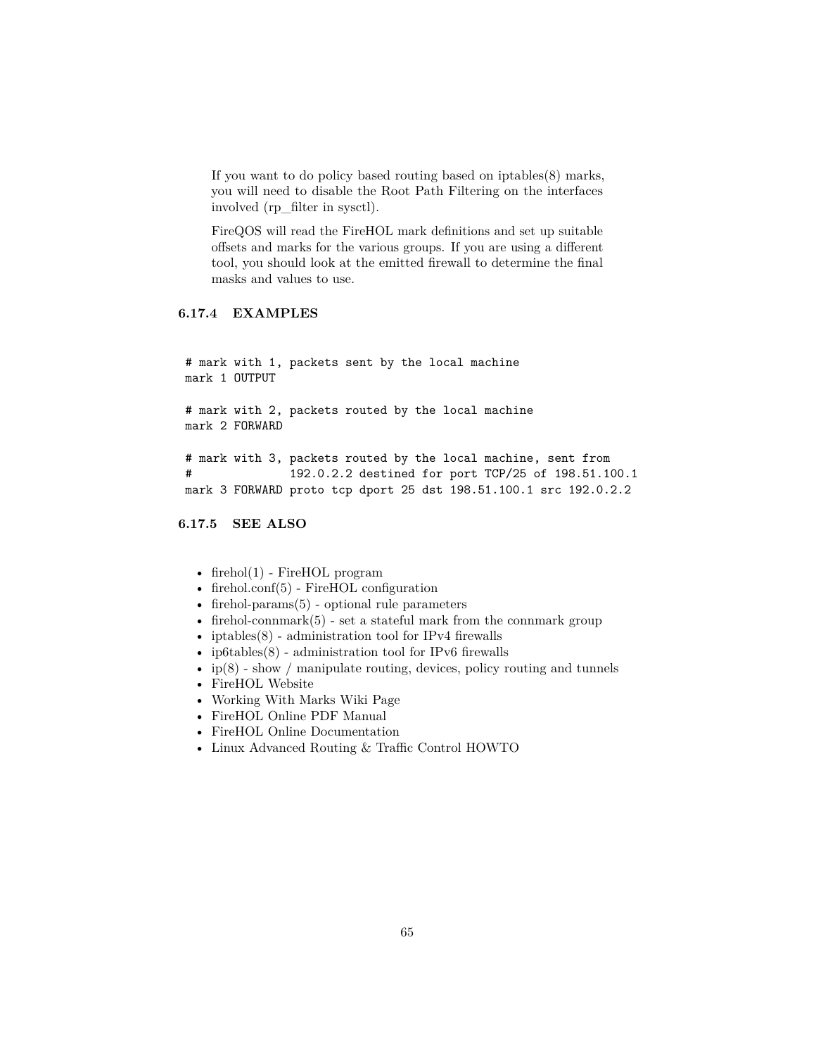If you want to do policy based routing based on iptables(8) marks, you will need to disable the Root Path Filtering on the interfaces involved (rp_filter in sysctl).

FireQOS will read the FireHOL mark definitions and set up suitable offsets and marks for the various groups. If you are using a different tool, you should look at the emitted firewall to determine the final masks and values to use.

### 6.17.4 EXAMPLES

```
# mark with 1, packets sent by the local machine
mark 1 OUTPUT

# mark with 2, packets routed by the local machine
mark 2 FORWARD

# mark with 3, packets routed by the local machine, sent from
#              192.0.2.2 destined for port TCP/25 of 198.51.100.1
mark 3 FORWARD proto tcp dport 25 dst 198.51.100.1 src 192.0.2.2
```

### 6.17.5 SEE ALSO

- firehol(1) - FireHOL program
- firehol.conf(5) - FireHOL configuration
- firehol-params(5) - optional rule parameters
- firehol-connmark(5) - set a stateful mark from the connmark group
- iptables(8) - administration tool for IPv4 firewalls
- ip6tables(8) - administration tool for IPv6 firewalls
- ip(8) - show / manipulate routing, devices, policy routing and tunnels
- FireHOL Website
- Working With Marks Wiki Page
- FireHOL Online PDF Manual
- FireHOL Online Documentation
- Linux Advanced Routing & Traffic Control HOWTO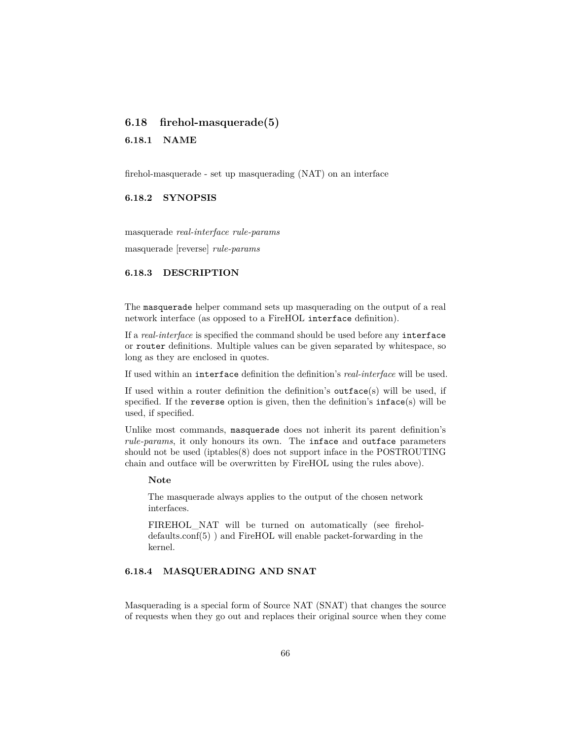## 6.18 firehol-masquerade(5)

### 6.18.1 NAME

firehol-masquerade - set up masquerading (NAT) on an interface

### 6.18.2 SYNOPSIS

masquerade *real-interface* *rule-params*

masquerade [reverse] *rule-params*

### 6.18.3 DESCRIPTION

The `masquerade` helper command sets up masquerading on the output of a real network interface (as opposed to a FireHOL `interface` definition).

If a *real-interface* is specified the command should be used before any `interface` or `router` definitions. Multiple values can be given separated by whitespace, so long as they are enclosed in quotes.

If used within an `interface` definition the definition's *real-interface* will be used.

If used within a router definition the definition's `outface`(s) will be used, if specified. If the `reverse` option is given, then the definition's `inface`(s) will be used, if specified.

Unlike most commands, `masquerade` does not inherit its parent definition's *rule-params*, it only honours its own. The `inface` and `outface` parameters should not be used (iptables(8) does not support inface in the POSTROUTING chain and outface will be overwritten by FireHOL using the rules above).

> **Note**
>
> The masquerade always applies to the output of the chosen network interfaces.
>
> FIREHOL_NAT will be turned on automatically (see firehol-defaults.conf(5) ) and FireHOL will enable packet-forwarding in the kernel.

### 6.18.4 MASQUERADING AND SNAT

Masquerading is a special form of Source NAT (SNAT) that changes the source of requests when they go out and replaces their original source when they come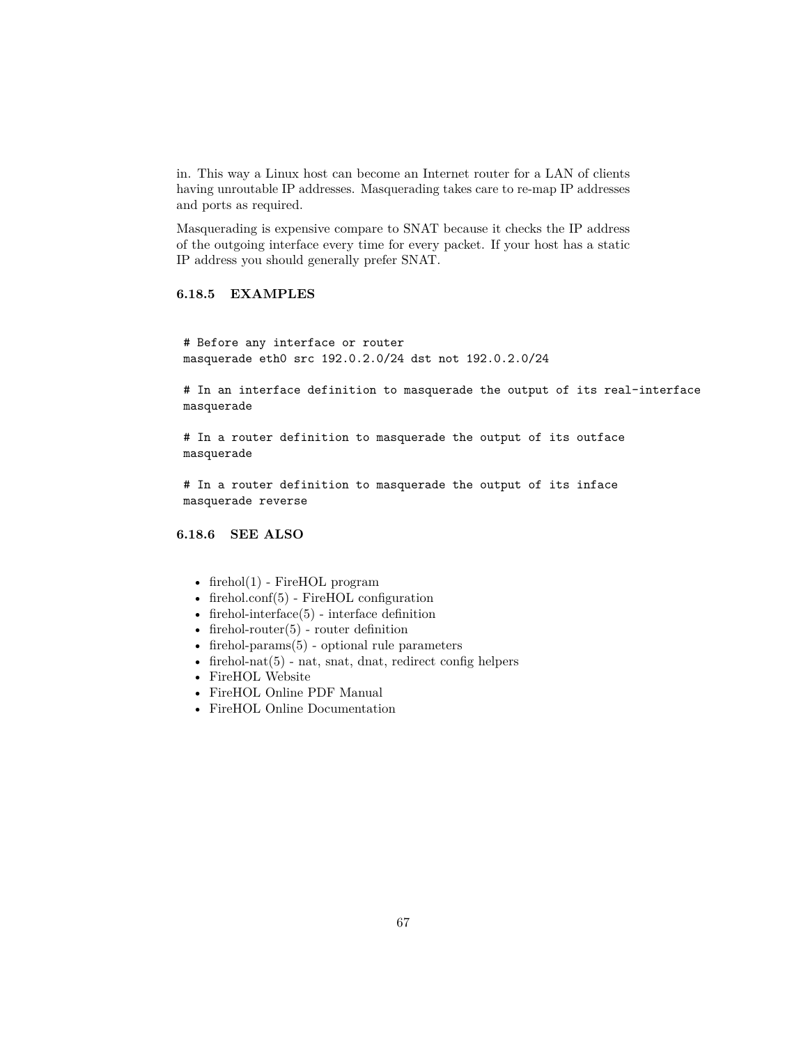in. This way a Linux host can become an Internet router for a LAN of clients having unroutable IP addresses. Masquerading takes care to re-map IP addresses and ports as required.

Masquerading is expensive compare to SNAT because it checks the IP address of the outgoing interface every time for every packet. If your host has a static IP address you should generally prefer SNAT.

### 6.18.5 EXAMPLES

```
# Before any interface or router
masquerade eth0 src 192.0.2.0/24 dst not 192.0.2.0/24

# In an interface definition to masquerade the output of its real-interface
masquerade

# In a router definition to masquerade the output of its outface
masquerade

# In a router definition to masquerade the output of its inface
masquerade reverse
```

### 6.18.6 SEE ALSO

- firehol(1) - FireHOL program
- firehol.conf(5) - FireHOL configuration
- firehol-interface(5) - interface definition
- firehol-router(5) - router definition
- firehol-params(5) - optional rule parameters
- firehol-nat(5) - nat, snat, dnat, redirect config helpers
- FireHOL Website
- FireHOL Online PDF Manual
- FireHOL Online Documentation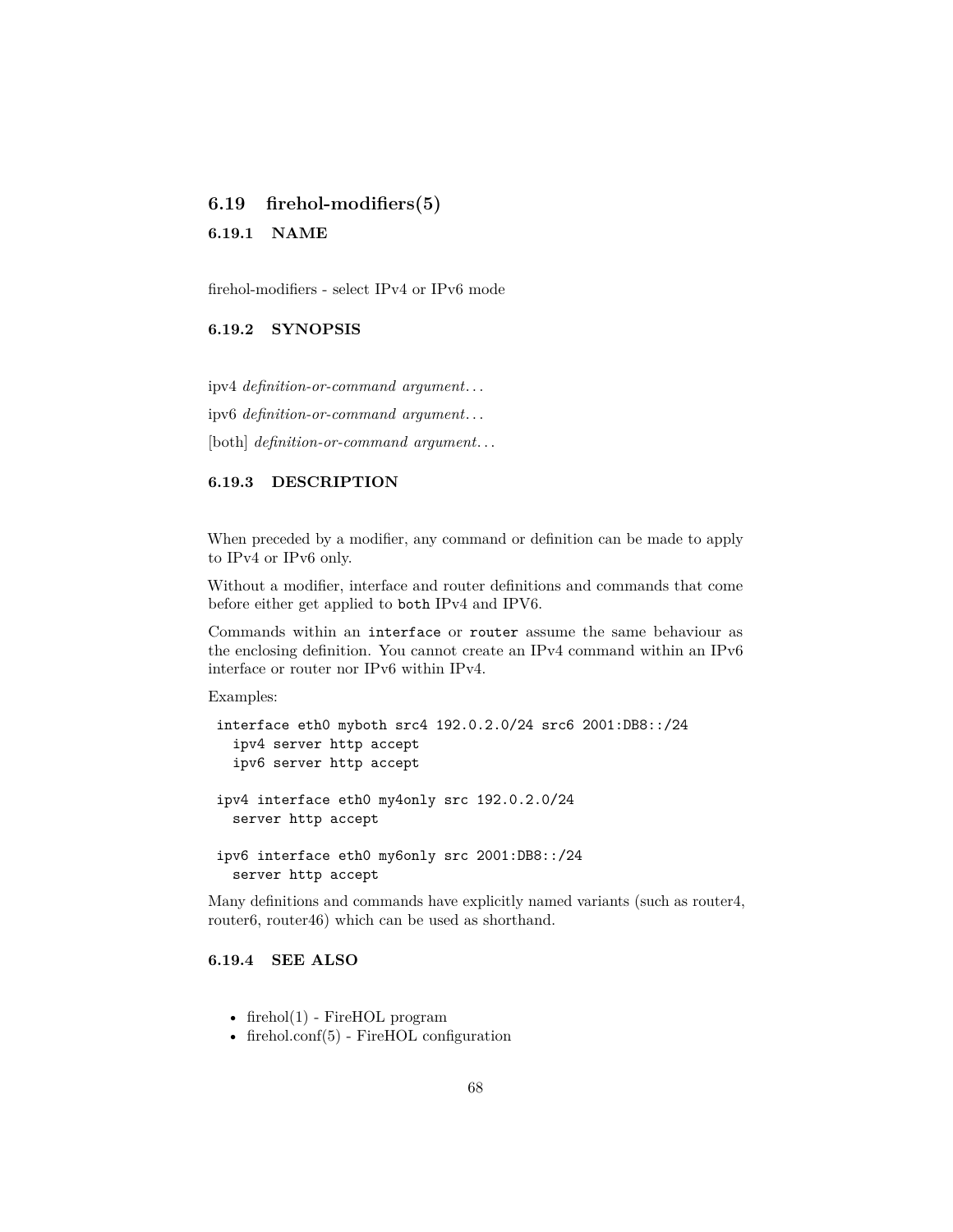## 6.19 firehol-modifiers(5)

### 6.19.1 NAME

firehol-modifiers - select IPv4 or IPv6 mode

### 6.19.2 SYNOPSIS

ipv4 *definition-or-command argument…*

ipv6 *definition-or-command argument…*

[both] *definition-or-command argument…*

### 6.19.3 DESCRIPTION

When preceded by a modifier, any command or definition can be made to apply to IPv4 or IPv6 only.

Without a modifier, interface and router definitions and commands that come before either get applied to `both` IPv4 and IPV6.

Commands within an `interface` or `router` assume the same behaviour as the enclosing definition. You cannot create an IPv4 command within an IPv6 interface or router nor IPv6 within IPv4.

Examples:

```
interface eth0 myboth src4 192.0.2.0/24 src6 2001:DB8::/24
  ipv4 server http accept
  ipv6 server http accept

ipv4 interface eth0 my4only src 192.0.2.0/24
  server http accept

ipv6 interface eth0 my6only src 2001:DB8::/24
  server http accept
```

Many definitions and commands have explicitly named variants (such as router4, router6, router46) which can be used as shorthand.

### 6.19.4 SEE ALSO

- firehol(1) - FireHOL program
- firehol.conf(5) - FireHOL configuration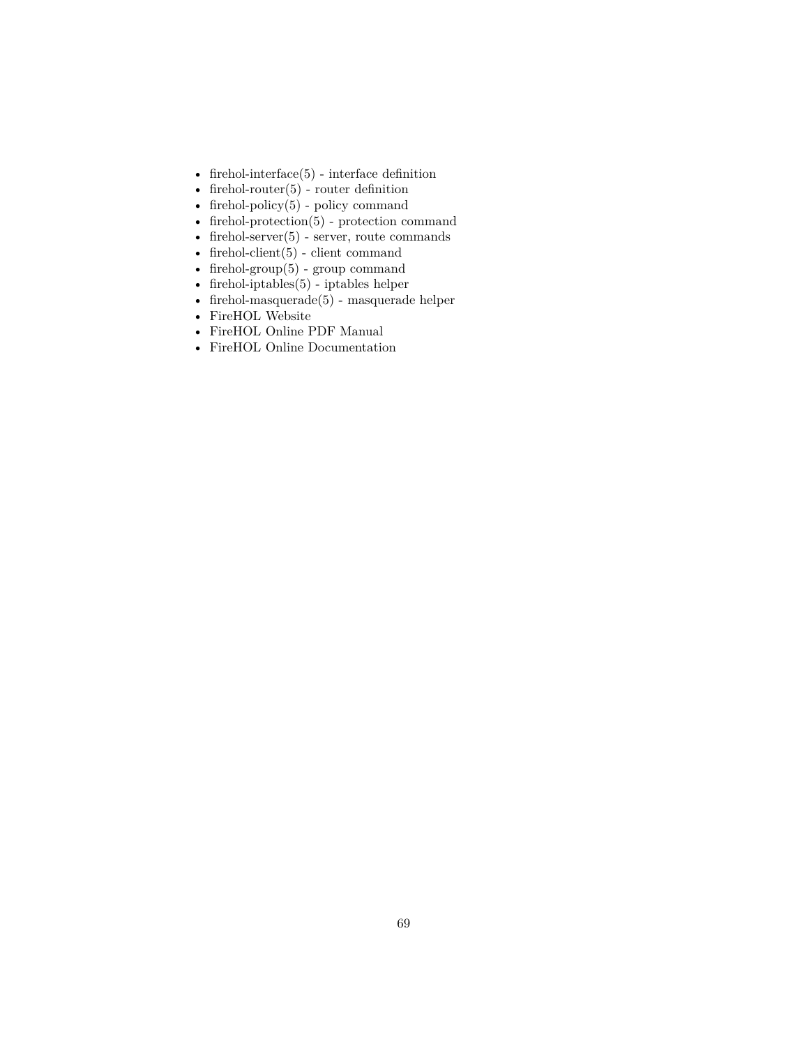- firehol-interface(5) - interface definition
- firehol-router(5) - router definition
- firehol-policy(5) - policy command
- firehol-protection(5) - protection command
- firehol-server(5) - server, route commands
- firehol-client(5) - client command
- firehol-group(5) - group command
- firehol-iptables(5) - iptables helper
- firehol-masquerade(5) - masquerade helper
- FireHOL Website
- FireHOL Online PDF Manual
- FireHOL Online Documentation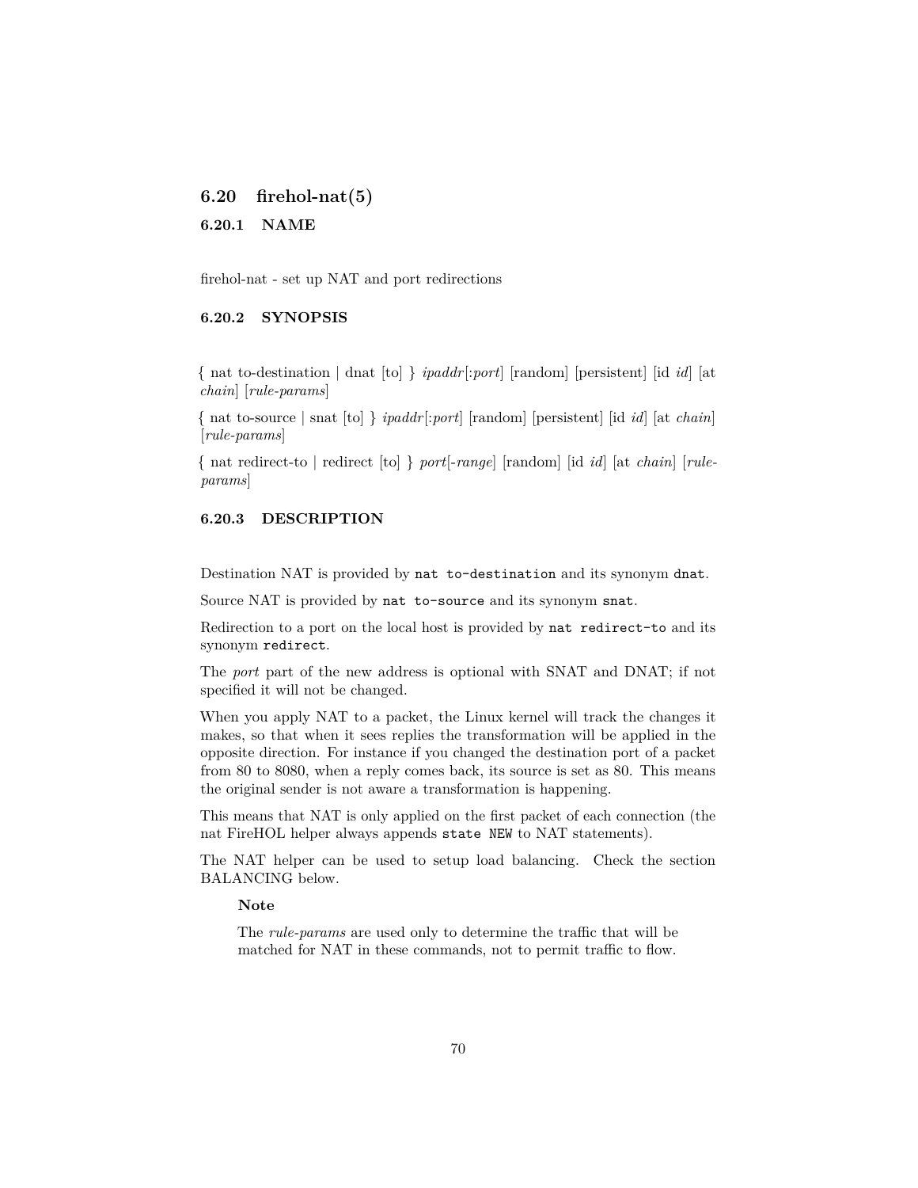## 6.20 firehol-nat(5)

### 6.20.1 NAME

firehol-nat - set up NAT and port redirections

### 6.20.2 SYNOPSIS

{ nat to-destination | dnat [to] } *ipaddr*[:*port*] [random] [persistent] [id *id*] [at *chain*] [*rule-params*]

{ nat to-source | snat [to] } *ipaddr*[:*port*] [random] [persistent] [id *id*] [at *chain*] [*rule-params*]

{ nat redirect-to | redirect [to] } *port*[-*range*] [random] [id *id*] [at *chain*] [*rule-params*]

### 6.20.3 DESCRIPTION

Destination NAT is provided by `nat to-destination` and its synonym `dnat`.

Source NAT is provided by `nat to-source` and its synonym `snat`.

Redirection to a port on the local host is provided by `nat redirect-to` and its synonym `redirect`.

The *port* part of the new address is optional with SNAT and DNAT; if not specified it will not be changed.

When you apply NAT to a packet, the Linux kernel will track the changes it makes, so that when it sees replies the transformation will be applied in the opposite direction. For instance if you changed the destination port of a packet from 80 to 8080, when a reply comes back, its source is set as 80. This means the original sender is not aware a transformation is happening.

This means that NAT is only applied on the first packet of each connection (the nat FireHOL helper always appends `state NEW` to NAT statements).

The NAT helper can be used to setup load balancing. Check the section BALANCING below.

> **Note**
>
> The *rule-params* are used only to determine the traffic that will be matched for NAT in these commands, not to permit traffic to flow.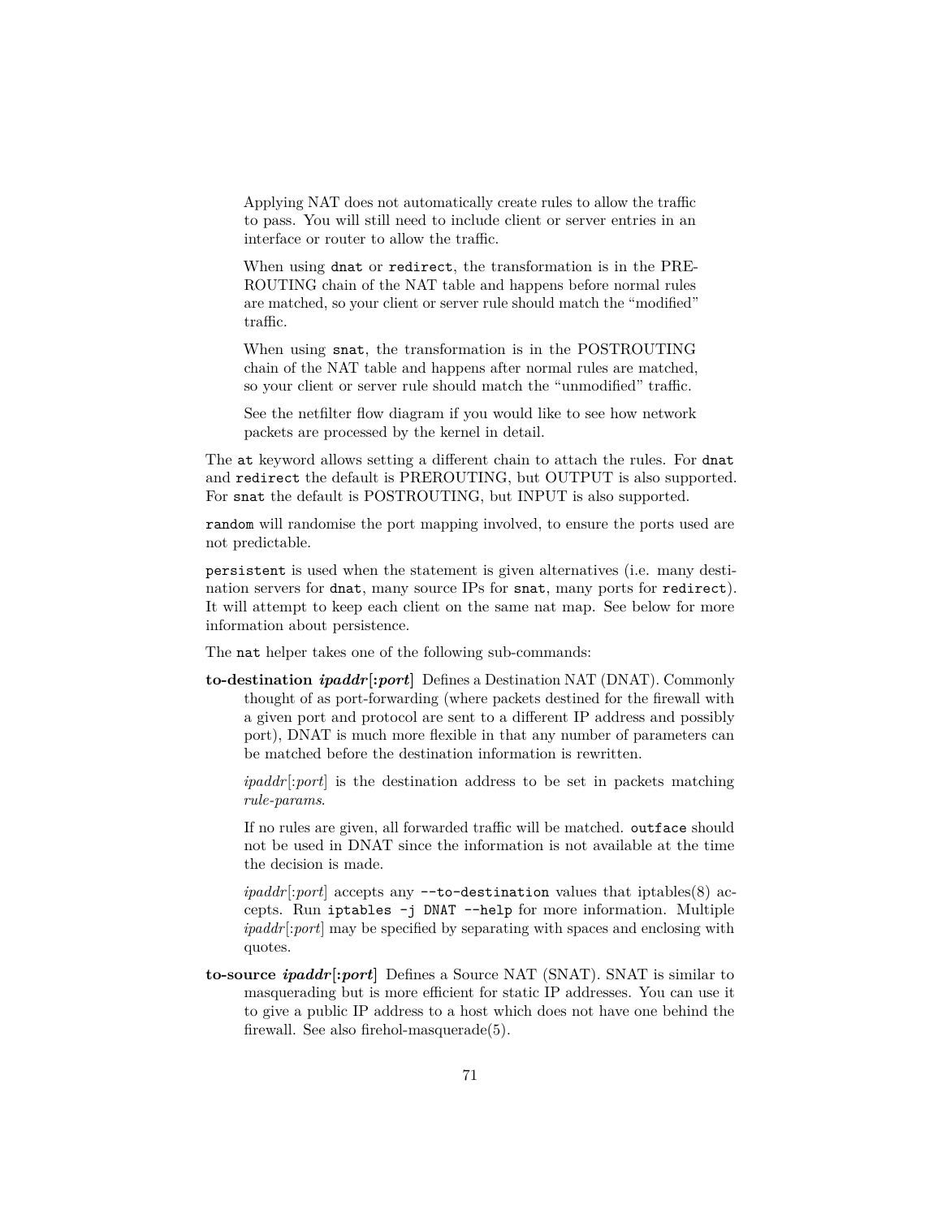> Applying NAT does not automatically create rules to allow the traffic to pass. You will still need to include client or server entries in an interface or router to allow the traffic.
>
> When using `dnat` or `redirect`, the transformation is in the PREROUTING chain of the NAT table and happens before normal rules are matched, so your client or server rule should match the "modified" traffic.
>
> When using `snat`, the transformation is in the POSTROUTING chain of the NAT table and happens after normal rules are matched, so your client or server rule should match the "unmodified" traffic.
>
> See the netfilter flow diagram if you would like to see how network packets are processed by the kernel in detail.

The `at` keyword allows setting a different chain to attach the rules. For `dnat` and `redirect` the default is PREROUTING, but OUTPUT is also supported. For `snat` the default is POSTROUTING, but INPUT is also supported.

`random` will randomise the port mapping involved, to ensure the ports used are not predictable.

`persistent` is used when the statement is given alternatives (i.e. many destination servers for `dnat`, many source IPs for `snat`, many ports for `redirect`). It will attempt to keep each client on the same nat map. See below for more information about persistence.

The `nat` helper takes one of the following sub-commands:

**to-destination *ipaddr*[:*port*]** Defines a Destination NAT (DNAT). Commonly thought of as port-forwarding (where packets destined for the firewall with a given port and protocol are sent to a different IP address and possibly port), DNAT is much more flexible in that any number of parameters can be matched before the destination information is rewritten.

*ipaddr*[:*port*] is the destination address to be set in packets matching *rule-params*.

If no rules are given, all forwarded traffic will be matched. `outface` should not be used in DNAT since the information is not available at the time the decision is made.

*ipaddr*[:*port*] accepts any `--to-destination` values that iptables(8) accepts. Run `iptables -j DNAT --help` for more information. Multiple *ipaddr*[:*port*] may be specified by separating with spaces and enclosing with quotes.

**to-source *ipaddr*[:*port*]** Defines a Source NAT (SNAT). SNAT is similar to masquerading but is more efficient for static IP addresses. You can use it to give a public IP address to a host which does not have one behind the firewall. See also firehol-masquerade(5).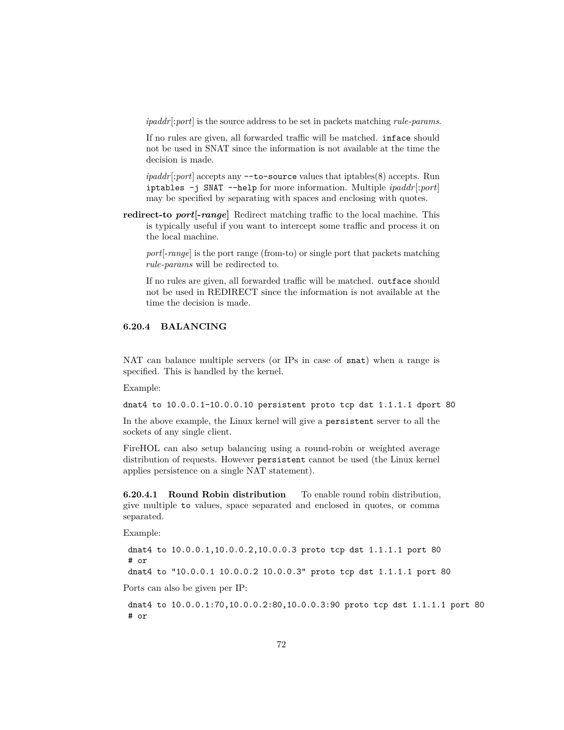*ipaddr*[:*port*] is the source address to be set in packets matching *rule-params*.

If no rules are given, all forwarded traffic will be matched. `inface` should not be used in SNAT since the information is not available at the time the decision is made.

*ipaddr*[:*port*] accepts any `--to-source` values that iptables(8) accepts. Run `iptables -j SNAT --help` for more information. Multiple *ipaddr*[:*port*] may be specified by separating with spaces and enclosing with quotes.

**redirect-to *port*[-*range*]** Redirect matching traffic to the local machine. This is typically useful if you want to intercept some traffic and process it on the local machine.

*port*[-*range*] is the port range (from-to) or single port that packets matching *rule-params* will be redirected to.

If no rules are given, all forwarded traffic will be matched. `outface` should not be used in REDIRECT since the information is not available at the time the decision is made.

#### 6.20.4 BALANCING

NAT can balance multiple servers (or IPs in case of `snat`) when a range is specified. This is handled by the kernel.

Example:

```
dnat4 to 10.0.0.1-10.0.0.10 persistent proto tcp dst 1.1.1.1 dport 80
```

In the above example, the Linux kernel will give a `persistent` server to all the sockets of any single client.

FireHOL can also setup balancing using a round-robin or weighted average distribution of requests. However `persistent` cannot be used (the Linux kernel applies persistence on a single NAT statement).

**6.20.4.1 Round Robin distribution** To enable round robin distribution, give multiple `to` values, space separated and enclosed in quotes, or comma separated.

Example:

```
dnat4 to 10.0.0.1,10.0.0.2,10.0.0.3 proto tcp dst 1.1.1.1 port 80
# or
dnat4 to "10.0.0.1 10.0.0.2 10.0.0.3" proto tcp dst 1.1.1.1 port 80
```

Ports can also be given per IP:

```
dnat4 to 10.0.0.1:70,10.0.0.2:80,10.0.0.3:90 proto tcp dst 1.1.1.1 port 80
# or
```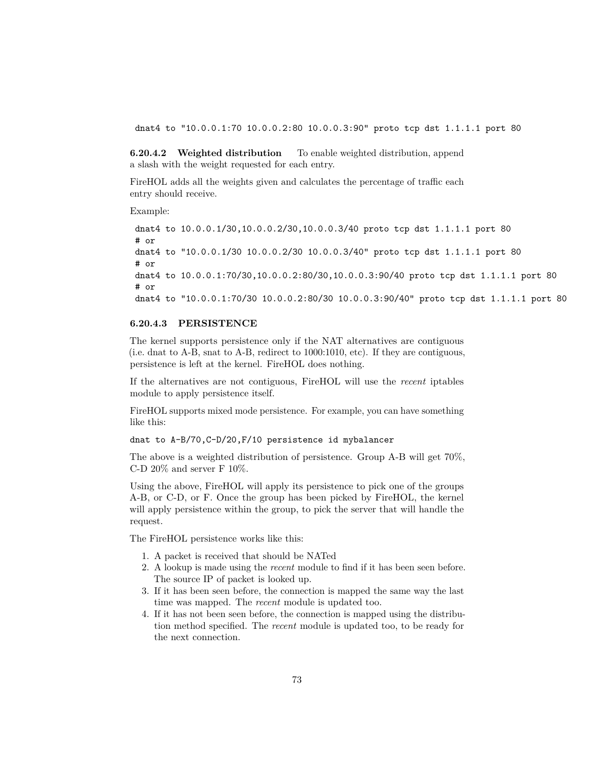```
dnat4 to "10.0.0.1:70 10.0.0.2:80 10.0.0.3:90" proto tcp dst 1.1.1.1 port 80
```

#### 6.20.4.2 Weighted distribution

To enable weighted distribution, append a slash with the weight requested for each entry.

FireHOL adds all the weights given and calculates the percentage of traffic each entry should receive.

Example:

```
dnat4 to 10.0.0.1/30,10.0.0.2/30,10.0.0.3/40 proto tcp dst 1.1.1.1 port 80
# or
dnat4 to "10.0.0.1/30 10.0.0.2/30 10.0.0.3/40" proto tcp dst 1.1.1.1 port 80
# or
dnat4 to 10.0.0.1:70/30,10.0.0.2:80/30,10.0.0.3:90/40 proto tcp dst 1.1.1.1 port 80
# or
dnat4 to "10.0.0.1:70/30 10.0.0.2:80/30 10.0.0.3:90/40" proto tcp dst 1.1.1.1 port 80
```

#### 6.20.4.3 PERSISTENCE

The kernel supports persistence only if the NAT alternatives are contiguous (i.e. dnat to A-B, snat to A-B, redirect to 1000:1010, etc). If they are contiguous, persistence is left at the kernel. FireHOL does nothing.

If the alternatives are not contiguous, FireHOL will use the *recent* iptables module to apply persistence itself.

FireHOL supports mixed mode persistence. For example, you can have something like this:

```
dnat to A-B/70,C-D/20,F/10 persistence id mybalancer
```

The above is a weighted distribution of persistence. Group A-B will get 70%, C-D 20% and server F 10%.

Using the above, FireHOL will apply its persistence to pick one of the groups A-B, or C-D, or F. Once the group has been picked by FireHOL, the kernel will apply persistence within the group, to pick the server that will handle the request.

The FireHOL persistence works like this:

1. A packet is received that should be NATed
2. A lookup is made using the *recent* module to find if it has been seen before. The source IP of packet is looked up.
3. If it has been seen before, the connection is mapped the same way the last time was mapped. The *recent* module is updated too.
4. If it has not been seen before, the connection is mapped using the distribution method specified. The *recent* module is updated too, to be ready for the next connection.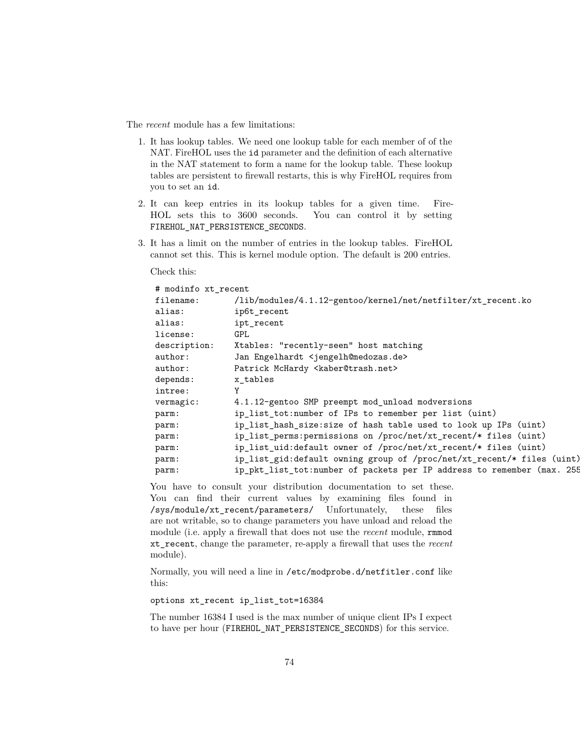The *recent* module has a few limitations:

1. It has lookup tables. We need one lookup table for each member of of the NAT. FireHOL uses the `id` parameter and the definition of each alternative in the NAT statement to form a name for the lookup table. These lookup tables are persistent to firewall restarts, this is why FireHOL requires from you to set an `id`.

2. It can keep entries in its lookup tables for a given time. FireHOL sets this to 3600 seconds. You can control it by setting `FIREHOL_NAT_PERSISTENCE_SECONDS`.

3. It has a limit on the number of entries in the lookup tables. FireHOL cannot set this. This is kernel module option. The default is 200 entries.

   Check this:

   ```
   # modinfo xt_recent
   filename:       /lib/modules/4.1.12-gentoo/kernel/net/netfilter/xt_recent.ko
   alias:          ip6t_recent
   alias:          ipt_recent
   license:        GPL
   description:    Xtables: "recently-seen" host matching
   author:         Jan Engelhardt <jengelh@medozas.de>
   author:         Patrick McHardy <kaber@trash.net>
   depends:        x_tables
   intree:         Y
   vermagic:       4.1.12-gentoo SMP preempt mod_unload modversions
   parm:           ip_list_tot:number of IPs to remember per list (uint)
   parm:           ip_list_hash_size:size of hash table used to look up IPs (uint)
   parm:           ip_list_perms:permissions on /proc/net/xt_recent/* files (uint)
   parm:           ip_list_uid:default owner of /proc/net/xt_recent/* files (uint)
   parm:           ip_list_gid:default owning group of /proc/net/xt_recent/* files (uint)
   parm:           ip_pkt_list_tot:number of packets per IP address to remember (max. 255
   ```

   You have to consult your distribution documentation to set these. You can find their current values by examining files found in `/sys/module/xt_recent/parameters/` Unfortunately, these files are not writable, so to change parameters you have unload and reload the module (i.e. apply a firewall that does not use the *recent* module, `rmmod xt_recent`, change the parameter, re-apply a firewall that uses the *recent* module).

   Normally, you will need a line in `/etc/modprobe.d/netfitler.conf` like this:

   ```
   options xt_recent ip_list_tot=16384
   ```

   The number 16384 I used is the max number of unique client IPs I expect to have per hour (`FIREHOL_NAT_PERSISTENCE_SECONDS`) for this service.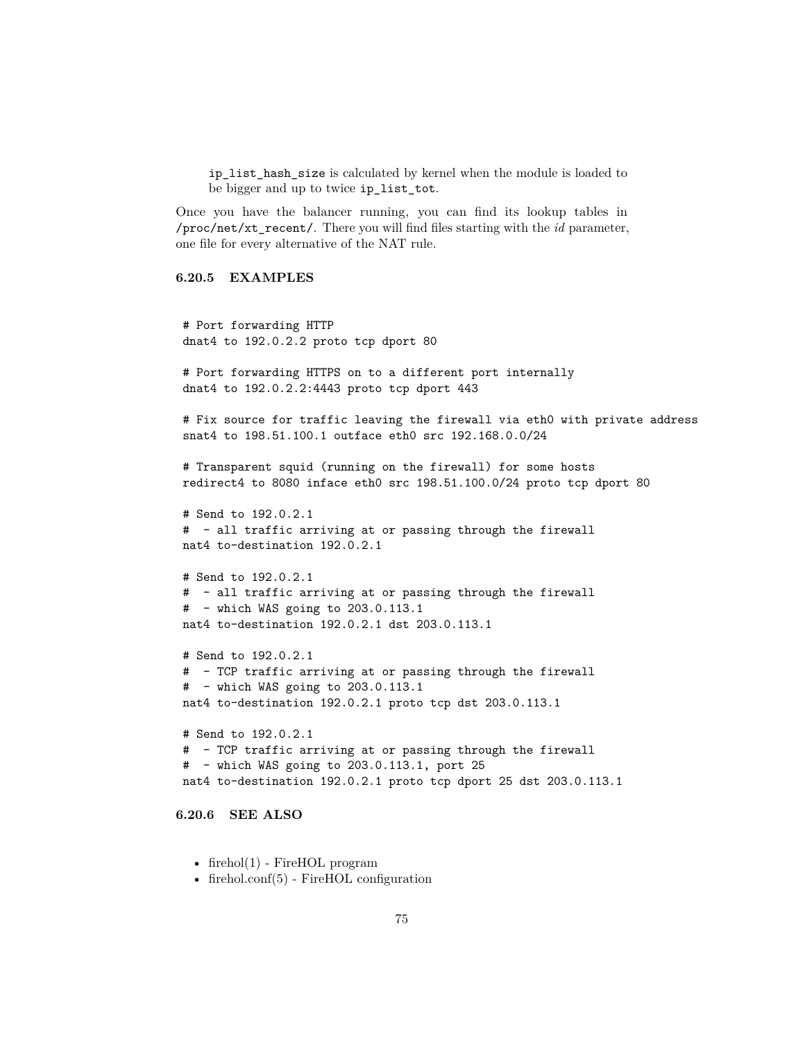`ip_list_hash_size` is calculated by kernel when the module is loaded to be bigger and up to twice `ip_list_tot`.

Once you have the balancer running, you can find its lookup tables in `/proc/net/xt_recent/`. There you will find files starting with the *id* parameter, one file for every alternative of the NAT rule.

### 6.20.5 EXAMPLES

```
# Port forwarding HTTP
dnat4 to 192.0.2.2 proto tcp dport 80

# Port forwarding HTTPS on to a different port internally
dnat4 to 192.0.2.2:4443 proto tcp dport 443

# Fix source for traffic leaving the firewall via eth0 with private address
snat4 to 198.51.100.1 outface eth0 src 192.168.0.0/24

# Transparent squid (running on the firewall) for some hosts
redirect4 to 8080 inface eth0 src 198.51.100.0/24 proto tcp dport 80

# Send to 192.0.2.1
#  - all traffic arriving at or passing through the firewall
nat4 to-destination 192.0.2.1

# Send to 192.0.2.1
#  - all traffic arriving at or passing through the firewall
#  - which WAS going to 203.0.113.1
nat4 to-destination 192.0.2.1 dst 203.0.113.1

# Send to 192.0.2.1
#  - TCP traffic arriving at or passing through the firewall
#  - which WAS going to 203.0.113.1
nat4 to-destination 192.0.2.1 proto tcp dst 203.0.113.1

# Send to 192.0.2.1
#  - TCP traffic arriving at or passing through the firewall
#  - which WAS going to 203.0.113.1, port 25
nat4 to-destination 192.0.2.1 proto tcp dport 25 dst 203.0.113.1
```

### 6.20.6 SEE ALSO

- firehol(1) - FireHOL program
- firehol.conf(5) - FireHOL configuration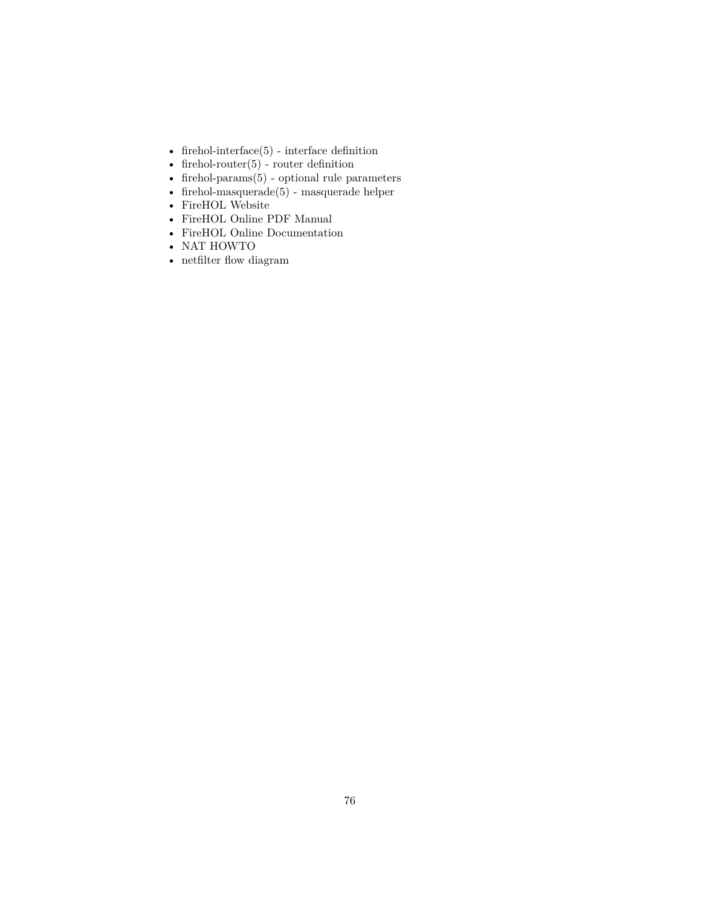- firehol-interface(5) - interface definition
- firehol-router(5) - router definition
- firehol-params(5) - optional rule parameters
- firehol-masquerade(5) - masquerade helper
- FireHOL Website
- FireHOL Online PDF Manual
- FireHOL Online Documentation
- NAT HOWTO
- netfilter flow diagram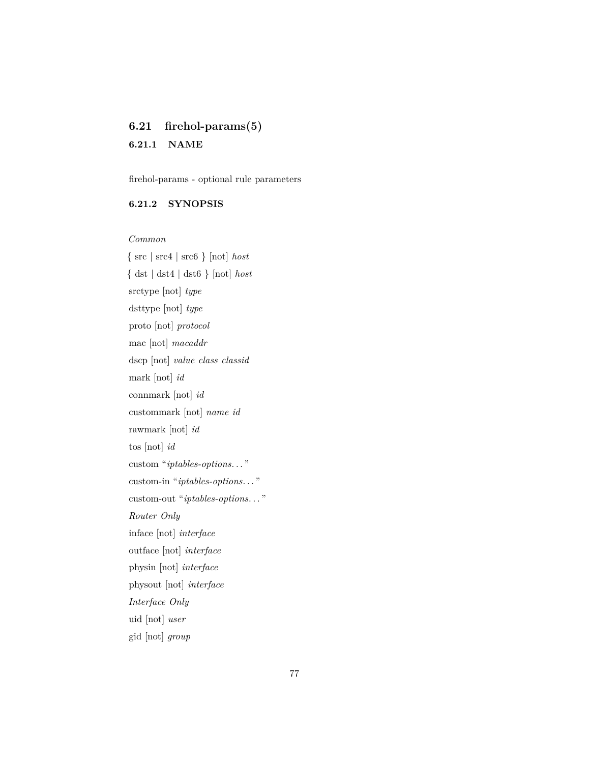## 6.21 firehol-params(5)

### 6.21.1 NAME

firehol-params - optional rule parameters

### 6.21.2 SYNOPSIS

*Common*

{ src | src4 | src6 } [not] *host*

{ dst | dst4 | dst6 } [not] *host*

srctype [not] *type*

dsttype [not] *type*

proto [not] *protocol*

mac [not] *macaddr*

dscp [not] *value class classid*

mark [not] *id*

connmark [not] *id*

custommark [not] *name id*

rawmark [not] *id*

tos [not] *id*

custom "*iptables-options…*"

custom-in "*iptables-options…*"

custom-out "*iptables-options…*"

*Router Only*

inface [not] *interface*

outface [not] *interface*

physin [not] *interface*

physout [not] *interface*

*Interface Only*

uid [not] *user*

gid [not] *group*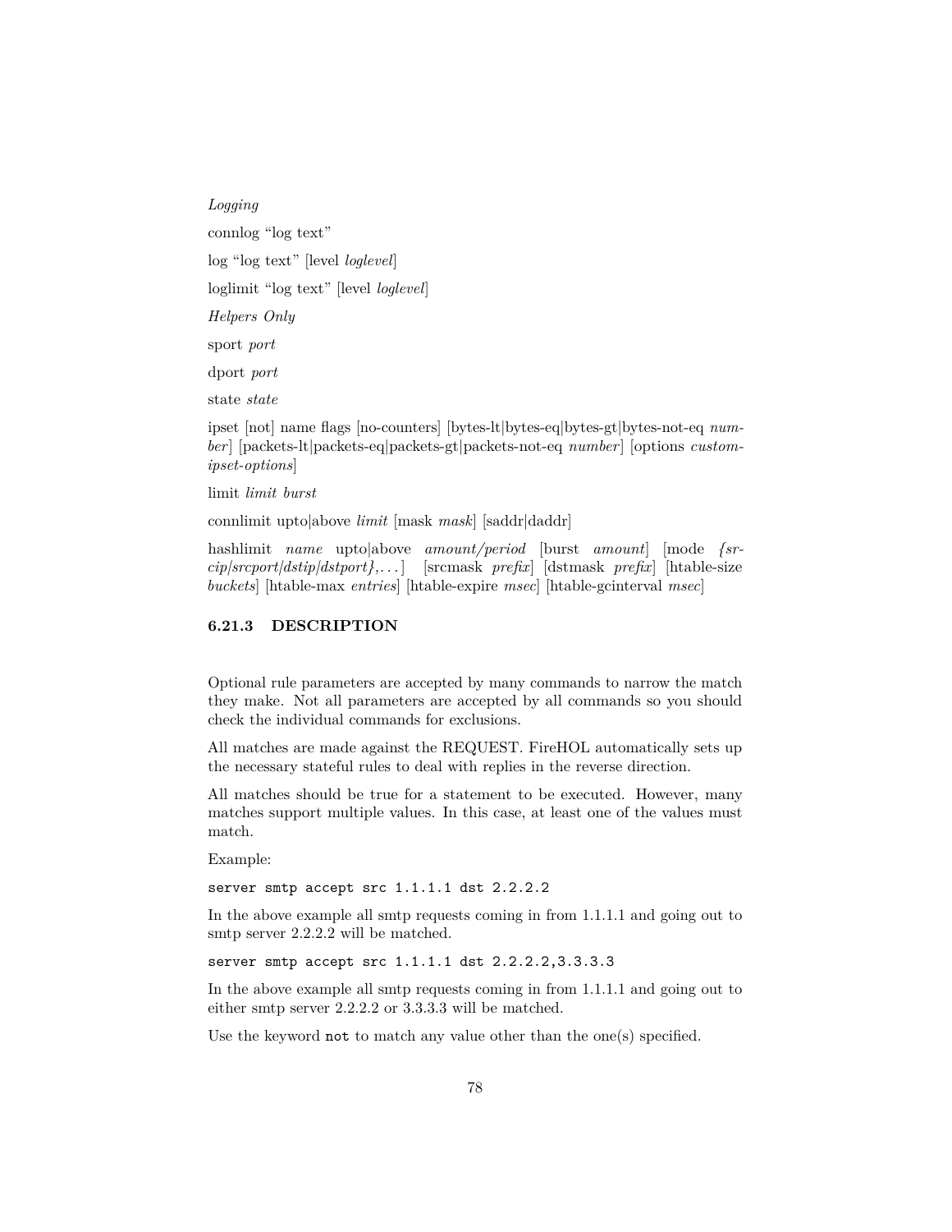*Logging*

connlog “log text”

log “log text” [level *loglevel*]

loglimit “log text” [level *loglevel*]

*Helpers Only*

sport *port*

dport *port*

state *state*

ipset [not] name flags [no-counters] [bytes-lt|bytes-eq|bytes-gt|bytes-not-eq *number*] [packets-lt|packets-eq|packets-gt|packets-not-eq *number*] [options *custom-ipset-options*]

limit *limit burst*

connlimit upto|above *limit* [mask *mask*] [saddr|daddr]

hashlimit *name* upto|above *amount/period* [burst *amount*] [mode *{srcip|srcport|dstip|dstport},...*] [srcmask *prefix*] [dstmask *prefix*] [htable-size *buckets*] [htable-max *entries*] [htable-expire *msec*] [htable-gcinterval *msec*]

### 6.21.3 DESCRIPTION

Optional rule parameters are accepted by many commands to narrow the match they make. Not all parameters are accepted by all commands so you should check the individual commands for exclusions.

All matches are made against the REQUEST. FireHOL automatically sets up the necessary stateful rules to deal with replies in the reverse direction.

All matches should be true for a statement to be executed. However, many matches support multiple values. In this case, at least one of the values must match.

Example:

```
server smtp accept src 1.1.1.1 dst 2.2.2.2
```

In the above example all smtp requests coming in from 1.1.1.1 and going out to smtp server 2.2.2.2 will be matched.

```
server smtp accept src 1.1.1.1 dst 2.2.2.2,3.3.3.3
```

In the above example all smtp requests coming in from 1.1.1.1 and going out to either smtp server 2.2.2.2 or 3.3.3.3 will be matched.

Use the keyword `not` to match any value other than the one(s) specified.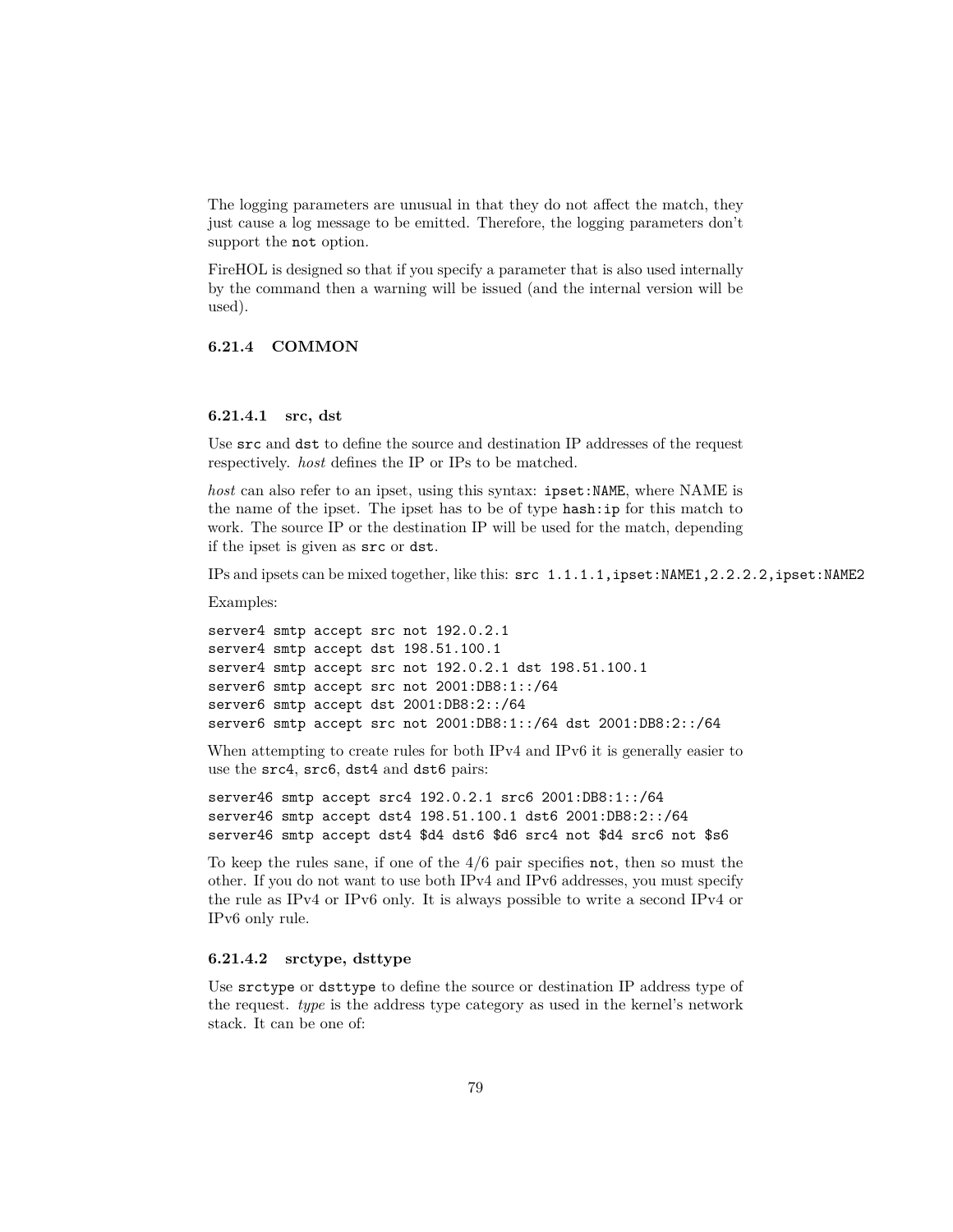The logging parameters are unusual in that they do not affect the match, they just cause a log message to be emitted. Therefore, the logging parameters don't support the `not` option.

FireHOL is designed so that if you specify a parameter that is also used internally by the command then a warning will be issued (and the internal version will be used).

### 6.21.4 COMMON

#### 6.21.4.1 src, dst

Use `src` and `dst` to define the source and destination IP addresses of the request respectively. *host* defines the IP or IPs to be matched.

*host* can also refer to an ipset, using this syntax: `ipset:NAME`, where NAME is the name of the ipset. The ipset has to be of type `hash:ip` for this match to work. The source IP or the destination IP will be used for the match, depending if the ipset is given as `src` or `dst`.

IPs and ipsets can be mixed together, like this: `src 1.1.1.1,ipset:NAME1,2.2.2.2,ipset:NAME2`

Examples:

```
server4 smtp accept src not 192.0.2.1
server4 smtp accept dst 198.51.100.1
server4 smtp accept src not 192.0.2.1 dst 198.51.100.1
server6 smtp accept src not 2001:DB8:1::/64
server6 smtp accept dst 2001:DB8:2::/64
server6 smtp accept src not 2001:DB8:1::/64 dst 2001:DB8:2::/64
```

When attempting to create rules for both IPv4 and IPv6 it is generally easier to use the `src4`, `src6`, `dst4` and `dst6` pairs:

```
server46 smtp accept src4 192.0.2.1 src6 2001:DB8:1::/64
server46 smtp accept dst4 198.51.100.1 dst6 2001:DB8:2::/64
server46 smtp accept dst4 $d4 dst6 $d6 src4 not $d4 src6 not $s6
```

To keep the rules sane, if one of the 4/6 pair specifies `not`, then so must the other. If you do not want to use both IPv4 and IPv6 addresses, you must specify the rule as IPv4 or IPv6 only. It is always possible to write a second IPv4 or IPv6 only rule.

#### 6.21.4.2 srctype, dsttype

Use `srctype` or `dsttype` to define the source or destination IP address type of the request. *type* is the address type category as used in the kernel's network stack. It can be one of: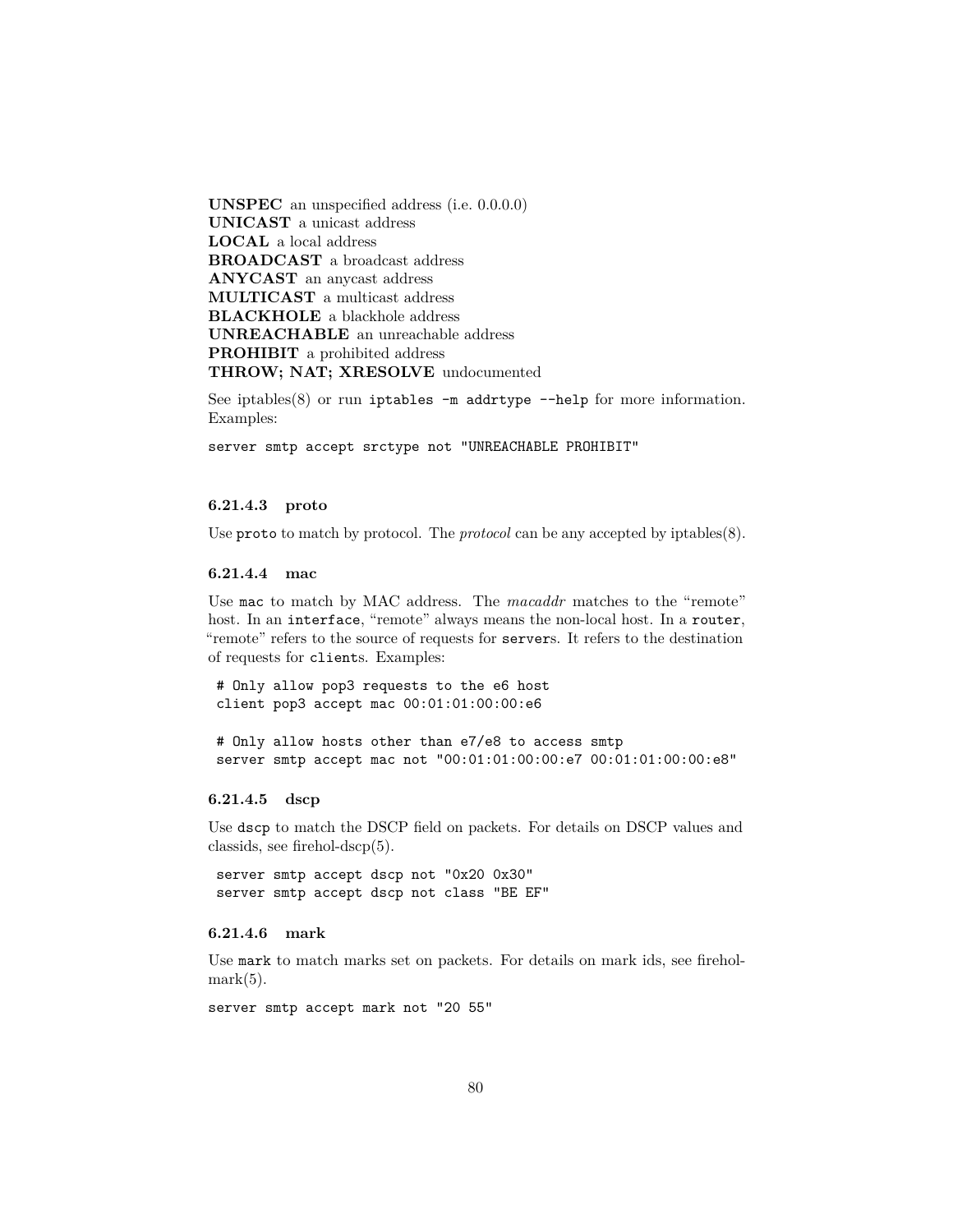**UNSPEC** an unspecified address (i.e. 0.0.0.0)
**UNICAST** a unicast address
**LOCAL** a local address
**BROADCAST** a broadcast address
**ANYCAST** an anycast address
**MULTICAST** a multicast address
**BLACKHOLE** a blackhole address
**UNREACHABLE** an unreachable address
**PROHIBIT** a prohibited address
**THROW; NAT; XRESOLVE** undocumented

See iptables(8) or run `iptables -m addrtype --help` for more information. Examples:

```
server smtp accept srctype not "UNREACHABLE PROHIBIT"
```

#### 6.21.4.3 proto

Use `proto` to match by protocol. The *protocol* can be any accepted by iptables(8).

#### 6.21.4.4 mac

Use `mac` to match by MAC address. The *macaddr* matches to the "remote" host. In an `interface`, "remote" always means the non-local host. In a `router`, "remote" refers to the source of requests for `server`s. It refers to the destination of requests for `client`s. Examples:

```
# Only allow pop3 requests to the e6 host
client pop3 accept mac 00:01:01:00:00:e6

# Only allow hosts other than e7/e8 to access smtp
server smtp accept mac not "00:01:01:00:00:e7 00:01:01:00:00:e8"
```

#### 6.21.4.5 dscp

Use `dscp` to match the DSCP field on packets. For details on DSCP values and classids, see firehol-dscp(5).

```
server smtp accept dscp not "0x20 0x30"
server smtp accept dscp not class "BE EF"
```

#### 6.21.4.6 mark

Use `mark` to match marks set on packets. For details on mark ids, see firehol-mark(5).

```
server smtp accept mark not "20 55"
```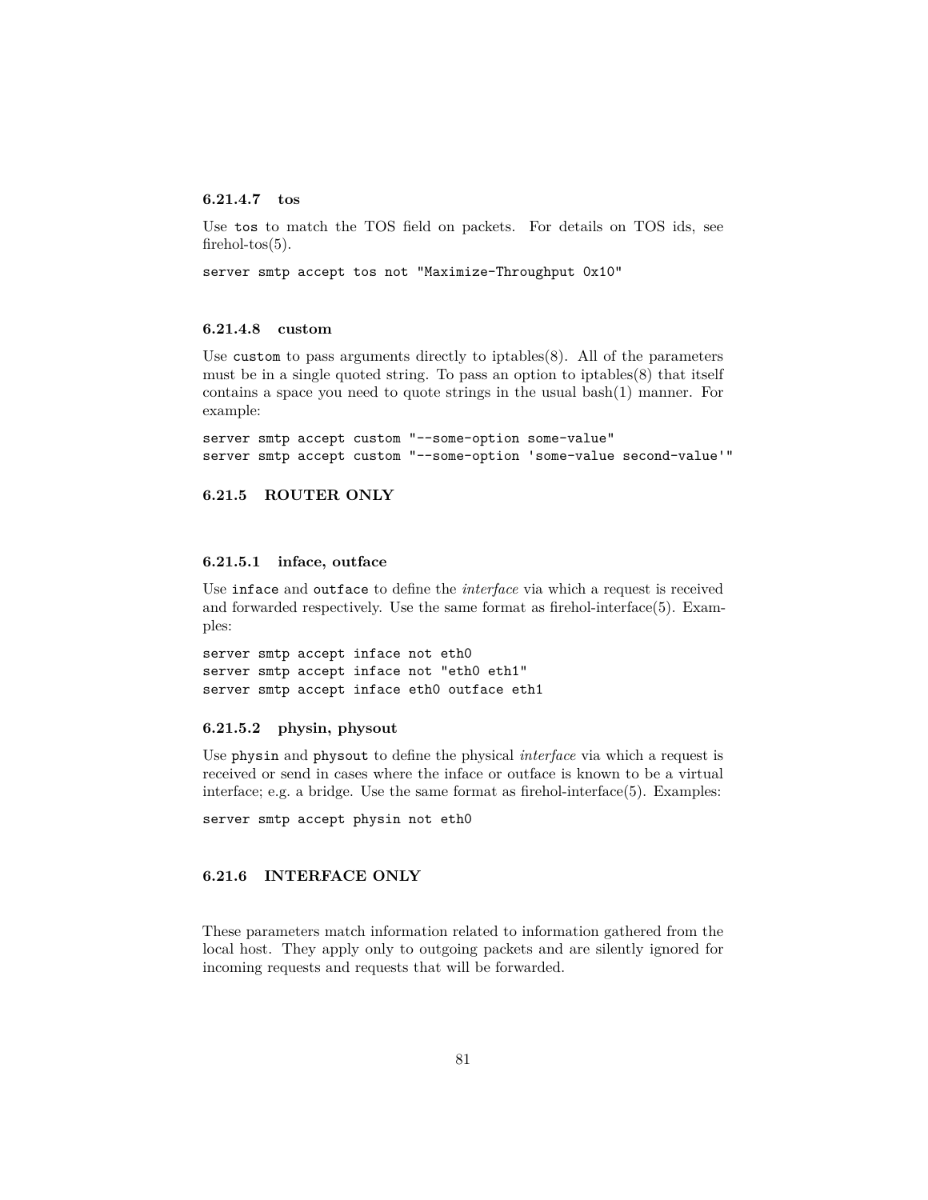#### 6.21.4.7 tos

Use `tos` to match the TOS field on packets. For details on TOS ids, see firehol-tos(5).

```
server smtp accept tos not "Maximize-Throughput 0x10"
```

#### 6.21.4.8 custom

Use `custom` to pass arguments directly to iptables(8). All of the parameters must be in a single quoted string. To pass an option to iptables(8) that itself contains a space you need to quote strings in the usual bash(1) manner. For example:

```
server smtp accept custom "--some-option some-value"
server smtp accept custom "--some-option 'some-value second-value'"
```

### 6.21.5 ROUTER ONLY

#### 6.21.5.1 inface, outface

Use `inface` and `outface` to define the *interface* via which a request is received and forwarded respectively. Use the same format as firehol-interface(5). Examples:

```
server smtp accept inface not eth0
server smtp accept inface not "eth0 eth1"
server smtp accept inface eth0 outface eth1
```

#### 6.21.5.2 physin, physout

Use `physin` and `physout` to define the physical *interface* via which a request is received or send in cases where the inface or outface is known to be a virtual interface; e.g. a bridge. Use the same format as firehol-interface(5). Examples:

```
server smtp accept physin not eth0
```

### 6.21.6 INTERFACE ONLY

These parameters match information related to information gathered from the local host. They apply only to outgoing packets and are silently ignored for incoming requests and requests that will be forwarded.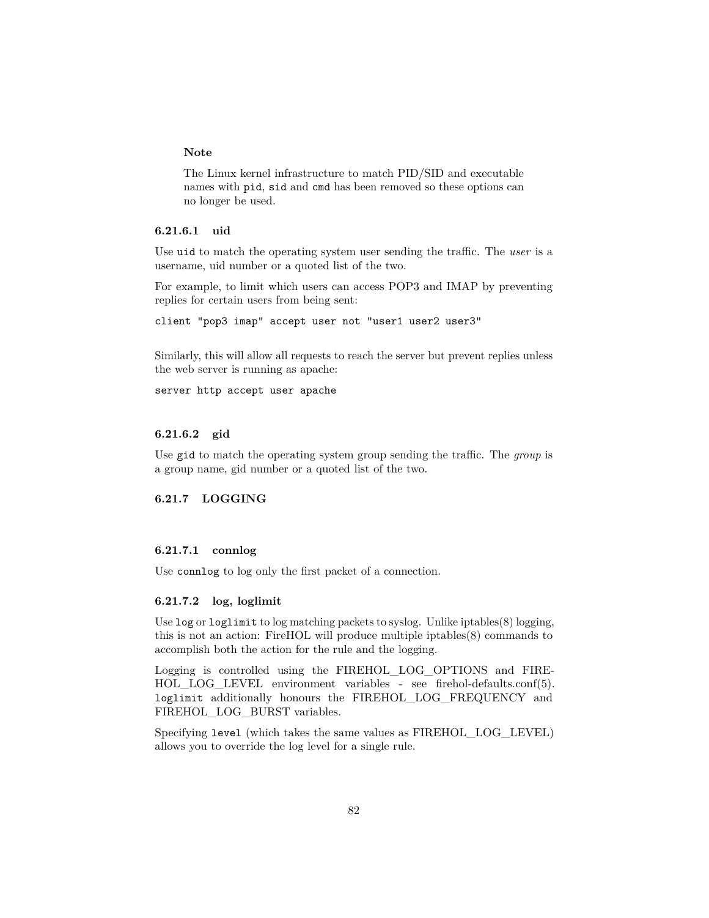**Note**

The Linux kernel infrastructure to match PID/SID and executable names with `pid`, `sid` and `cmd` has been removed so these options can no longer be used.

#### 6.21.6.1 uid

Use `uid` to match the operating system user sending the traffic. The *user* is a username, uid number or a quoted list of the two.

For example, to limit which users can access POP3 and IMAP by preventing replies for certain users from being sent:

```
client "pop3 imap" accept user not "user1 user2 user3"
```

Similarly, this will allow all requests to reach the server but prevent replies unless the web server is running as apache:

```
server http accept user apache
```

#### 6.21.6.2 gid

Use `gid` to match the operating system group sending the traffic. The *group* is a group name, gid number or a quoted list of the two.

### 6.21.7 LOGGING

#### 6.21.7.1 connlog

Use `connlog` to log only the first packet of a connection.

#### 6.21.7.2 log, loglimit

Use `log` or `loglimit` to log matching packets to syslog. Unlike iptables(8) logging, this is not an action: FireHOL will produce multiple iptables(8) commands to accomplish both the action for the rule and the logging.

Logging is controlled using the FIREHOL_LOG_OPTIONS and FIREHOL_LOG_LEVEL environment variables - see firehol-defaults.conf(5). `loglimit` additionally honours the FIREHOL_LOG_FREQUENCY and FIREHOL_LOG_BURST variables.

Specifying `level` (which takes the same values as FIREHOL_LOG_LEVEL) allows you to override the log level for a single rule.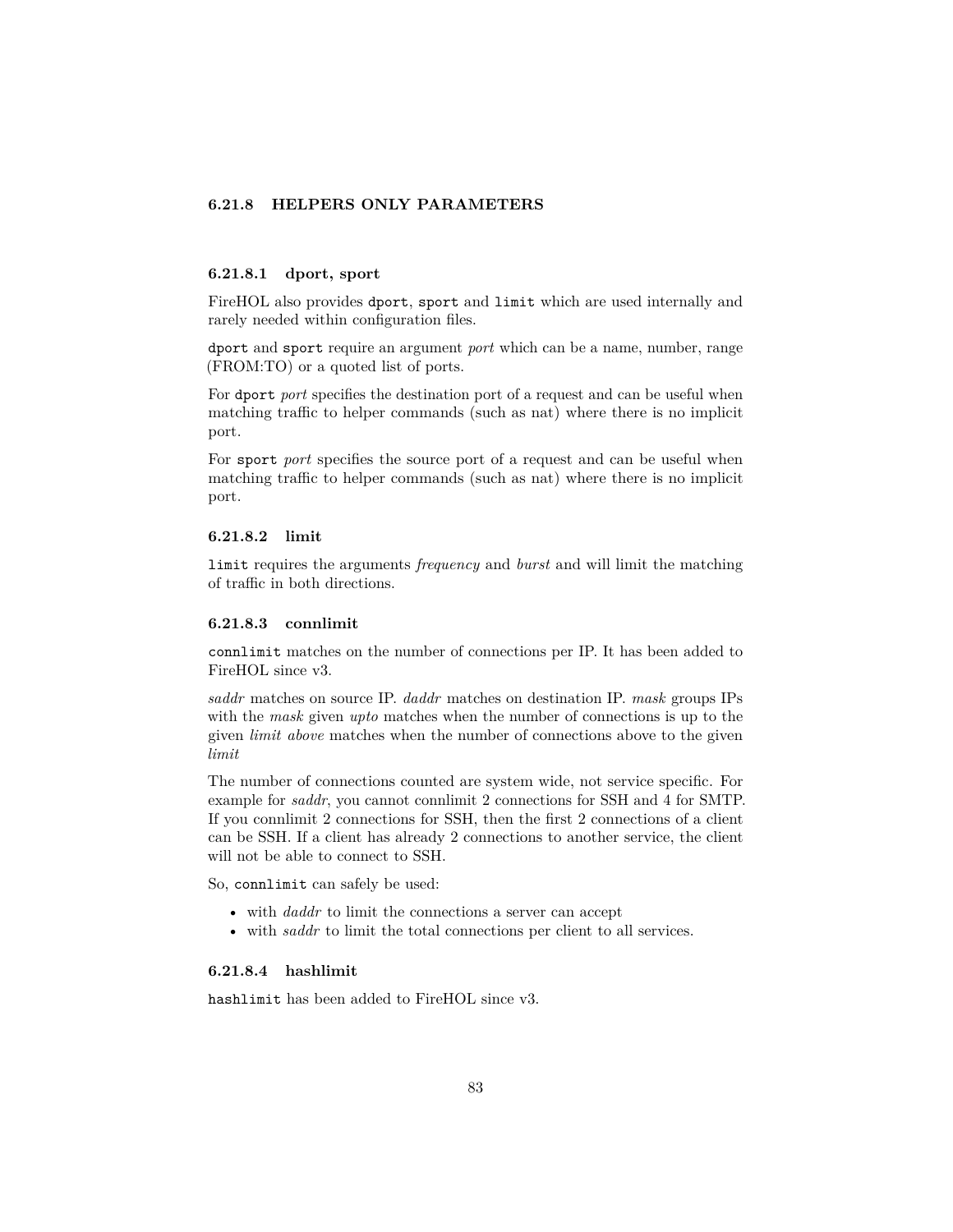### 6.21.8 HELPERS ONLY PARAMETERS

#### 6.21.8.1 dport, sport

FireHOL also provides `dport`, `sport` and `limit` which are used internally and rarely needed within configuration files.

`dport` and `sport` require an argument *port* which can be a name, number, range (FROM:TO) or a quoted list of ports.

For `dport` *port* specifies the destination port of a request and can be useful when matching traffic to helper commands (such as nat) where there is no implicit port.

For `sport` *port* specifies the source port of a request and can be useful when matching traffic to helper commands (such as nat) where there is no implicit port.

#### 6.21.8.2 limit

`limit` requires the arguments *frequency* and *burst* and will limit the matching of traffic in both directions.

#### 6.21.8.3 connlimit

`connlimit` matches on the number of connections per IP. It has been added to FireHOL since v3.

*saddr* matches on source IP. *daddr* matches on destination IP. *mask* groups IPs with the *mask* given *upto* matches when the number of connections is up to the given *limit above* matches when the number of connections above to the given *limit*

The number of connections counted are system wide, not service specific. For example for *saddr*, you cannot connlimit 2 connections for SSH and 4 for SMTP. If you connlimit 2 connections for SSH, then the first 2 connections of a client can be SSH. If a client has already 2 connections to another service, the client will not be able to connect to SSH.

So, `connlimit` can safely be used:

- with *daddr* to limit the connections a server can accept
- with *saddr* to limit the total connections per client to all services.

#### 6.21.8.4 hashlimit

`hashlimit` has been added to FireHOL since v3.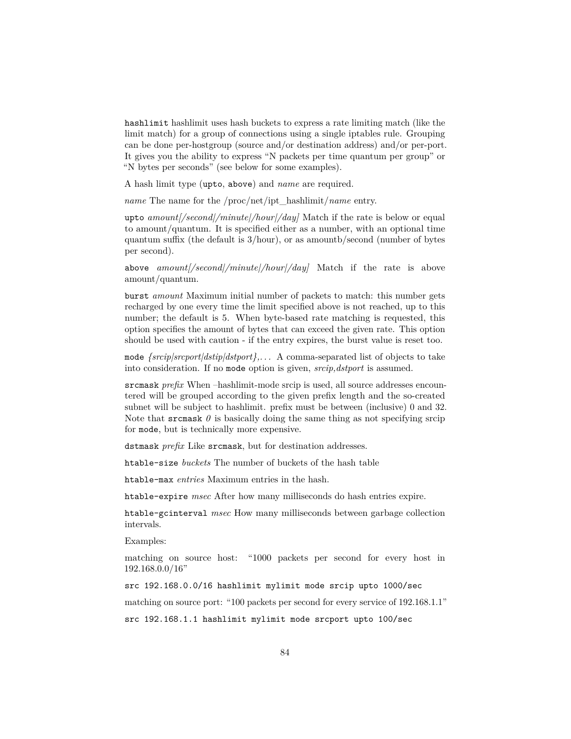`hashlimit` hashlimit uses hash buckets to express a rate limiting match (like the limit match) for a group of connections using a single iptables rule. Grouping can be done per-hostgroup (source and/or destination address) and/or per-port. It gives you the ability to express “N packets per time quantum per group” or “N bytes per seconds” (see below for some examples).

A hash limit type (`upto`, `above`) and *name* are required.

*name* The name for the /proc/net/ipt_hashlimit/*name* entry.

`upto` *amount[/second|/minute|/hour|/day]* Match if the rate is below or equal to amount/quantum. It is specified either as a number, with an optional time quantum suffix (the default is 3/hour), or as amountb/second (number of bytes per second).

`above` *amount[/second|/minute|/hour|/day]* Match if the rate is above amount/quantum.

`burst` *amount* Maximum initial number of packets to match: this number gets recharged by one every time the limit specified above is not reached, up to this number; the default is 5. When byte-based rate matching is requested, this option specifies the amount of bytes that can exceed the given rate. This option should be used with caution - if the entry expires, the burst value is reset too.

`mode` *{srcip|srcport|dstip|dstport},...* A comma-separated list of objects to take into consideration. If no `mode` option is given, *srcip,dstport* is assumed.

`srcmask` *prefix* When –hashlimit-mode srcip is used, all source addresses encountered will be grouped according to the given prefix length and the so-created subnet will be subject to hashlimit. prefix must be between (inclusive) 0 and 32. Note that `srcmask` *0* is basically doing the same thing as not specifying srcip for `mode`, but is technically more expensive.

`dstmask` *prefix* Like `srcmask`, but for destination addresses.

`htable-size` *buckets* The number of buckets of the hash table

`htable-max` *entries* Maximum entries in the hash.

`htable-expire` *msec* After how many milliseconds do hash entries expire.

`htable-gcinterval` *msec* How many milliseconds between garbage collection intervals.

Examples:

matching on source host: “1000 packets per second for every host in 192.168.0.0/16”

```
src 192.168.0.0/16 hashlimit mylimit mode srcip upto 1000/sec
```

matching on source port: “100 packets per second for every service of 192.168.1.1”

```
src 192.168.1.1 hashlimit mylimit mode srcport upto 100/sec
```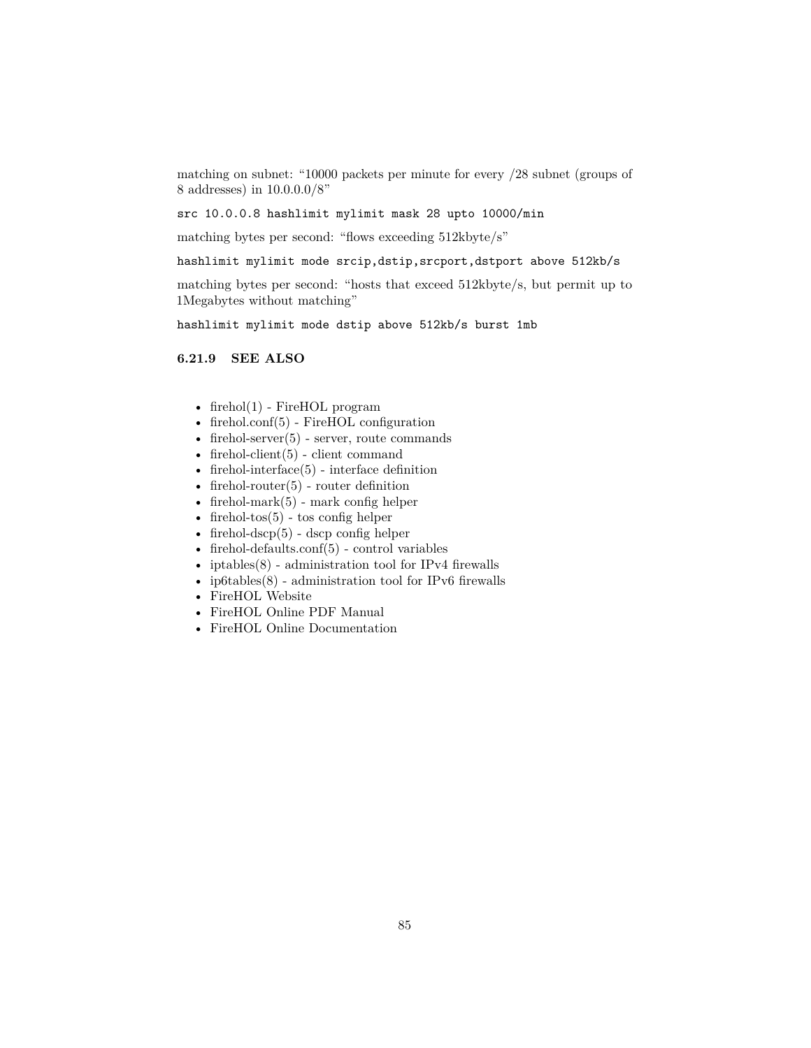matching on subnet: "10000 packets per minute for every /28 subnet (groups of 8 addresses) in 10.0.0.0/8"

```
src 10.0.0.8 hashlimit mylimit mask 28 upto 10000/min
```

matching bytes per second: "flows exceeding 512kbyte/s"

```
hashlimit mylimit mode srcip,dstip,srcport,dstport above 512kb/s
```

matching bytes per second: "hosts that exceed 512kbyte/s, but permit up to 1Megabytes without matching"

```
hashlimit mylimit mode dstip above 512kb/s burst 1mb
```

#### 6.21.9 SEE ALSO

- firehol(1) - FireHOL program
- firehol.conf(5) - FireHOL configuration
- firehol-server(5) - server, route commands
- firehol-client(5) - client command
- firehol-interface(5) - interface definition
- firehol-router(5) - router definition
- firehol-mark(5) - mark config helper
- firehol-tos(5) - tos config helper
- firehol-dscp(5) - dscp config helper
- firehol-defaults.conf(5) - control variables
- iptables(8) - administration tool for IPv4 firewalls
- ip6tables(8) - administration tool for IPv6 firewalls
- FireHOL Website
- FireHOL Online PDF Manual
- FireHOL Online Documentation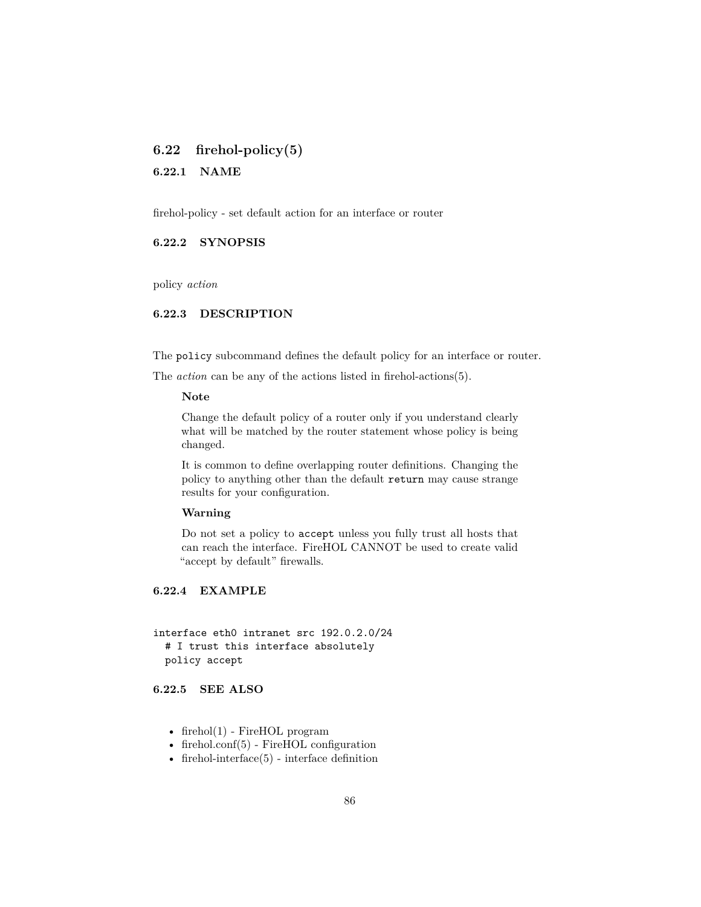## 6.22 firehol-policy(5)

### 6.22.1 NAME

firehol-policy - set default action for an interface or router

### 6.22.2 SYNOPSIS

policy *action*

### 6.22.3 DESCRIPTION

The `policy` subcommand defines the default policy for an interface or router.

The *action* can be any of the actions listed in firehol-actions(5).

> **Note**
>
> Change the default policy of a router only if you understand clearly what will be matched by the router statement whose policy is being changed.
>
> It is common to define overlapping router definitions. Changing the policy to anything other than the default `return` may cause strange results for your configuration.
>
> **Warning**
>
> Do not set a policy to `accept` unless you fully trust all hosts that can reach the interface. FireHOL CANNOT be used to create valid "accept by default" firewalls.

### 6.22.4 EXAMPLE

```
interface eth0 intranet src 192.0.2.0/24
  # I trust this interface absolutely
  policy accept
```

### 6.22.5 SEE ALSO

- firehol(1) - FireHOL program
- firehol.conf(5) - FireHOL configuration
- firehol-interface(5) - interface definition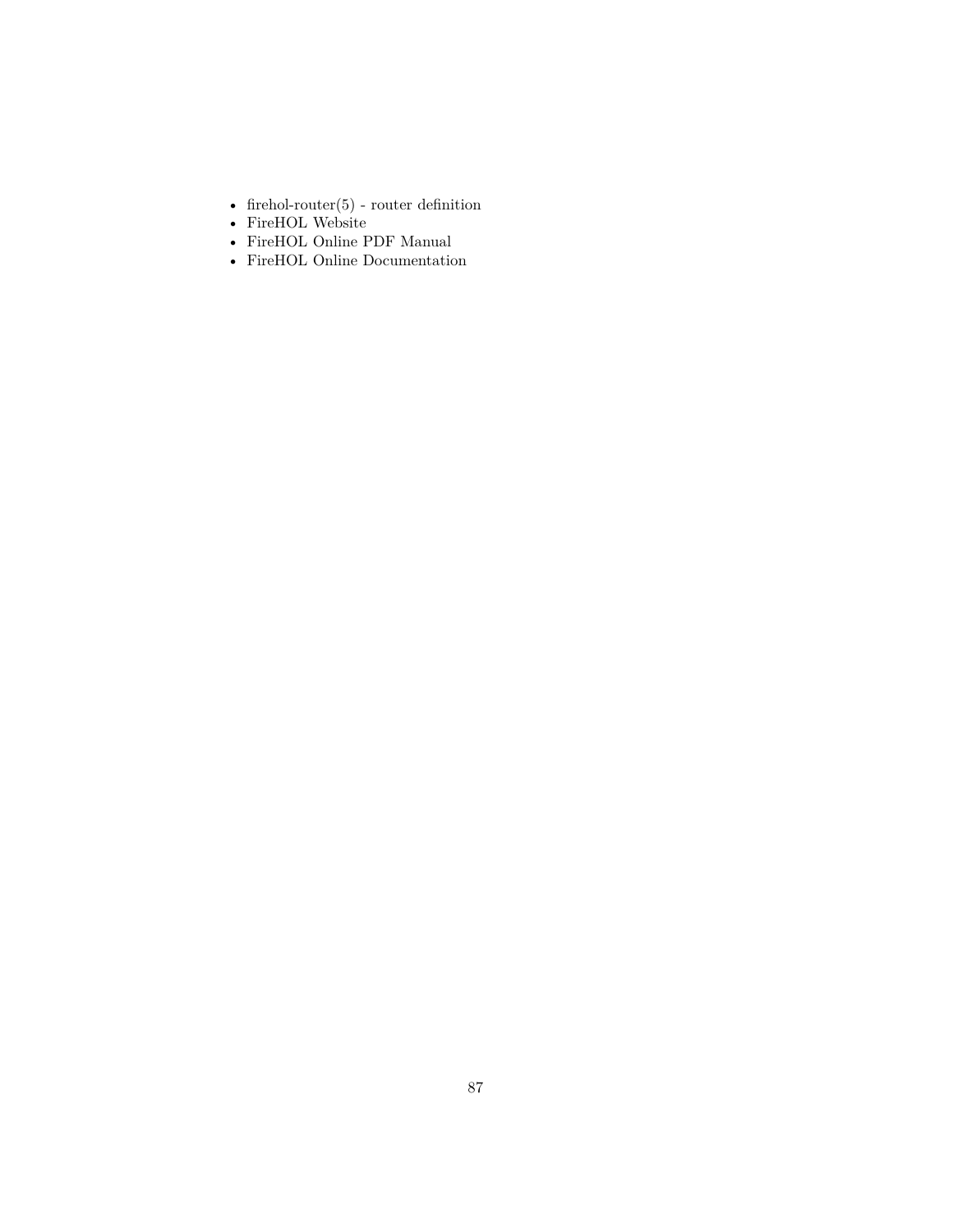- firehol-router(5) - router definition
- FireHOL Website
- FireHOL Online PDF Manual
- FireHOL Online Documentation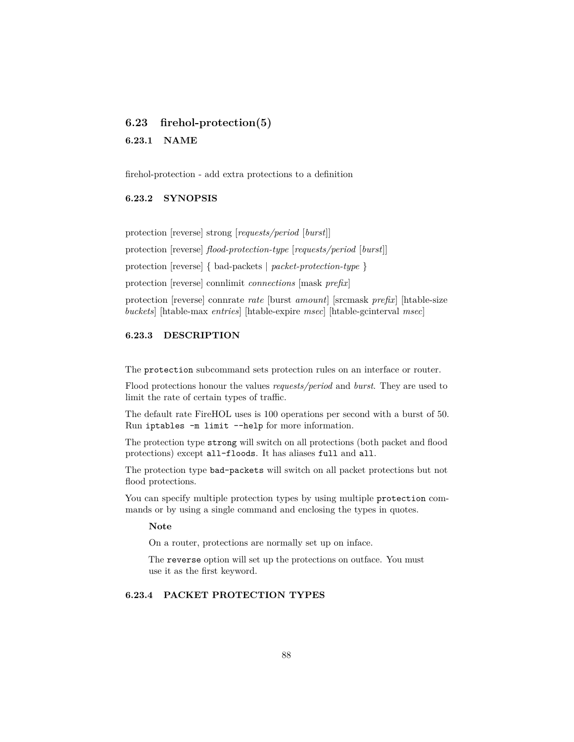## 6.23 firehol-protection(5)

### 6.23.1 NAME

firehol-protection - add extra protections to a definition

### 6.23.2 SYNOPSIS

protection [reverse] strong [*requests/period* [*burst*]]

protection [reverse] *flood-protection-type* [*requests/period* [*burst*]]

protection [reverse] { bad-packets | *packet-protection-type* }

protection [reverse] connlimit *connections* [mask *prefix*]

protection [reverse] connrate *rate* [burst *amount*] [srcmask *prefix*] [htable-size *buckets*] [htable-max *entries*] [htable-expire *msec*] [htable-gcinterval *msec*]

### 6.23.3 DESCRIPTION

The `protection` subcommand sets protection rules on an interface or router.

Flood protections honour the values *requests/period* and *burst*. They are used to limit the rate of certain types of traffic.

The default rate FireHOL uses is 100 operations per second with a burst of 50. Run `iptables -m limit --help` for more information.

The protection type `strong` will switch on all protections (both packet and flood protections) except `all-floods`. It has aliases `full` and `all`.

The protection type `bad-packets` will switch on all packet protections but not flood protections.

You can specify multiple protection types by using multiple `protection` commands or by using a single command and enclosing the types in quotes.

> **Note**
>
> On a router, protections are normally set up on inface.
>
> The `reverse` option will set up the protections on outface. You must use it as the first keyword.

### 6.23.4 PACKET PROTECTION TYPES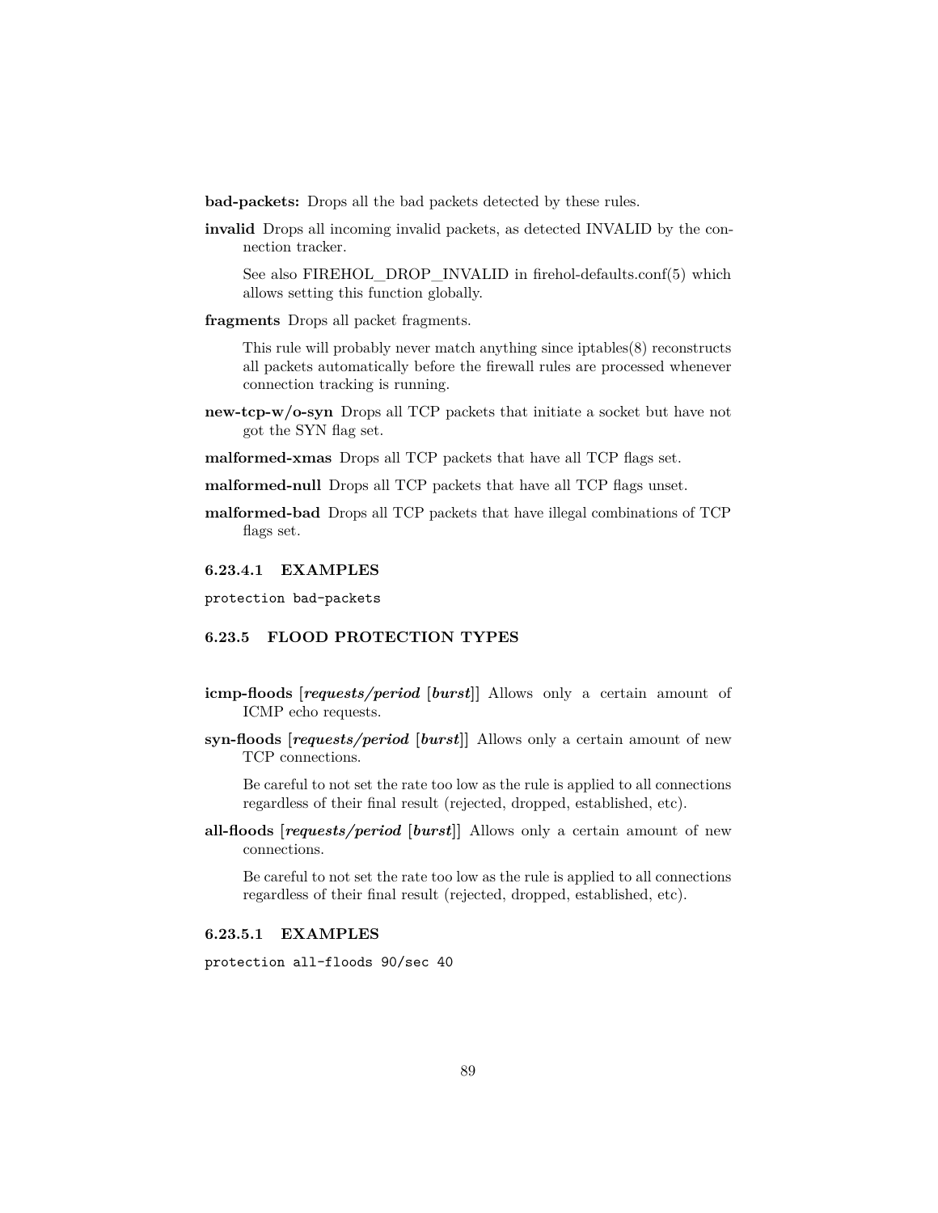**bad-packets:** Drops all the bad packets detected by these rules.

**invalid** Drops all incoming invalid packets, as detected INVALID by the connection tracker.

See also FIREHOL_DROP_INVALID in firehol-defaults.conf(5) which allows setting this function globally.

**fragments** Drops all packet fragments.

This rule will probably never match anything since iptables(8) reconstructs all packets automatically before the firewall rules are processed whenever connection tracking is running.

**new-tcp-w/o-syn** Drops all TCP packets that initiate a socket but have not got the SYN flag set.

**malformed-xmas** Drops all TCP packets that have all TCP flags set.

**malformed-null** Drops all TCP packets that have all TCP flags unset.

**malformed-bad** Drops all TCP packets that have illegal combinations of TCP flags set.

#### 6.23.4.1 EXAMPLES

```
protection bad-packets
```

### 6.23.5 FLOOD PROTECTION TYPES

**icmp-floods** [***requests/period*** [***burst***]] Allows only a certain amount of ICMP echo requests.

**syn-floods** [***requests/period*** [***burst***]] Allows only a certain amount of new TCP connections.

Be careful to not set the rate too low as the rule is applied to all connections regardless of their final result (rejected, dropped, established, etc).

**all-floods** [***requests/period*** [***burst***]] Allows only a certain amount of new connections.

Be careful to not set the rate too low as the rule is applied to all connections regardless of their final result (rejected, dropped, established, etc).

#### 6.23.5.1 EXAMPLES

```
protection all-floods 90/sec 40
```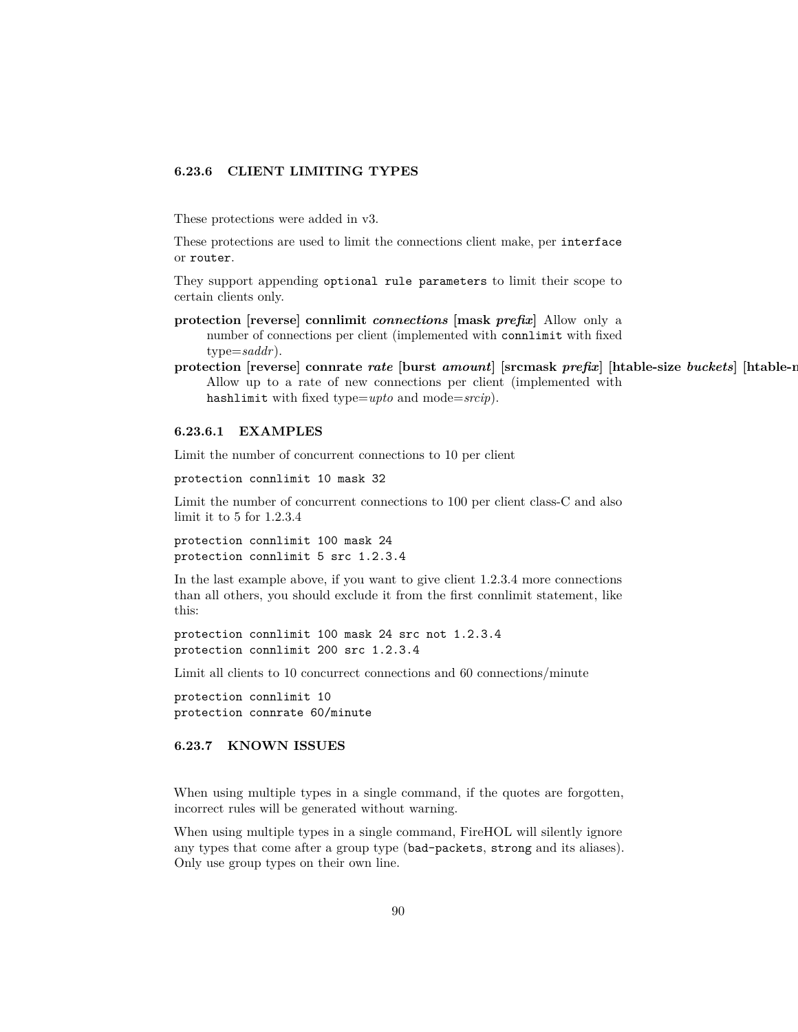### 6.23.6 CLIENT LIMITING TYPES

These protections were added in v3.

These protections are used to limit the connections client make, per `interface` or `router`.

They support appending `optional rule parameters` to limit their scope to certain clients only.

**protection** [**reverse**] **connlimit** ***connections*** [**mask** ***prefix***] Allow only a number of connections per client (implemented with `connlimit` with fixed type=*saddr*).

**protection** [**reverse**] **connrate** ***rate*** [**burst** ***amount***] [**srcmask** ***prefix***] [**htable-size** ***buckets***] [**htable-m**
Allow up to a rate of new connections per client (implemented with `hashlimit` with fixed type=*upto* and mode=*srcip*).

#### 6.23.6.1 EXAMPLES

Limit the number of concurrent connections to 10 per client

```
protection connlimit 10 mask 32
```

Limit the number of concurrent connections to 100 per client class-C and also limit it to 5 for 1.2.3.4

```
protection connlimit 100 mask 24
protection connlimit 5 src 1.2.3.4
```

In the last example above, if you want to give client 1.2.3.4 more connections than all others, you should exclude it from the first connlimit statement, like this:

```
protection connlimit 100 mask 24 src not 1.2.3.4
protection connlimit 200 src 1.2.3.4
```

Limit all clients to 10 concurrect connections and 60 connections/minute

```
protection connlimit 10
protection connrate 60/minute
```

### 6.23.7 KNOWN ISSUES

When using multiple types in a single command, if the quotes are forgotten, incorrect rules will be generated without warning.

When using multiple types in a single command, FireHOL will silently ignore any types that come after a group type (`bad-packets`, `strong` and its aliases). Only use group types on their own line.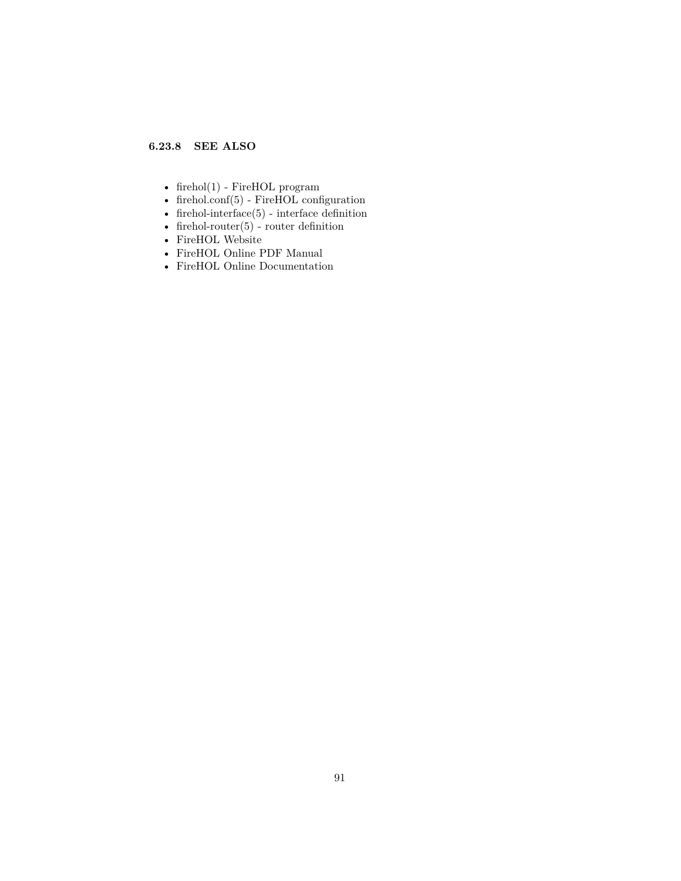#### 6.23.8 SEE ALSO

- firehol(1) - FireHOL program
- firehol.conf(5) - FireHOL configuration
- firehol-interface(5) - interface definition
- firehol-router(5) - router definition
- FireHOL Website
- FireHOL Online PDF Manual
- FireHOL Online Documentation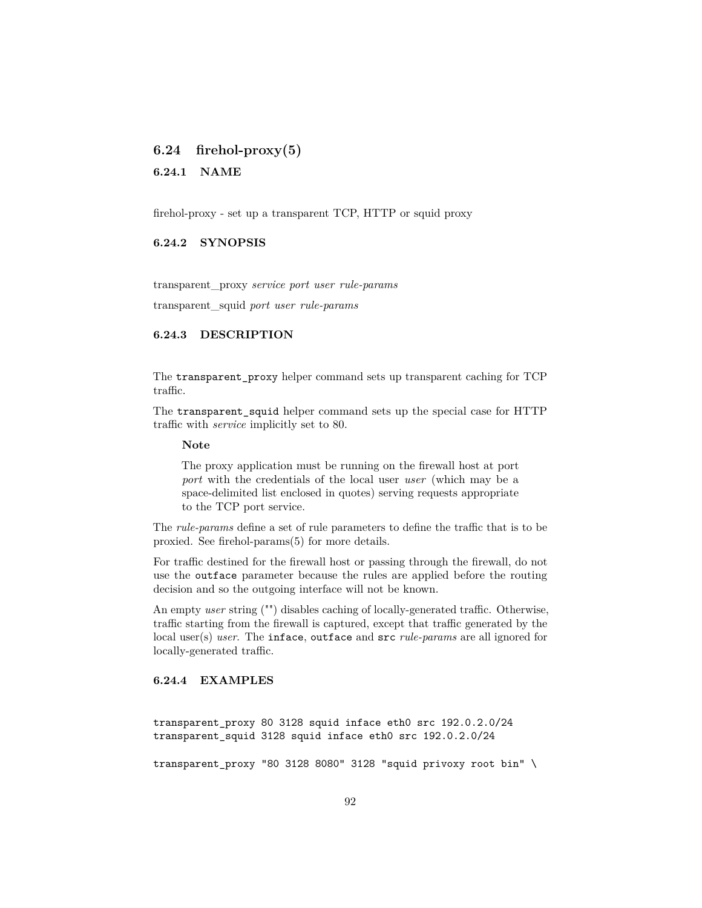## 6.24 firehol-proxy(5)

### 6.24.1 NAME

firehol-proxy - set up a transparent TCP, HTTP or squid proxy

### 6.24.2 SYNOPSIS

transparent_proxy *service port user rule-params*

transparent_squid *port user rule-params*

### 6.24.3 DESCRIPTION

The `transparent_proxy` helper command sets up transparent caching for TCP traffic.

The `transparent_squid` helper command sets up the special case for HTTP traffic with *service* implicitly set to 80.

> **Note**
>
> The proxy application must be running on the firewall host at port *port* with the credentials of the local user *user* (which may be a space-delimited list enclosed in quotes) serving requests appropriate to the TCP port service.

The *rule-params* define a set of rule parameters to define the traffic that is to be proxied. See firehol-params(5) for more details.

For traffic destined for the firewall host or passing through the firewall, do not use the `outface` parameter because the rules are applied before the routing decision and so the outgoing interface will not be known.

An empty *user* string (`""`) disables caching of locally-generated traffic. Otherwise, traffic starting from the firewall is captured, except that traffic generated by the local user(s) *user*. The `inface`, `outface` and `src` *rule-params* are all ignored for locally-generated traffic.

### 6.24.4 EXAMPLES

```
transparent_proxy 80 3128 squid inface eth0 src 192.0.2.0/24
transparent_squid 3128 squid inface eth0 src 192.0.2.0/24

transparent_proxy "80 3128 8080" 3128 "squid privoxy root bin" \
```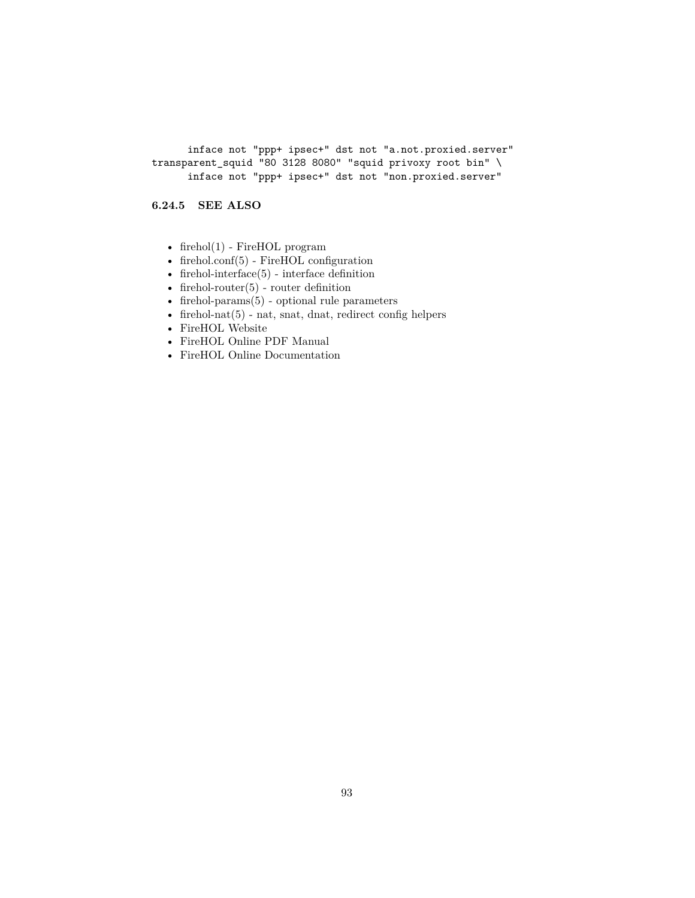```
      inface not "ppp+ ipsec+" dst not "a.not.proxied.server"
transparent_squid "80 3128 8080" "squid privoxy root bin" \
      inface not "ppp+ ipsec+" dst not "non.proxied.server"
```

#### 6.24.5 SEE ALSO

- firehol(1) - FireHOL program
- firehol.conf(5) - FireHOL configuration
- firehol-interface(5) - interface definition
- firehol-router(5) - router definition
- firehol-params(5) - optional rule parameters
- firehol-nat(5) - nat, snat, dnat, redirect config helpers
- FireHOL Website
- FireHOL Online PDF Manual
- FireHOL Online Documentation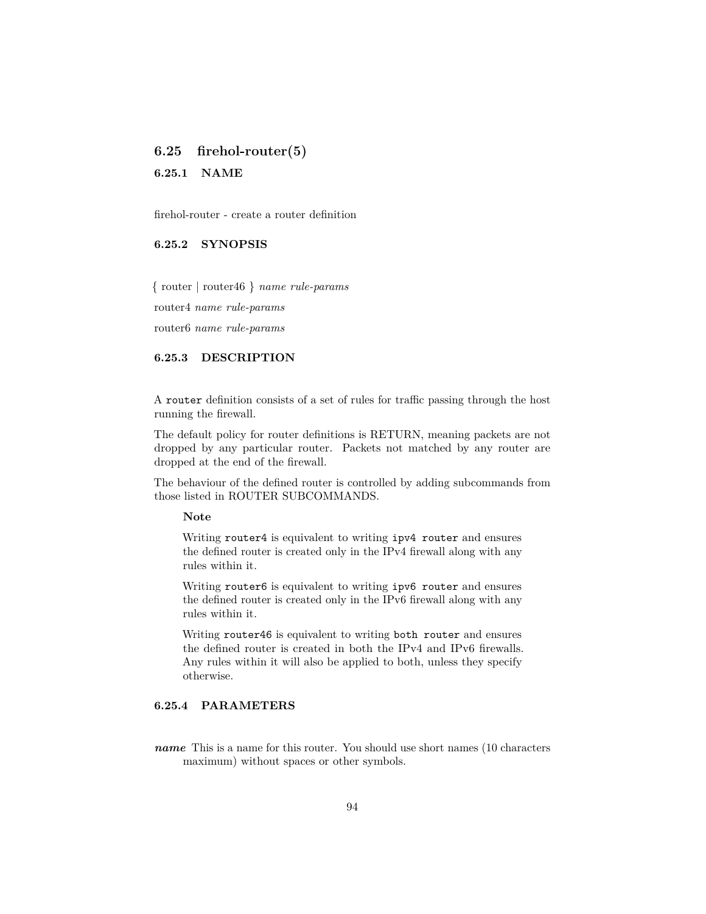## 6.25 firehol-router(5)

### 6.25.1 NAME

firehol-router - create a router definition

### 6.25.2 SYNOPSIS

{ router | router46 } *name rule-params*

router4 *name rule-params*

router6 *name rule-params*

### 6.25.3 DESCRIPTION

A `router` definition consists of a set of rules for traffic passing through the host running the firewall.

The default policy for router definitions is RETURN, meaning packets are not dropped by any particular router. Packets not matched by any router are dropped at the end of the firewall.

The behaviour of the defined router is controlled by adding subcommands from those listed in ROUTER SUBCOMMANDS.

> **Note**
>
> Writing `router4` is equivalent to writing `ipv4 router` and ensures the defined router is created only in the IPv4 firewall along with any rules within it.
>
> Writing `router6` is equivalent to writing `ipv6 router` and ensures the defined router is created only in the IPv6 firewall along with any rules within it.
>
> Writing `router46` is equivalent to writing `both router` and ensures the defined router is created in both the IPv4 and IPv6 firewalls. Any rules within it will also be applied to both, unless they specify otherwise.

### 6.25.4 PARAMETERS

***name*** This is a name for this router. You should use short names (10 characters maximum) without spaces or other symbols.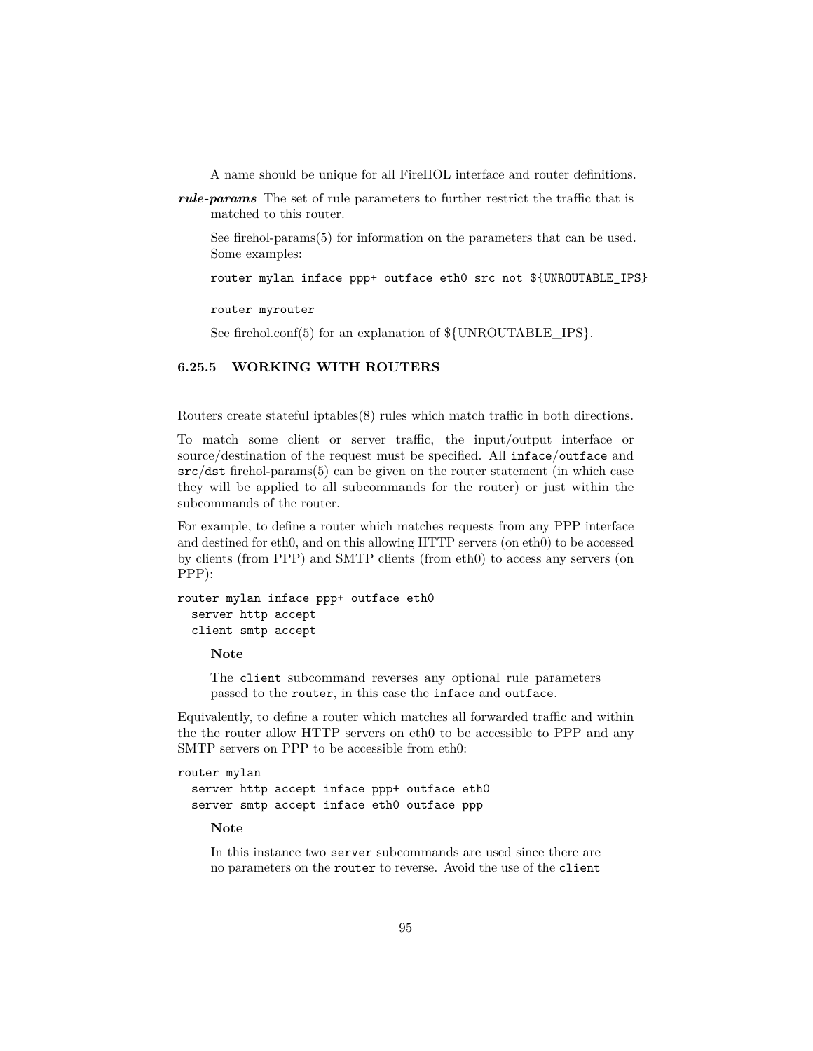A name should be unique for all FireHOL interface and router definitions.

***rule-params*** The set of rule parameters to further restrict the traffic that is matched to this router.

See firehol-params(5) for information on the parameters that can be used. Some examples:

```
router mylan inface ppp+ outface eth0 src not ${UNROUTABLE_IPS}
```

```
router myrouter
```

See firehol.conf(5) for an explanation of ${UNROUTABLE_IPS}.

### 6.25.5 WORKING WITH ROUTERS

Routers create stateful iptables(8) rules which match traffic in both directions.

To match some client or server traffic, the input/output interface or source/destination of the request must be specified. All `inface`/`outface` and `src`/`dst` firehol-params(5) can be given on the router statement (in which case they will be applied to all subcommands for the router) or just within the subcommands of the router.

For example, to define a router which matches requests from any PPP interface and destined for eth0, and on this allowing HTTP servers (on eth0) to be accessed by clients (from PPP) and SMTP clients (from eth0) to access any servers (on PPP):

```
router mylan inface ppp+ outface eth0
  server http accept
  client smtp accept
```

**Note**

The `client` subcommand reverses any optional rule parameters passed to the `router`, in this case the `inface` and `outface`.

Equivalently, to define a router which matches all forwarded traffic and within the the router allow HTTP servers on eth0 to be accessible to PPP and any SMTP servers on PPP to be accessible from eth0:

```
router mylan
  server http accept inface ppp+ outface eth0
  server smtp accept inface eth0 outface ppp
```

**Note**

In this instance two `server` subcommands are used since there are no parameters on the `router` to reverse. Avoid the use of the `client`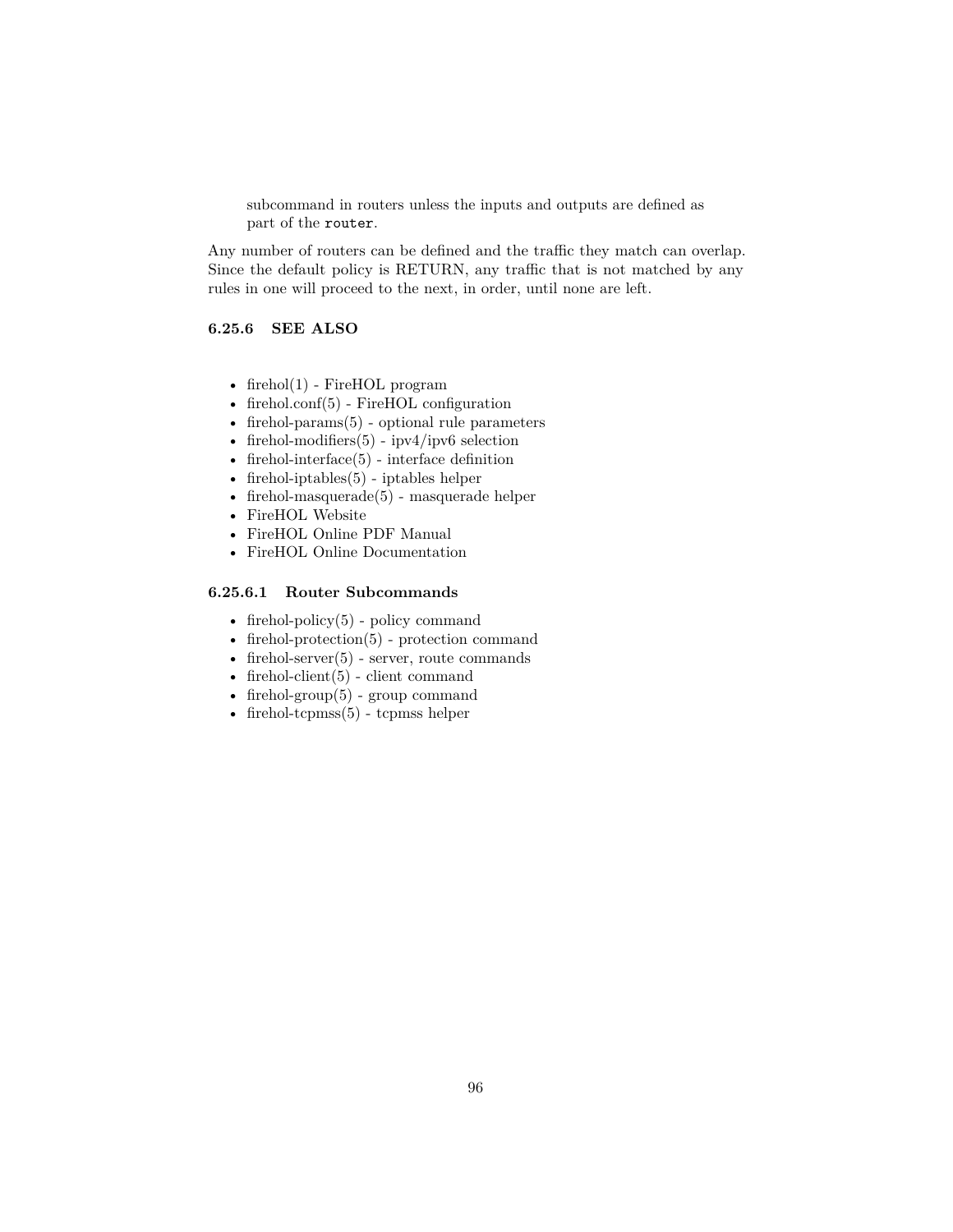subcommand in routers unless the inputs and outputs are defined as part of the `router`.

Any number of routers can be defined and the traffic they match can overlap. Since the default policy is RETURN, any traffic that is not matched by any rules in one will proceed to the next, in order, until none are left.

### 6.25.6 SEE ALSO

- firehol(1) - FireHOL program
- firehol.conf(5) - FireHOL configuration
- firehol-params(5) - optional rule parameters
- firehol-modifiers(5) - ipv4/ipv6 selection
- firehol-interface(5) - interface definition
- firehol-iptables(5) - iptables helper
- firehol-masquerade(5) - masquerade helper
- FireHOL Website
- FireHOL Online PDF Manual
- FireHOL Online Documentation

#### 6.25.6.1 Router Subcommands

- firehol-policy(5) - policy command
- firehol-protection(5) - protection command
- firehol-server(5) - server, route commands
- firehol-client(5) - client command
- firehol-group(5) - group command
- firehol-tcpmss(5) - tcpmss helper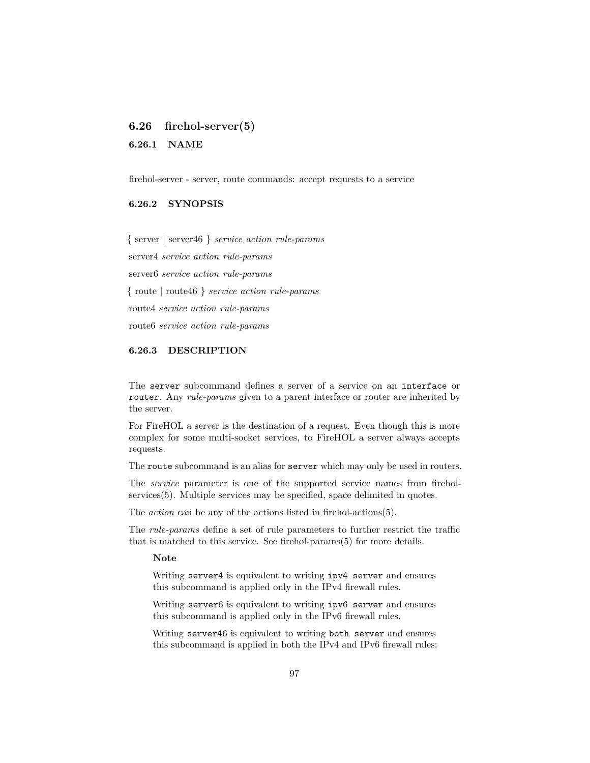## 6.26 firehol-server(5)

### 6.26.1 NAME

firehol-server - server, route commands: accept requests to a service

### 6.26.2 SYNOPSIS

{ server | server46 } *service action rule-params*

server4 *service action rule-params*

server6 *service action rule-params*

{ route | route46 } *service action rule-params*

route4 *service action rule-params*

route6 *service action rule-params*

### 6.26.3 DESCRIPTION

The `server` subcommand defines a server of a service on an `interface` or `router`. Any *rule-params* given to a parent interface or router are inherited by the server.

For FireHOL a server is the destination of a request. Even though this is more complex for some multi-socket services, to FireHOL a server always accepts requests.

The `route` subcommand is an alias for `server` which may only be used in routers.

The *service* parameter is one of the supported service names from firehol-services(5). Multiple services may be specified, space delimited in quotes.

The *action* can be any of the actions listed in firehol-actions(5).

The *rule-params* define a set of rule parameters to further restrict the traffic that is matched to this service. See firehol-params(5) for more details.

> **Note**
>
> Writing `server4` is equivalent to writing `ipv4 server` and ensures this subcommand is applied only in the IPv4 firewall rules.
>
> Writing `server6` is equivalent to writing `ipv6 server` and ensures this subcommand is applied only in the IPv6 firewall rules.
>
> Writing `server46` is equivalent to writing `both server` and ensures this subcommand is applied in both the IPv4 and IPv6 firewall rules;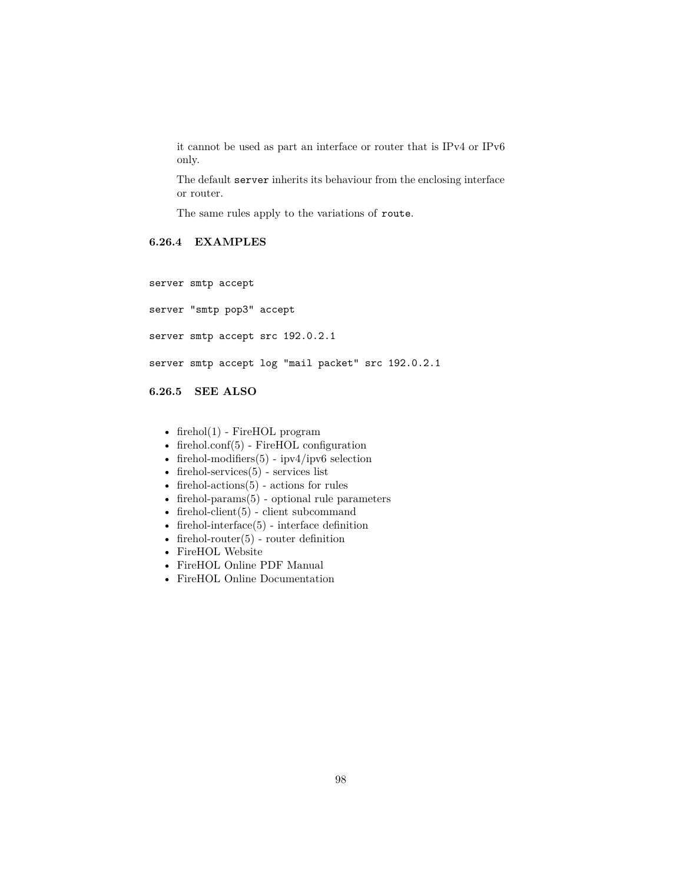it cannot be used as part an interface or router that is IPv4 or IPv6 only.

The default `server` inherits its behaviour from the enclosing interface or router.

The same rules apply to the variations of `route`.

### 6.26.4 EXAMPLES

```
server smtp accept

server "smtp pop3" accept

server smtp accept src 192.0.2.1

server smtp accept log "mail packet" src 192.0.2.1
```

### 6.26.5 SEE ALSO

- firehol(1) - FireHOL program
- firehol.conf(5) - FireHOL configuration
- firehol-modifiers(5) - ipv4/ipv6 selection
- firehol-services(5) - services list
- firehol-actions(5) - actions for rules
- firehol-params(5) - optional rule parameters
- firehol-client(5) - client subcommand
- firehol-interface(5) - interface definition
- firehol-router(5) - router definition
- FireHOL Website
- FireHOL Online PDF Manual
- FireHOL Online Documentation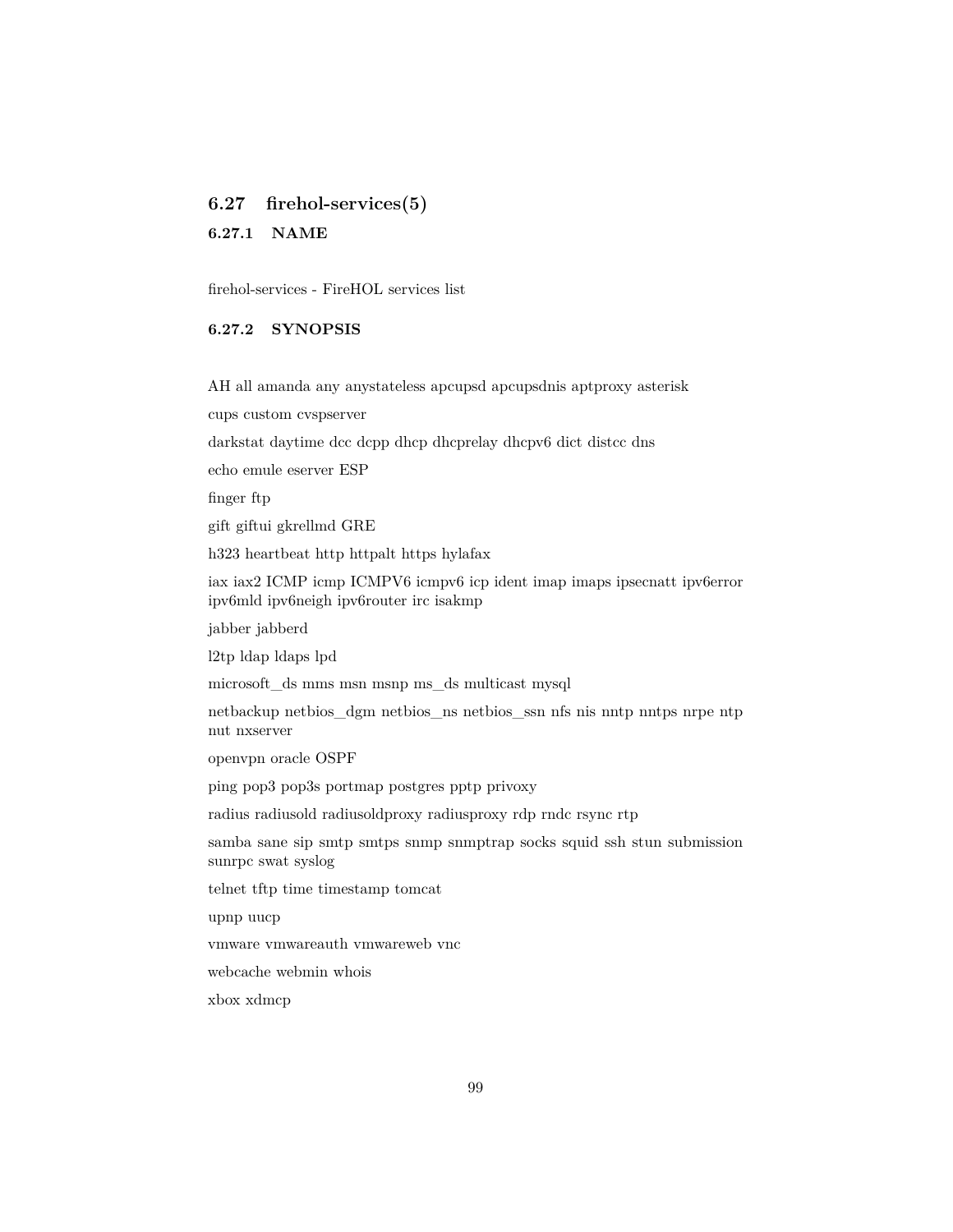## 6.27 firehol-services(5)

### 6.27.1 NAME

firehol-services - FireHOL services list

### 6.27.2 SYNOPSIS

AH all amanda any anystateless apcupsd apcupsdnis aptproxy asterisk

cups custom cvspserver

darkstat daytime dcc dcpp dhcp dhcprelay dhcpv6 dict distcc dns

echo emule eserver ESP

finger ftp

gift giftui gkrellmd GRE

h323 heartbeat http httpalt https hylafax

iax iax2 ICMP icmp ICMPV6 icmpv6 icp ident imap imaps ipsecnatt ipv6error ipv6mld ipv6neigh ipv6router irc isakmp

jabber jabberd

l2tp ldap ldaps lpd

microsoft_ds mms msn msnp ms_ds multicast mysql

netbackup netbios_dgm netbios_ns netbios_ssn nfs nis nntp nntps nrpe ntp nut nxserver

openvpn oracle OSPF

ping pop3 pop3s portmap postgres pptp privoxy

radius radiusold radiusoldproxy radiusproxy rdp rndc rsync rtp

samba sane sip smtp smtps snmp snmptrap socks squid ssh stun submission sunrpc swat syslog

telnet tftp time timestamp tomcat

upnp uucp

vmware vmwareauth vmwareweb vnc

webcache webmin whois

xbox xdmcp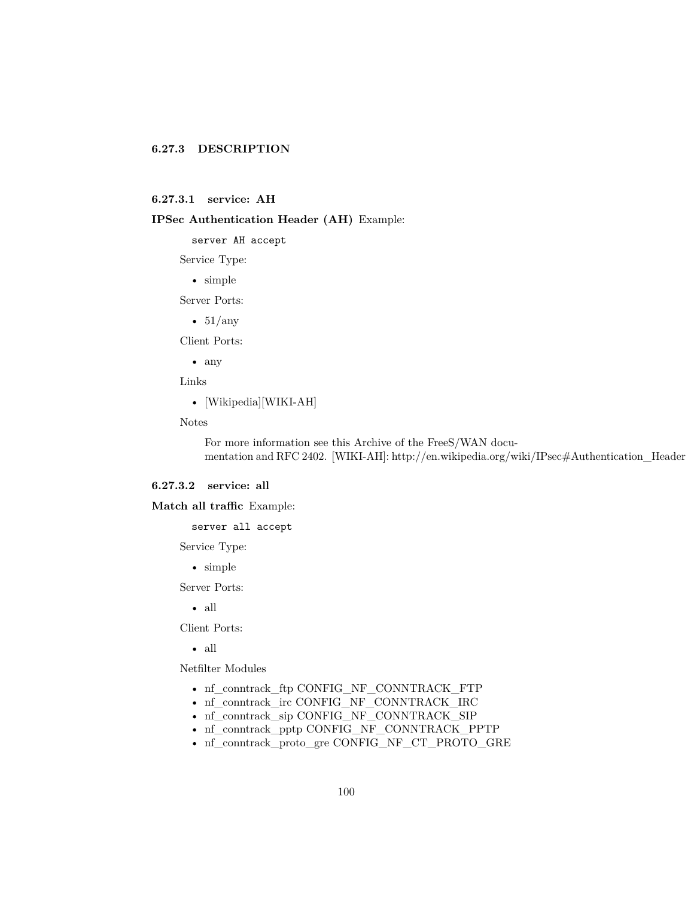### 6.27.3 DESCRIPTION

#### 6.27.3.1 service: AH

**IPSec Authentication Header (AH)** Example:

```
server AH accept
```

Service Type:

- simple

Server Ports:

- 51/any

Client Ports:

- any

Links

- [Wikipedia][WIKI-AH]

Notes

For more information see this Archive of the FreeS/WAN documentation and RFC 2402. [WIKI-AH]: http://en.wikipedia.org/wiki/IPsec#Authentication_Header

#### 6.27.3.2 service: all

**Match all traffic** Example:

```
server all accept
```

Service Type:

- simple

Server Ports:

- all

Client Ports:

- all

Netfilter Modules

- nf_conntrack_ftp CONFIG_NF_CONNTRACK_FTP
- nf_conntrack_irc CONFIG_NF_CONNTRACK_IRC
- nf_conntrack_sip CONFIG_NF_CONNTRACK_SIP
- nf_conntrack_pptp CONFIG_NF_CONNTRACK_PPTP
- nf_conntrack_proto_gre CONFIG_NF_CT_PROTO_GRE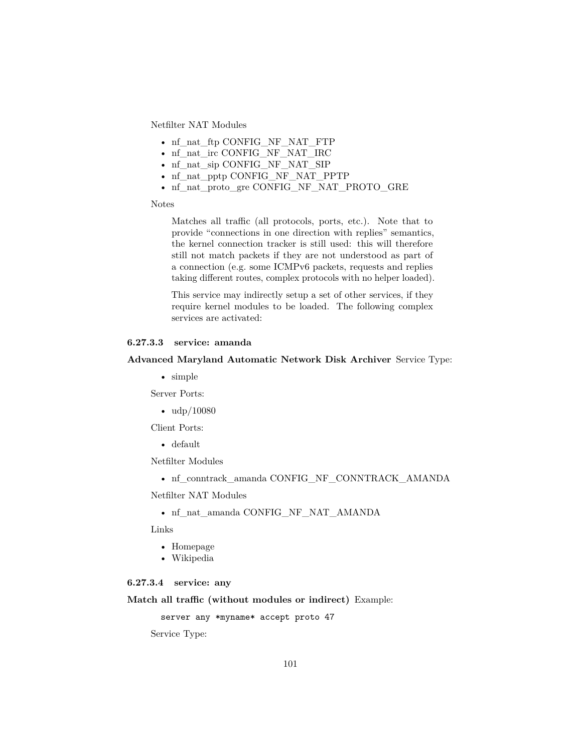Netfilter NAT Modules

- nf_nat_ftp CONFIG_NF_NAT_FTP
- nf_nat_irc CONFIG_NF_NAT_IRC
- nf_nat_sip CONFIG_NF_NAT_SIP
- nf_nat_pptp CONFIG_NF_NAT_PPTP
- nf_nat_proto_gre CONFIG_NF_NAT_PROTO_GRE

Notes

> Matches all traffic (all protocols, ports, etc.). Note that to provide "connections in one direction with replies" semantics, the kernel connection tracker is still used: this will therefore still not match packets if they are not understood as part of a connection (e.g. some ICMPv6 packets, requests and replies taking different routes, complex protocols with no helper loaded).
>
> This service may indirectly setup a set of other services, if they require kernel modules to be loaded. The following complex services are activated:

#### 6.27.3.3 service: amanda

**Advanced Maryland Automatic Network Disk Archiver** Service Type:

- simple

Server Ports:

- udp/10080

Client Ports:

- default

Netfilter Modules

- nf_conntrack_amanda CONFIG_NF_CONNTRACK_AMANDA

Netfilter NAT Modules

- nf_nat_amanda CONFIG_NF_NAT_AMANDA

Links

- Homepage
- Wikipedia

#### 6.27.3.4 service: any

**Match all traffic (without modules or indirect)** Example:

```
server any *myname* accept proto 47
```

Service Type: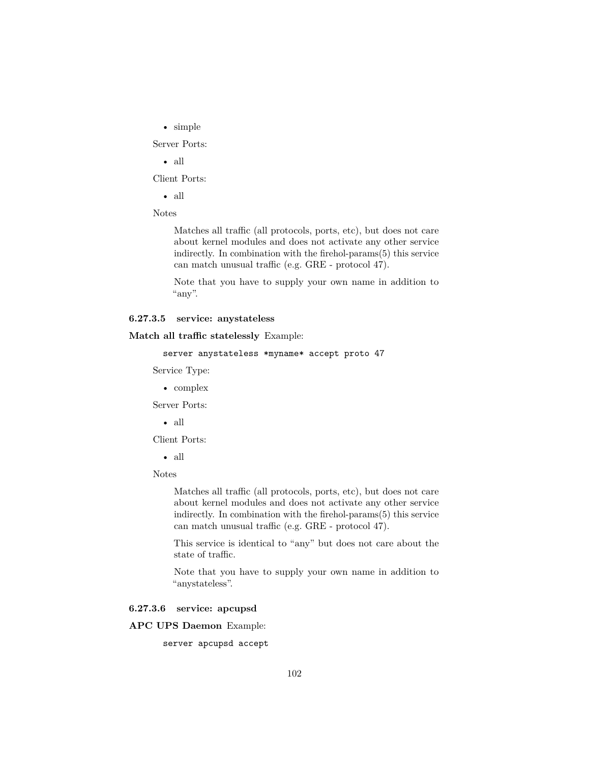- simple

Server Ports:

- all

Client Ports:

- all

Notes

> Matches all traffic (all protocols, ports, etc), but does not care about kernel modules and does not activate any other service indirectly. In combination with the firehol-params(5) this service can match unusual traffic (e.g. GRE - protocol 47).
>
> Note that you have to supply your own name in addition to "any".

#### 6.27.3.5 service: anystateless

**Match all traffic statelessly** Example:

```
server anystateless *myname* accept proto 47
```

Service Type:

- complex

Server Ports:

- all

Client Ports:

- all

Notes

> Matches all traffic (all protocols, ports, etc), but does not care about kernel modules and does not activate any other service indirectly. In combination with the firehol-params(5) this service can match unusual traffic (e.g. GRE - protocol 47).
>
> This service is identical to "any" but does not care about the state of traffic.
>
> Note that you have to supply your own name in addition to "anystateless".

#### 6.27.3.6 service: apcupsd

**APC UPS Daemon** Example:

```
server apcupsd accept
```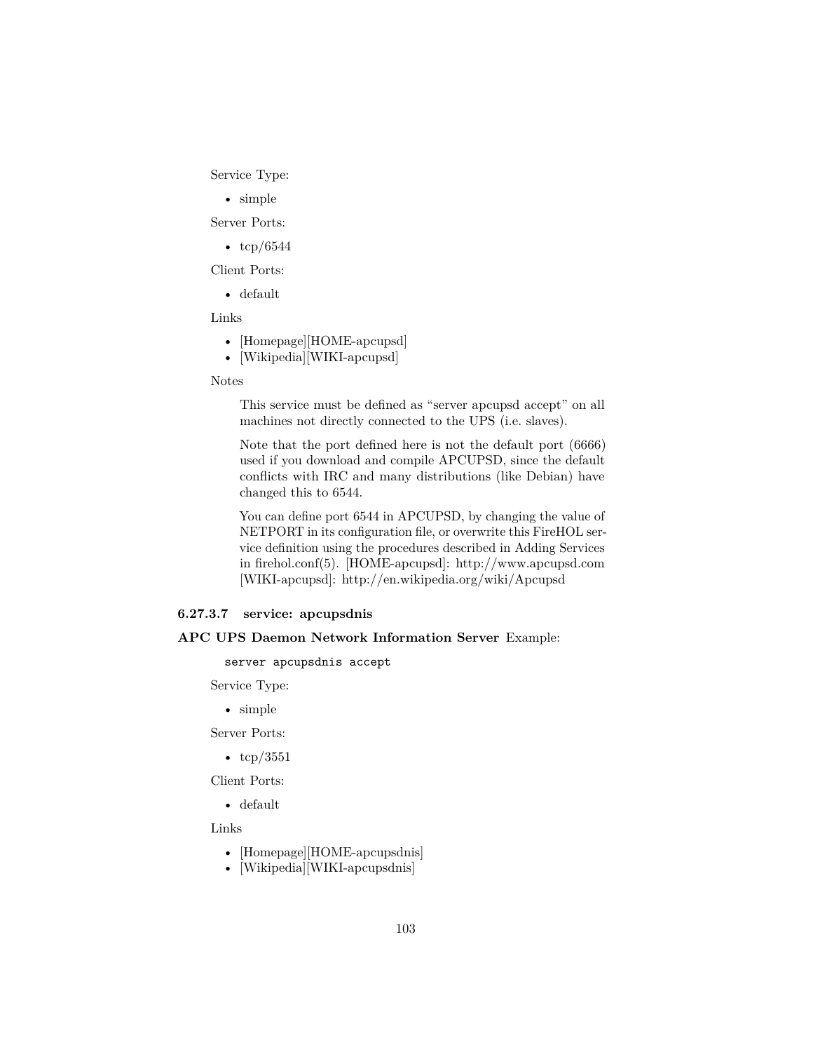Service Type:

- simple

Server Ports:

- tcp/6544

Client Ports:

- default

Links

- [Homepage][HOME-apcupsd]
- [Wikipedia][WIKI-apcupsd]

Notes

> This service must be defined as "server apcupsd accept" on all machines not directly connected to the UPS (i.e. slaves).
>
> Note that the port defined here is not the default port (6666) used if you download and compile APCUPSD, since the default conflicts with IRC and many distributions (like Debian) have changed this to 6544.
>
> You can define port 6544 in APCUPSD, by changing the value of NETPORT in its configuration file, or overwrite this FireHOL service definition using the procedures described in Adding Services in firehol.conf(5). [HOME-apcupsd]: http://www.apcupsd.com [WIKI-apcupsd]: http://en.wikipedia.org/wiki/Apcupsd

#### 6.27.3.7 service: apcupsdnis

**APC UPS Daemon Network Information Server** Example:

```
server apcupsdnis accept
```

Service Type:

- simple

Server Ports:

- tcp/3551

Client Ports:

- default

Links

- [Homepage][HOME-apcupsdnis]
- [Wikipedia][WIKI-apcupsdnis]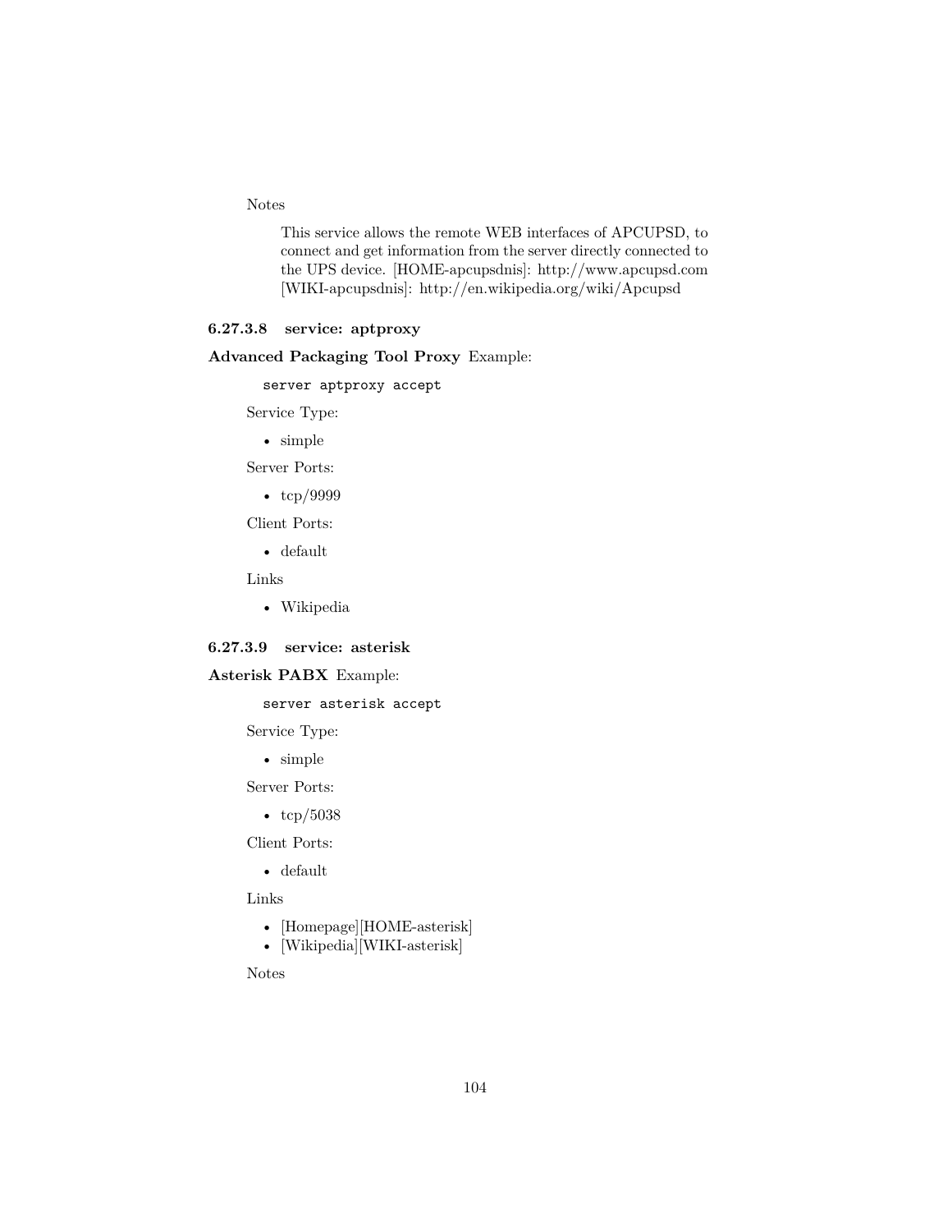Notes

> This service allows the remote WEB interfaces of APCUPSD, to connect and get information from the server directly connected to the UPS device. [HOME-apcupsdnis]: http://www.apcupsd.com [WIKI-apcupsdnis]: http://en.wikipedia.org/wiki/Apcupsd

#### 6.27.3.8 service: aptproxy

**Advanced Packaging Tool Proxy** Example:

```
server aptproxy accept
```

Service Type:

- simple

Server Ports:

- tcp/9999

Client Ports:

- default

Links

- Wikipedia

#### 6.27.3.9 service: asterisk

**Asterisk PABX** Example:

```
server asterisk accept
```

Service Type:

- simple

Server Ports:

- tcp/5038

Client Ports:

- default

Links

- [Homepage][HOME-asterisk]
- [Wikipedia][WIKI-asterisk]

Notes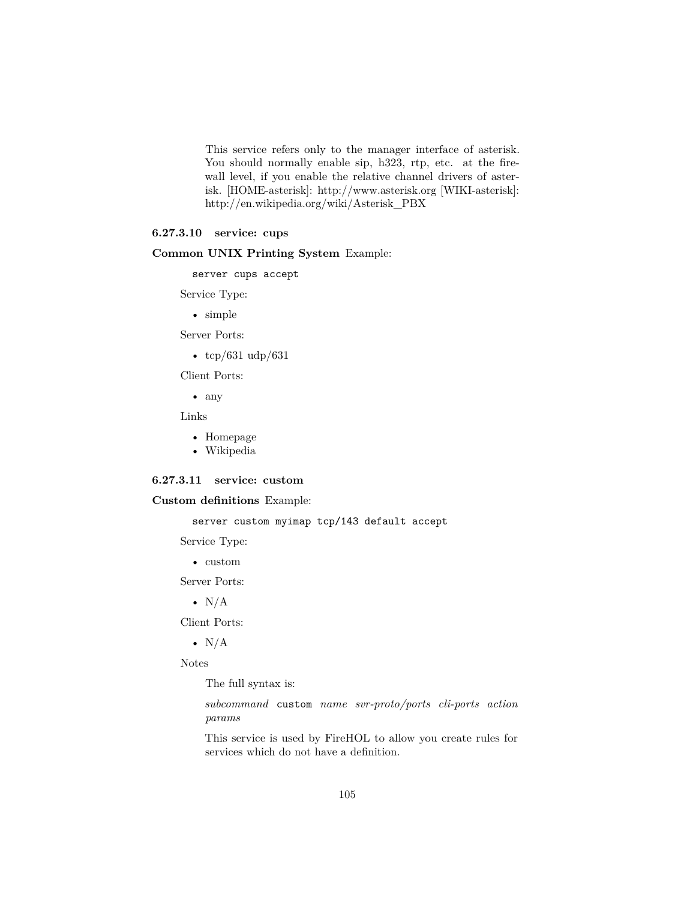This service refers only to the manager interface of asterisk. You should normally enable sip, h323, rtp, etc. at the firewall level, if you enable the relative channel drivers of asterisk. [HOME-asterisk]: http://www.asterisk.org [WIKI-asterisk]: http://en.wikipedia.org/wiki/Asterisk_PBX

#### 6.27.3.10 service: cups

**Common UNIX Printing System** Example:

```
server cups accept
```

Service Type:

- simple

Server Ports:

- tcp/631 udp/631

Client Ports:

- any

Links

- Homepage
- Wikipedia

#### 6.27.3.11 service: custom

**Custom definitions** Example:

```
server custom myimap tcp/143 default accept
```

Service Type:

- custom

Server Ports:

- N/A

Client Ports:

- N/A

Notes

The full syntax is:

*subcommand* `custom` *name svr-proto/ports cli-ports action params*

This service is used by FireHOL to allow you create rules for services which do not have a definition.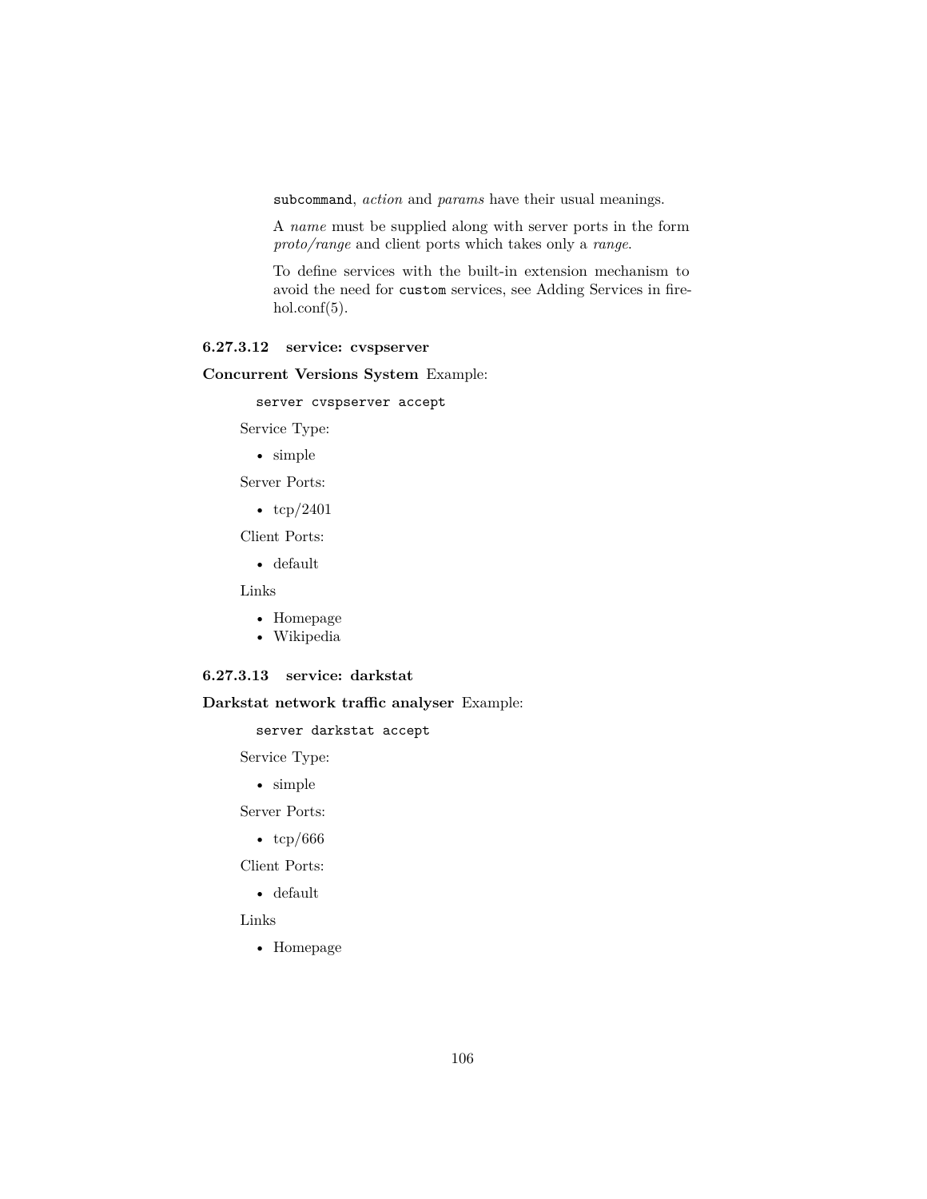`subcommand`, *action* and *params* have their usual meanings.

A *name* must be supplied along with server ports in the form *proto/range* and client ports which takes only a *range*.

To define services with the built-in extension mechanism to avoid the need for `custom` services, see Adding Services in firehol.conf(5).

#### 6.27.3.12 service: cvspserver

**Concurrent Versions System** Example:

```
server cvspserver accept
```

Service Type:

- simple

Server Ports:

- tcp/2401

Client Ports:

- default

Links

- Homepage
- Wikipedia

#### 6.27.3.13 service: darkstat

**Darkstat network traffic analyser** Example:

```
server darkstat accept
```

Service Type:

- simple

Server Ports:

- tcp/666

Client Ports:

- default

Links

- Homepage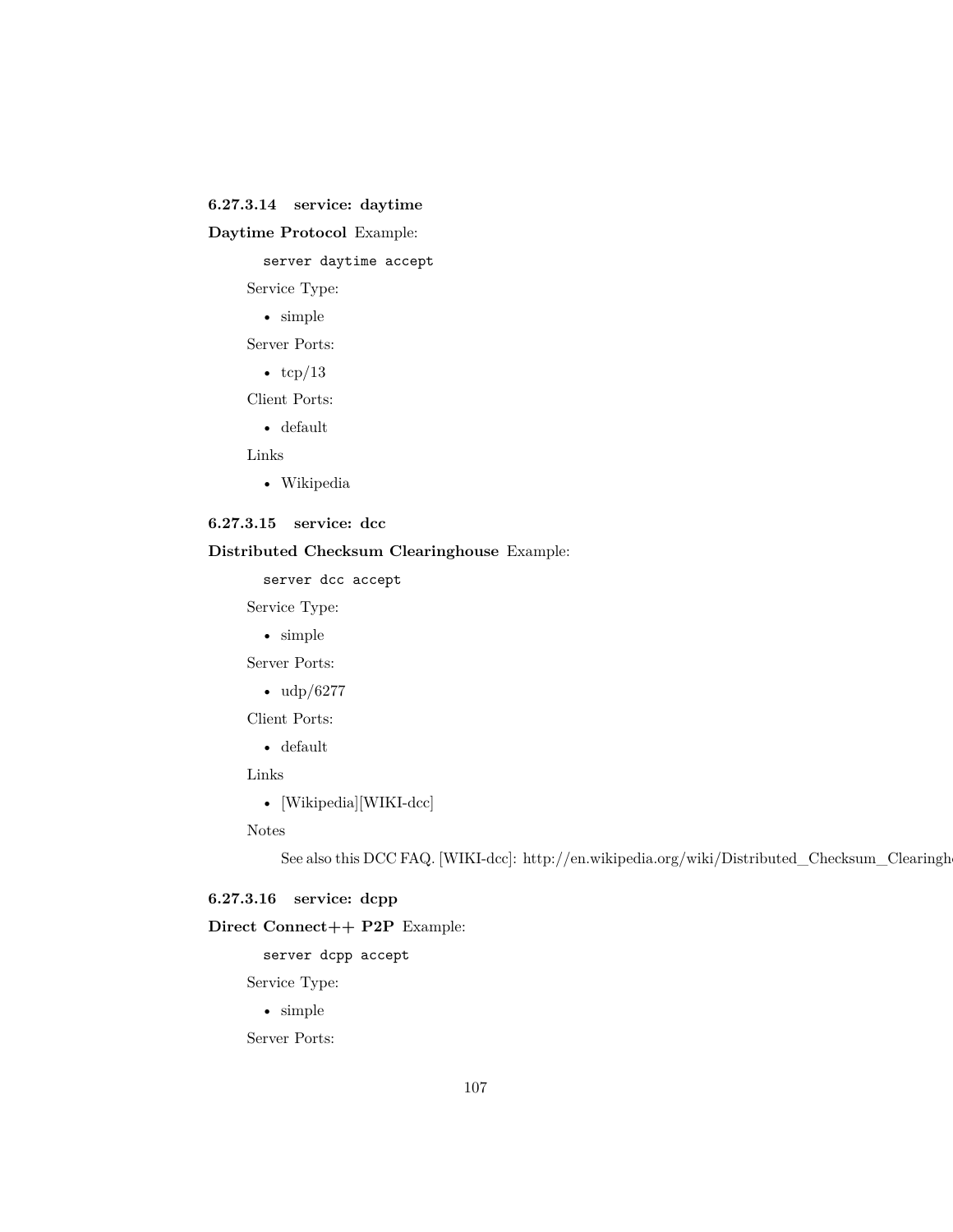#### 6.27.3.14 service: daytime

**Daytime Protocol** Example:

```
server daytime accept
```

Service Type:

- simple

Server Ports:

- tcp/13

Client Ports:

- default

Links

- Wikipedia

#### 6.27.3.15 service: dcc

**Distributed Checksum Clearinghouse** Example:

```
server dcc accept
```

Service Type:

- simple

Server Ports:

- udp/6277

Client Ports:

- default

Links

- [Wikipedia][WIKI-dcc]

Notes

See also this DCC FAQ. [WIKI-dcc]: http://en.wikipedia.org/wiki/Distributed_Checksum_Clearingh

#### 6.27.3.16 service: dcpp

**Direct Connect++ P2P** Example:

```
server dcpp accept
```

Service Type:

- simple

Server Ports: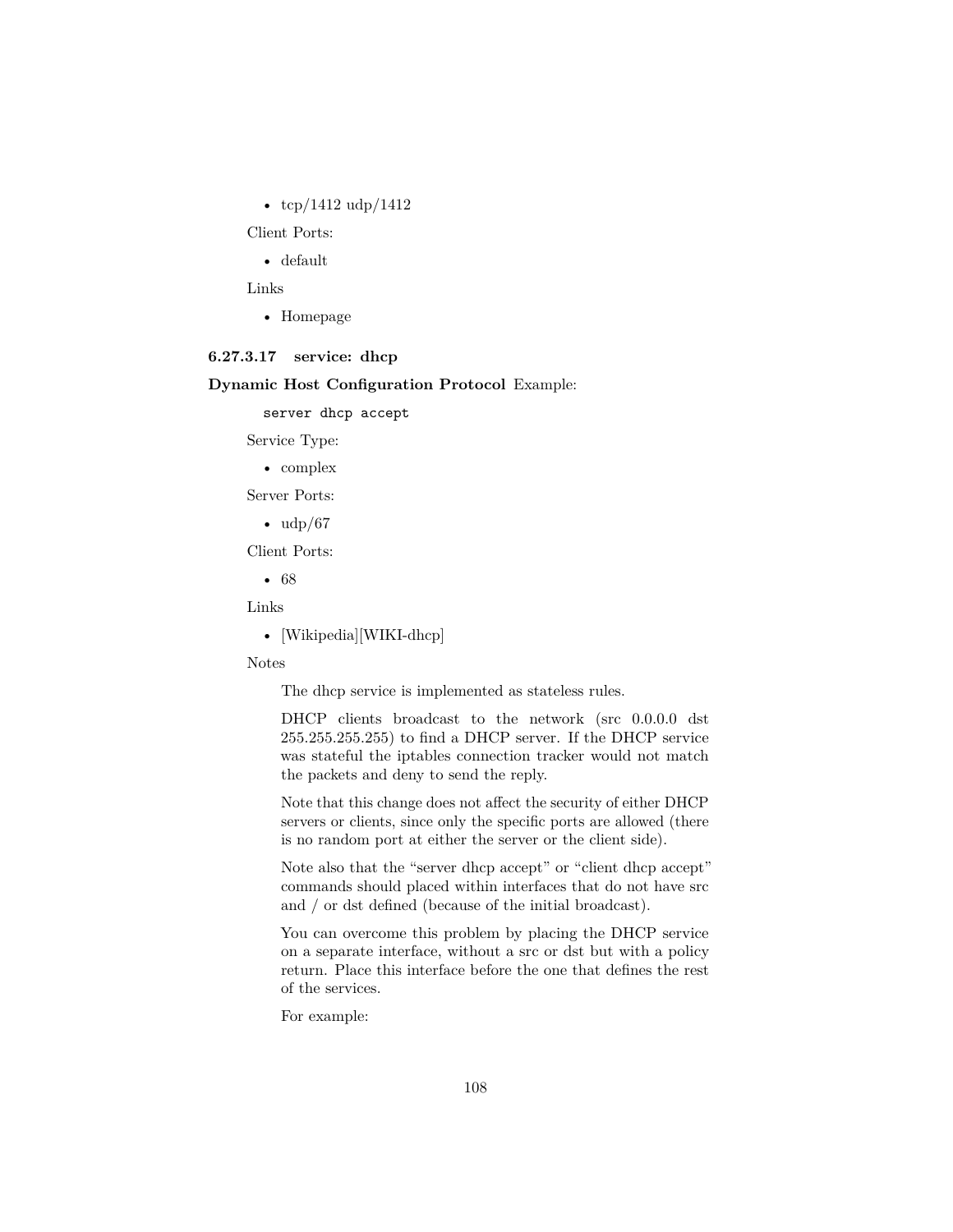- tcp/1412 udp/1412

Client Ports:

- default

Links

- Homepage

#### 6.27.3.17 service: dhcp

**Dynamic Host Configuration Protocol** Example:

```
server dhcp accept
```

Service Type:

- complex

Server Ports:

- udp/67

Client Ports:

- 68

Links

- [Wikipedia][WIKI-dhcp]

Notes

The dhcp service is implemented as stateless rules.

DHCP clients broadcast to the network (src 0.0.0.0 dst 255.255.255.255) to find a DHCP server. If the DHCP service was stateful the iptables connection tracker would not match the packets and deny to send the reply.

Note that this change does not affect the security of either DHCP servers or clients, since only the specific ports are allowed (there is no random port at either the server or the client side).

Note also that the "server dhcp accept" or "client dhcp accept" commands should placed within interfaces that do not have src and / or dst defined (because of the initial broadcast).

You can overcome this problem by placing the DHCP service on a separate interface, without a src or dst but with a policy return. Place this interface before the one that defines the rest of the services.

For example: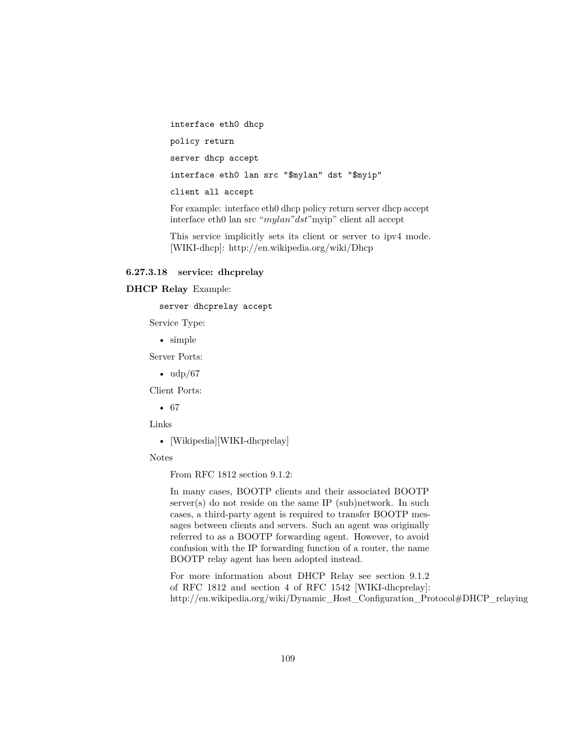```
interface eth0 dhcp
policy return
server dhcp accept
interface eth0 lan src "$mylan" dst "$myip"
client all accept
```

For example: interface eth0 dhcp policy return server dhcp accept interface eth0 lan src "*mylan*"*dst*"myip" client all accept

This service implicitly sets its client or server to ipv4 mode. [WIKI-dhcp]: http://en.wikipedia.org/wiki/Dhcp

#### 6.27.3.18 service: dhcprelay

**DHCP Relay** Example:

```
server dhcprelay accept
```

Service Type:

- simple

Server Ports:

- udp/67

Client Ports:

- 67

Links

- [Wikipedia][WIKI-dhcprelay]

Notes

From RFC 1812 section 9.1.2:

In many cases, BOOTP clients and their associated BOOTP server(s) do not reside on the same IP (sub)network. In such cases, a third-party agent is required to transfer BOOTP messages between clients and servers. Such an agent was originally referred to as a BOOTP forwarding agent. However, to avoid confusion with the IP forwarding function of a router, the name BOOTP relay agent has been adopted instead.

For more information about DHCP Relay see section 9.1.2 of RFC 1812 and section 4 of RFC 1542 [WIKI-dhcprelay]: http://en.wikipedia.org/wiki/Dynamic_Host_Configuration_Protocol#DHCP_relaying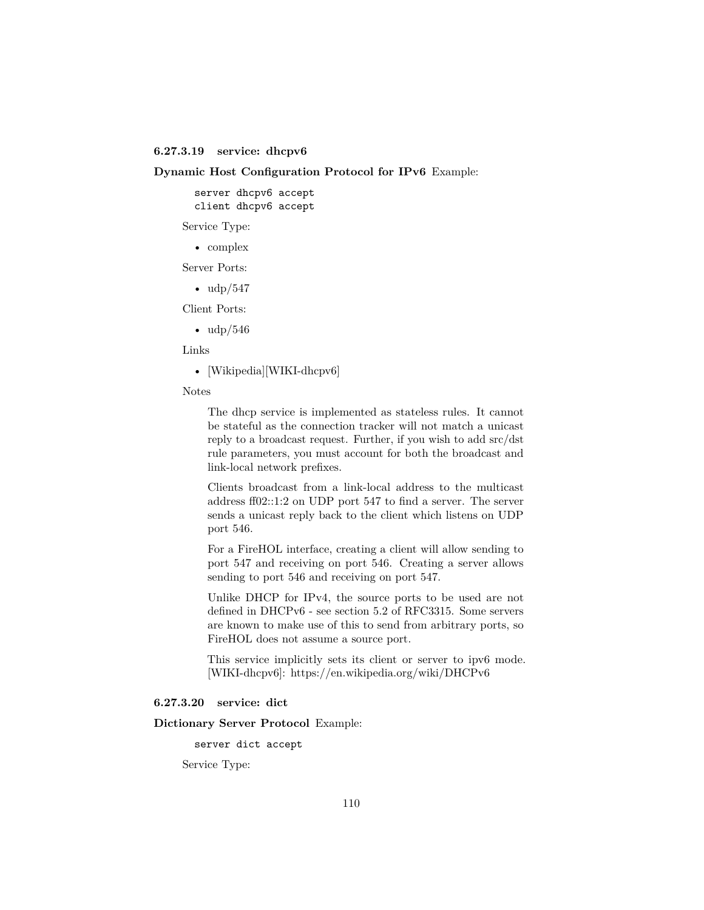#### 6.27.3.19 service: dhcpv6

**Dynamic Host Configuration Protocol for IPv6** Example:

```
server dhcpv6 accept
client dhcpv6 accept
```

Service Type:

- complex

Server Ports:

- udp/547

Client Ports:

- udp/546

Links

- [Wikipedia][WIKI-dhcpv6]

Notes

> The dhcp service is implemented as stateless rules. It cannot be stateful as the connection tracker will not match a unicast reply to a broadcast request. Further, if you wish to add src/dst rule parameters, you must account for both the broadcast and link-local network prefixes.
>
> Clients broadcast from a link-local address to the multicast address ff02::1:2 on UDP port 547 to find a server. The server sends a unicast reply back to the client which listens on UDP port 546.
>
> For a FireHOL interface, creating a client will allow sending to port 547 and receiving on port 546. Creating a server allows sending to port 546 and receiving on port 547.
>
> Unlike DHCP for IPv4, the source ports to be used are not defined in DHCPv6 - see section 5.2 of RFC3315. Some servers are known to make use of this to send from arbitrary ports, so FireHOL does not assume a source port.
>
> This service implicitly sets its client or server to ipv6 mode. [WIKI-dhcpv6]: https://en.wikipedia.org/wiki/DHCPv6

#### 6.27.3.20 service: dict

**Dictionary Server Protocol** Example:

```
server dict accept
```

Service Type: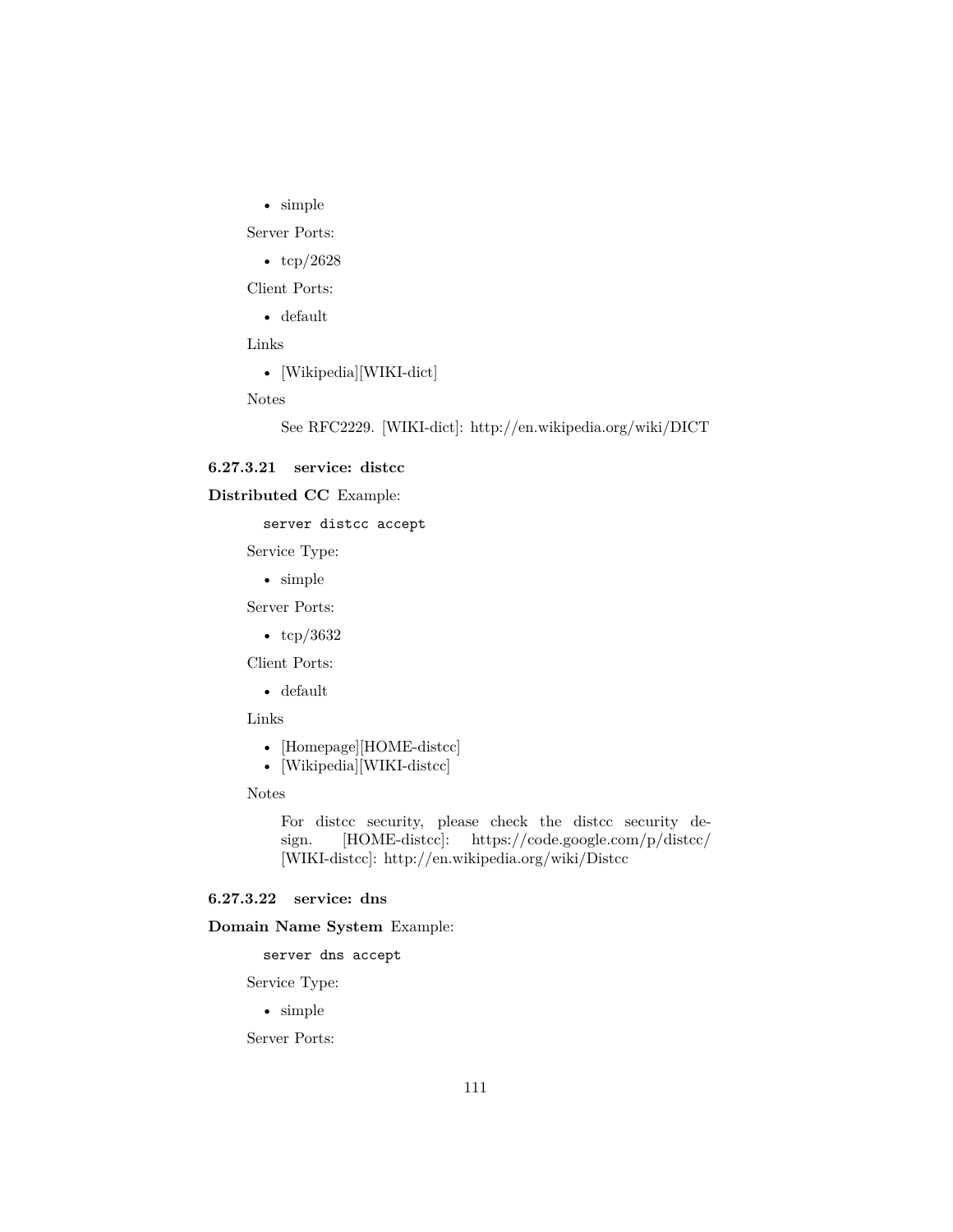- simple

Server Ports:

- tcp/2628

Client Ports:

- default

Links

- [Wikipedia][WIKI-dict]

Notes

> See RFC2229. [WIKI-dict]: http://en.wikipedia.org/wiki/DICT

#### 6.27.3.21 service: distcc

**Distributed CC** Example:

```
server distcc accept
```

Service Type:

- simple

Server Ports:

- tcp/3632

Client Ports:

- default

Links

- [Homepage][HOME-distcc]
- [Wikipedia][WIKI-distcc]

Notes

> For distcc security, please check the distcc security design. [HOME-distcc]: https://code.google.com/p/distcc/ [WIKI-distcc]: http://en.wikipedia.org/wiki/Distcc

#### 6.27.3.22 service: dns

**Domain Name System** Example:

```
server dns accept
```

Service Type:

- simple

Server Ports: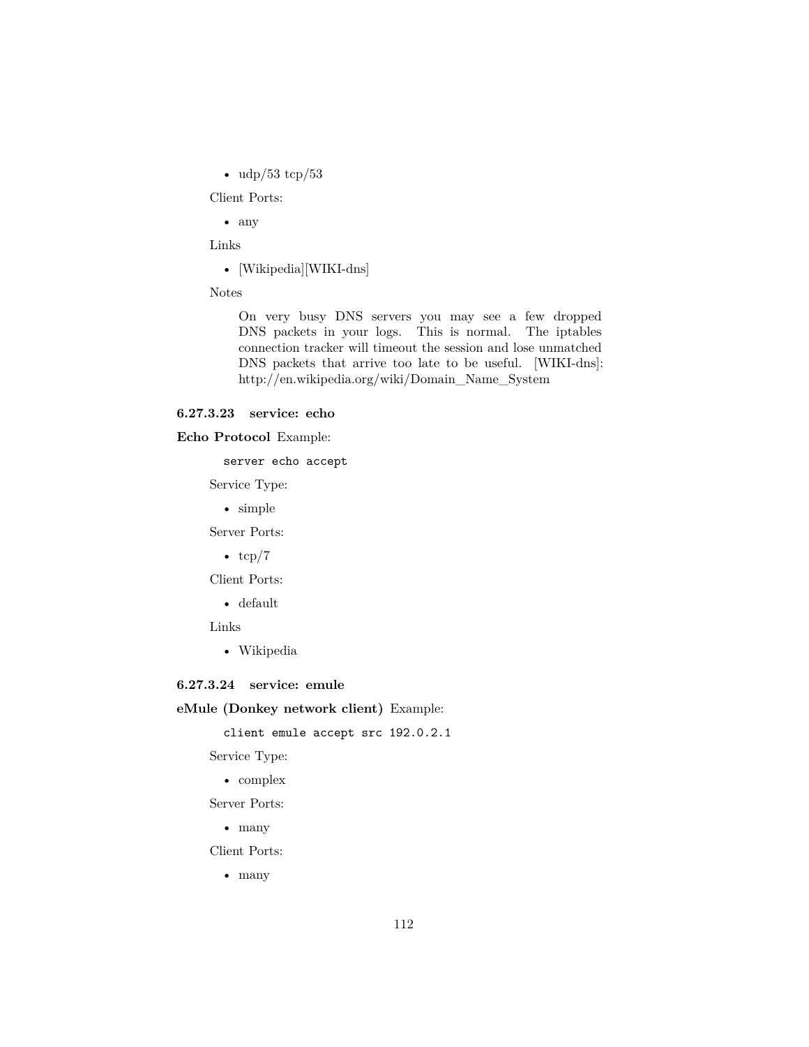- udp/53 tcp/53

Client Ports:

- any

Links

- [Wikipedia][WIKI-dns]

Notes

> On very busy DNS servers you may see a few dropped DNS packets in your logs. This is normal. The iptables connection tracker will timeout the session and lose unmatched DNS packets that arrive too late to be useful. [WIKI-dns]: http://en.wikipedia.org/wiki/Domain_Name_System

#### 6.27.3.23 service: echo

**Echo Protocol** Example:

```
server echo accept
```

Service Type:

- simple

Server Ports:

- tcp/7

Client Ports:

- default

Links

- Wikipedia

#### 6.27.3.24 service: emule

**eMule (Donkey network client)** Example:

```
client emule accept src 192.0.2.1
```

Service Type:

- complex

Server Ports:

- many

Client Ports:

- many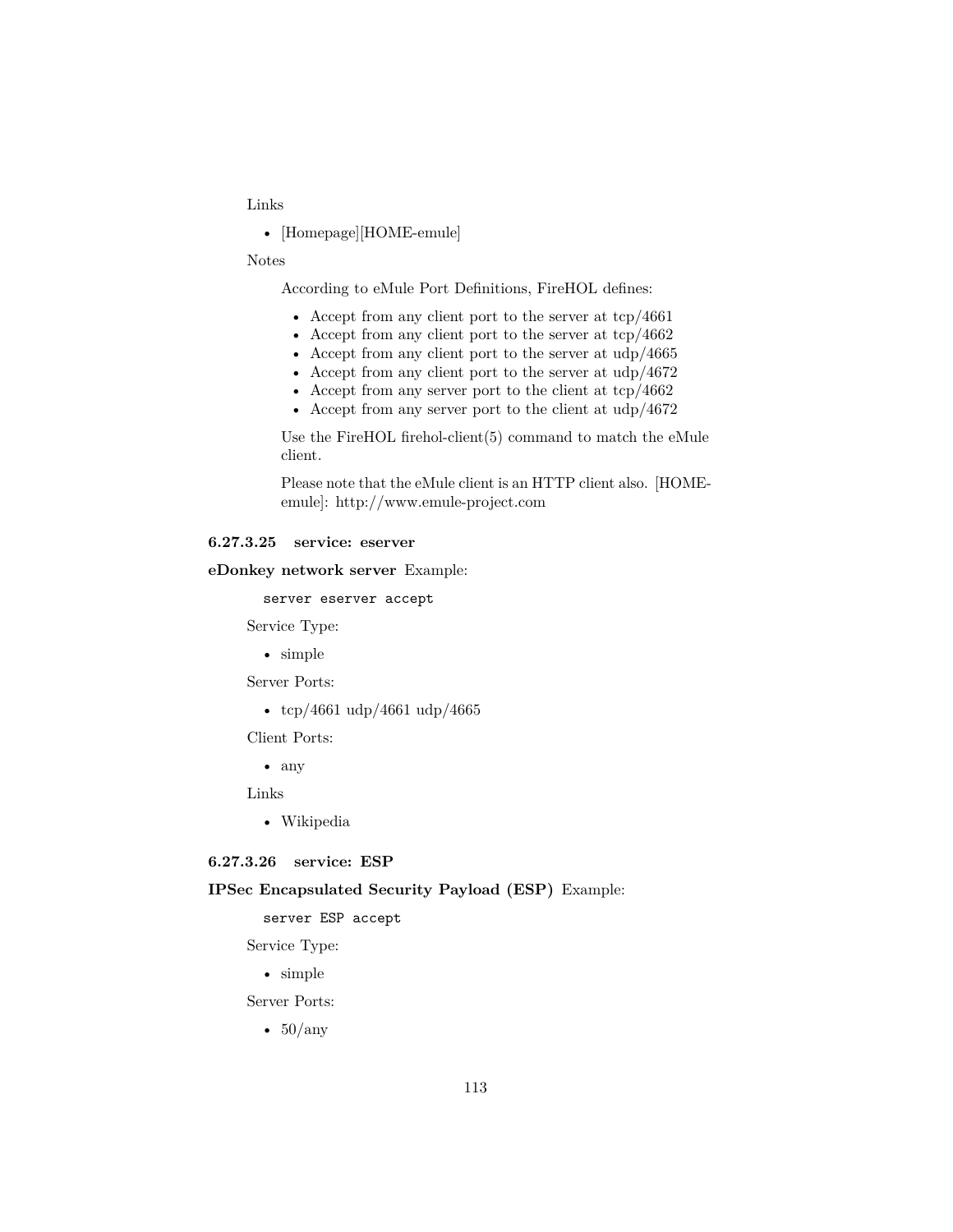Links

- [Homepage][HOME-emule]

Notes

According to eMule Port Definitions, FireHOL defines:

- Accept from any client port to the server at tcp/4661
- Accept from any client port to the server at tcp/4662
- Accept from any client port to the server at udp/4665
- Accept from any client port to the server at udp/4672
- Accept from any server port to the client at tcp/4662
- Accept from any server port to the client at udp/4672

Use the FireHOL firehol-client(5) command to match the eMule client.

Please note that the eMule client is an HTTP client also. [HOME-emule]: http://www.emule-project.com

#### 6.27.3.25 service: eserver

**eDonkey network server** Example:

```
server eserver accept
```

Service Type:

- simple

Server Ports:

- tcp/4661 udp/4661 udp/4665

Client Ports:

- any

Links

- Wikipedia

#### 6.27.3.26 service: ESP

**IPSec Encapsulated Security Payload (ESP)** Example:

```
server ESP accept
```

Service Type:

- simple

Server Ports:

- 50/any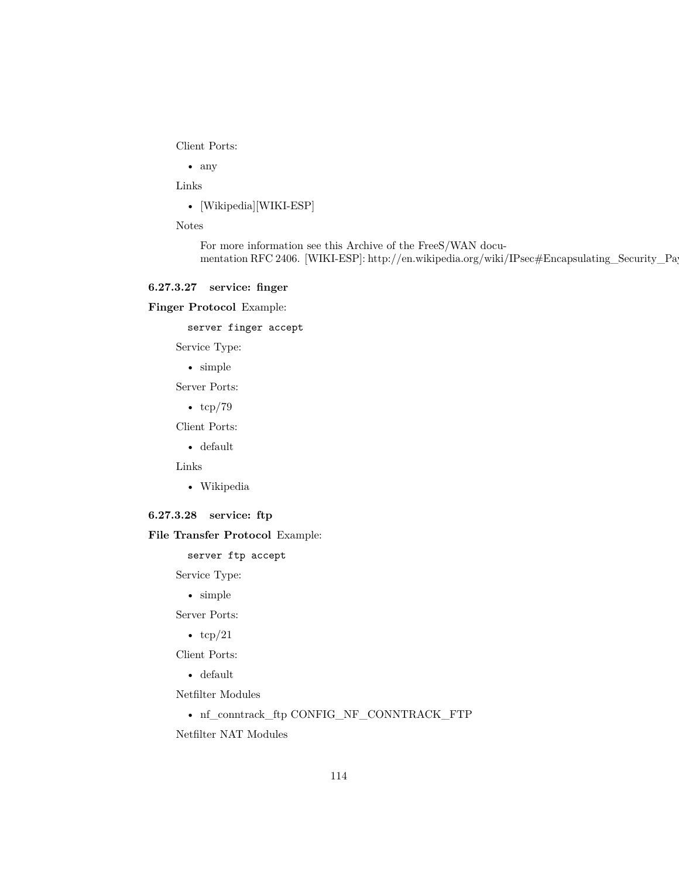Client Ports:

- any

Links

- [Wikipedia][WIKI-ESP]

Notes

> For more information see this Archive of the FreeS/WAN documentation RFC 2406. [WIKI-ESP]: http://en.wikipedia.org/wiki/IPsec#Encapsulating_Security_Pay

#### 6.27.3.27 service: finger

**Finger Protocol** Example:

```
server finger accept
```

Service Type:

- simple

Server Ports:

- tcp/79

Client Ports:

- default

Links

- Wikipedia

#### 6.27.3.28 service: ftp

**File Transfer Protocol** Example:

```
server ftp accept
```

Service Type:

- simple

Server Ports:

- tcp/21

Client Ports:

- default

Netfilter Modules

- nf_conntrack_ftp CONFIG_NF_CONNTRACK_FTP

Netfilter NAT Modules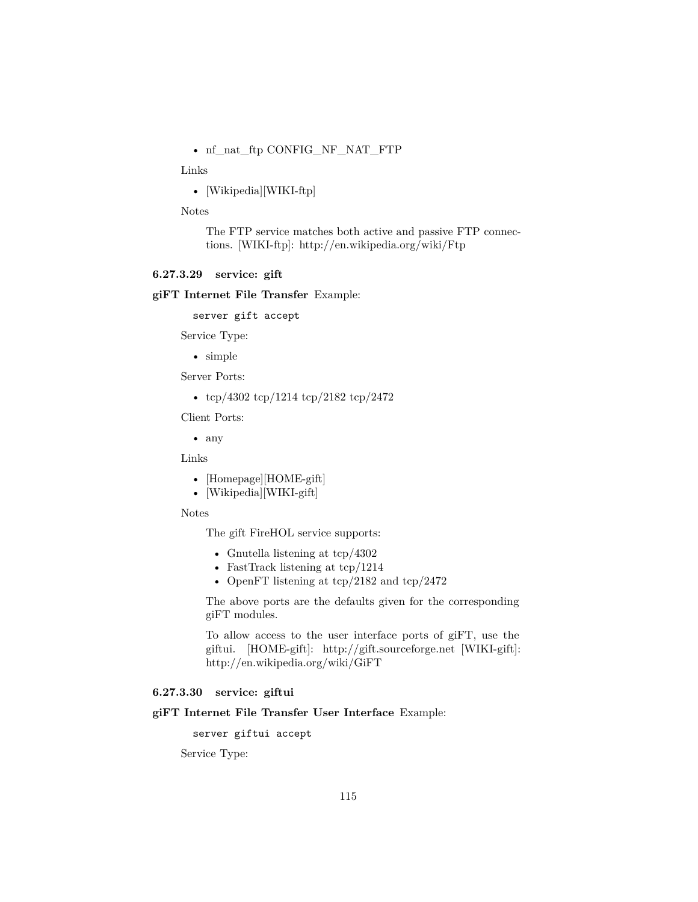- nf_nat_ftp CONFIG_NF_NAT_FTP

Links

- [Wikipedia][WIKI-ftp]

Notes

> The FTP service matches both active and passive FTP connections. [WIKI-ftp]: http://en.wikipedia.org/wiki/Ftp

#### 6.27.3.29 service: gift

**giFT Internet File Transfer** Example:

```
server gift accept
```

Service Type:

- simple

Server Ports:

- tcp/4302 tcp/1214 tcp/2182 tcp/2472

Client Ports:

- any

Links

- [Homepage][HOME-gift]
- [Wikipedia][WIKI-gift]

Notes

> The gift FireHOL service supports:
>
> - Gnutella listening at tcp/4302
> - FastTrack listening at tcp/1214
> - OpenFT listening at tcp/2182 and tcp/2472
>
> The above ports are the defaults given for the corresponding giFT modules.
>
> To allow access to the user interface ports of giFT, use the giftui. [HOME-gift]: http://gift.sourceforge.net [WIKI-gift]: http://en.wikipedia.org/wiki/GiFT

#### 6.27.3.30 service: giftui

**giFT Internet File Transfer User Interface** Example:

```
server giftui accept
```

Service Type: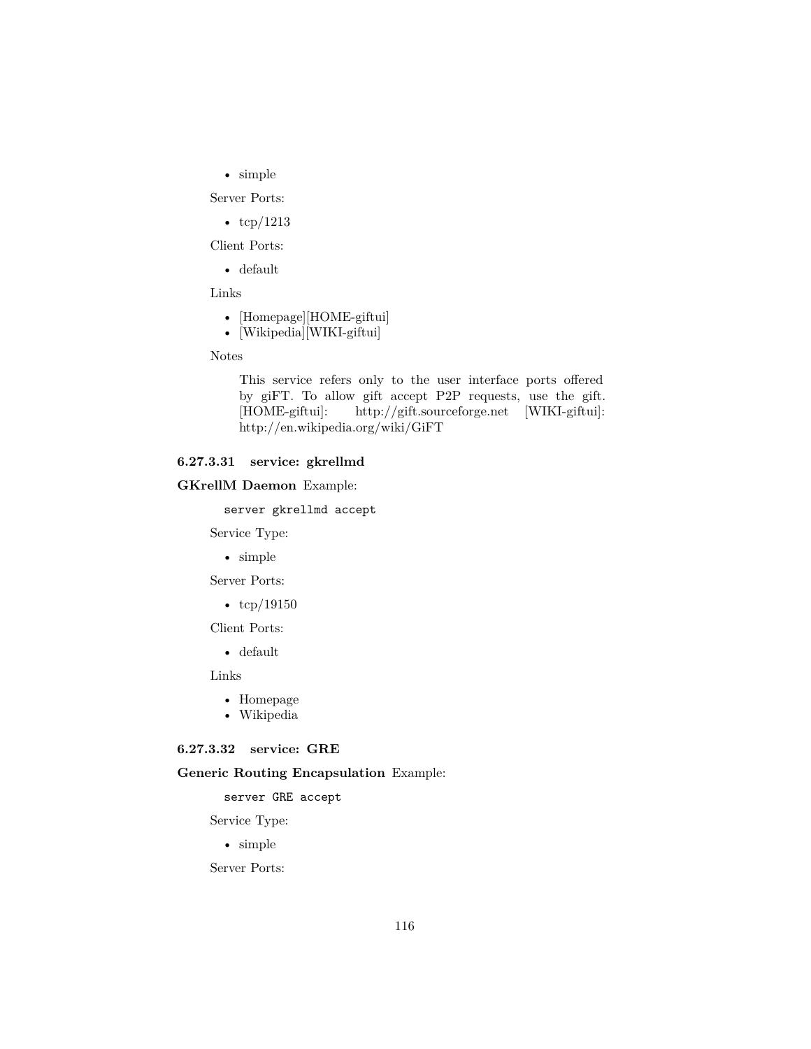- simple

Server Ports:

- tcp/1213

Client Ports:

- default

Links

- [Homepage][HOME-giftui]
- [Wikipedia][WIKI-giftui]

Notes

> This service refers only to the user interface ports offered by giFT. To allow gift accept P2P requests, use the gift. [HOME-giftui]: http://gift.sourceforge.net [WIKI-giftui]: http://en.wikipedia.org/wiki/GiFT

#### 6.27.3.31 service: gkrellmd

**GKrellM Daemon** Example:

```
server gkrellmd accept
```

Service Type:

- simple

Server Ports:

- tcp/19150

Client Ports:

- default

Links

- Homepage
- Wikipedia

#### 6.27.3.32 service: GRE

**Generic Routing Encapsulation** Example:

```
server GRE accept
```

Service Type:

- simple

Server Ports: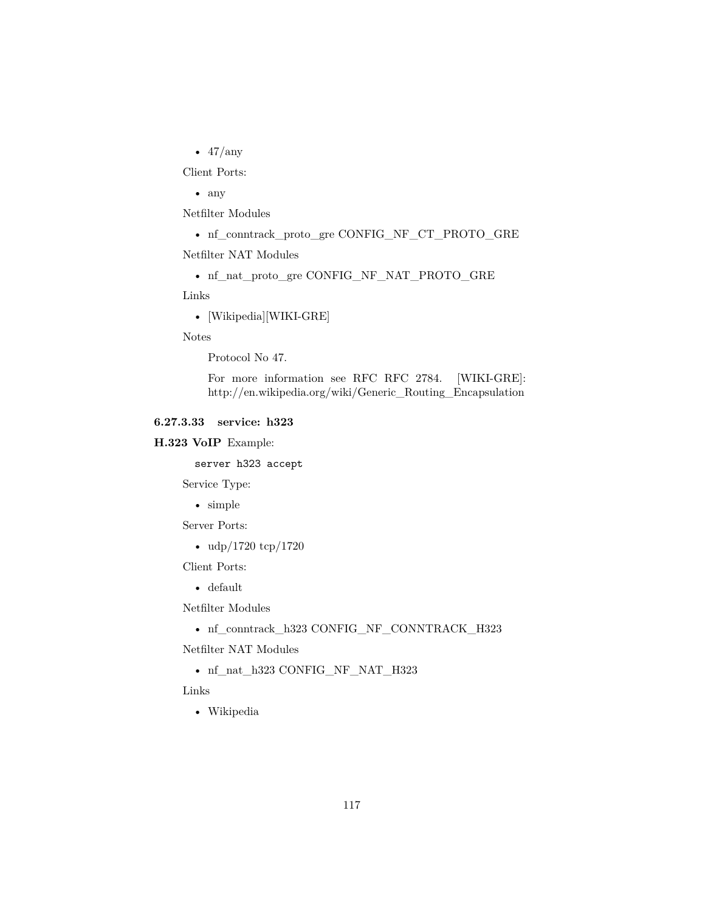- 47/any

Client Ports:

- any

Netfilter Modules

- nf_conntrack_proto_gre CONFIG_NF_CT_PROTO_GRE

Netfilter NAT Modules

- nf_nat_proto_gre CONFIG_NF_NAT_PROTO_GRE

Links

- [Wikipedia][WIKI-GRE]

Notes

> Protocol No 47.
>
> For more information see RFC RFC 2784. [WIKI-GRE]: http://en.wikipedia.org/wiki/Generic_Routing_Encapsulation

#### 6.27.3.33 service: h323

**H.323 VoIP** Example:

```
server h323 accept
```

Service Type:

- simple

Server Ports:

- udp/1720 tcp/1720

Client Ports:

- default

Netfilter Modules

- nf_conntrack_h323 CONFIG_NF_CONNTRACK_H323

Netfilter NAT Modules

- nf_nat_h323 CONFIG_NF_NAT_H323

Links

- Wikipedia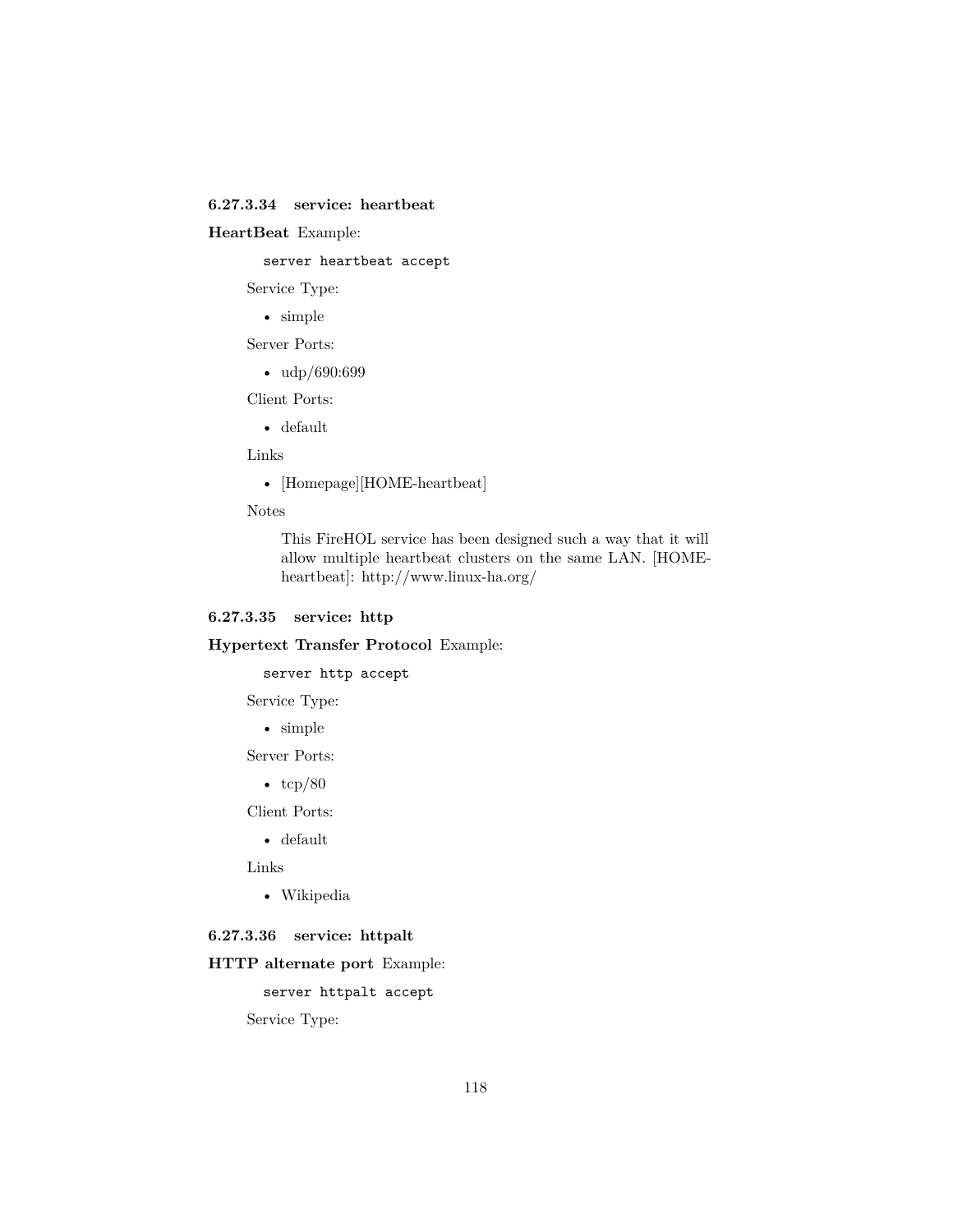#### 6.27.3.34 service: heartbeat

**HeartBeat** Example:

```
server heartbeat accept
```

Service Type:

- simple

Server Ports:

- udp/690:699

Client Ports:

- default

Links

- [Homepage][HOME-heartbeat]

Notes

> This FireHOL service has been designed such a way that it will allow multiple heartbeat clusters on the same LAN. [HOME-heartbeat]: http://www.linux-ha.org/

#### 6.27.3.35 service: http

**Hypertext Transfer Protocol** Example:

```
server http accept
```

Service Type:

- simple

Server Ports:

- tcp/80

Client Ports:

- default

Links

- Wikipedia

#### 6.27.3.36 service: httpalt

**HTTP alternate port** Example:

```
server httpalt accept
```

Service Type: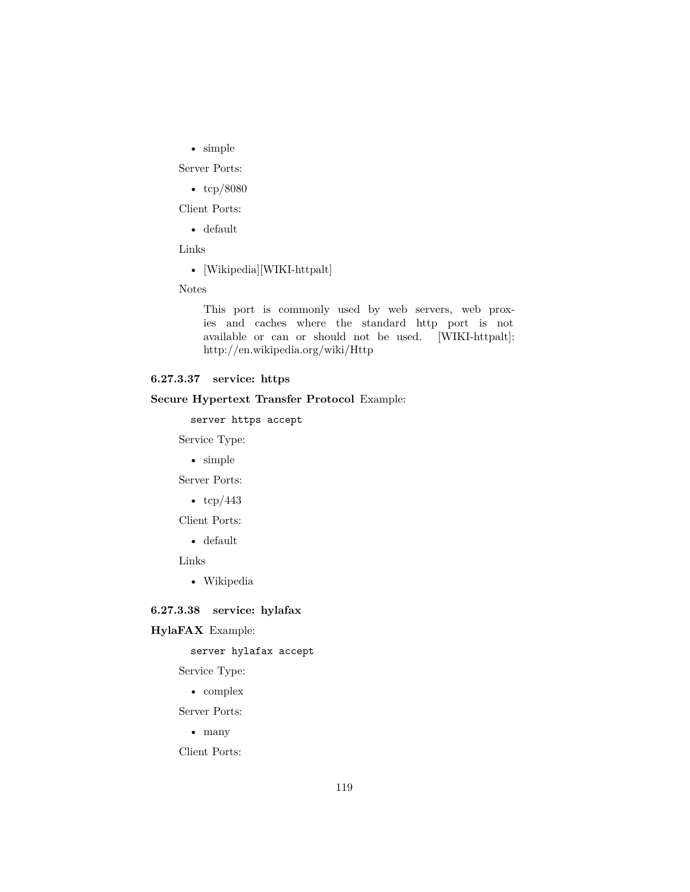- simple

Server Ports:

- tcp/8080

Client Ports:

- default

Links

- [Wikipedia][WIKI-httpalt]

Notes

> This port is commonly used by web servers, web proxies and caches where the standard http port is not available or can or should not be used. [WIKI-httpalt]: http://en.wikipedia.org/wiki/Http

#### 6.27.3.37 service: https

**Secure Hypertext Transfer Protocol** Example:

```
server https accept
```

Service Type:

- simple

Server Ports:

- tcp/443

Client Ports:

- default

Links

- Wikipedia

#### 6.27.3.38 service: hylafax

**HylaFAX** Example:

```
server hylafax accept
```

Service Type:

- complex

Server Ports:

- many

Client Ports: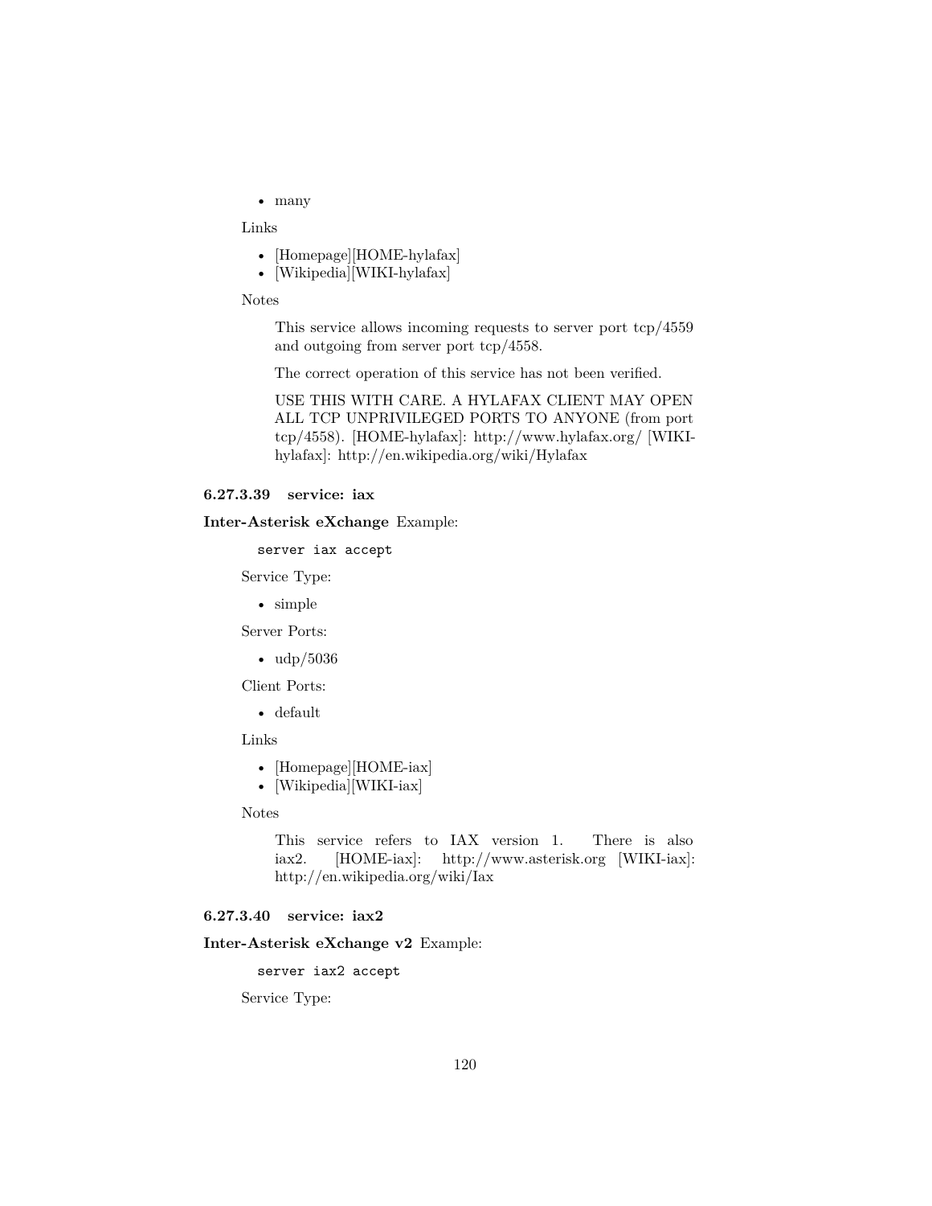- many

Links

- [Homepage][HOME-hylafax]
- [Wikipedia][WIKI-hylafax]

Notes

> This service allows incoming requests to server port tcp/4559 and outgoing from server port tcp/4558.
>
> The correct operation of this service has not been verified.
>
> USE THIS WITH CARE. A HYLAFAX CLIENT MAY OPEN ALL TCP UNPRIVILEGED PORTS TO ANYONE (from port tcp/4558). [HOME-hylafax]: http://www.hylafax.org/ [WIKI-hylafax]: http://en.wikipedia.org/wiki/Hylafax

#### 6.27.3.39 service: iax

**Inter-Asterisk eXchange** Example:

```
server iax accept
```

Service Type:

- simple

Server Ports:

- udp/5036

Client Ports:

- default

Links

- [Homepage][HOME-iax]
- [Wikipedia][WIKI-iax]

Notes

> This service refers to IAX version 1. There is also iax2. [HOME-iax]: http://www.asterisk.org [WIKI-iax]: http://en.wikipedia.org/wiki/Iax

#### 6.27.3.40 service: iax2

**Inter-Asterisk eXchange v2** Example:

```
server iax2 accept
```

Service Type: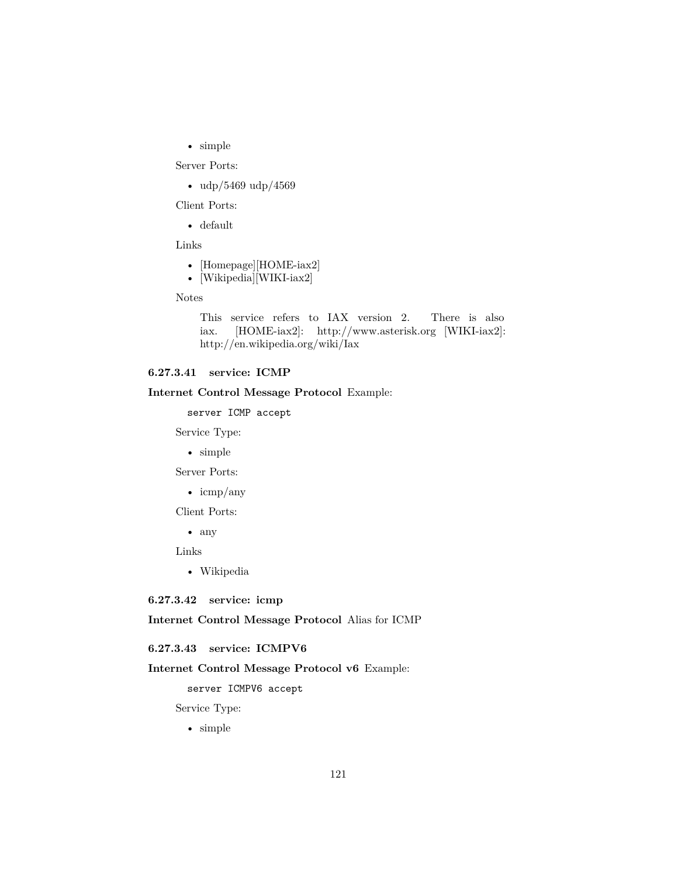- simple

Server Ports:

- udp/5469 udp/4569

Client Ports:

- default

Links

- [Homepage][HOME-iax2]
- [Wikipedia][WIKI-iax2]

Notes

> This service refers to IAX version 2. There is also iax. [HOME-iax2]: http://www.asterisk.org [WIKI-iax2]: http://en.wikipedia.org/wiki/Iax

#### 6.27.3.41 service: ICMP

**Internet Control Message Protocol** Example:

```
server ICMP accept
```

Service Type:

- simple

Server Ports:

- icmp/any

Client Ports:

- any

Links

- Wikipedia

#### 6.27.3.42 service: icmp

**Internet Control Message Protocol** Alias for ICMP

#### 6.27.3.43 service: ICMPV6

**Internet Control Message Protocol v6** Example:

```
server ICMPV6 accept
```

Service Type:

- simple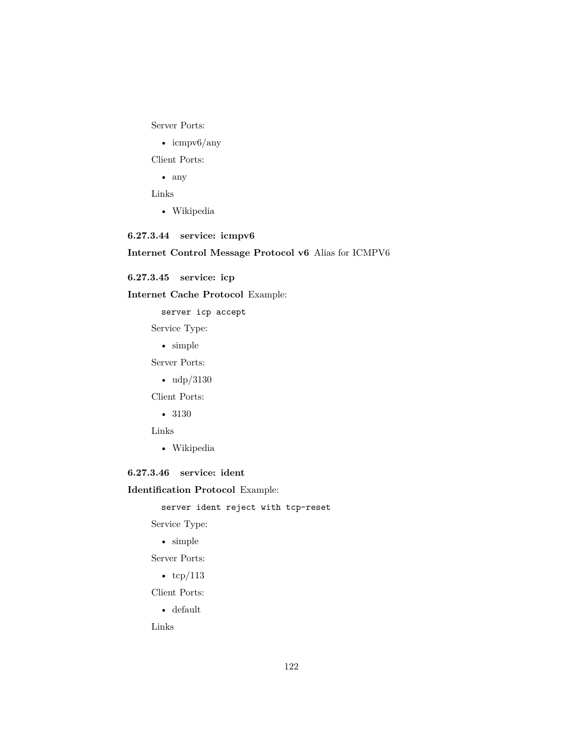Server Ports:

- icmpv6/any

Client Ports:

- any

Links

- Wikipedia

#### 6.27.3.44 service: icmpv6

**Internet Control Message Protocol v6** Alias for ICMPV6

#### 6.27.3.45 service: icp

**Internet Cache Protocol** Example:

```
server icp accept
```

Service Type:

- simple

Server Ports:

- udp/3130

Client Ports:

- 3130

Links

- Wikipedia

#### 6.27.3.46 service: ident

**Identification Protocol** Example:

```
server ident reject with tcp-reset
```

Service Type:

- simple

Server Ports:

- tcp/113

Client Ports:

- default

Links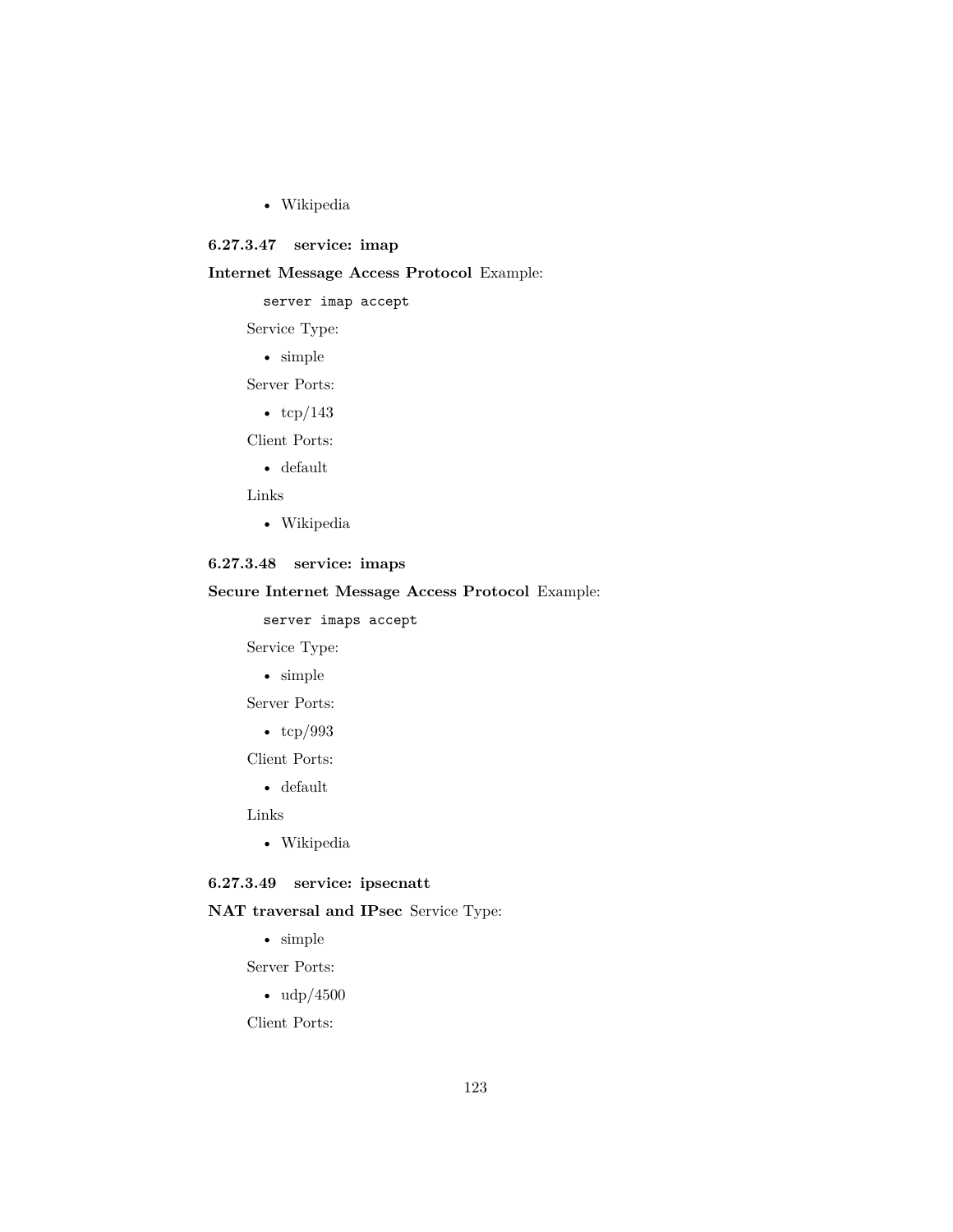- Wikipedia

#### 6.27.3.47 service: imap

**Internet Message Access Protocol** Example:

```
server imap accept
```

Service Type:

- simple

Server Ports:

- tcp/143

Client Ports:

- default

Links

- Wikipedia

#### 6.27.3.48 service: imaps

**Secure Internet Message Access Protocol** Example:

```
server imaps accept
```

Service Type:

- simple

Server Ports:

- tcp/993

Client Ports:

- default

Links

- Wikipedia

#### 6.27.3.49 service: ipsecnatt

**NAT traversal and IPsec** Service Type:

- simple

Server Ports:

- udp/4500

Client Ports: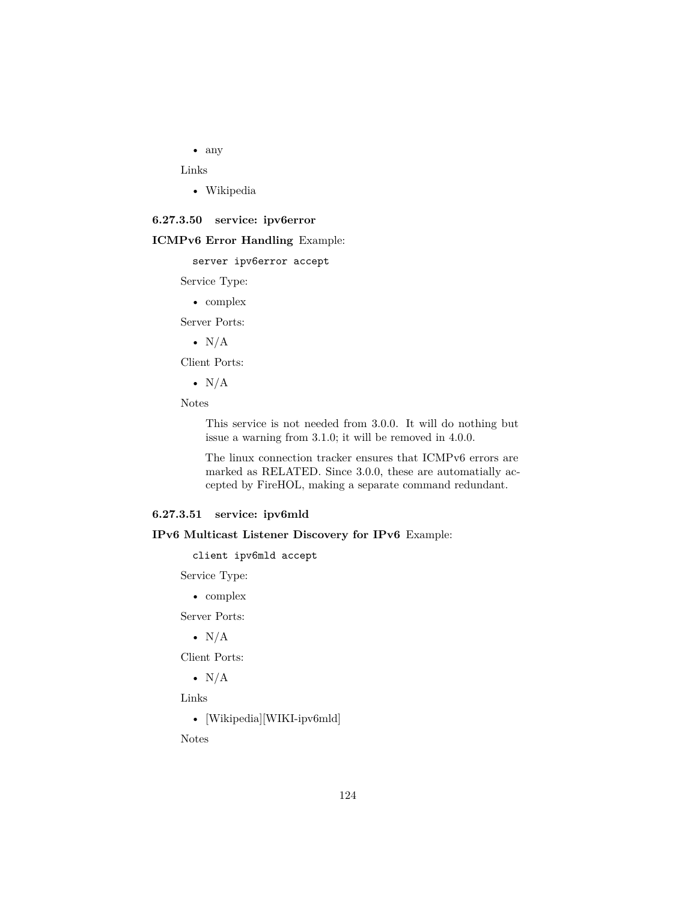- any

Links

- Wikipedia

#### 6.27.3.50 service: ipv6error

**ICMPv6 Error Handling** Example:

```
server ipv6error accept
```

Service Type:

- complex

Server Ports:

- N/A

Client Ports:

- N/A

Notes

> This service is not needed from 3.0.0. It will do nothing but issue a warning from 3.1.0; it will be removed in 4.0.0.
>
> The linux connection tracker ensures that ICMPv6 errors are marked as RELATED. Since 3.0.0, these are automatially accepted by FireHOL, making a separate command redundant.

#### 6.27.3.51 service: ipv6mld

**IPv6 Multicast Listener Discovery for IPv6** Example:

```
client ipv6mld accept
```

Service Type:

- complex

Server Ports:

- N/A

Client Ports:

- N/A

Links

- [Wikipedia][WIKI-ipv6mld]

Notes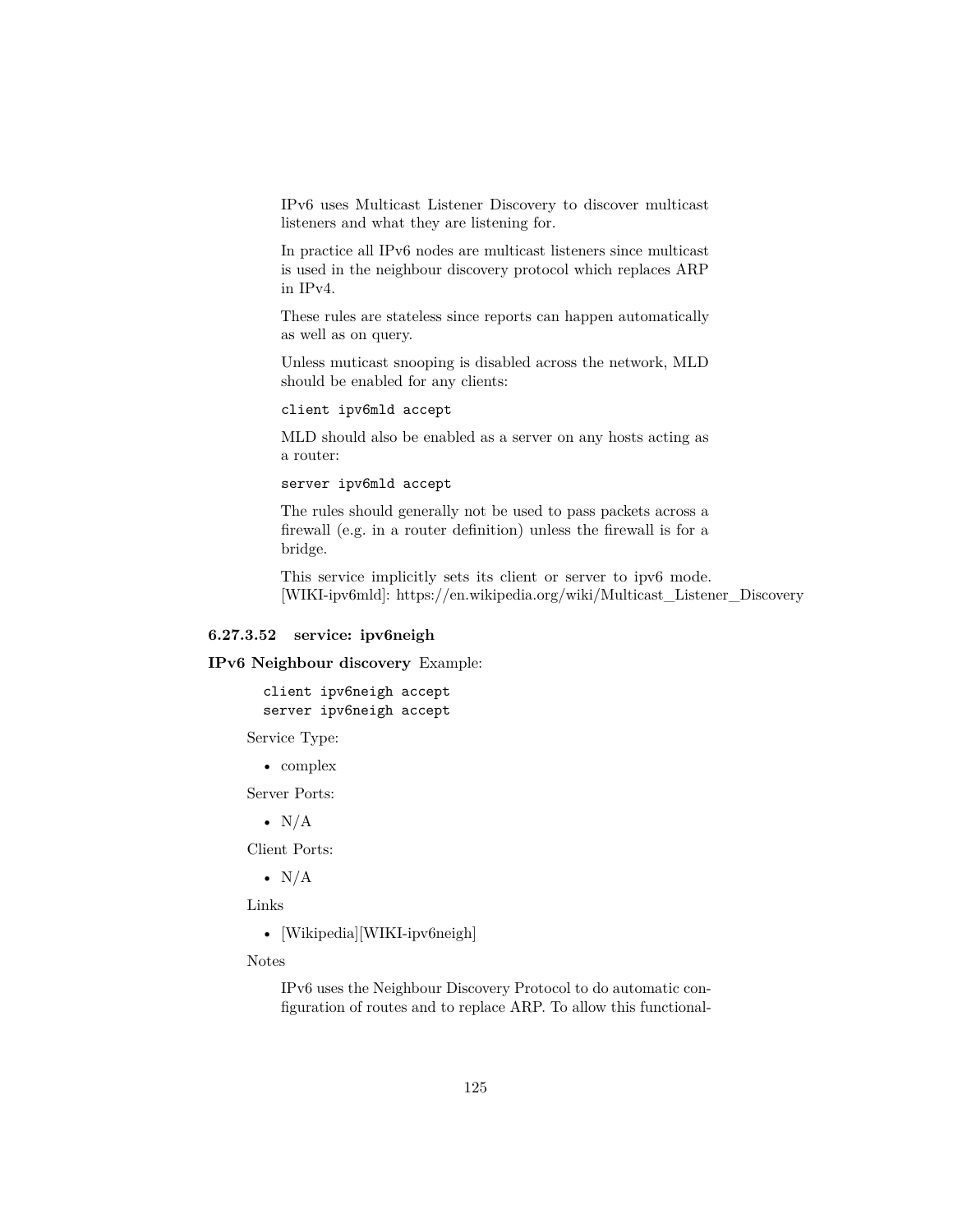IPv6 uses Multicast Listener Discovery to discover multicast listeners and what they are listening for.

In practice all IPv6 nodes are multicast listeners since multicast is used in the neighbour discovery protocol which replaces ARP in IPv4.

These rules are stateless since reports can happen automatically as well as on query.

Unless muticast snooping is disabled across the network, MLD should be enabled for any clients:

```
client ipv6mld accept
```

MLD should also be enabled as a server on any hosts acting as a router:

```
server ipv6mld accept
```

The rules should generally not be used to pass packets across a firewall (e.g. in a router definition) unless the firewall is for a bridge.

This service implicitly sets its client or server to ipv6 mode. [WIKI-ipv6mld]: https://en.wikipedia.org/wiki/Multicast_Listener_Discovery

#### 6.27.3.52 service: ipv6neigh

**IPv6 Neighbour discovery** Example:

```
client ipv6neigh accept
server ipv6neigh accept
```

Service Type:

- complex

Server Ports:

- N/A

Client Ports:

- N/A

Links

- [Wikipedia][WIKI-ipv6neigh]

Notes

IPv6 uses the Neighbour Discovery Protocol to do automatic configuration of routes and to replace ARP. To allow this functional-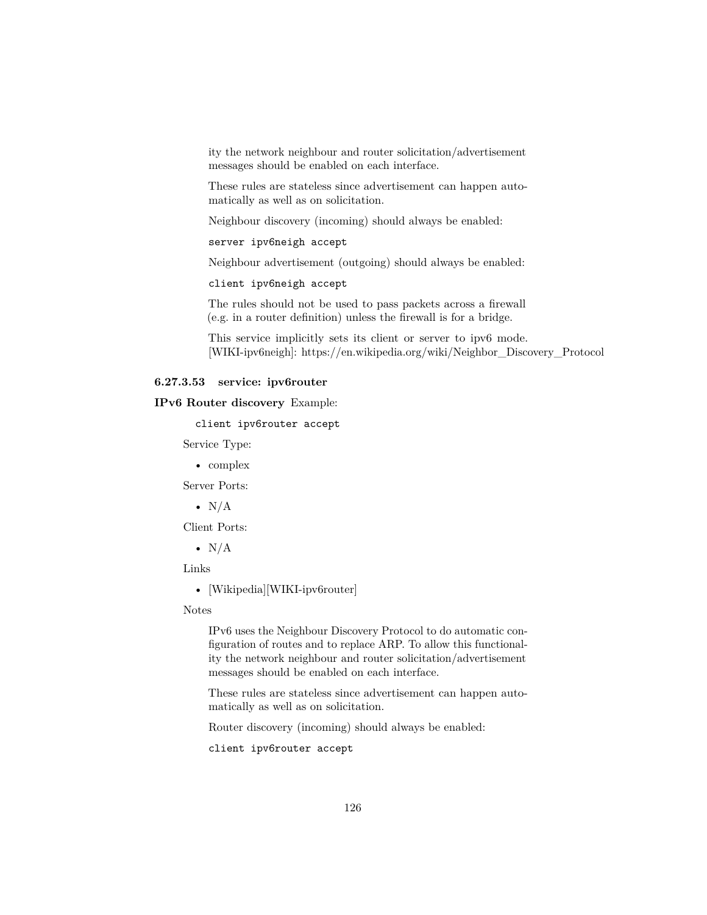ity the network neighbour and router solicitation/advertisement messages should be enabled on each interface.

These rules are stateless since advertisement can happen automatically as well as on solicitation.

Neighbour discovery (incoming) should always be enabled:

```
server ipv6neigh accept
```

Neighbour advertisement (outgoing) should always be enabled:

```
client ipv6neigh accept
```

The rules should not be used to pass packets across a firewall (e.g. in a router definition) unless the firewall is for a bridge.

This service implicitly sets its client or server to ipv6 mode. [WIKI-ipv6neigh]: https://en.wikipedia.org/wiki/Neighbor_Discovery_Protocol

#### 6.27.3.53 service: ipv6router

**IPv6 Router discovery** Example:

```
client ipv6router accept
```

Service Type:

- complex

Server Ports:

- N/A

Client Ports:

- N/A

Links

- [Wikipedia][WIKI-ipv6router]

Notes

IPv6 uses the Neighbour Discovery Protocol to do automatic configuration of routes and to replace ARP. To allow this functionality the network neighbour and router solicitation/advertisement messages should be enabled on each interface.

These rules are stateless since advertisement can happen automatically as well as on solicitation.

Router discovery (incoming) should always be enabled:

```
client ipv6router accept
```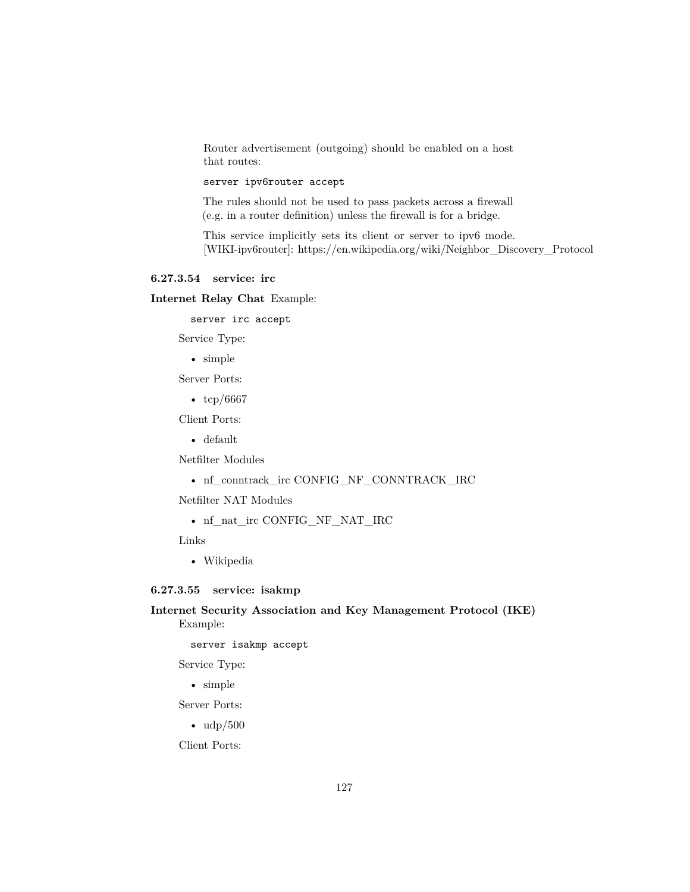Router advertisement (outgoing) should be enabled on a host that routes:

```
server ipv6router accept
```

The rules should not be used to pass packets across a firewall (e.g. in a router definition) unless the firewall is for a bridge.

This service implicitly sets its client or server to ipv6 mode. [WIKI-ipv6router]: https://en.wikipedia.org/wiki/Neighbor_Discovery_Protocol

#### 6.27.3.54 service: irc

**Internet Relay Chat** Example:

```
server irc accept
```

Service Type:

- simple

Server Ports:

- tcp/6667

Client Ports:

- default

Netfilter Modules

- nf_conntrack_irc CONFIG_NF_CONNTRACK_IRC

Netfilter NAT Modules

- nf_nat_irc CONFIG_NF_NAT_IRC

Links

- Wikipedia

#### 6.27.3.55 service: isakmp

**Internet Security Association and Key Management Protocol (IKE)** Example:

```
server isakmp accept
```

Service Type:

- simple

Server Ports:

- udp/500

Client Ports: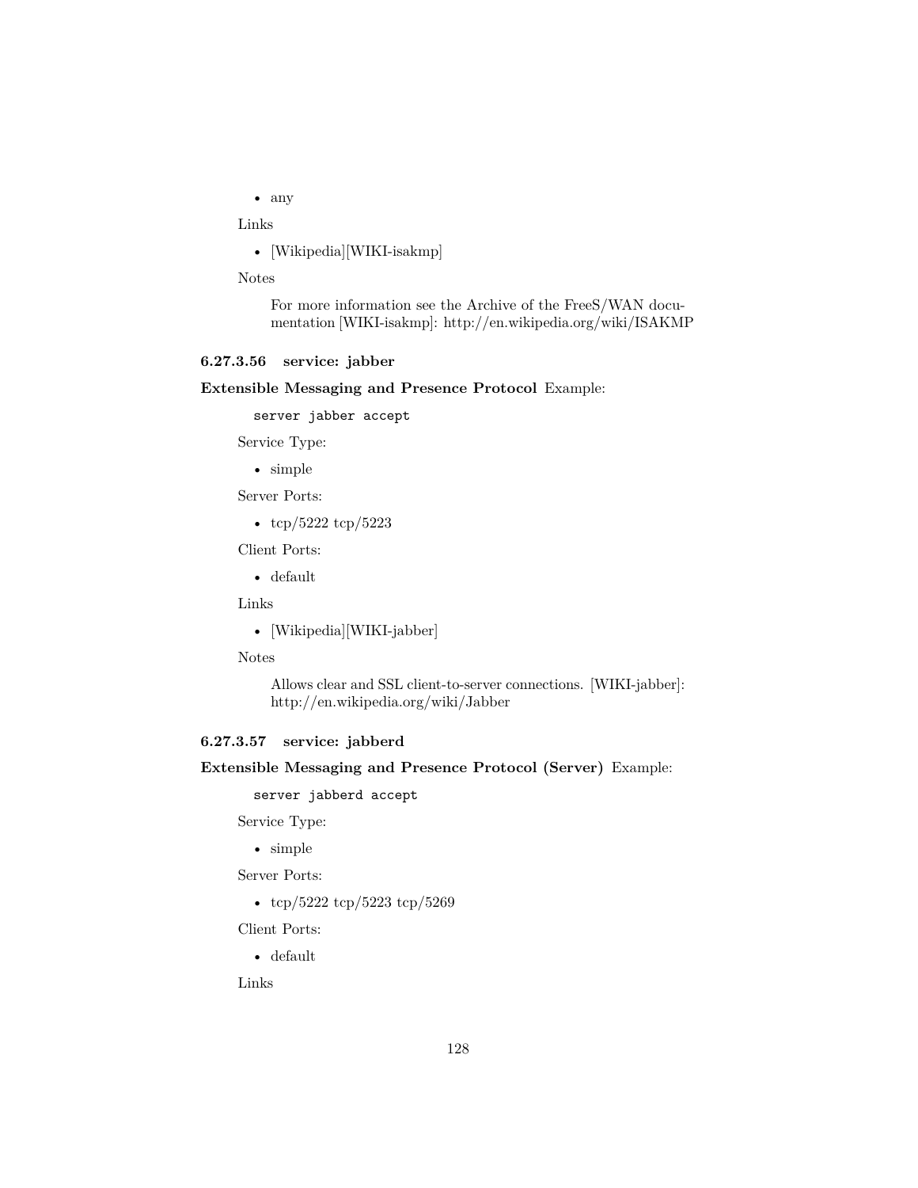- any

Links

- [Wikipedia][WIKI-isakmp]

Notes

> For more information see the Archive of the FreeS/WAN documentation [WIKI-isakmp]: http://en.wikipedia.org/wiki/ISAKMP

#### 6.27.3.56 service: jabber

**Extensible Messaging and Presence Protocol** Example:

```
server jabber accept
```

Service Type:

- simple

Server Ports:

- tcp/5222 tcp/5223

Client Ports:

- default

Links

- [Wikipedia][WIKI-jabber]

Notes

> Allows clear and SSL client-to-server connections. [WIKI-jabber]: http://en.wikipedia.org/wiki/Jabber

#### 6.27.3.57 service: jabberd

**Extensible Messaging and Presence Protocol (Server)** Example:

```
server jabberd accept
```

Service Type:

- simple

Server Ports:

- tcp/5222 tcp/5223 tcp/5269

Client Ports:

- default

Links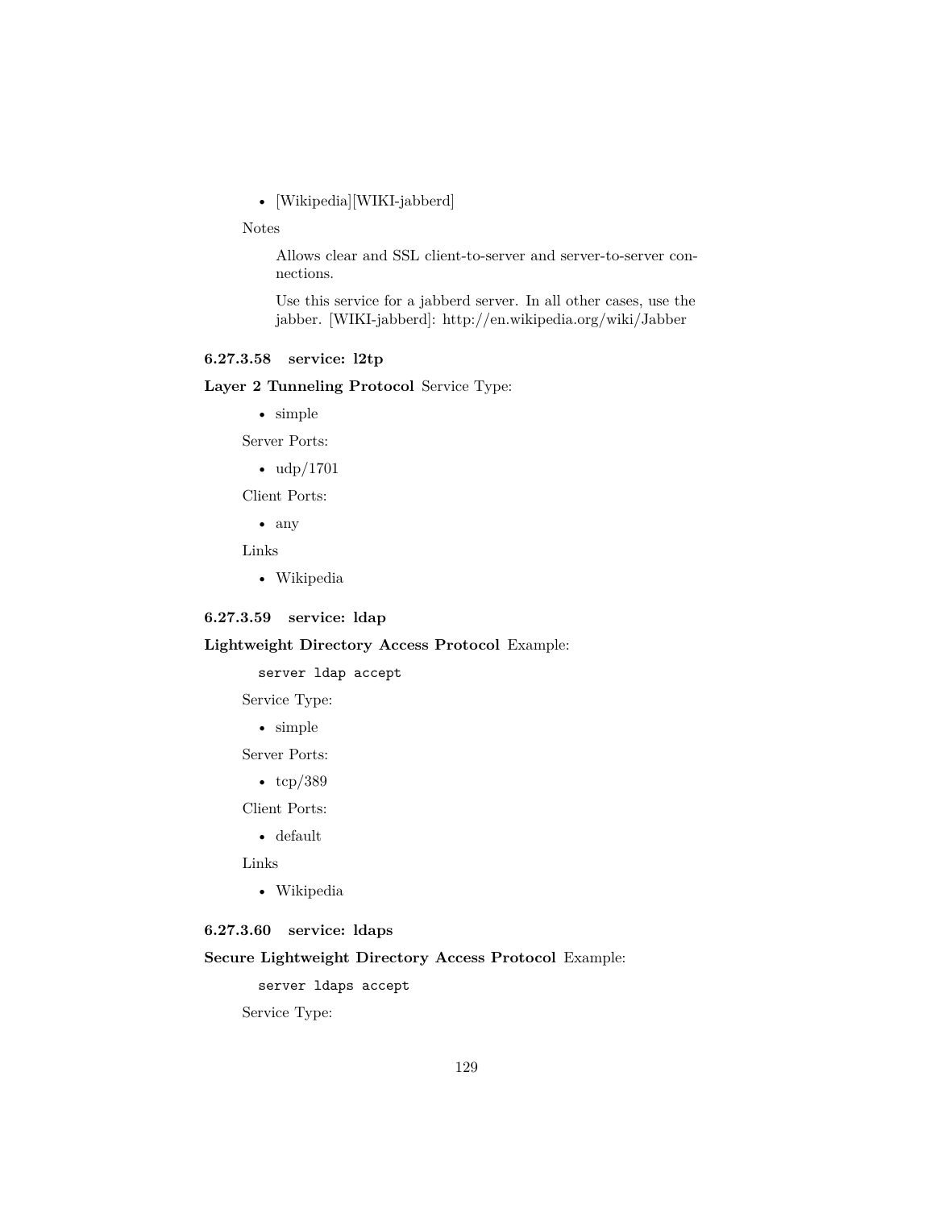- [Wikipedia][WIKI-jabberd]

Notes

> Allows clear and SSL client-to-server and server-to-server connections.
>
> Use this service for a jabberd server. In all other cases, use the jabber. [WIKI-jabberd]: http://en.wikipedia.org/wiki/Jabber

#### 6.27.3.58 service: l2tp

**Layer 2 Tunneling Protocol** Service Type:

- simple

Server Ports:

- udp/1701

Client Ports:

- any

Links

- Wikipedia

#### 6.27.3.59 service: ldap

**Lightweight Directory Access Protocol** Example:

```
server ldap accept
```

Service Type:

- simple

Server Ports:

- tcp/389

Client Ports:

- default

Links

- Wikipedia

#### 6.27.3.60 service: ldaps

**Secure Lightweight Directory Access Protocol** Example:

```
server ldaps accept
```

Service Type: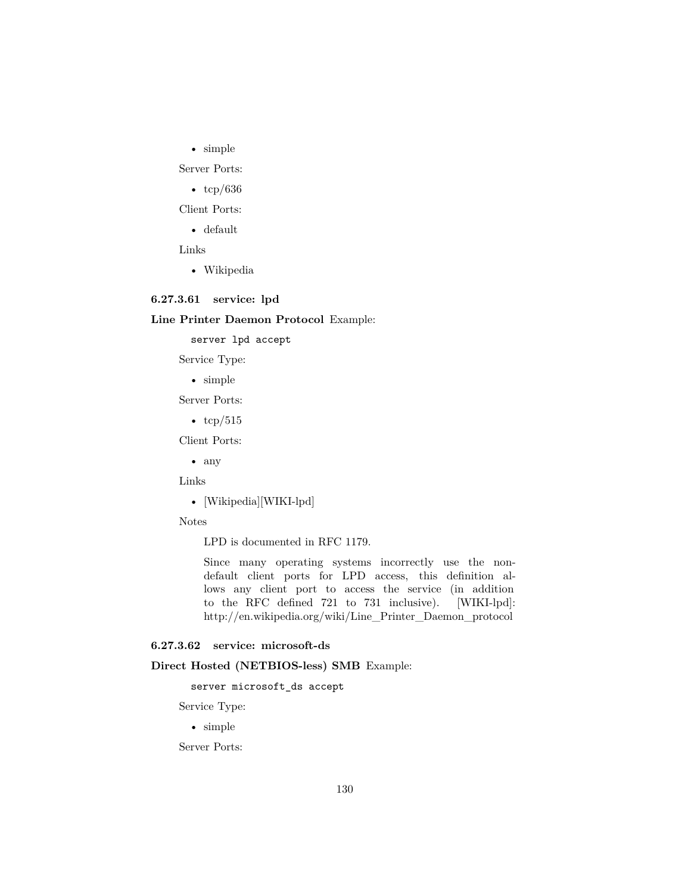- simple

Server Ports:

- tcp/636

Client Ports:

- default

Links

- Wikipedia

#### 6.27.3.61 service: lpd

**Line Printer Daemon Protocol** Example:

```
server lpd accept
```

Service Type:

- simple

Server Ports:

- tcp/515

Client Ports:

- any

Links

- [Wikipedia][WIKI-lpd]

Notes

> LPD is documented in RFC 1179.
>
> Since many operating systems incorrectly use the non-default client ports for LPD access, this definition allows any client port to access the service (in addition to the RFC defined 721 to 731 inclusive). [WIKI-lpd]: http://en.wikipedia.org/wiki/Line_Printer_Daemon_protocol

#### 6.27.3.62 service: microsoft-ds

**Direct Hosted (NETBIOS-less) SMB** Example:

```
server microsoft_ds accept
```

Service Type:

- simple

Server Ports: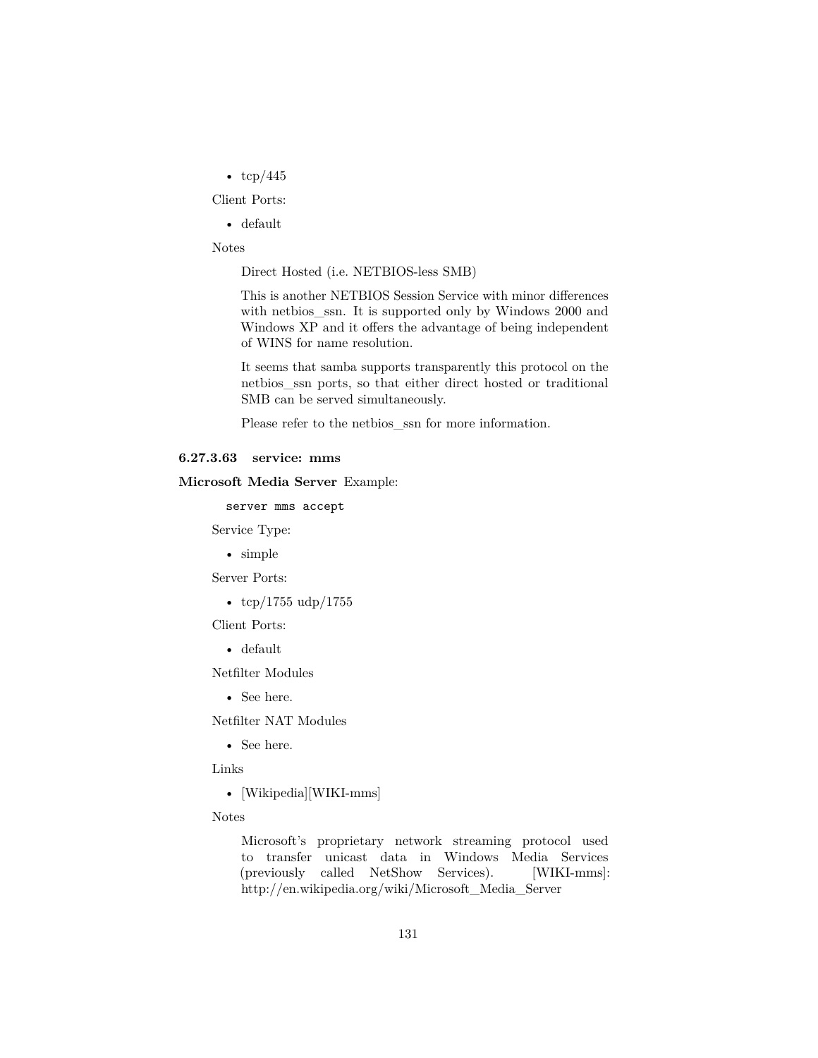- tcp/445

Client Ports:

- default

Notes

> Direct Hosted (i.e. NETBIOS-less SMB)
>
> This is another NETBIOS Session Service with minor differences with netbios_ssn. It is supported only by Windows 2000 and Windows XP and it offers the advantage of being independent of WINS for name resolution.
>
> It seems that samba supports transparently this protocol on the netbios_ssn ports, so that either direct hosted or traditional SMB can be served simultaneously.
>
> Please refer to the netbios_ssn for more information.

#### 6.27.3.63 service: mms

**Microsoft Media Server** Example:

```
server mms accept
```

Service Type:

- simple

Server Ports:

- tcp/1755 udp/1755

Client Ports:

- default

Netfilter Modules

- See here.

Netfilter NAT Modules

- See here.

Links

- [Wikipedia][WIKI-mms]

Notes

> Microsoft's proprietary network streaming protocol used to transfer unicast data in Windows Media Services (previously called NetShow Services). [WIKI-mms]: http://en.wikipedia.org/wiki/Microsoft_Media_Server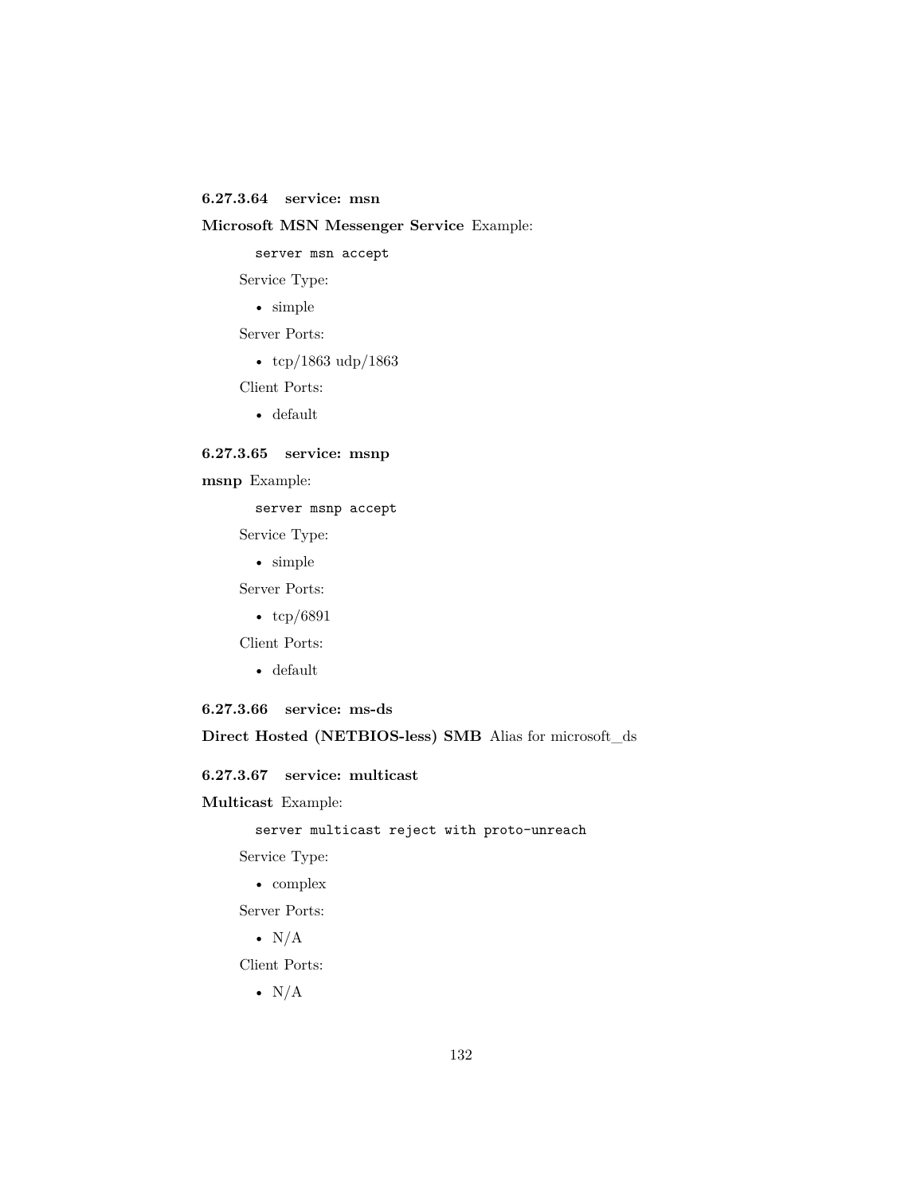#### 6.27.3.64 service: msn

**Microsoft MSN Messenger Service** Example:

```
server msn accept
```

Service Type:

- simple

Server Ports:

- tcp/1863 udp/1863

Client Ports:

- default

#### 6.27.3.65 service: msnp

**msnp** Example:

```
server msnp accept
```

Service Type:

- simple

Server Ports:

- tcp/6891

Client Ports:

- default

#### 6.27.3.66 service: ms-ds

**Direct Hosted (NETBIOS-less) SMB** Alias for microsoft_ds

#### 6.27.3.67 service: multicast

**Multicast** Example:

```
server multicast reject with proto-unreach
```

Service Type:

- complex

Server Ports:

- N/A

Client Ports:

- N/A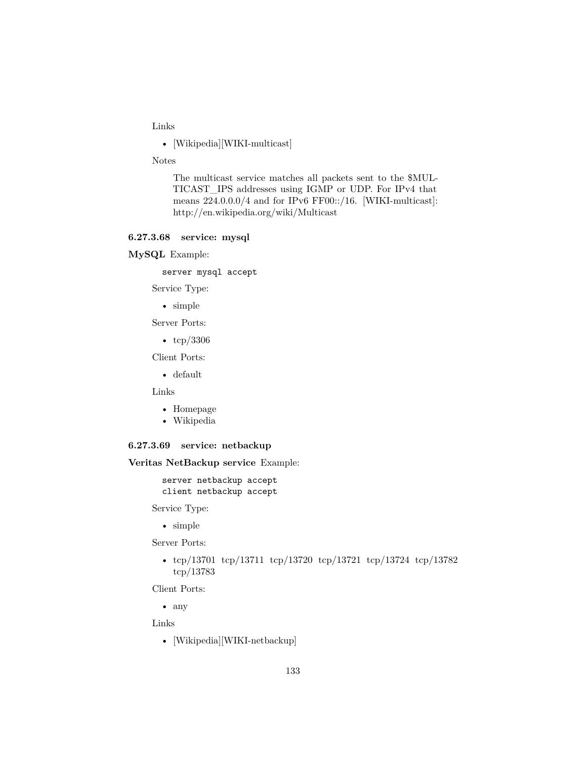Links

- [Wikipedia][WIKI-multicast]

Notes

> The multicast service matches all packets sent to the $MULTICAST_IPS addresses using IGMP or UDP. For IPv4 that means 224.0.0.0/4 and for IPv6 FF00::/16. [WIKI-multicast]: http://en.wikipedia.org/wiki/Multicast

#### 6.27.3.68 service: mysql

**MySQL** Example:

```
server mysql accept
```

Service Type:

- simple

Server Ports:

- tcp/3306

Client Ports:

- default

Links

- Homepage
- Wikipedia

#### 6.27.3.69 service: netbackup

**Veritas NetBackup service** Example:

```
server netbackup accept
client netbackup accept
```

Service Type:

- simple

Server Ports:

- tcp/13701 tcp/13711 tcp/13720 tcp/13721 tcp/13724 tcp/13782 tcp/13783

Client Ports:

- any

Links

- [Wikipedia][WIKI-netbackup]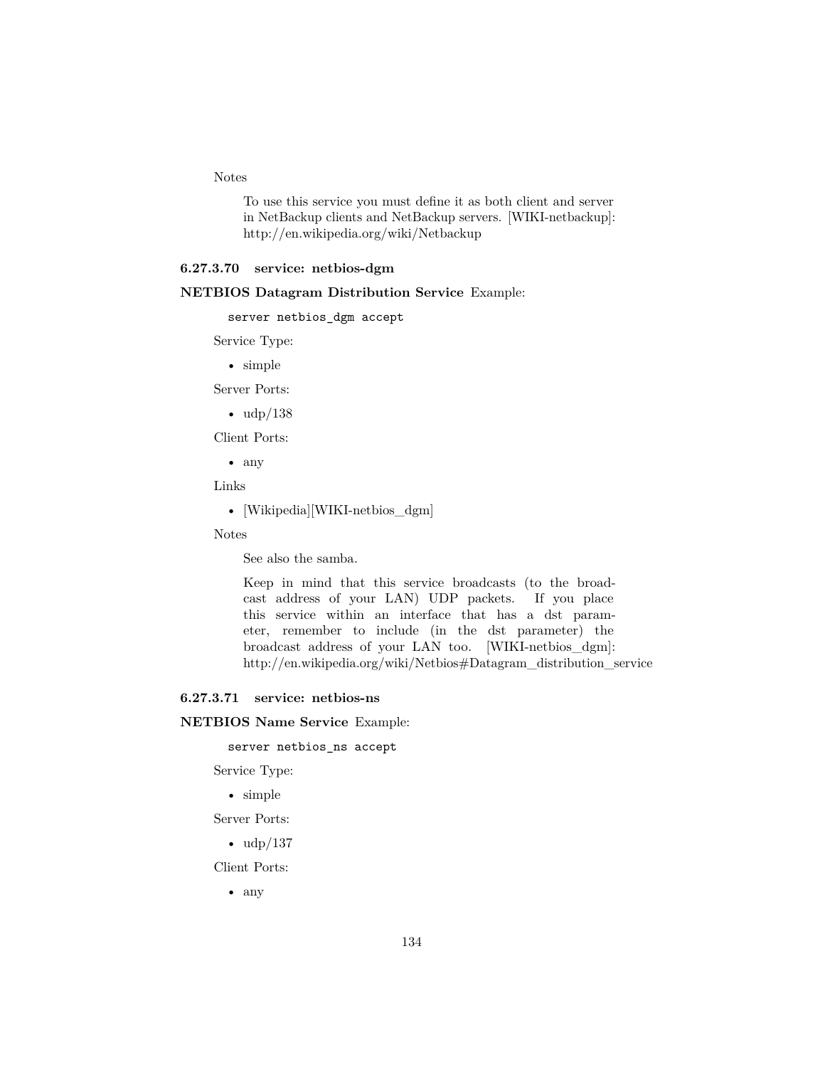Notes

> To use this service you must define it as both client and server in NetBackup clients and NetBackup servers. [WIKI-netbackup]: http://en.wikipedia.org/wiki/Netbackup

#### 6.27.3.70 service: netbios-dgm

**NETBIOS Datagram Distribution Service** Example:

```
server netbios_dgm accept
```

Service Type:

- simple

Server Ports:

- udp/138

Client Ports:

- any

Links

- [Wikipedia][WIKI-netbios_dgm]

Notes

> See also the samba.
>
> Keep in mind that this service broadcasts (to the broadcast address of your LAN) UDP packets. If you place this service within an interface that has a dst parameter, remember to include (in the dst parameter) the broadcast address of your LAN too. [WIKI-netbios_dgm]: http://en.wikipedia.org/wiki/Netbios#Datagram_distribution_service

#### 6.27.3.71 service: netbios-ns

**NETBIOS Name Service** Example:

```
server netbios_ns accept
```

Service Type:

- simple

Server Ports:

- udp/137

Client Ports:

- any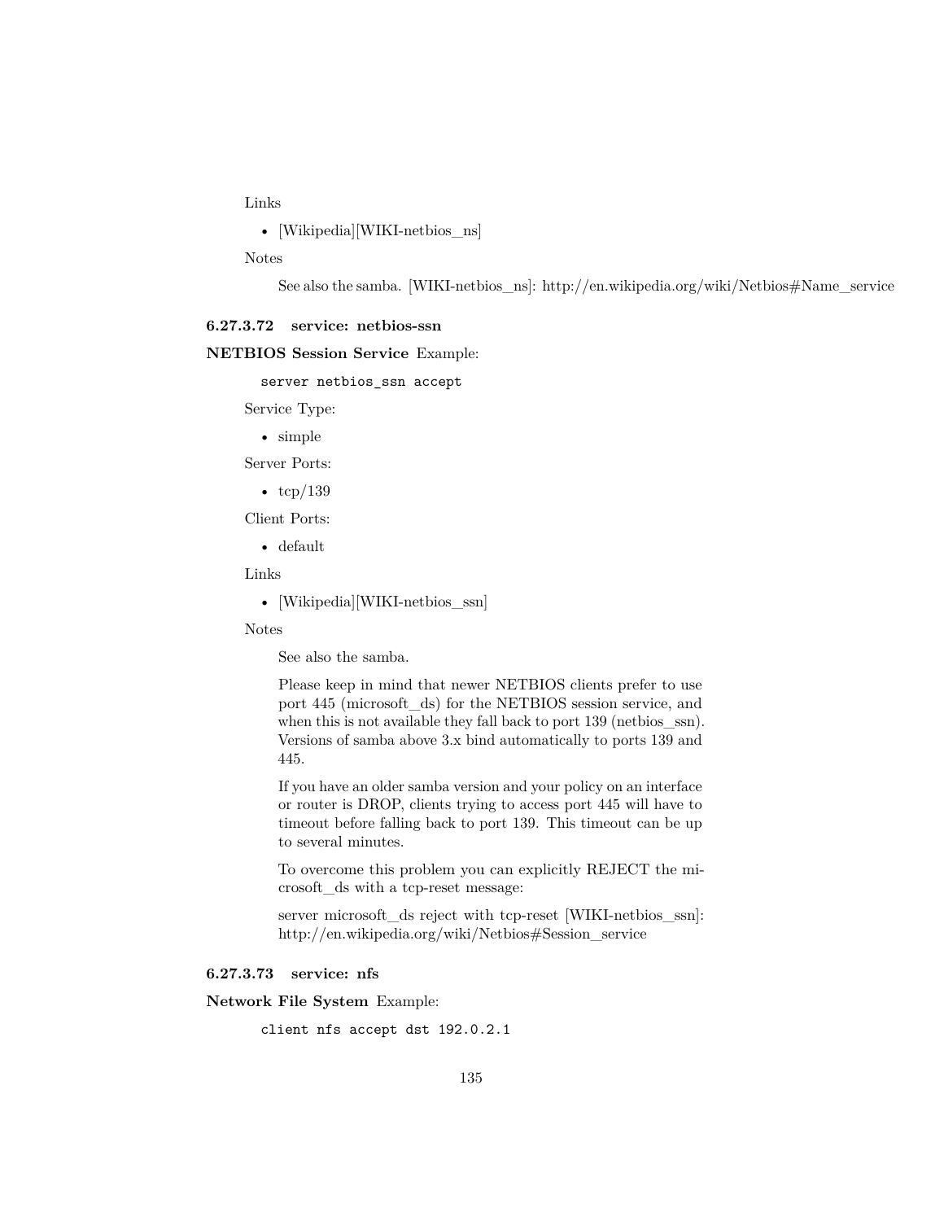Links

- [Wikipedia][WIKI-netbios_ns]

Notes

See also the samba. [WIKI-netbios_ns]: http://en.wikipedia.org/wiki/Netbios#Name_service

#### 6.27.3.72 service: netbios-ssn

**NETBIOS Session Service** Example:

```
server netbios_ssn accept
```

Service Type:

- simple

Server Ports:

- tcp/139

Client Ports:

- default

Links

- [Wikipedia][WIKI-netbios_ssn]

Notes

See also the samba.

Please keep in mind that newer NETBIOS clients prefer to use port 445 (microsoft_ds) for the NETBIOS session service, and when this is not available they fall back to port 139 (netbios_ssn). Versions of samba above 3.x bind automatically to ports 139 and 445.

If you have an older samba version and your policy on an interface or router is DROP, clients trying to access port 445 will have to timeout before falling back to port 139. This timeout can be up to several minutes.

To overcome this problem you can explicitly REJECT the microsoft_ds with a tcp-reset message:

server microsoft_ds reject with tcp-reset [WIKI-netbios_ssn]: http://en.wikipedia.org/wiki/Netbios#Session_service

#### 6.27.3.73 service: nfs

**Network File System** Example:

```
client nfs accept dst 192.0.2.1
```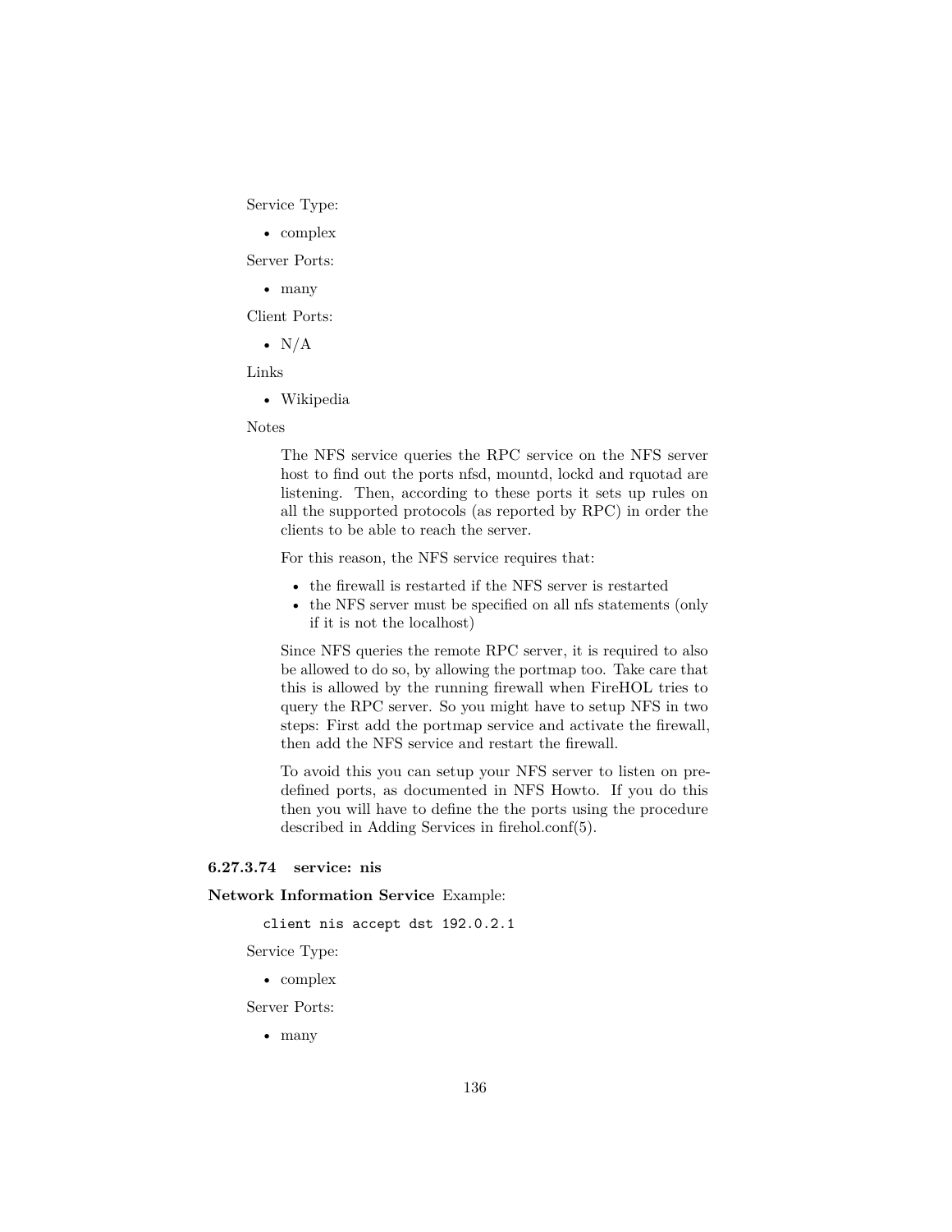Service Type:

- complex

Server Ports:

- many

Client Ports:

- N/A

Links

- Wikipedia

Notes

> The NFS service queries the RPC service on the NFS server host to find out the ports nfsd, mountd, lockd and rquotad are listening. Then, according to these ports it sets up rules on all the supported protocols (as reported by RPC) in order the clients to be able to reach the server.
>
> For this reason, the NFS service requires that:
>
> - the firewall is restarted if the NFS server is restarted
> - the NFS server must be specified on all nfs statements (only if it is not the localhost)
>
> Since NFS queries the remote RPC server, it is required to also be allowed to do so, by allowing the portmap too. Take care that this is allowed by the running firewall when FireHOL tries to query the RPC server. So you might have to setup NFS in two steps: First add the portmap service and activate the firewall, then add the NFS service and restart the firewall.
>
> To avoid this you can setup your NFS server to listen on pre-defined ports, as documented in NFS Howto. If you do this then you will have to define the the ports using the procedure described in Adding Services in firehol.conf(5).

#### 6.27.3.74 service: nis

**Network Information Service** Example:

```
client nis accept dst 192.0.2.1
```

Service Type:

- complex

Server Ports:

- many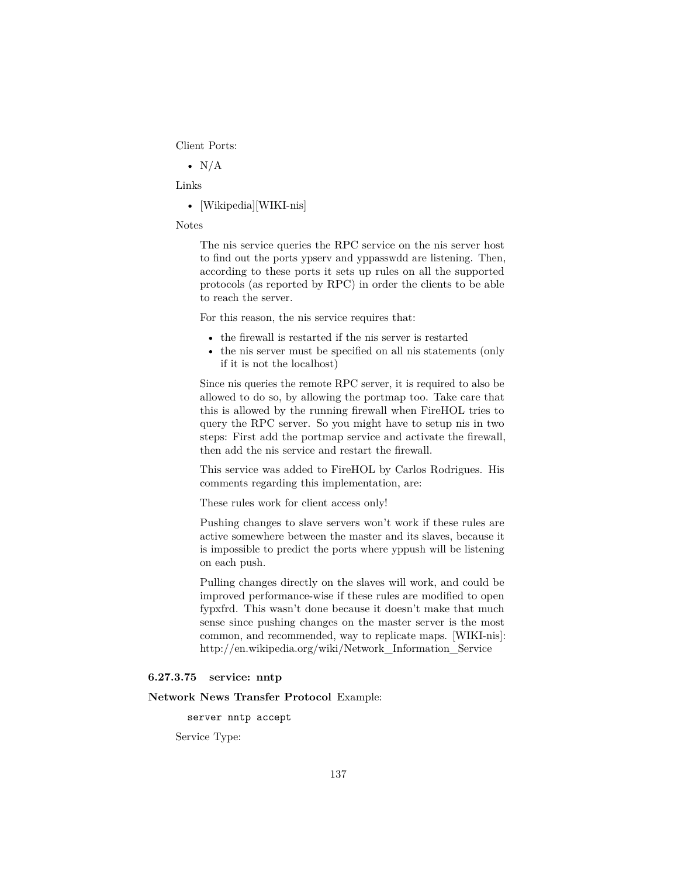Client Ports:

- N/A

Links

- [Wikipedia][WIKI-nis]

Notes

> The nis service queries the RPC service on the nis server host to find out the ports ypserv and yppasswdd are listening. Then, according to these ports it sets up rules on all the supported protocols (as reported by RPC) in order the clients to be able to reach the server.
>
> For this reason, the nis service requires that:
>
> - the firewall is restarted if the nis server is restarted
> - the nis server must be specified on all nis statements (only if it is not the localhost)
>
> Since nis queries the remote RPC server, it is required to also be allowed to do so, by allowing the portmap too. Take care that this is allowed by the running firewall when FireHOL tries to query the RPC server. So you might have to setup nis in two steps: First add the portmap service and activate the firewall, then add the nis service and restart the firewall.
>
> This service was added to FireHOL by Carlos Rodrigues. His comments regarding this implementation, are:
>
> These rules work for client access only!
>
> Pushing changes to slave servers won't work if these rules are active somewhere between the master and its slaves, because it is impossible to predict the ports where yppush will be listening on each push.
>
> Pulling changes directly on the slaves will work, and could be improved performance-wise if these rules are modified to open fypxfrd. This wasn't done because it doesn't make that much sense since pushing changes on the master server is the most common, and recommended, way to replicate maps. [WIKI-nis]: http://en.wikipedia.org/wiki/Network_Information_Service

#### 6.27.3.75 service: nntp

**Network News Transfer Protocol** Example:

```
server nntp accept
```

Service Type: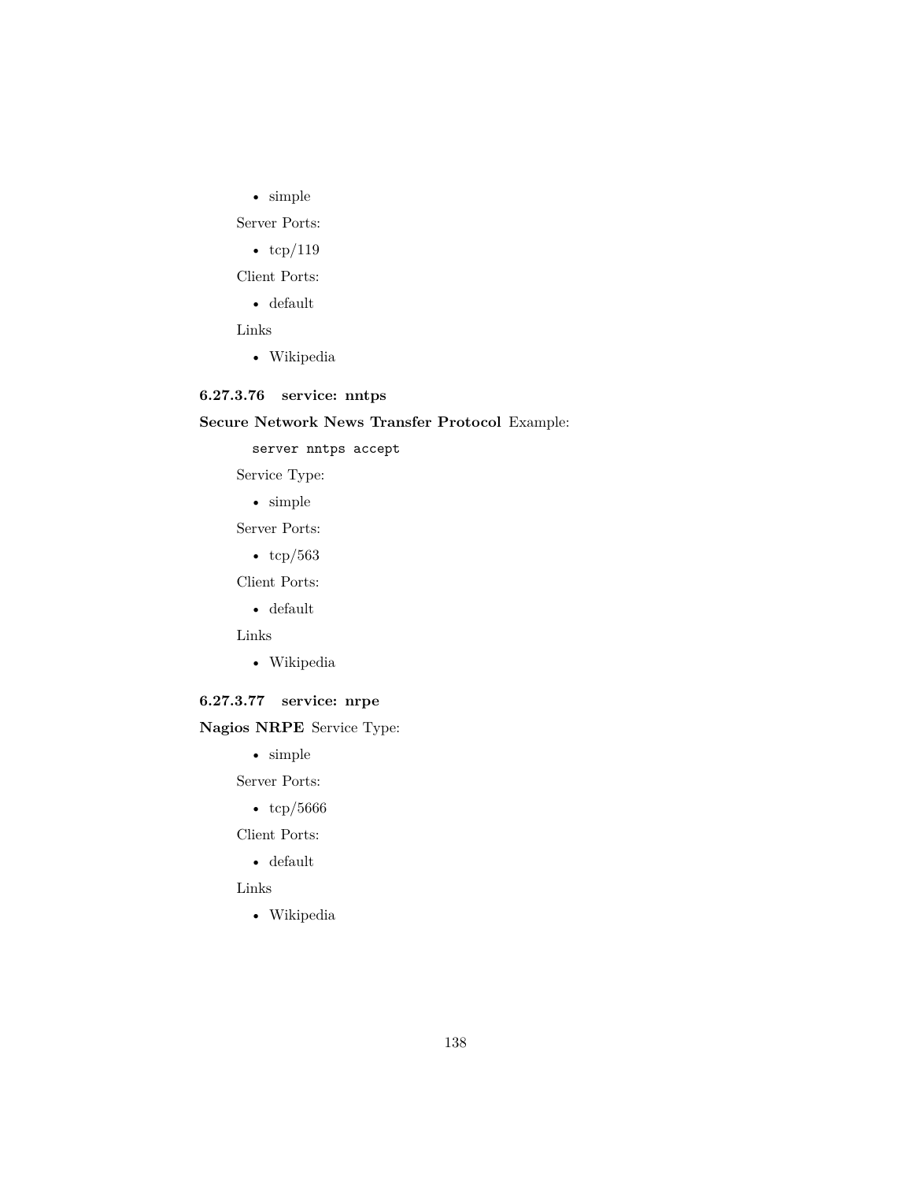- simple

Server Ports:

- tcp/119

Client Ports:

- default

Links

- Wikipedia

#### 6.27.3.76 service: nntps

**Secure Network News Transfer Protocol** Example:

```
server nntps accept
```

Service Type:

- simple

Server Ports:

- tcp/563

Client Ports:

- default

Links

- Wikipedia

#### 6.27.3.77 service: nrpe

**Nagios NRPE** Service Type:

- simple

Server Ports:

- tcp/5666

Client Ports:

- default

Links

- Wikipedia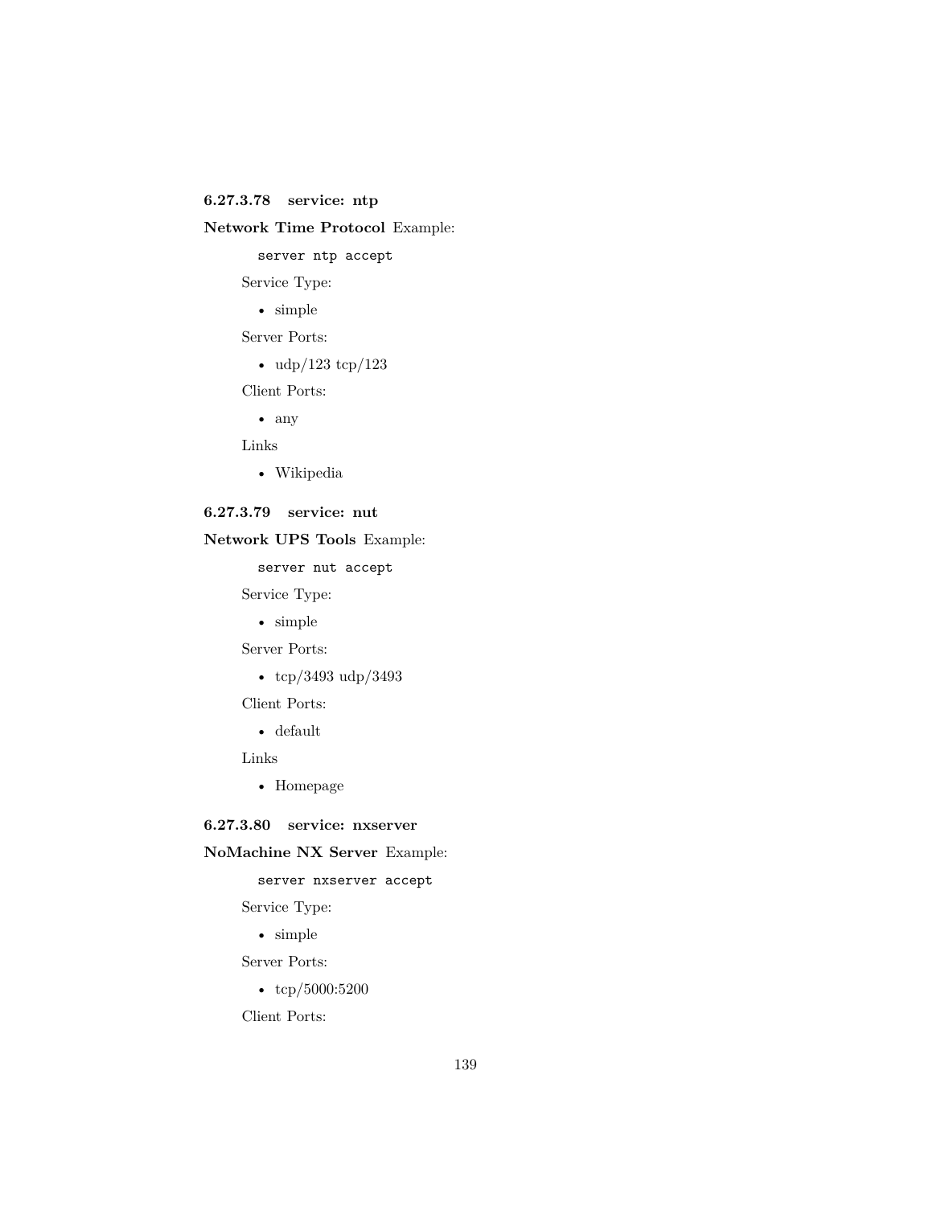#### 6.27.3.78 service: ntp

**Network Time Protocol** Example:

```
server ntp accept
```

Service Type:

- simple

Server Ports:

- udp/123 tcp/123

Client Ports:

- any

Links

- Wikipedia

#### 6.27.3.79 service: nut

**Network UPS Tools** Example:

```
server nut accept
```

Service Type:

- simple

Server Ports:

- tcp/3493 udp/3493

Client Ports:

- default

Links

- Homepage

#### 6.27.3.80 service: nxserver

**NoMachine NX Server** Example:

```
server nxserver accept
```

Service Type:

- simple

Server Ports:

- tcp/5000:5200

Client Ports: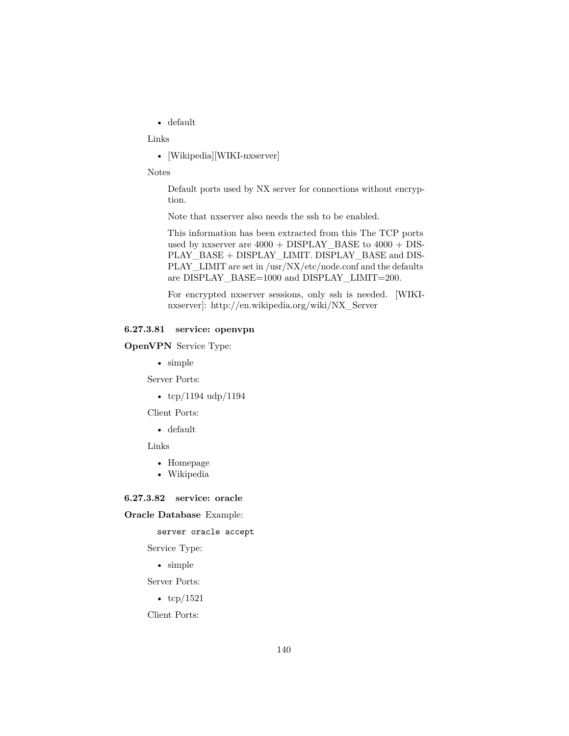- default

Links

- [Wikipedia][WIKI-nxserver]

Notes

> Default ports used by NX server for connections without encryption.
>
> Note that nxserver also needs the ssh to be enabled.
>
> This information has been extracted from this The TCP ports used by nxserver are 4000 + DISPLAY_BASE to 4000 + DISPLAY_BASE + DISPLAY_LIMIT. DISPLAY_BASE and DISPLAY_LIMIT are set in /usr/NX/etc/node.conf and the defaults are DISPLAY_BASE=1000 and DISPLAY_LIMIT=200.
>
> For encrypted nxserver sessions, only ssh is needed. [WIKI-nxserver]: http://en.wikipedia.org/wiki/NX_Server

#### 6.27.3.81 service: openvpn

**OpenVPN** Service Type:

- simple

Server Ports:

- tcp/1194 udp/1194

Client Ports:

- default

Links

- Homepage
- Wikipedia

#### 6.27.3.82 service: oracle

**Oracle Database** Example:

```
server oracle accept
```

Service Type:

- simple

Server Ports:

- tcp/1521

Client Ports: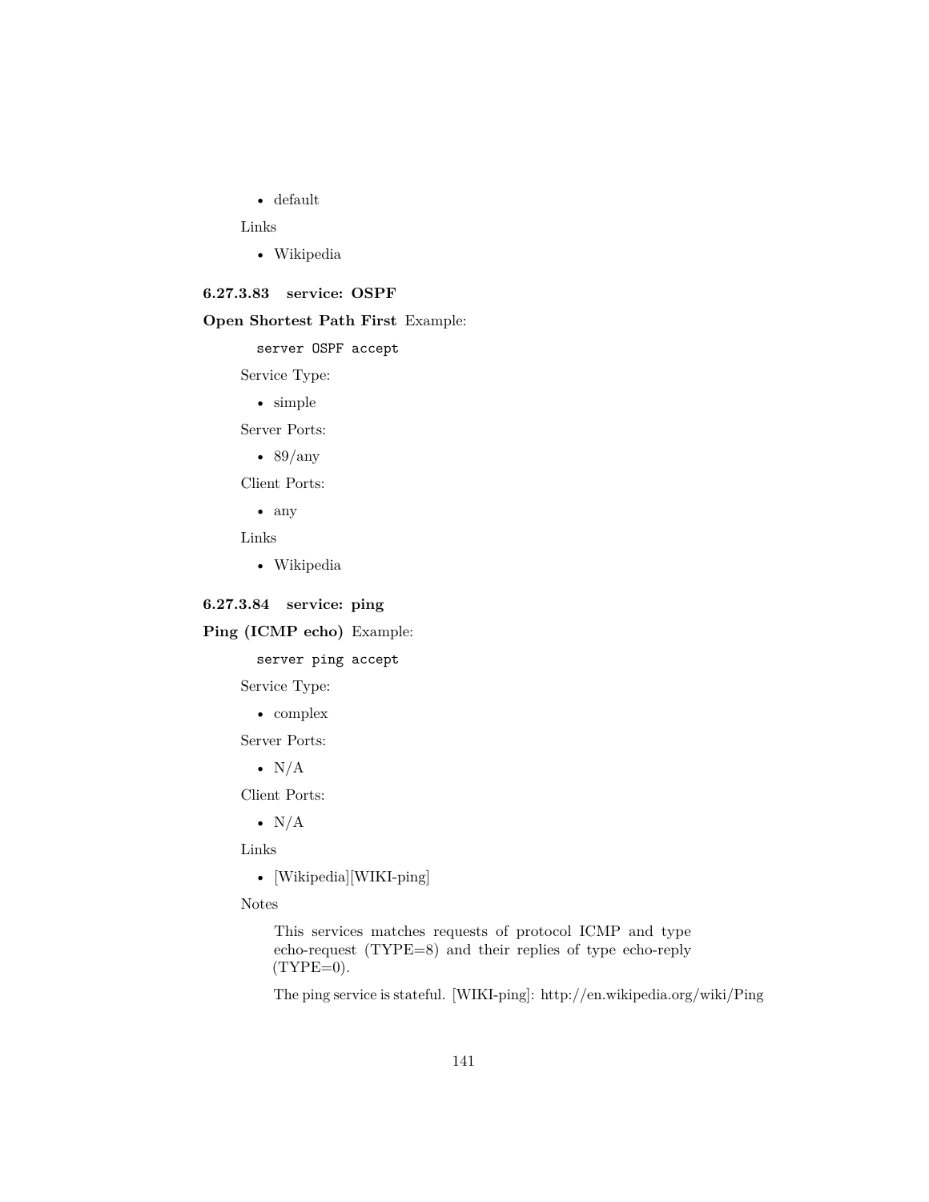- default

Links

- Wikipedia

#### 6.27.3.83 service: OSPF

**Open Shortest Path First** Example:

```
server OSPF accept
```

Service Type:

- simple

Server Ports:

- 89/any

Client Ports:

- any

Links

- Wikipedia

#### 6.27.3.84 service: ping

**Ping (ICMP echo)** Example:

```
server ping accept
```

Service Type:

- complex

Server Ports:

- N/A

Client Ports:

- N/A

Links

- [Wikipedia][WIKI-ping]

Notes

> This services matches requests of protocol ICMP and type echo-request (TYPE=8) and their replies of type echo-reply (TYPE=0).
>
> The ping service is stateful. [WIKI-ping]: http://en.wikipedia.org/wiki/Ping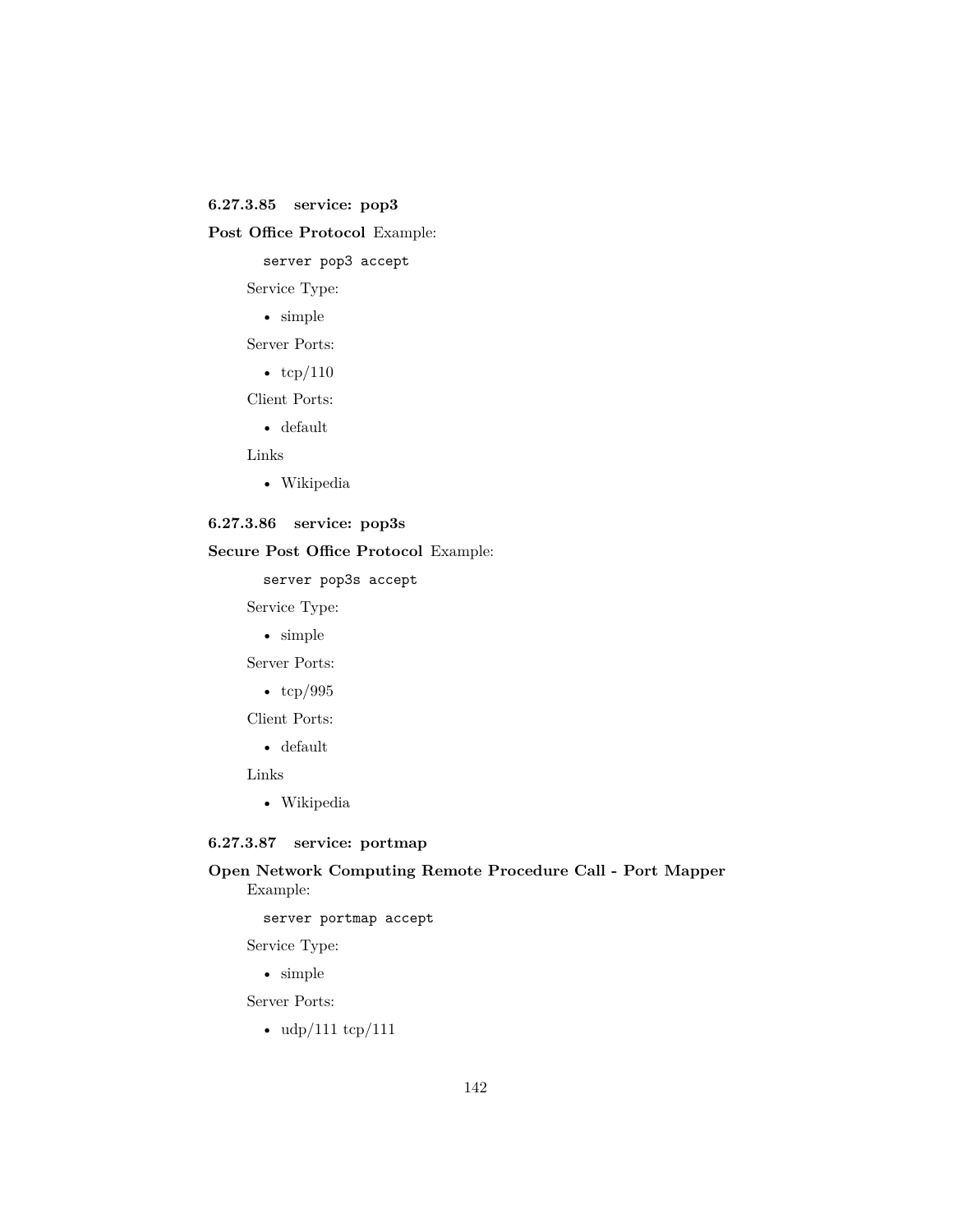#### 6.27.3.85 service: pop3

**Post Office Protocol** Example:

```
server pop3 accept
```

Service Type:

- simple

Server Ports:

- tcp/110

Client Ports:

- default

Links

- Wikipedia

#### 6.27.3.86 service: pop3s

**Secure Post Office Protocol** Example:

```
server pop3s accept
```

Service Type:

- simple

Server Ports:

- tcp/995

Client Ports:

- default

Links

- Wikipedia

#### 6.27.3.87 service: portmap

**Open Network Computing Remote Procedure Call - Port Mapper** Example:

```
server portmap accept
```

Service Type:

- simple

Server Ports:

- udp/111 tcp/111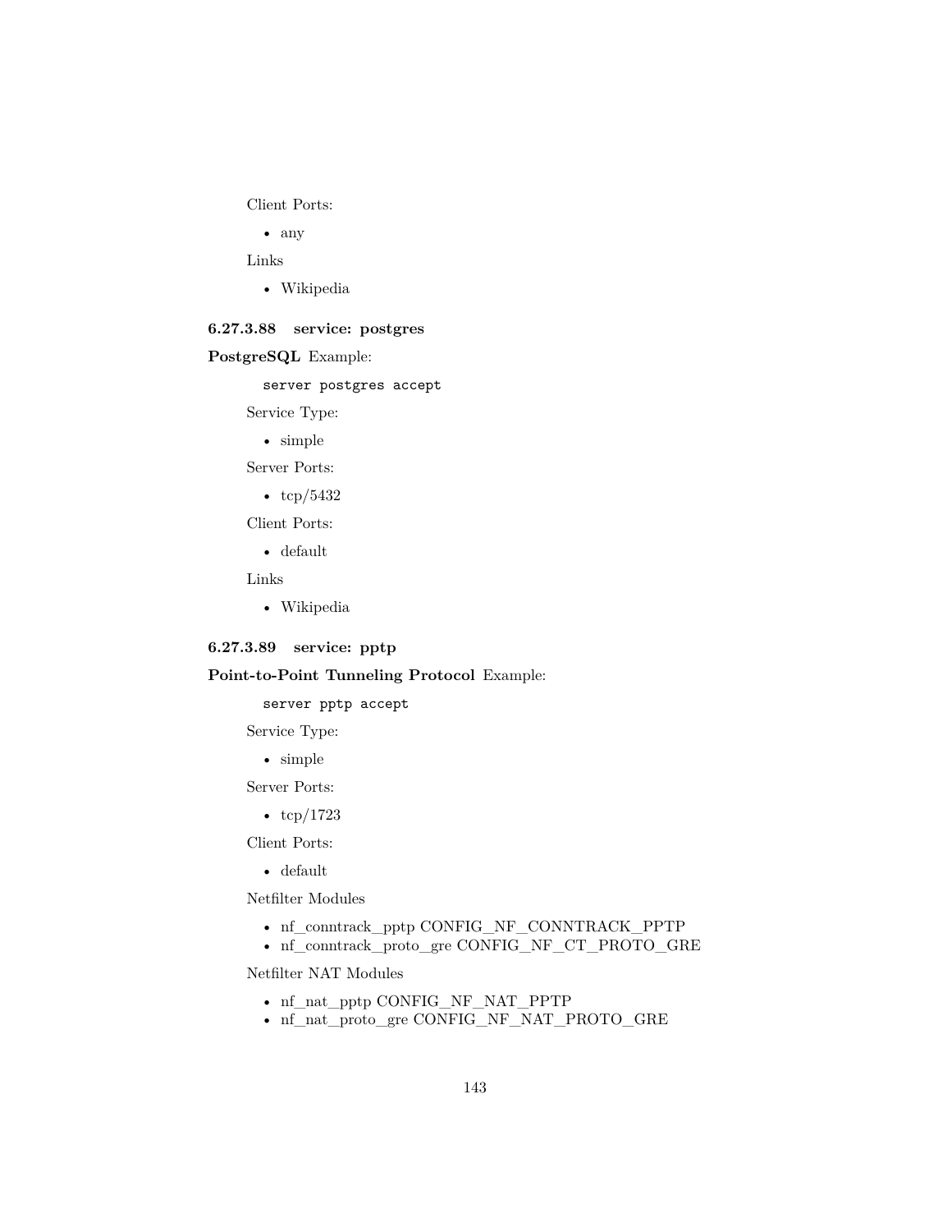Client Ports:

- any

Links

- Wikipedia

#### 6.27.3.88 service: postgres

**PostgreSQL** Example:

```
server postgres accept
```

Service Type:

- simple

Server Ports:

- tcp/5432

Client Ports:

- default

Links

- Wikipedia

#### 6.27.3.89 service: pptp

**Point-to-Point Tunneling Protocol** Example:

```
server pptp accept
```

Service Type:

- simple

Server Ports:

- tcp/1723

Client Ports:

- default

Netfilter Modules

- nf_conntrack_pptp CONFIG_NF_CONNTRACK_PPTP
- nf_conntrack_proto_gre CONFIG_NF_CT_PROTO_GRE

Netfilter NAT Modules

- nf_nat_pptp CONFIG_NF_NAT_PPTP
- nf_nat_proto_gre CONFIG_NF_NAT_PROTO_GRE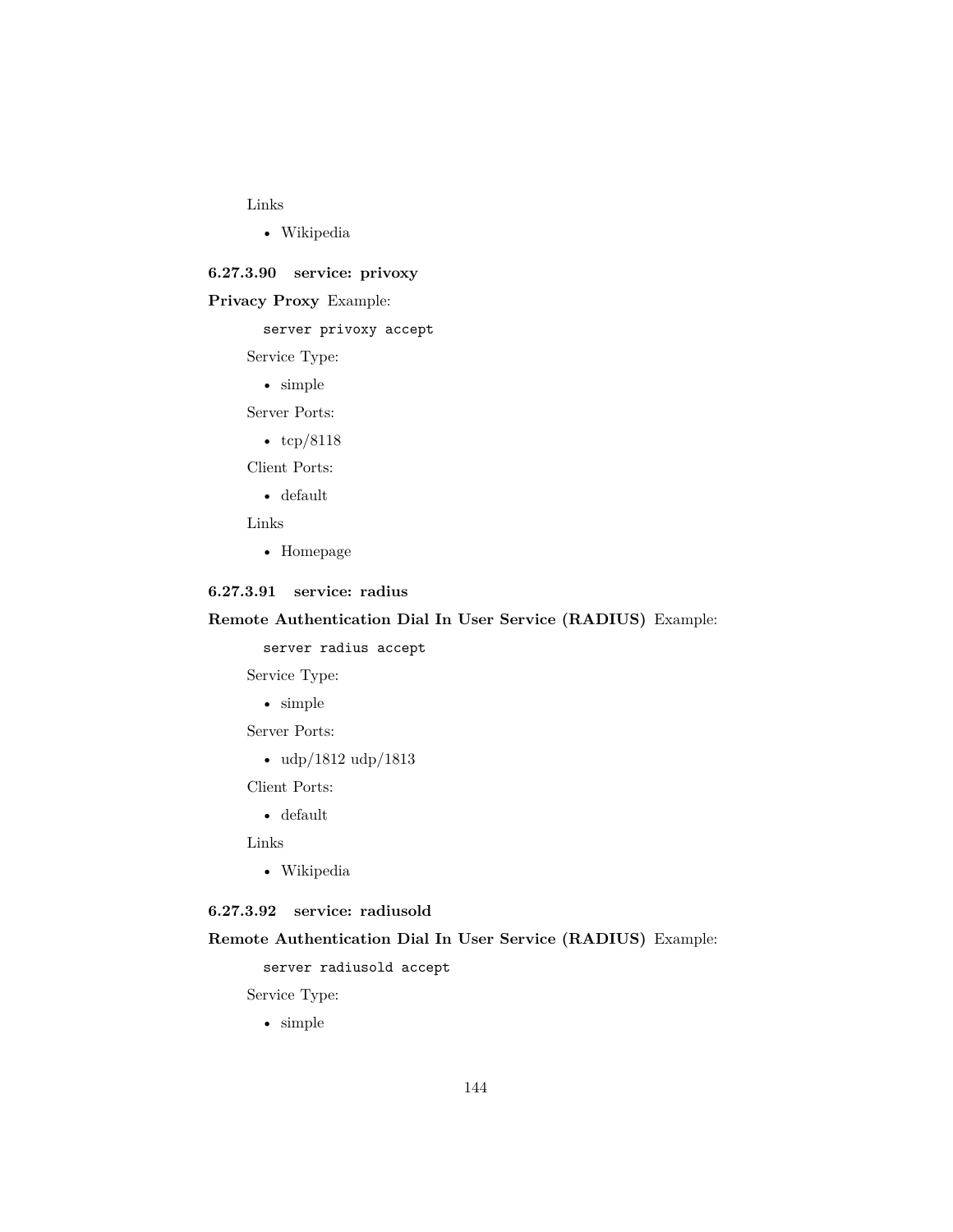Links

- Wikipedia

#### 6.27.3.90 service: privoxy

**Privacy Proxy** Example:

```
server privoxy accept
```

Service Type:

- simple

Server Ports:

- tcp/8118

Client Ports:

- default

Links

- Homepage

#### 6.27.3.91 service: radius

**Remote Authentication Dial In User Service (RADIUS)** Example:

```
server radius accept
```

Service Type:

- simple

Server Ports:

- udp/1812 udp/1813

Client Ports:

- default

Links

- Wikipedia

#### 6.27.3.92 service: radiusold

**Remote Authentication Dial In User Service (RADIUS)** Example:

```
server radiusold accept
```

Service Type:

- simple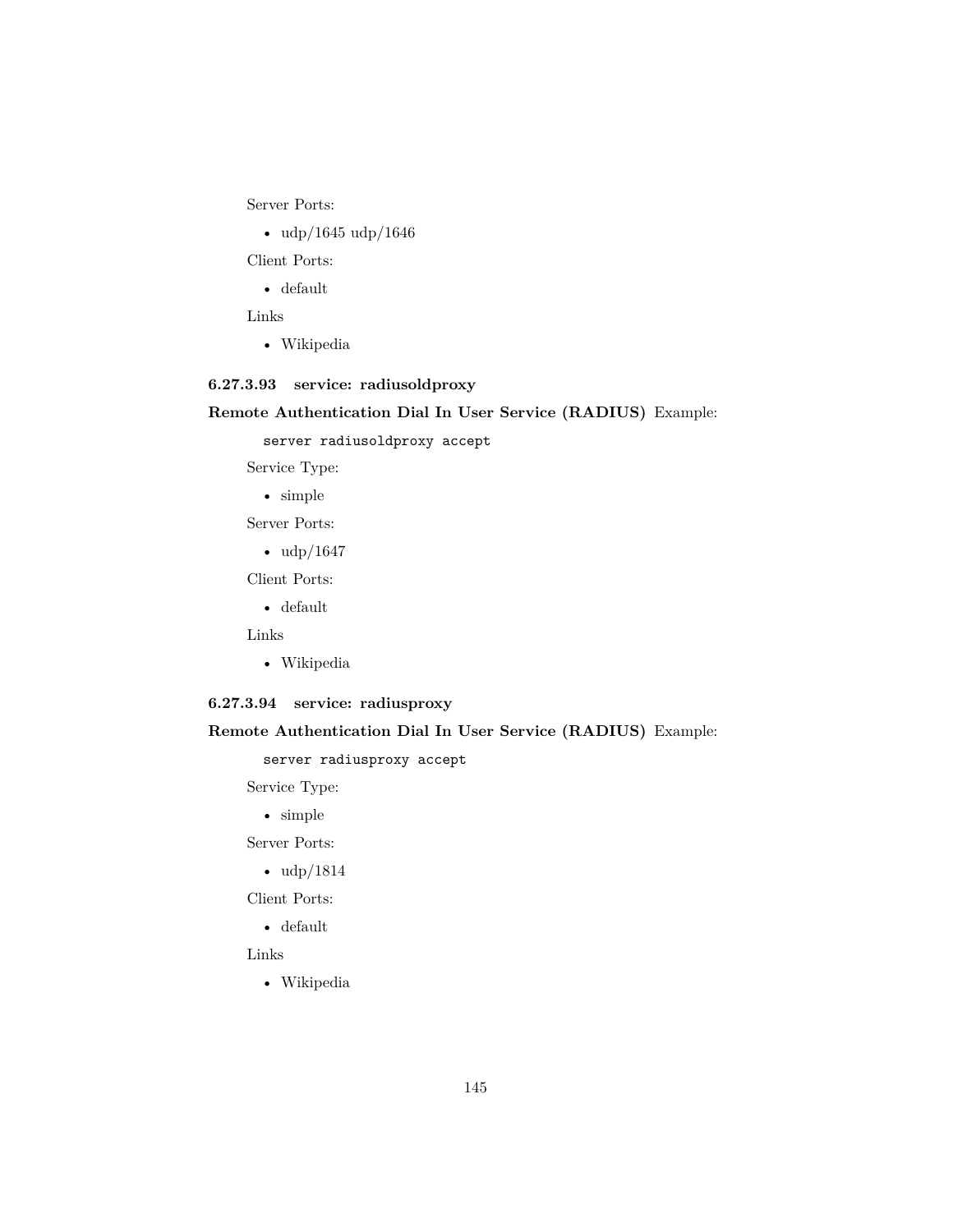Server Ports:

- udp/1645 udp/1646

Client Ports:

- default

Links

- Wikipedia

#### 6.27.3.93 service: radiusoldproxy

**Remote Authentication Dial In User Service (RADIUS)** Example:

```
server radiusoldproxy accept
```

Service Type:

- simple

Server Ports:

- udp/1647

Client Ports:

- default

Links

- Wikipedia

#### 6.27.3.94 service: radiusproxy

**Remote Authentication Dial In User Service (RADIUS)** Example:

```
server radiusproxy accept
```

Service Type:

- simple

Server Ports:

- udp/1814

Client Ports:

- default

Links

- Wikipedia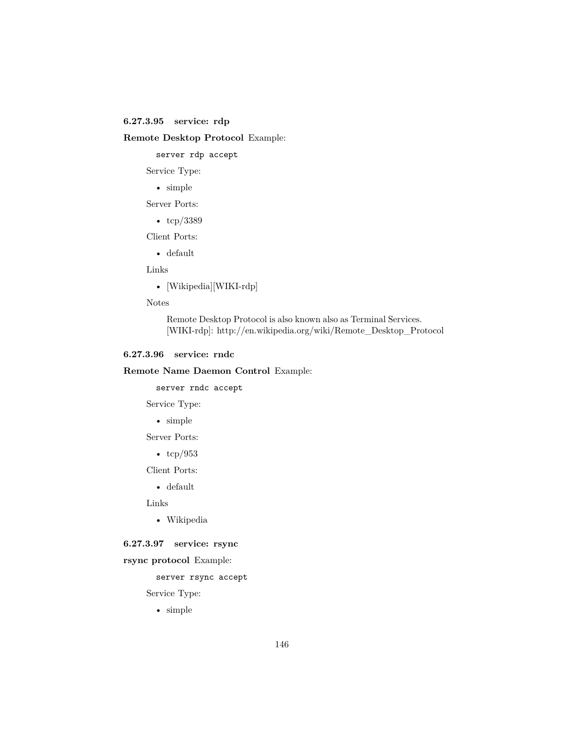#### 6.27.3.95 service: rdp

**Remote Desktop Protocol** Example:

```
server rdp accept
```

Service Type:

- simple

Server Ports:

- tcp/3389

Client Ports:

- default

Links

- [Wikipedia][WIKI-rdp]

Notes

> Remote Desktop Protocol is also known also as Terminal Services.
> [WIKI-rdp]: http://en.wikipedia.org/wiki/Remote_Desktop_Protocol

#### 6.27.3.96 service: rndc

**Remote Name Daemon Control** Example:

```
server rndc accept
```

Service Type:

- simple

Server Ports:

- tcp/953

Client Ports:

- default

Links

- Wikipedia

#### 6.27.3.97 service: rsync

**rsync protocol** Example:

```
server rsync accept
```

Service Type:

- simple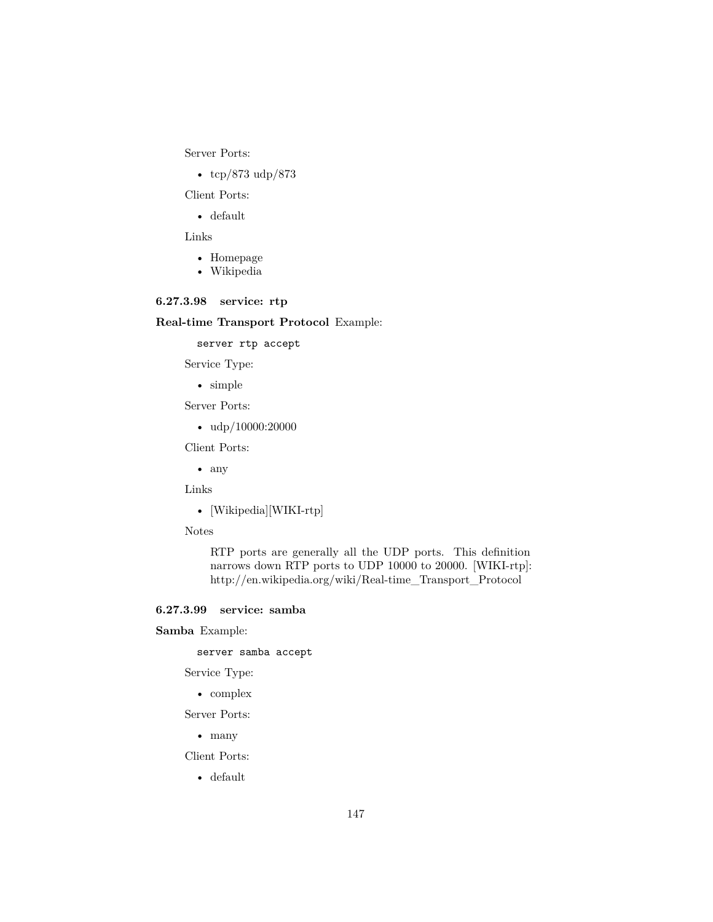Server Ports:

- tcp/873 udp/873

Client Ports:

- default

Links

- Homepage
- Wikipedia

#### 6.27.3.98 service: rtp

**Real-time Transport Protocol** Example:

```
server rtp accept
```

Service Type:

- simple

Server Ports:

- udp/10000:20000

Client Ports:

- any

Links

- [Wikipedia][WIKI-rtp]

Notes

> RTP ports are generally all the UDP ports. This definition narrows down RTP ports to UDP 10000 to 20000. [WIKI-rtp]: http://en.wikipedia.org/wiki/Real-time_Transport_Protocol

#### 6.27.3.99 service: samba

**Samba** Example:

```
server samba accept
```

Service Type:

- complex

Server Ports:

- many

Client Ports:

- default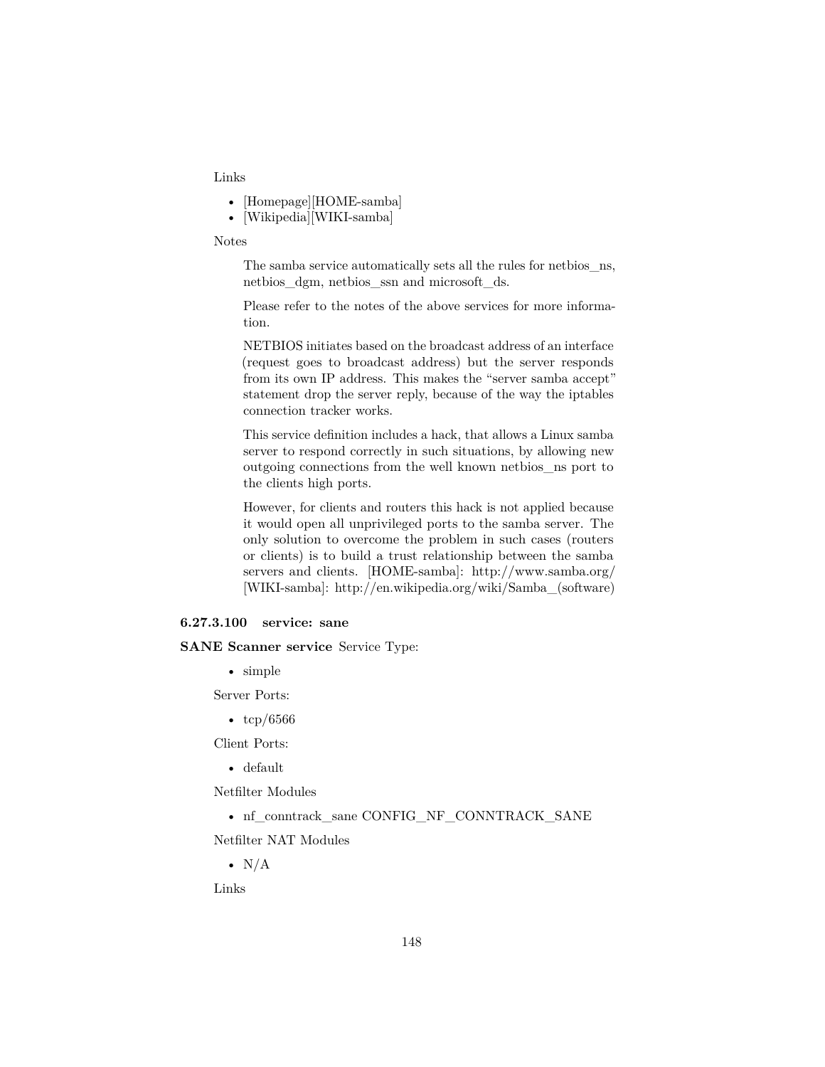Links

- [Homepage][HOME-samba]
- [Wikipedia][WIKI-samba]

Notes

> The samba service automatically sets all the rules for netbios_ns, netbios_dgm, netbios_ssn and microsoft_ds.
>
> Please refer to the notes of the above services for more information.
>
> NETBIOS initiates based on the broadcast address of an interface (request goes to broadcast address) but the server responds from its own IP address. This makes the "server samba accept" statement drop the server reply, because of the way the iptables connection tracker works.
>
> This service definition includes a hack, that allows a Linux samba server to respond correctly in such situations, by allowing new outgoing connections from the well known netbios_ns port to the clients high ports.
>
> However, for clients and routers this hack is not applied because it would open all unprivileged ports to the samba server. The only solution to overcome the problem in such cases (routers or clients) is to build a trust relationship between the samba servers and clients. [HOME-samba]: http://www.samba.org/ [WIKI-samba]: http://en.wikipedia.org/wiki/Samba_(software)

#### 6.27.3.100 service: sane

**SANE Scanner service** Service Type:

- simple

Server Ports:

- tcp/6566

Client Ports:

- default

Netfilter Modules

- nf_conntrack_sane CONFIG_NF_CONNTRACK_SANE

Netfilter NAT Modules

- N/A

Links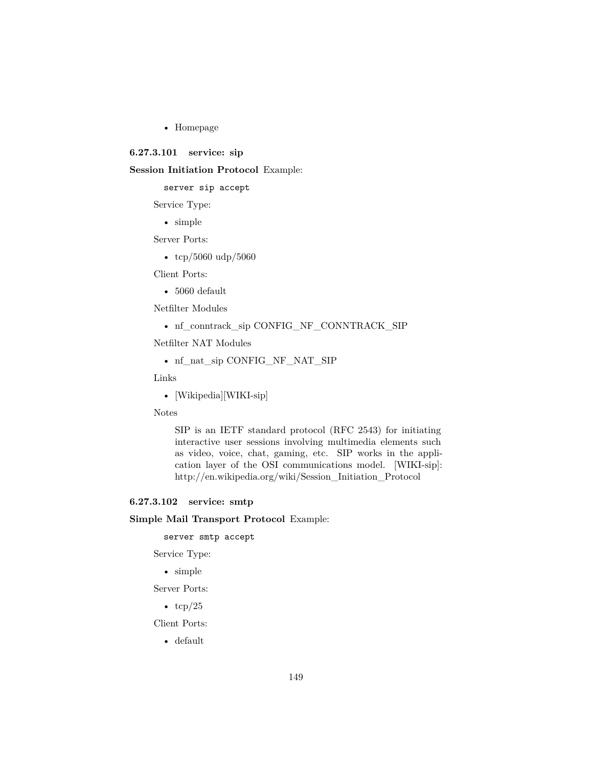- Homepage

#### 6.27.3.101 service: sip

**Session Initiation Protocol** Example:

```
server sip accept
```

Service Type:

- simple

Server Ports:

- tcp/5060 udp/5060

Client Ports:

- 5060 default

Netfilter Modules

- nf_conntrack_sip CONFIG_NF_CONNTRACK_SIP

Netfilter NAT Modules

- nf_nat_sip CONFIG_NF_NAT_SIP

Links

- [Wikipedia][WIKI-sip]

Notes

> SIP is an IETF standard protocol (RFC 2543) for initiating interactive user sessions involving multimedia elements such as video, voice, chat, gaming, etc. SIP works in the application layer of the OSI communications model. [WIKI-sip]: http://en.wikipedia.org/wiki/Session_Initiation_Protocol

#### 6.27.3.102 service: smtp

**Simple Mail Transport Protocol** Example:

```
server smtp accept
```

Service Type:

- simple

Server Ports:

- tcp/25

Client Ports:

- default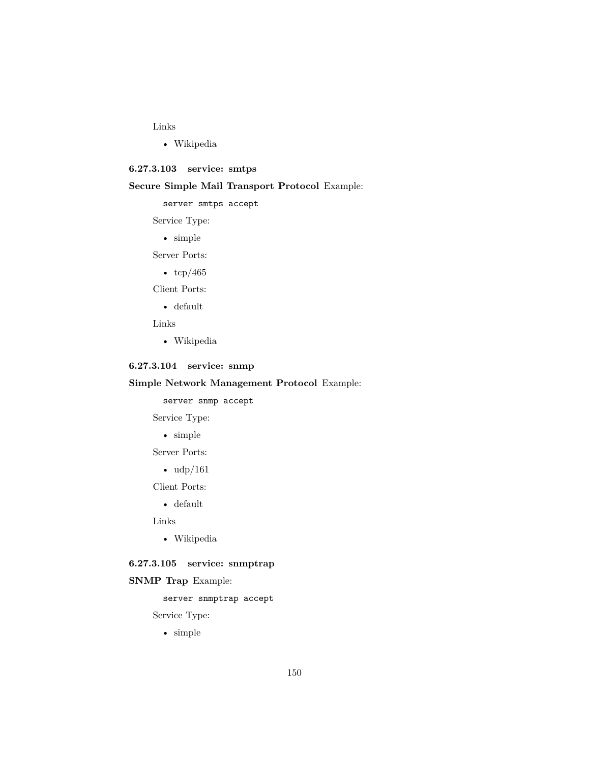Links

- Wikipedia

#### 6.27.3.103 service: smtps

**Secure Simple Mail Transport Protocol** Example:

```
server smtps accept
```

Service Type:

- simple

Server Ports:

- tcp/465

Client Ports:

- default

Links

- Wikipedia

#### 6.27.3.104 service: snmp

**Simple Network Management Protocol** Example:

```
server snmp accept
```

Service Type:

- simple

Server Ports:

- udp/161

Client Ports:

- default

Links

- Wikipedia

#### 6.27.3.105 service: snmptrap

**SNMP Trap** Example:

```
server snmptrap accept
```

Service Type:

- simple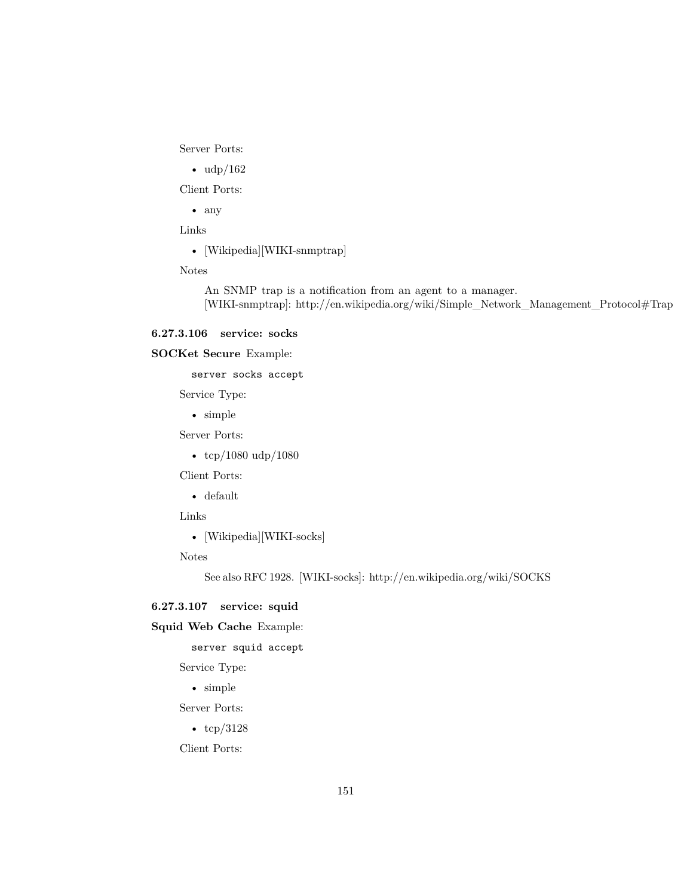Server Ports:

- udp/162

Client Ports:

- any

Links

- [Wikipedia][WIKI-snmptrap]

Notes

> An SNMP trap is a notification from an agent to a manager.
> [WIKI-snmptrap]: http://en.wikipedia.org/wiki/Simple_Network_Management_Protocol#Trap

#### 6.27.3.106 service: socks

**SOCKet Secure** Example:

```
server socks accept
```

Service Type:

- simple

Server Ports:

- tcp/1080 udp/1080

Client Ports:

- default

Links

- [Wikipedia][WIKI-socks]

Notes

> See also RFC 1928. [WIKI-socks]: http://en.wikipedia.org/wiki/SOCKS

#### 6.27.3.107 service: squid

**Squid Web Cache** Example:

```
server squid accept
```

Service Type:

- simple

Server Ports:

- tcp/3128

Client Ports: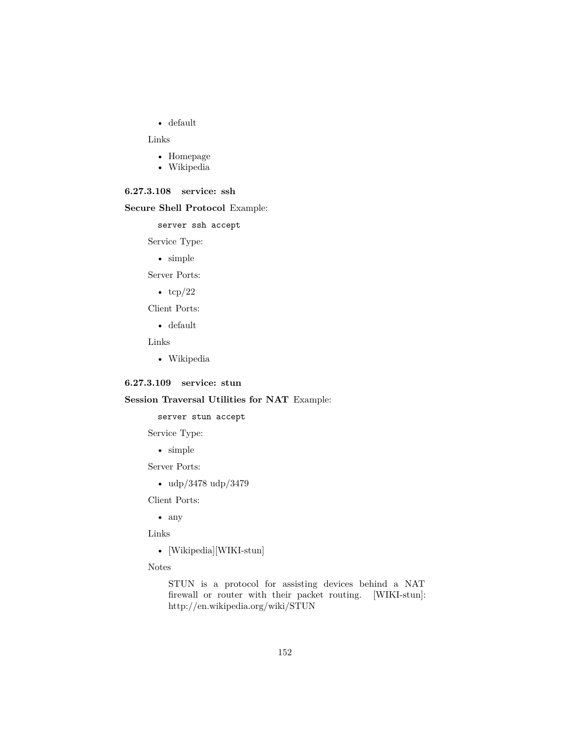- default

Links

- Homepage
- Wikipedia

#### 6.27.3.108 service: ssh

**Secure Shell Protocol** Example:

```
server ssh accept
```

Service Type:

- simple

Server Ports:

- tcp/22

Client Ports:

- default

Links

- Wikipedia

#### 6.27.3.109 service: stun

**Session Traversal Utilities for NAT** Example:

```
server stun accept
```

Service Type:

- simple

Server Ports:

- udp/3478 udp/3479

Client Ports:

- any

Links

- [Wikipedia][WIKI-stun]

Notes

> STUN is a protocol for assisting devices behind a NAT firewall or router with their packet routing. [WIKI-stun]: http://en.wikipedia.org/wiki/STUN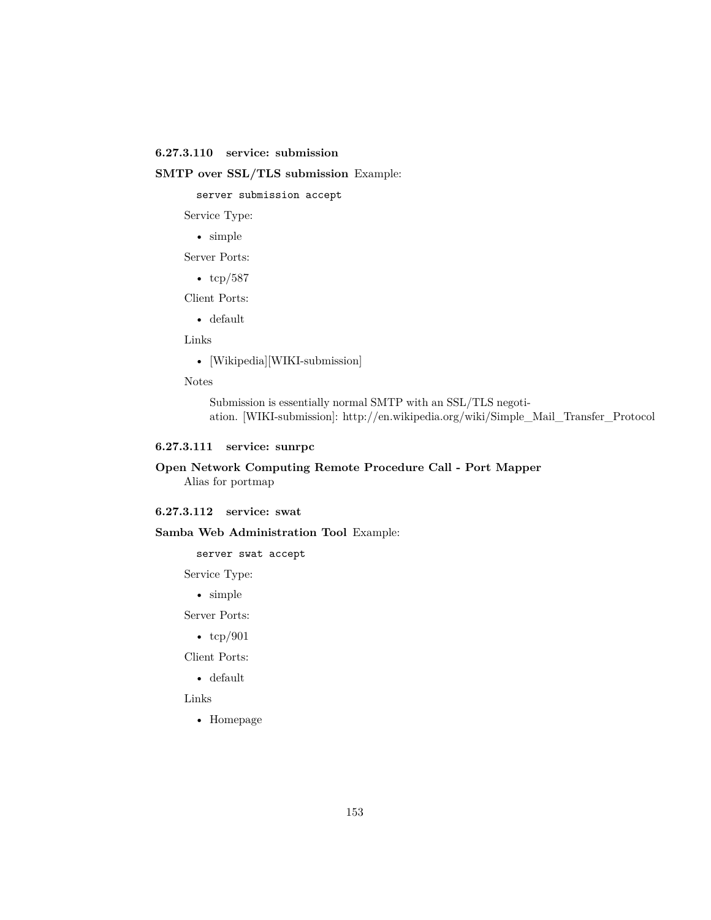#### 6.27.3.110 service: submission

**SMTP over SSL/TLS submission** Example:

```
server submission accept
```

Service Type:

- simple

Server Ports:

- tcp/587

Client Ports:

- default

Links

- [Wikipedia][WIKI-submission]

Notes

Submission is essentially normal SMTP with an SSL/TLS negotiation. [WIKI-submission]: http://en.wikipedia.org/wiki/Simple_Mail_Transfer_Protocol

#### 6.27.3.111 service: sunrpc

**Open Network Computing Remote Procedure Call - Port Mapper**
Alias for portmap

#### 6.27.3.112 service: swat

**Samba Web Administration Tool** Example:

```
server swat accept
```

Service Type:

- simple

Server Ports:

- tcp/901

Client Ports:

- default

Links

- Homepage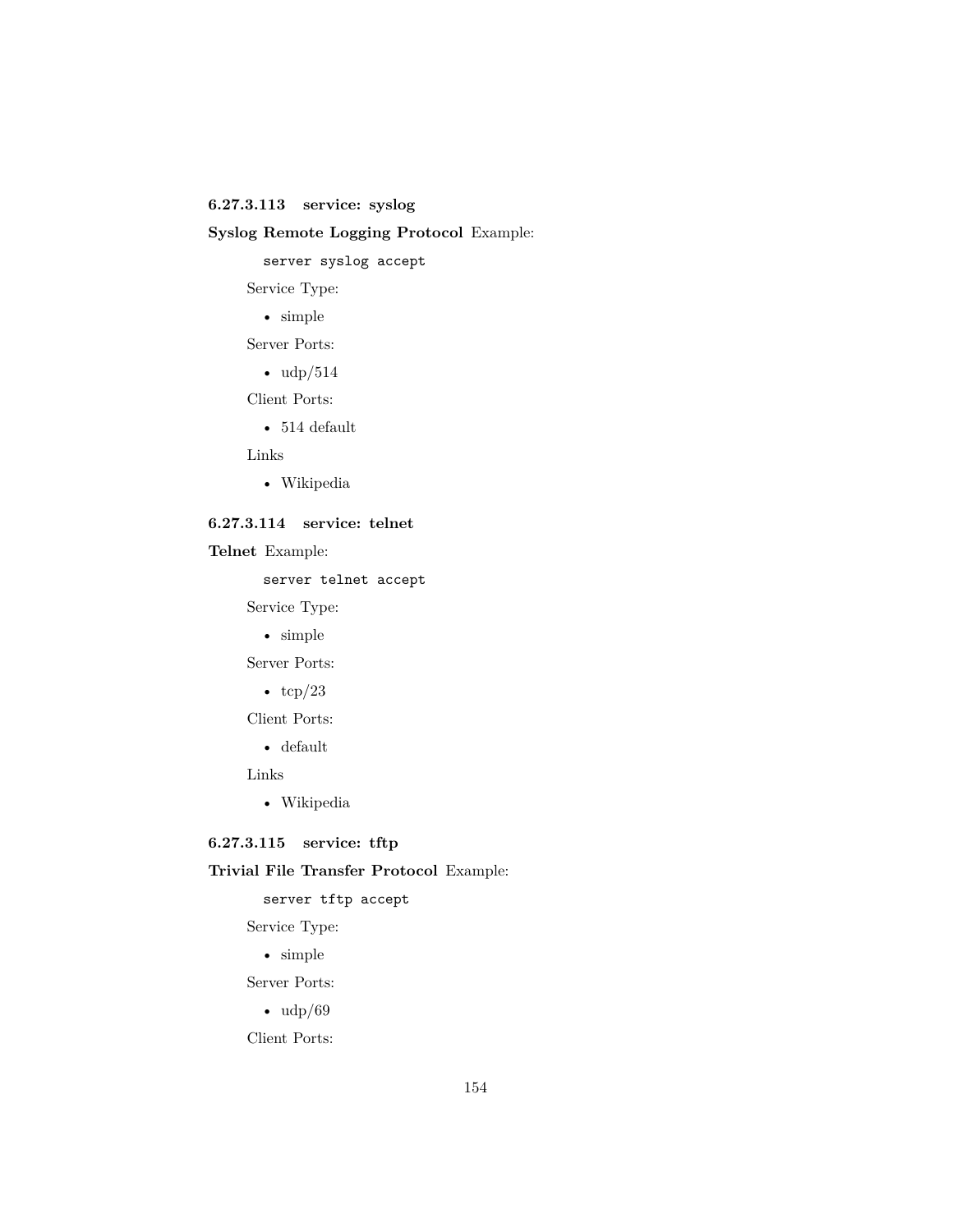#### 6.27.3.113 service: syslog

**Syslog Remote Logging Protocol** Example:

```
server syslog accept
```

Service Type:

- simple

Server Ports:

- udp/514

Client Ports:

- 514 default

Links

- Wikipedia

#### 6.27.3.114 service: telnet

**Telnet** Example:

```
server telnet accept
```

Service Type:

- simple

Server Ports:

- tcp/23

Client Ports:

- default

Links

- Wikipedia

#### 6.27.3.115 service: tftp

**Trivial File Transfer Protocol** Example:

```
server tftp accept
```

Service Type:

- simple

Server Ports:

- udp/69

Client Ports: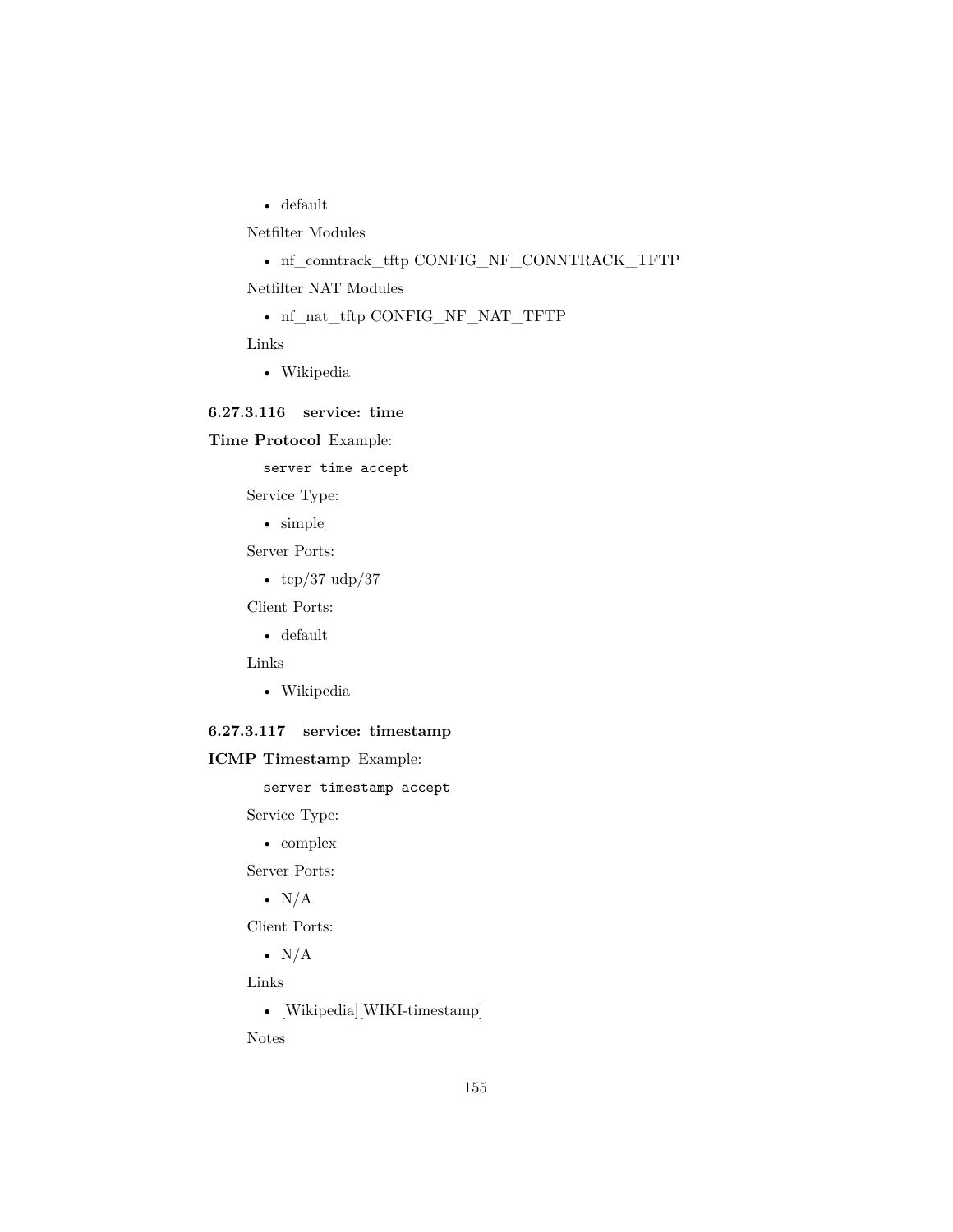- default

Netfilter Modules

- nf_conntrack_tftp CONFIG_NF_CONNTRACK_TFTP

Netfilter NAT Modules

- nf_nat_tftp CONFIG_NF_NAT_TFTP

Links

- Wikipedia

#### 6.27.3.116 service: time

**Time Protocol** Example:

```
server time accept
```

Service Type:

- simple

Server Ports:

- tcp/37 udp/37

Client Ports:

- default

Links

- Wikipedia

#### 6.27.3.117 service: timestamp

**ICMP Timestamp** Example:

```
server timestamp accept
```

Service Type:

- complex

Server Ports:

- N/A

Client Ports:

- N/A

Links

- [Wikipedia][WIKI-timestamp]

Notes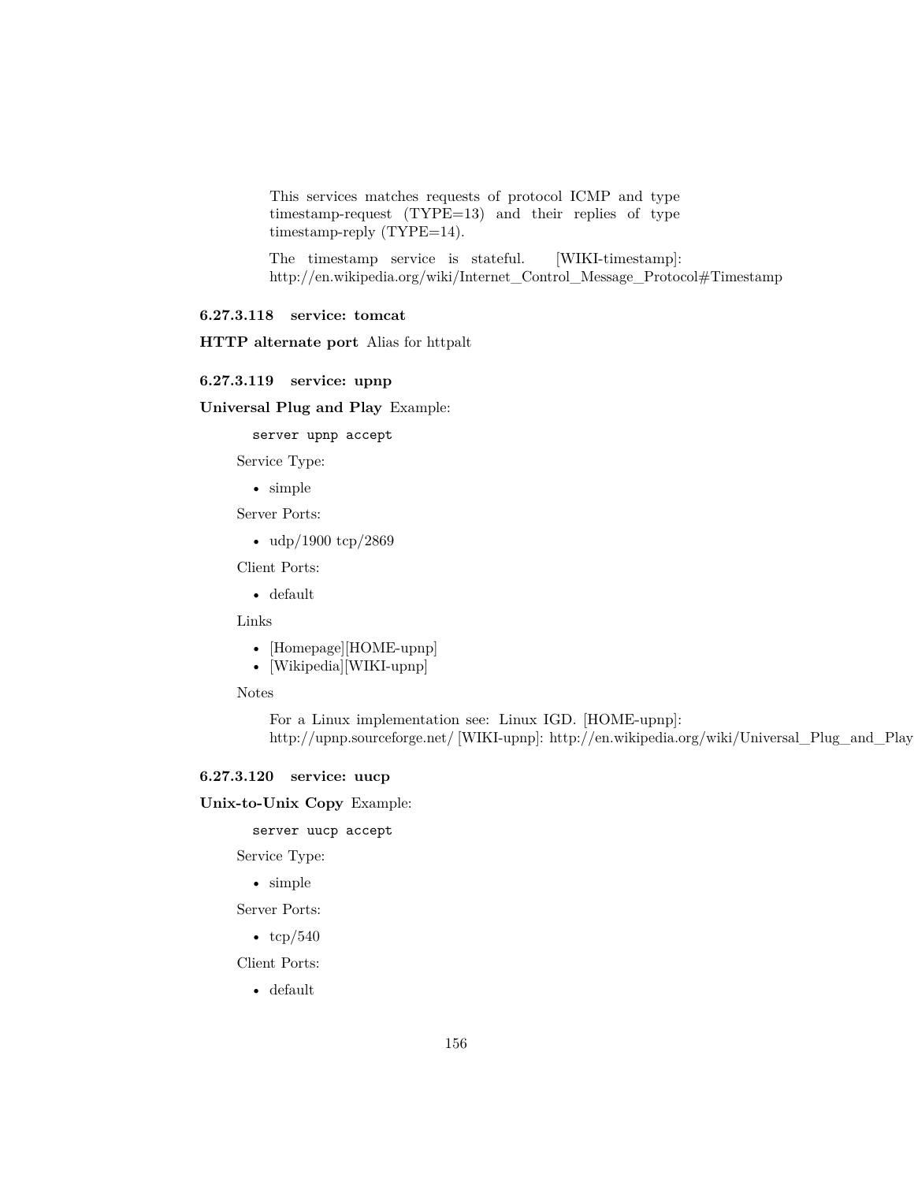This services matches requests of protocol ICMP and type timestamp-request (TYPE=13) and their replies of type timestamp-reply (TYPE=14).

The timestamp service is stateful. [WIKI-timestamp]: http://en.wikipedia.org/wiki/Internet_Control_Message_Protocol#Timestamp

#### 6.27.3.118 service: tomcat

**HTTP alternate port** Alias for httpalt

#### 6.27.3.119 service: upnp

**Universal Plug and Play** Example:

```
server upnp accept
```

Service Type:

- simple

Server Ports:

- udp/1900 tcp/2869

Client Ports:

- default

Links

- [Homepage][HOME-upnp]
- [Wikipedia][WIKI-upnp]

Notes

For a Linux implementation see: Linux IGD. [HOME-upnp]: http://upnp.sourceforge.net/ [WIKI-upnp]: http://en.wikipedia.org/wiki/Universal_Plug_and_Play

#### 6.27.3.120 service: uucp

**Unix-to-Unix Copy** Example:

```
server uucp accept
```

Service Type:

- simple

Server Ports:

- tcp/540

Client Ports:

- default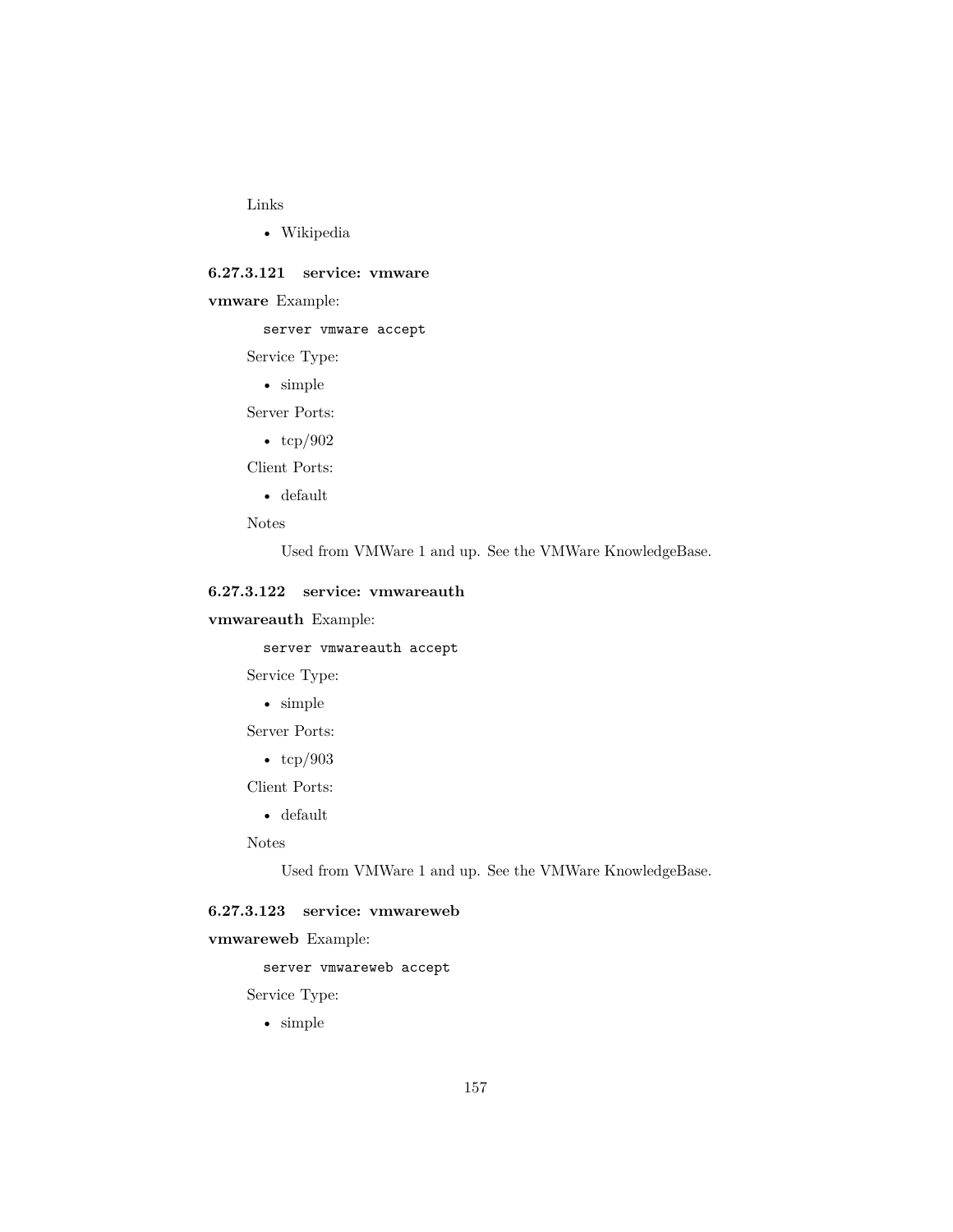Links

- Wikipedia

#### 6.27.3.121 service: vmware

**vmware** Example:

```
server vmware accept
```

Service Type:

- simple

Server Ports:

- tcp/902

Client Ports:

- default

Notes

Used from VMWare 1 and up. See the VMWare KnowledgeBase.

#### 6.27.3.122 service: vmwareauth

**vmwareauth** Example:

```
server vmwareauth accept
```

Service Type:

- simple

Server Ports:

- tcp/903

Client Ports:

- default

Notes

Used from VMWare 1 and up. See the VMWare KnowledgeBase.

#### 6.27.3.123 service: vmwareweb

**vmwareweb** Example:

```
server vmwareweb accept
```

Service Type:

- simple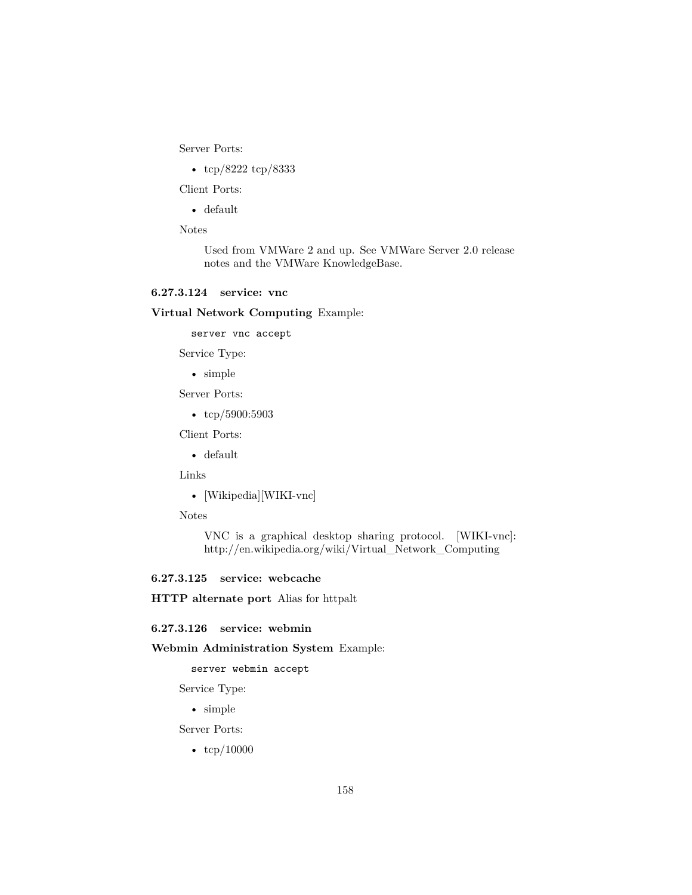Server Ports:

- tcp/8222 tcp/8333

Client Ports:

- default

Notes

> Used from VMWare 2 and up. See VMWare Server 2.0 release notes and the VMWare KnowledgeBase.

#### 6.27.3.124 service: vnc

**Virtual Network Computing** Example:

```
server vnc accept
```

Service Type:

- simple

Server Ports:

- tcp/5900:5903

Client Ports:

- default

Links

- [Wikipedia][WIKI-vnc]

Notes

> VNC is a graphical desktop sharing protocol. [WIKI-vnc]: http://en.wikipedia.org/wiki/Virtual_Network_Computing

#### 6.27.3.125 service: webcache

**HTTP alternate port** Alias for httpalt

#### 6.27.3.126 service: webmin

**Webmin Administration System** Example:

```
server webmin accept
```

Service Type:

- simple

Server Ports:

- tcp/10000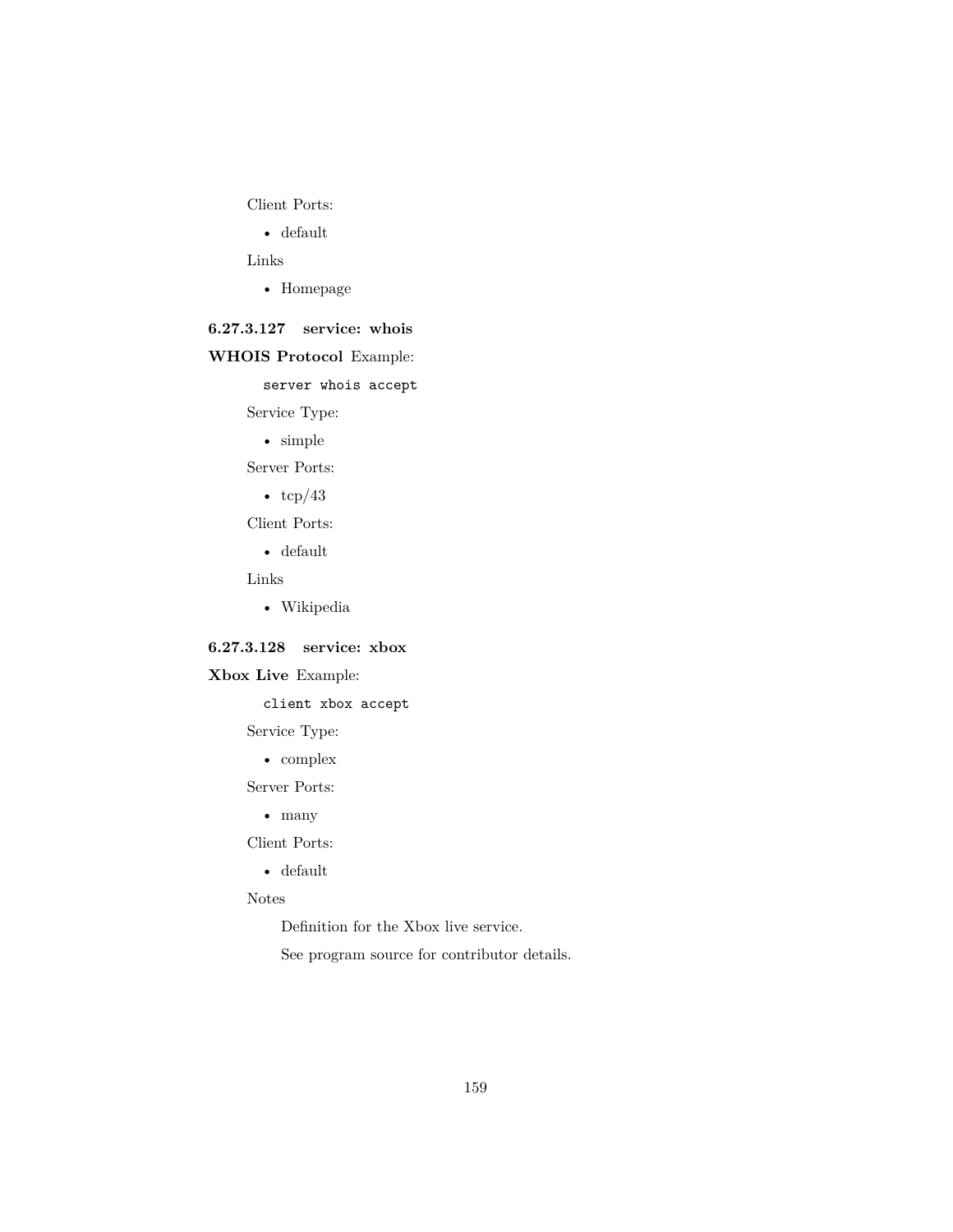Client Ports:

- default

Links

- Homepage

#### 6.27.3.127 service: whois

**WHOIS Protocol** Example:

```
server whois accept
```

Service Type:

- simple

Server Ports:

- tcp/43

Client Ports:

- default

Links

- Wikipedia

#### 6.27.3.128 service: xbox

**Xbox Live** Example:

```
client xbox accept
```

Service Type:

- complex

Server Ports:

- many

Client Ports:

- default

Notes

Definition for the Xbox live service.

See program source for contributor details.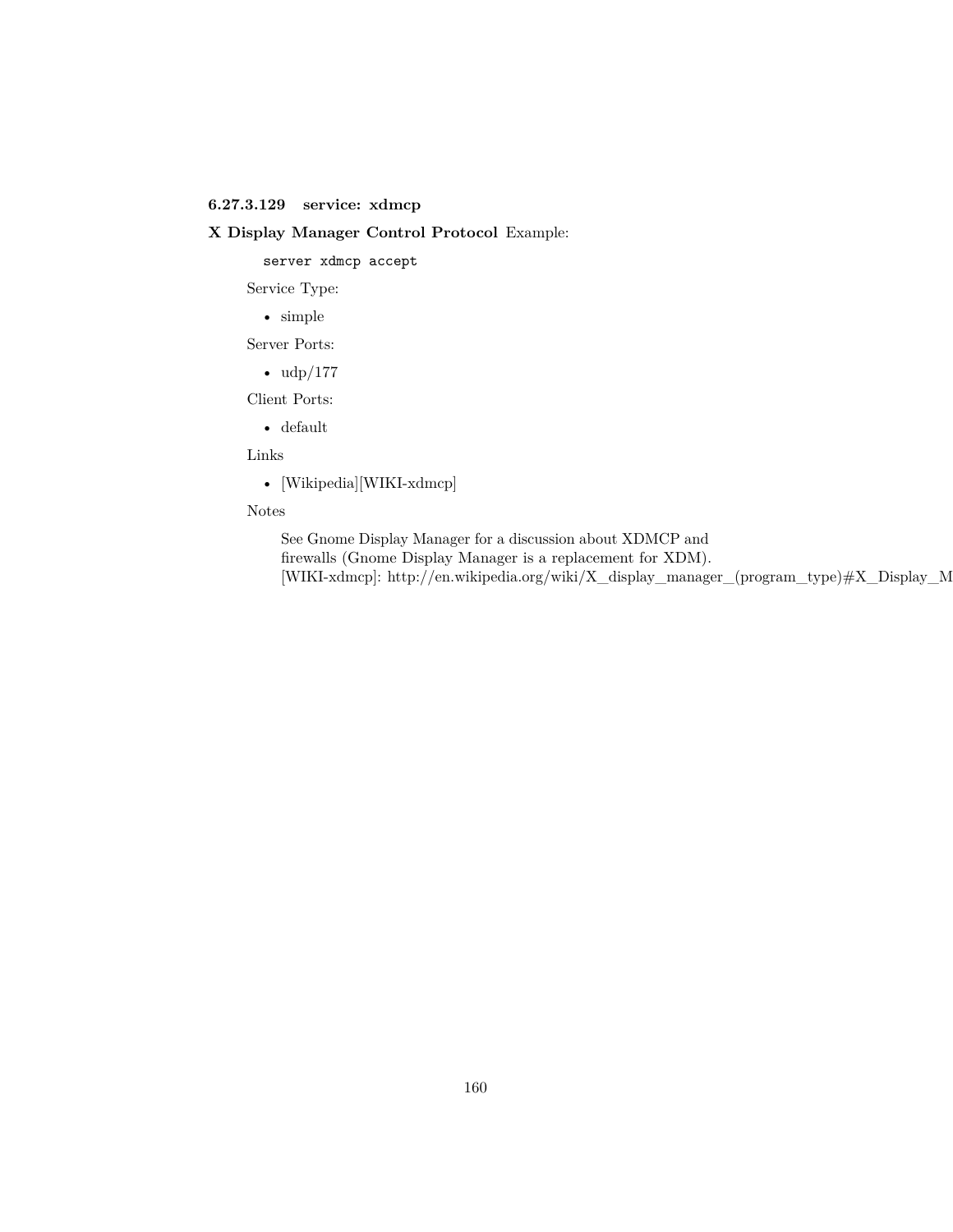#### 6.27.3.129 service: xdmcp

**X Display Manager Control Protocol** Example:

```
server xdmcp accept
```

Service Type:

- simple

Server Ports:

- udp/177

Client Ports:

- default

Links

- [Wikipedia][WIKI-xdmcp]

Notes

> See Gnome Display Manager for a discussion about XDMCP and firewalls (Gnome Display Manager is a replacement for XDM).
> [WIKI-xdmcp]: http://en.wikipedia.org/wiki/X_display_manager_(program_type)#X_Display_M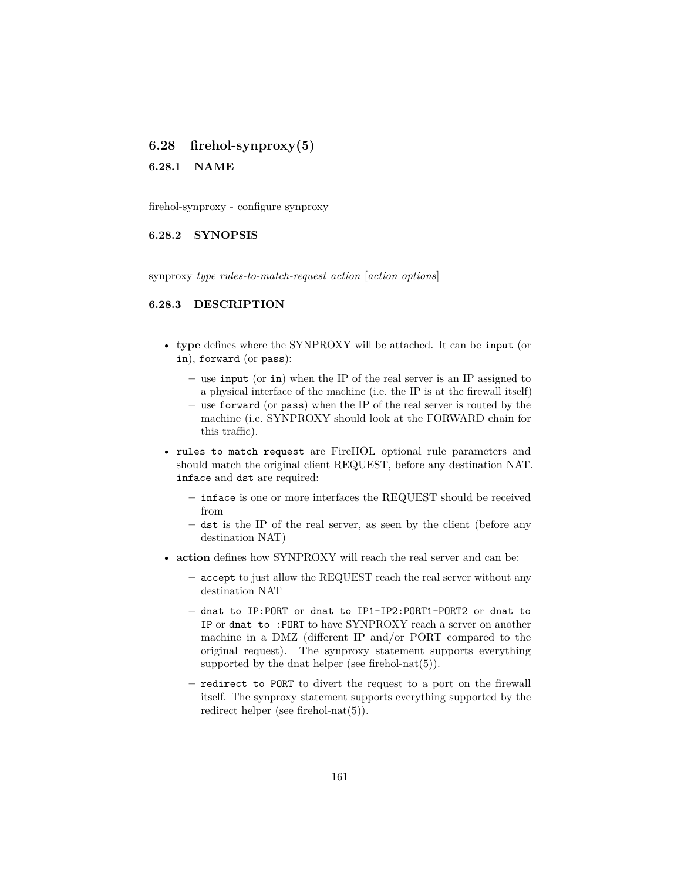## 6.28 firehol-synproxy(5)

### 6.28.1 NAME

firehol-synproxy - configure synproxy

### 6.28.2 SYNOPSIS

synproxy *type rules-to-match-request action* [*action options*]

### 6.28.3 DESCRIPTION

- **type** defines where the SYNPROXY will be attached. It can be `input` (or `in`), `forward` (or `pass`):
  - use `input` (or `in`) when the IP of the real server is an IP assigned to a physical interface of the machine (i.e. the IP is at the firewall itself)
  - use `forward` (or `pass`) when the IP of the real server is routed by the machine (i.e. SYNPROXY should look at the FORWARD chain for this traffic).
- `rules to match request` are FireHOL optional rule parameters and should match the original client REQUEST, before any destination NAT. `inface` and `dst` are required:
  - `inface` is one or more interfaces the REQUEST should be received from
  - `dst` is the IP of the real server, as seen by the client (before any destination NAT)
- **action** defines how SYNPROXY will reach the real server and can be:
  - `accept` to just allow the REQUEST reach the real server without any destination NAT
  - `dnat to IP:PORT` or `dnat to IP1-IP2:PORT1-PORT2` or `dnat to IP` or `dnat to :PORT` to have SYNPROXY reach a server on another machine in a DMZ (different IP and/or PORT compared to the original request). The synproxy statement supports everything supported by the dnat helper (see firehol-nat(5)).
  - `redirect to PORT` to divert the request to a port on the firewall itself. The synproxy statement supports everything supported by the redirect helper (see firehol-nat(5)).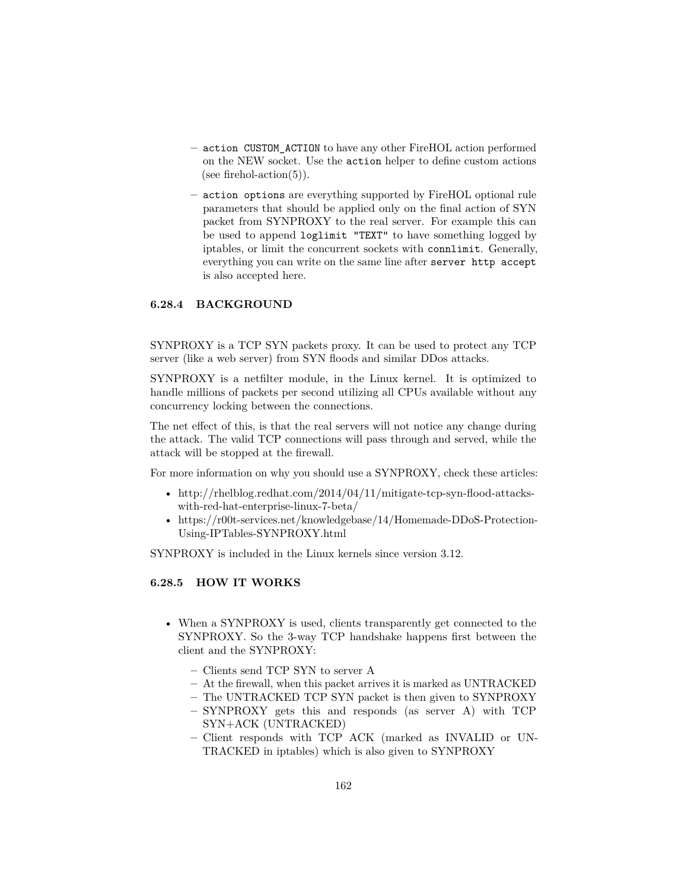- `action CUSTOM_ACTION` to have any other FireHOL action performed on the NEW socket. Use the `action` helper to define custom actions (see firehol-action(5)).
  - `action options` are everything supported by FireHOL optional rule parameters that should be applied only on the final action of SYN packet from SYNPROXY to the real server. For example this can be used to append `loglimit "TEXT"` to have something logged by iptables, or limit the concurrent sockets with `connlimit`. Generally, everything you can write on the same line after `server http accept` is also accepted here.

### 6.28.4 BACKGROUND

SYNPROXY is a TCP SYN packets proxy. It can be used to protect any TCP server (like a web server) from SYN floods and similar DDos attacks.

SYNPROXY is a netfilter module, in the Linux kernel. It is optimized to handle millions of packets per second utilizing all CPUs available without any concurrency locking between the connections.

The net effect of this, is that the real servers will not notice any change during the attack. The valid TCP connections will pass through and served, while the attack will be stopped at the firewall.

For more information on why you should use a SYNPROXY, check these articles:

- http://rhelblog.redhat.com/2014/04/11/mitigate-tcp-syn-flood-attacks-with-red-hat-enterprise-linux-7-beta/
- https://r00t-services.net/knowledgebase/14/Homemade-DDoS-Protection-Using-IPTables-SYNPROXY.html

SYNPROXY is included in the Linux kernels since version 3.12.

### 6.28.5 HOW IT WORKS

- When a SYNPROXY is used, clients transparently get connected to the SYNPROXY. So the 3-way TCP handshake happens first between the client and the SYNPROXY:
  - Clients send TCP SYN to server A
  - At the firewall, when this packet arrives it is marked as UNTRACKED
  - The UNTRACKED TCP SYN packet is then given to SYNPROXY
  - SYNPROXY gets this and responds (as server A) with TCP SYN+ACK (UNTRACKED)
  - Client responds with TCP ACK (marked as INVALID or UNTRACKED in iptables) which is also given to SYNPROXY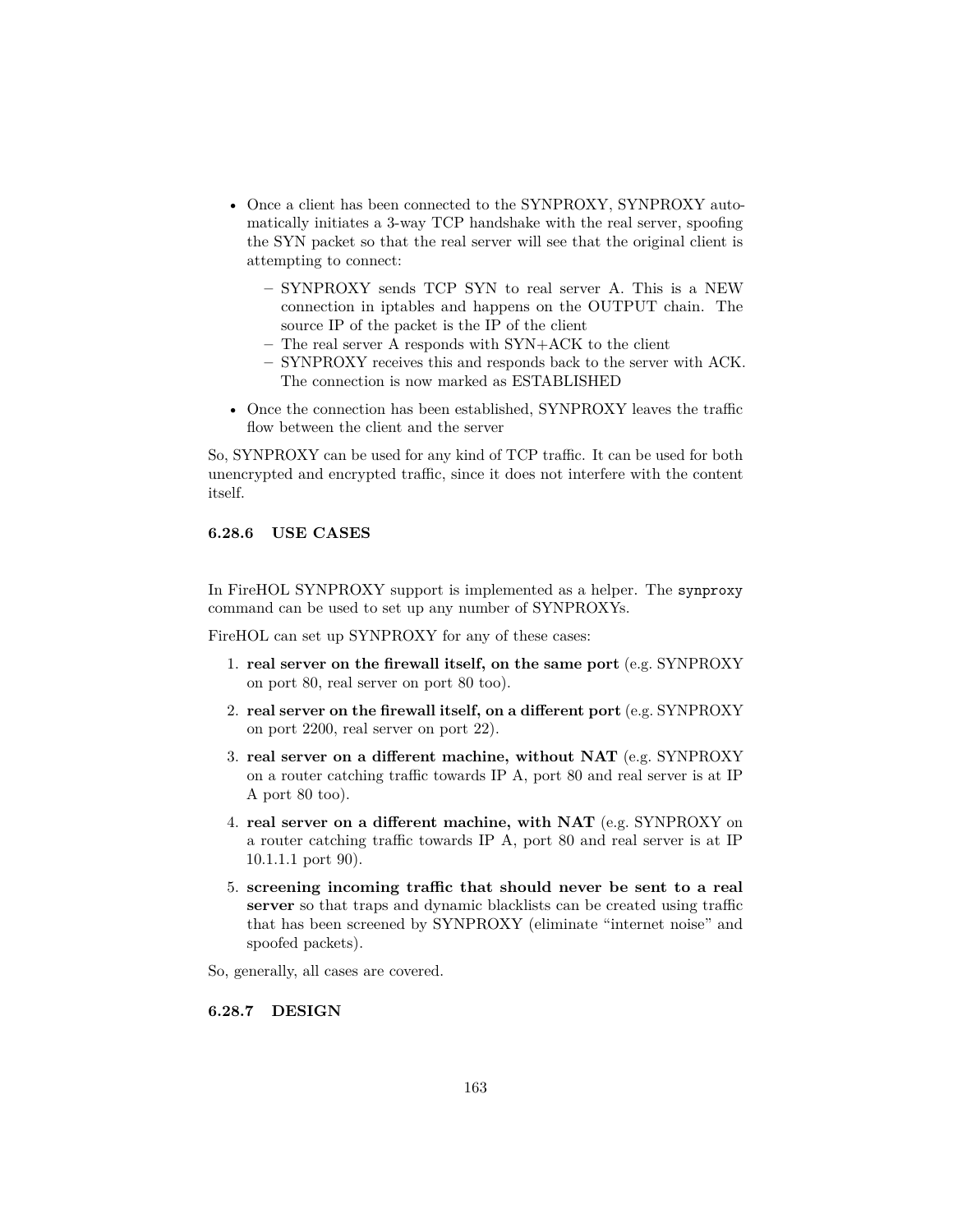- Once a client has been connected to the SYNPROXY, SYNPROXY automatically initiates a 3-way TCP handshake with the real server, spoofing the SYN packet so that the real server will see that the original client is attempting to connect:
  - SYNPROXY sends TCP SYN to real server A. This is a NEW connection in iptables and happens on the OUTPUT chain. The source IP of the packet is the IP of the client
  - The real server A responds with SYN+ACK to the client
  - SYNPROXY receives this and responds back to the server with ACK. The connection is now marked as ESTABLISHED
- Once the connection has been established, SYNPROXY leaves the traffic flow between the client and the server

So, SYNPROXY can be used for any kind of TCP traffic. It can be used for both unencrypted and encrypted traffic, since it does not interfere with the content itself.

### 6.28.6 USE CASES

In FireHOL SYNPROXY support is implemented as a helper. The `synproxy` command can be used to set up any number of SYNPROXYs.

FireHOL can set up SYNPROXY for any of these cases:

1. **real server on the firewall itself, on the same port** (e.g. SYNPROXY on port 80, real server on port 80 too).
2. **real server on the firewall itself, on a different port** (e.g. SYNPROXY on port 2200, real server on port 22).
3. **real server on a different machine, without NAT** (e.g. SYNPROXY on a router catching traffic towards IP A, port 80 and real server is at IP A port 80 too).
4. **real server on a different machine, with NAT** (e.g. SYNPROXY on a router catching traffic towards IP A, port 80 and real server is at IP 10.1.1.1 port 90).
5. **screening incoming traffic that should never be sent to a real server** so that traps and dynamic blacklists can be created using traffic that has been screened by SYNPROXY (eliminate "internet noise" and spoofed packets).

So, generally, all cases are covered.

### 6.28.7 DESIGN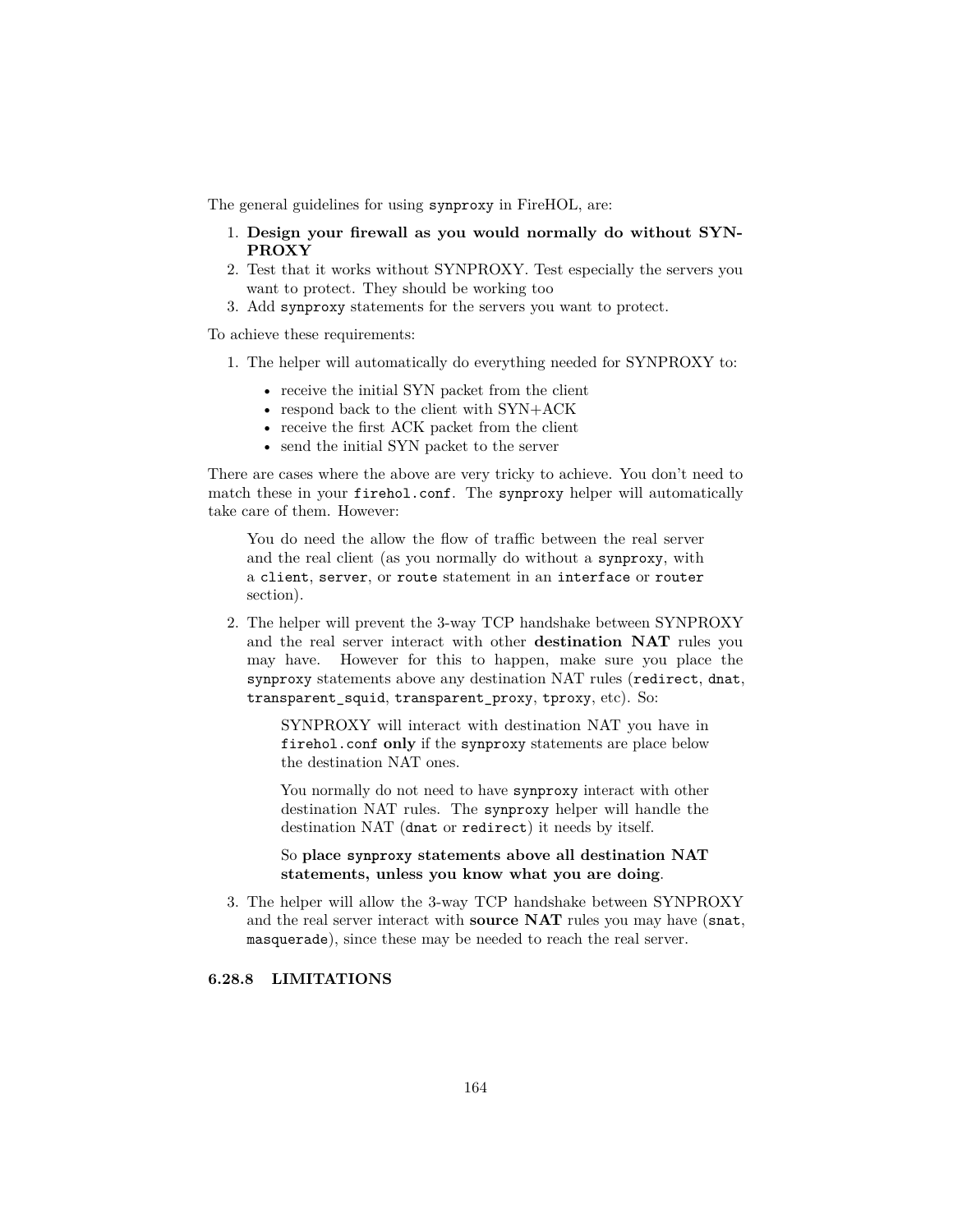The general guidelines for using `synproxy` in FireHOL, are:

1. **Design your firewall as you would normally do without SYNPROXY**
2. Test that it works without SYNPROXY. Test especially the servers you want to protect. They should be working too
3. Add `synproxy` statements for the servers you want to protect.

To achieve these requirements:

1. The helper will automatically do everything needed for SYNPROXY to:

   - receive the initial SYN packet from the client
   - respond back to the client with SYN+ACK
   - receive the first ACK packet from the client
   - send the initial SYN packet to the server

There are cases where the above are very tricky to achieve. You don't need to match these in your `firehol.conf`. The `synproxy` helper will automatically take care of them. However:

> You do need the allow the flow of traffic between the real server and the real client (as you normally do without a `synproxy`, with a `client`, `server`, or `route` statement in an `interface` or `router` section).

2. The helper will prevent the 3-way TCP handshake between SYNPROXY and the real server interact with other **destination NAT** rules you may have. However for this to happen, make sure you place the `synproxy` statements above any destination NAT rules (`redirect`, `dnat`, `transparent_squid`, `transparent_proxy`, `tproxy`, etc). So:

   > SYNPROXY will interact with destination NAT you have in `firehol.conf` **only** if the `synproxy` statements are place below the destination NAT ones.
   >
   > You normally do not need to have `synproxy` interact with other destination NAT rules. The `synproxy` helper will handle the destination NAT (`dnat` or `redirect`) it needs by itself.
   >
   > So **place `synproxy` statements above all destination NAT statements, unless you know what you are doing**.

3. The helper will allow the 3-way TCP handshake between SYNPROXY and the real server interact with **source NAT** rules you may have (`snat`, `masquerade`), since these may be needed to reach the real server.

#### 6.28.8 LIMITATIONS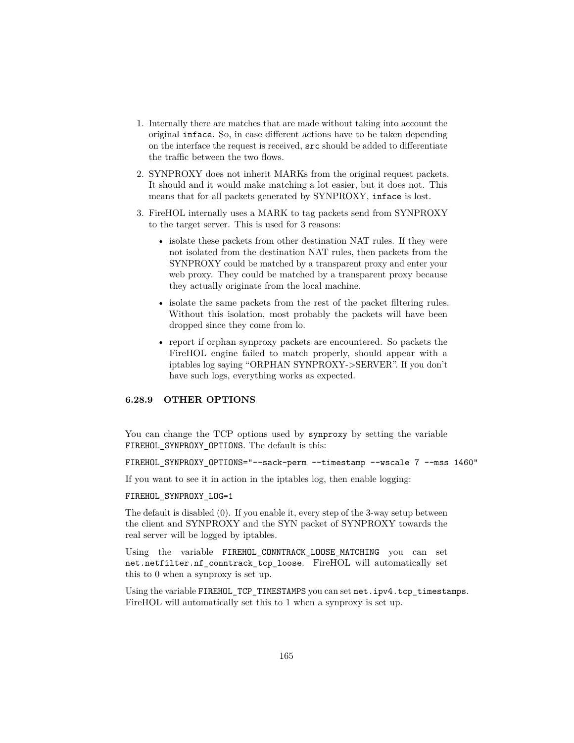1. Internally there are matches that are made without taking into account the original `inface`. So, in case different actions have to be taken depending on the interface the request is received, `src` should be added to differentiate the traffic between the two flows.

2. SYNPROXY does not inherit MARKs from the original request packets. It should and it would make matching a lot easier, but it does not. This means that for all packets generated by SYNPROXY, `inface` is lost.

3. FireHOL internally uses a MARK to tag packets send from SYNPROXY to the target server. This is used for 3 reasons:

   - isolate these packets from other destination NAT rules. If they were not isolated from the destination NAT rules, then packets from the SYNPROXY could be matched by a transparent proxy and enter your web proxy. They could be matched by a transparent proxy because they actually originate from the local machine.

   - isolate the same packets from the rest of the packet filtering rules. Without this isolation, most probably the packets will have been dropped since they come from lo.

   - report if orphan synproxy packets are encountered. So packets the FireHOL engine failed to match properly, should appear with a iptables log saying "ORPHAN SYNPROXY->SERVER". If you don't have such logs, everything works as expected.

### 6.28.9 OTHER OPTIONS

You can change the TCP options used by `synproxy` by setting the variable `FIREHOL_SYNPROXY_OPTIONS`. The default is this:

```
FIREHOL_SYNPROXY_OPTIONS="--sack-perm --timestamp --wscale 7 --mss 1460"
```

If you want to see it in action in the iptables log, then enable logging:

```
FIREHOL_SYNPROXY_LOG=1
```

The default is disabled (0). If you enable it, every step of the 3-way setup between the client and SYNPROXY and the SYN packet of SYNPROXY towards the real server will be logged by iptables.

Using the variable `FIREHOL_CONNTRACK_LOOSE_MATCHING` you can set `net.netfilter.nf_conntrack_tcp_loose`. FireHOL will automatically set this to 0 when a synproxy is set up.

Using the variable `FIREHOL_TCP_TIMESTAMPS` you can set `net.ipv4.tcp_timestamps`. FireHOL will automatically set this to 1 when a synproxy is set up.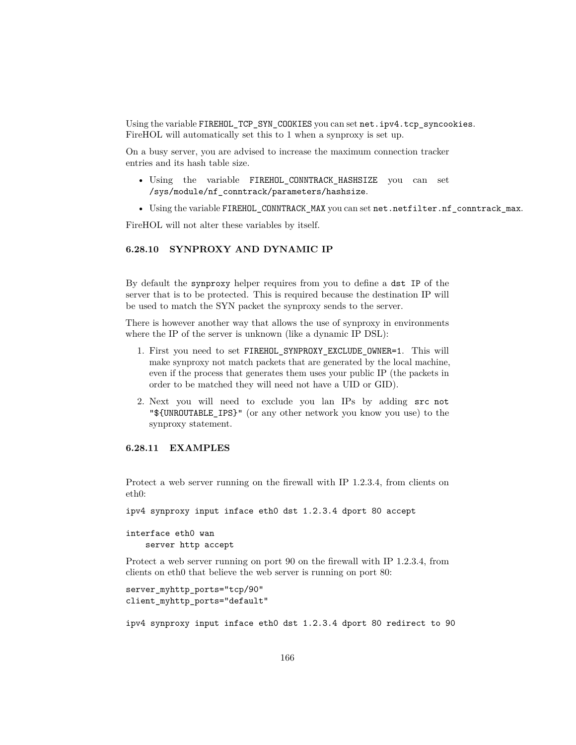Using the variable `FIREHOL_TCP_SYN_COOKIES` you can set `net.ipv4.tcp_syncookies`. FireHOL will automatically set this to 1 when a synproxy is set up.

On a busy server, you are advised to increase the maximum connection tracker entries and its hash table size.

- Using the variable `FIREHOL_CONNTRACK_HASHSIZE` you can set `/sys/module/nf_conntrack/parameters/hashsize`.
- Using the variable `FIREHOL_CONNTRACK_MAX` you can set `net.netfilter.nf_conntrack_max`.

FireHOL will not alter these variables by itself.

#### 6.28.10 SYNPROXY AND DYNAMIC IP

By default the `synproxy` helper requires from you to define a `dst IP` of the server that is to be protected. This is required because the destination IP will be used to match the SYN packet the synproxy sends to the server.

There is however another way that allows the use of synproxy in environments where the IP of the server is unknown (like a dynamic IP DSL):

1. First you need to set `FIREHOL_SYNPROXY_EXCLUDE_OWNER=1`. This will make synproxy not match packets that are generated by the local machine, even if the process that generates them uses your public IP (the packets in order to be matched they will need not have a UID or GID).
2. Next you will need to exclude you lan IPs by adding `src not "${UNROUTABLE_IPS}"` (or any other network you know you use) to the synproxy statement.

#### 6.28.11 EXAMPLES

Protect a web server running on the firewall with IP 1.2.3.4, from clients on eth0:

```
ipv4 synproxy input inface eth0 dst 1.2.3.4 dport 80 accept

interface eth0 wan
    server http accept
```

Protect a web server running on port 90 on the firewall with IP 1.2.3.4, from clients on eth0 that believe the web server is running on port 80:

```
server_myhttp_ports="tcp/90"
client_myhttp_ports="default"

ipv4 synproxy input inface eth0 dst 1.2.3.4 dport 80 redirect to 90
```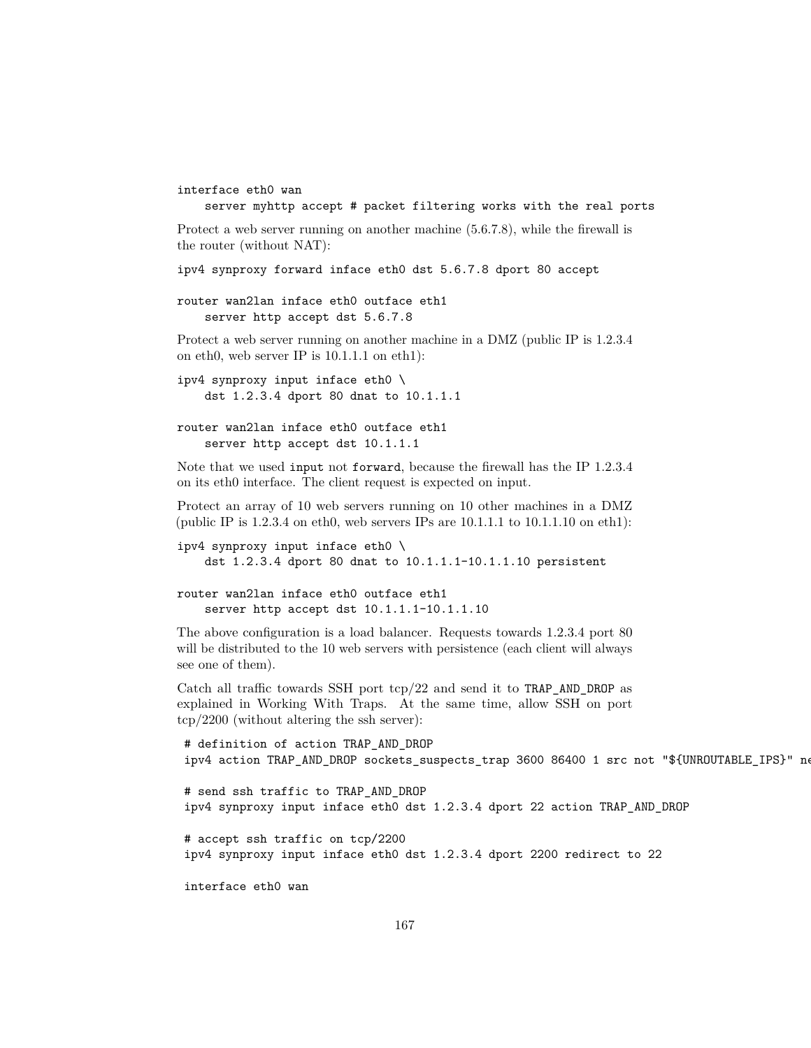```
interface eth0 wan
    server myhttp accept # packet filtering works with the real ports
```

Protect a web server running on another machine (5.6.7.8), while the firewall is the router (without NAT):

```
ipv4 synproxy forward inface eth0 dst 5.6.7.8 dport 80 accept

router wan2lan inface eth0 outface eth1
    server http accept dst 5.6.7.8
```

Protect a web server running on another machine in a DMZ (public IP is 1.2.3.4 on eth0, web server IP is 10.1.1.1 on eth1):

```
ipv4 synproxy input inface eth0 \
    dst 1.2.3.4 dport 80 dnat to 10.1.1.1

router wan2lan inface eth0 outface eth1
    server http accept dst 10.1.1.1
```

Note that we used `input` not `forward`, because the firewall has the IP 1.2.3.4 on its eth0 interface. The client request is expected on input.

Protect an array of 10 web servers running on 10 other machines in a DMZ (public IP is 1.2.3.4 on eth0, web servers IPs are 10.1.1.1 to 10.1.1.10 on eth1):

```
ipv4 synproxy input inface eth0 \
    dst 1.2.3.4 dport 80 dnat to 10.1.1.1-10.1.1.10 persistent

router wan2lan inface eth0 outface eth1
    server http accept dst 10.1.1.1-10.1.1.10
```

The above configuration is a load balancer. Requests towards 1.2.3.4 port 80 will be distributed to the 10 web servers with persistence (each client will always see one of them).

Catch all traffic towards SSH port tcp/22 and send it to `TRAP_AND_DROP` as explained in Working With Traps. At the same time, allow SSH on port tcp/2200 (without altering the ssh server):

```
# definition of action TRAP_AND_DROP
ipv4 action TRAP_AND_DROP sockets_suspects_trap 3600 86400 1 src not "${UNROUTABLE_IPS}" ne

# send ssh traffic to TRAP_AND_DROP
ipv4 synproxy input inface eth0 dst 1.2.3.4 dport 22 action TRAP_AND_DROP

# accept ssh traffic on tcp/2200
ipv4 synproxy input inface eth0 dst 1.2.3.4 dport 2200 redirect to 22

interface eth0 wan
```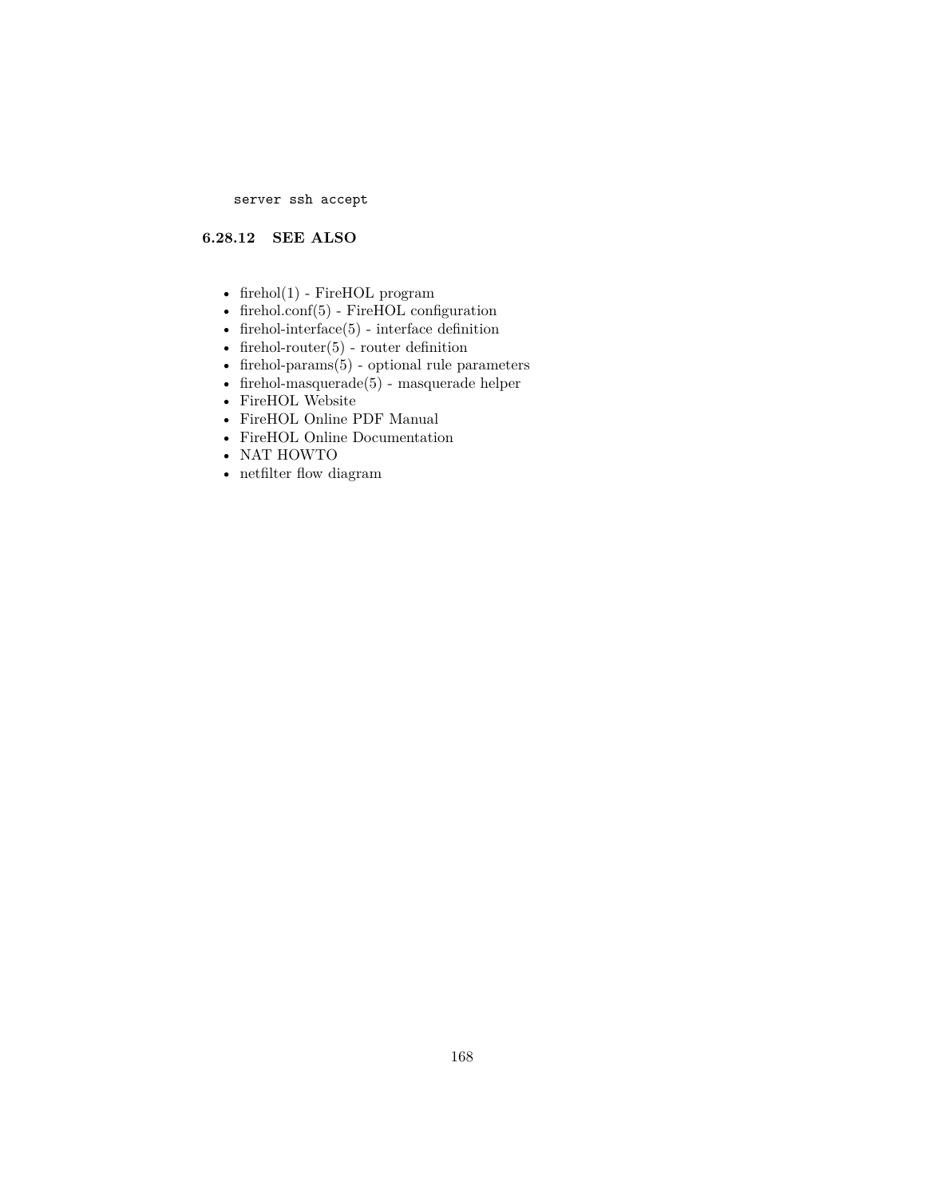```
server ssh accept
```

#### 6.28.12 SEE ALSO

- firehol(1) - FireHOL program
- firehol.conf(5) - FireHOL configuration
- firehol-interface(5) - interface definition
- firehol-router(5) - router definition
- firehol-params(5) - optional rule parameters
- firehol-masquerade(5) - masquerade helper
- FireHOL Website
- FireHOL Online PDF Manual
- FireHOL Online Documentation
- NAT HOWTO
- netfilter flow diagram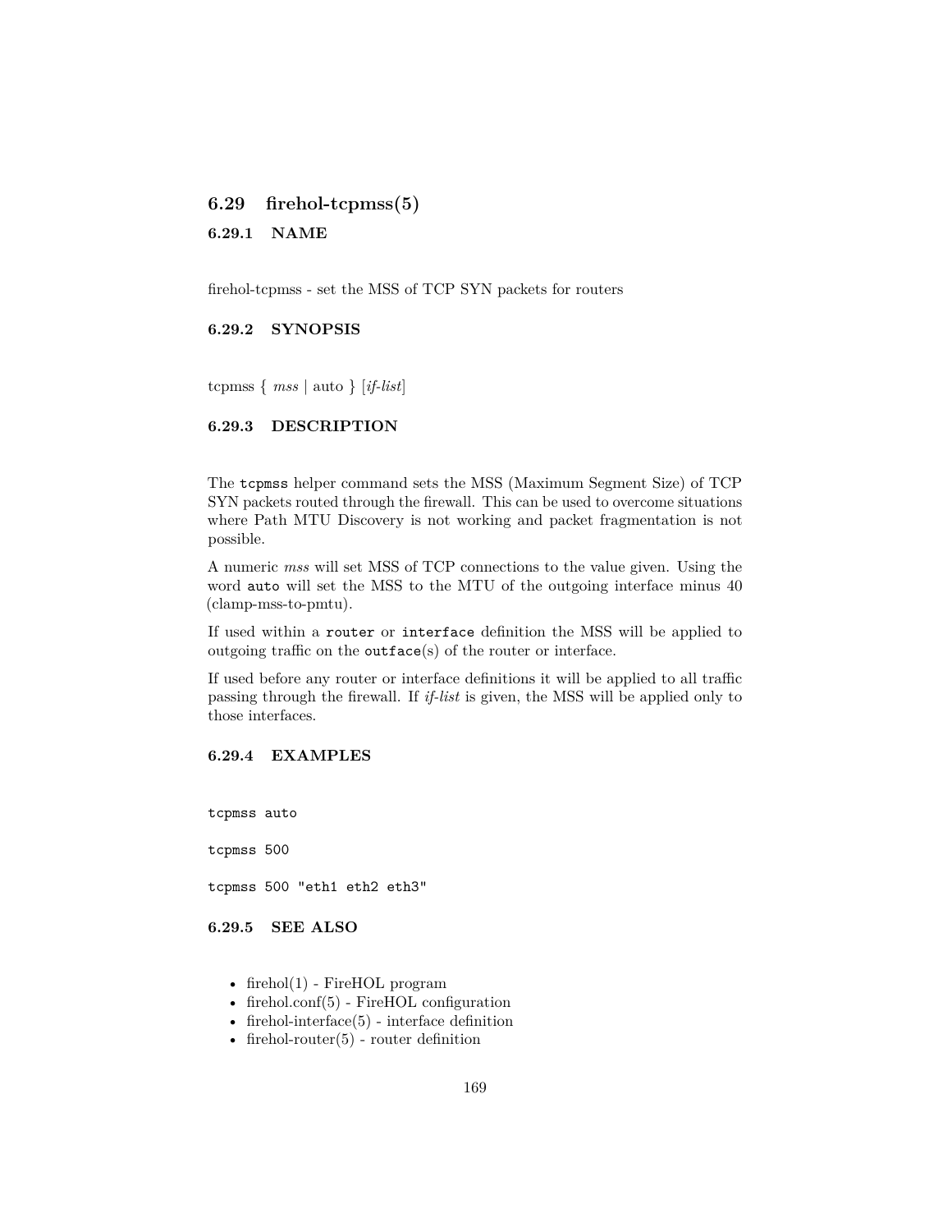## 6.29 firehol-tcpmss(5)

### 6.29.1 NAME

firehol-tcpmss - set the MSS of TCP SYN packets for routers

### 6.29.2 SYNOPSIS

tcpmss { *mss* | auto } [*if-list*]

### 6.29.3 DESCRIPTION

The `tcpmss` helper command sets the MSS (Maximum Segment Size) of TCP SYN packets routed through the firewall. This can be used to overcome situations where Path MTU Discovery is not working and packet fragmentation is not possible.

A numeric *mss* will set MSS of TCP connections to the value given. Using the word `auto` will set the MSS to the MTU of the outgoing interface minus 40 (clamp-mss-to-pmtu).

If used within a `router` or `interface` definition the MSS will be applied to outgoing traffic on the `outface`(s) of the router or interface.

If used before any router or interface definitions it will be applied to all traffic passing through the firewall. If *if-list* is given, the MSS will be applied only to those interfaces.

### 6.29.4 EXAMPLES

```
tcpmss auto

tcpmss 500

tcpmss 500 "eth1 eth2 eth3"
```

### 6.29.5 SEE ALSO

- firehol(1) - FireHOL program
- firehol.conf(5) - FireHOL configuration
- firehol-interface(5) - interface definition
- firehol-router(5) - router definition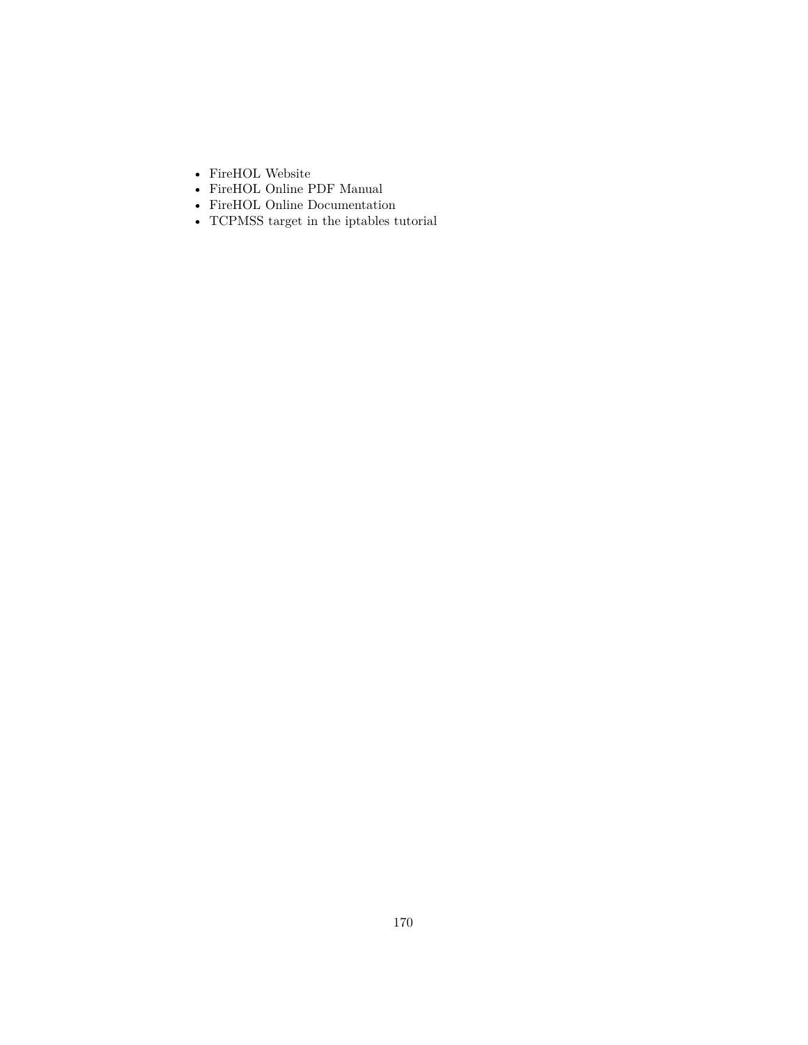- FireHOL Website
- FireHOL Online PDF Manual
- FireHOL Online Documentation
- TCPMSS target in the iptables tutorial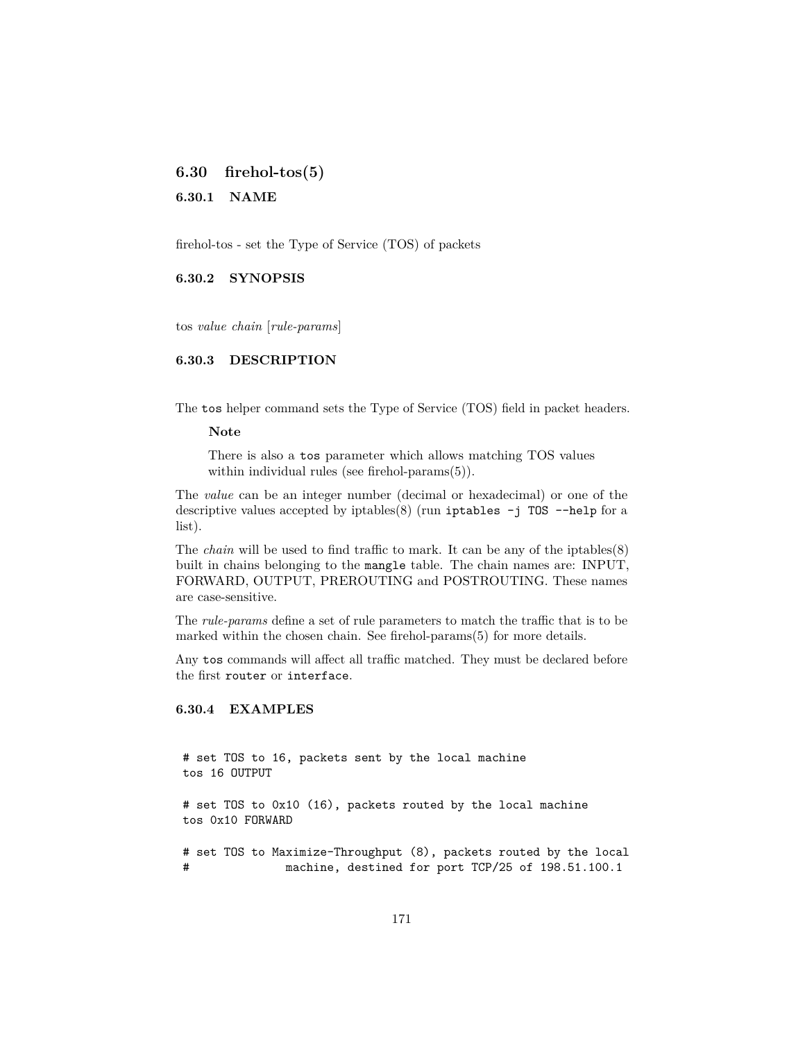## 6.30 firehol-tos(5)

### 6.30.1 NAME

firehol-tos - set the Type of Service (TOS) of packets

### 6.30.2 SYNOPSIS

tos *value* *chain* [*rule-params*]

### 6.30.3 DESCRIPTION

The `tos` helper command sets the Type of Service (TOS) field in packet headers.

> **Note**
>
> There is also a `tos` parameter which allows matching TOS values within individual rules (see firehol-params(5)).

The *value* can be an integer number (decimal or hexadecimal) or one of the descriptive values accepted by iptables(8) (run `iptables -j TOS --help` for a list).

The *chain* will be used to find traffic to mark. It can be any of the iptables(8) built in chains belonging to the `mangle` table. The chain names are: INPUT, FORWARD, OUTPUT, PREROUTING and POSTROUTING. These names are case-sensitive.

The *rule-params* define a set of rule parameters to match the traffic that is to be marked within the chosen chain. See firehol-params(5) for more details.

Any `tos` commands will affect all traffic matched. They must be declared before the first `router` or `interface`.

### 6.30.4 EXAMPLES

```
# set TOS to 16, packets sent by the local machine
tos 16 OUTPUT

# set TOS to 0x10 (16), packets routed by the local machine
tos 0x10 FORWARD

# set TOS to Maximize-Throughput (8), packets routed by the local
#              machine, destined for port TCP/25 of 198.51.100.1
```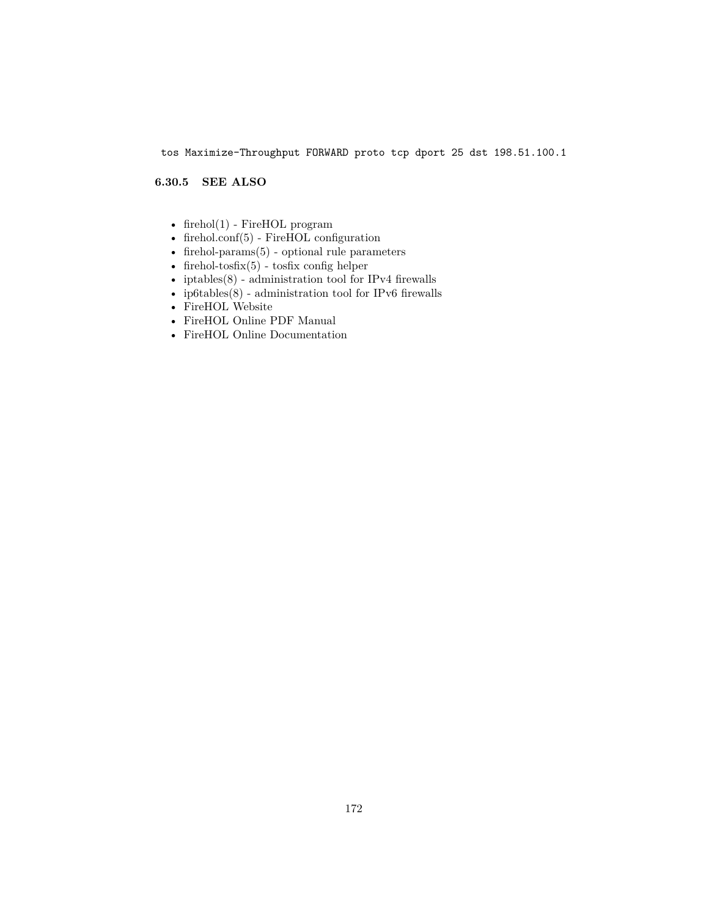```
tos Maximize-Throughput FORWARD proto tcp dport 25 dst 198.51.100.1
```

### 6.30.5 SEE ALSO

- firehol(1) - FireHOL program
- firehol.conf(5) - FireHOL configuration
- firehol-params(5) - optional rule parameters
- firehol-tosfix(5) - tosfix config helper
- iptables(8) - administration tool for IPv4 firewalls
- ip6tables(8) - administration tool for IPv6 firewalls
- FireHOL Website
- FireHOL Online PDF Manual
- FireHOL Online Documentation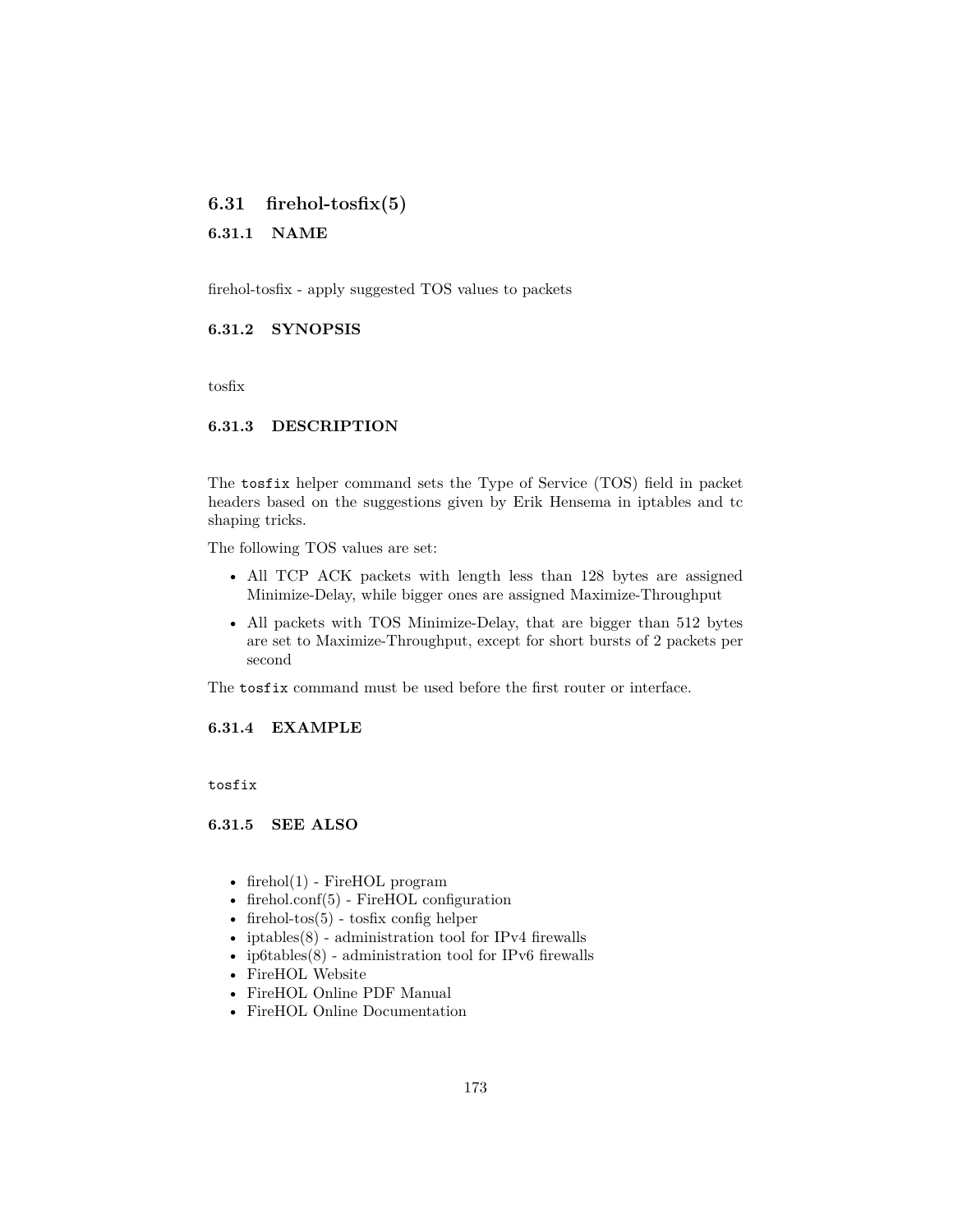## 6.31 firehol-tosfix(5)

### 6.31.1 NAME

firehol-tosfix - apply suggested TOS values to packets

### 6.31.2 SYNOPSIS

tosfix

### 6.31.3 DESCRIPTION

The `tosfix` helper command sets the Type of Service (TOS) field in packet headers based on the suggestions given by Erik Hensema in iptables and tc shaping tricks.

The following TOS values are set:

- All TCP ACK packets with length less than 128 bytes are assigned Minimize-Delay, while bigger ones are assigned Maximize-Throughput
- All packets with TOS Minimize-Delay, that are bigger than 512 bytes are set to Maximize-Throughput, except for short bursts of 2 packets per second

The `tosfix` command must be used before the first router or interface.

### 6.31.4 EXAMPLE

```
tosfix
```

### 6.31.5 SEE ALSO

- firehol(1) - FireHOL program
- firehol.conf(5) - FireHOL configuration
- firehol-tos(5) - tosfix config helper
- iptables(8) - administration tool for IPv4 firewalls
- ip6tables(8) - administration tool for IPv6 firewalls
- FireHOL Website
- FireHOL Online PDF Manual
- FireHOL Online Documentation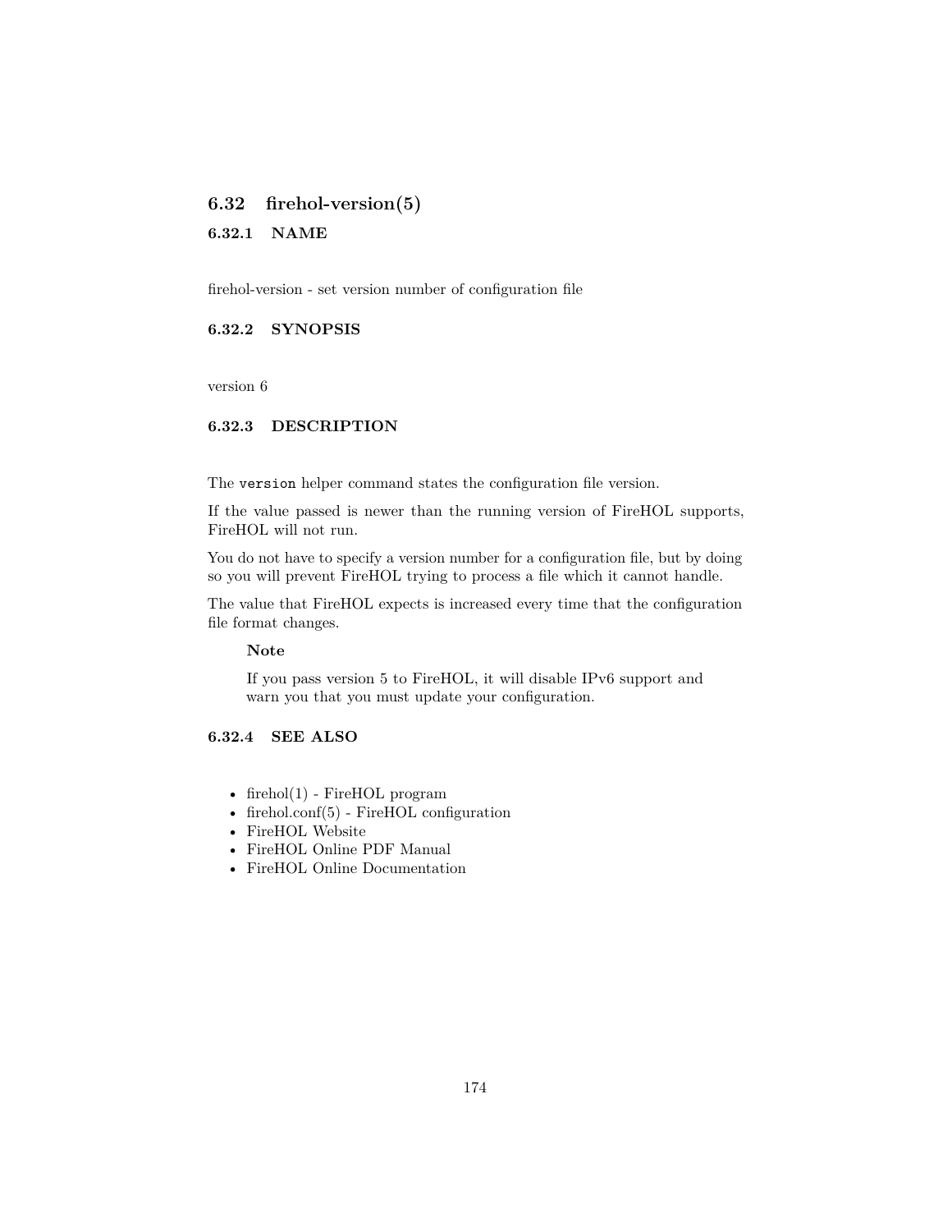## 6.32 firehol-version(5)

### 6.32.1 NAME

firehol-version - set version number of configuration file

### 6.32.2 SYNOPSIS

version 6

### 6.32.3 DESCRIPTION

The `version` helper command states the configuration file version.

If the value passed is newer than the running version of FireHOL supports, FireHOL will not run.

You do not have to specify a version number for a configuration file, but by doing so you will prevent FireHOL trying to process a file which it cannot handle.

The value that FireHOL expects is increased every time that the configuration file format changes.

> **Note**
>
> If you pass version 5 to FireHOL, it will disable IPv6 support and warn you that you must update your configuration.

### 6.32.4 SEE ALSO

- firehol(1) - FireHOL program
- firehol.conf(5) - FireHOL configuration
- FireHOL Website
- FireHOL Online PDF Manual
- FireHOL Online Documentation